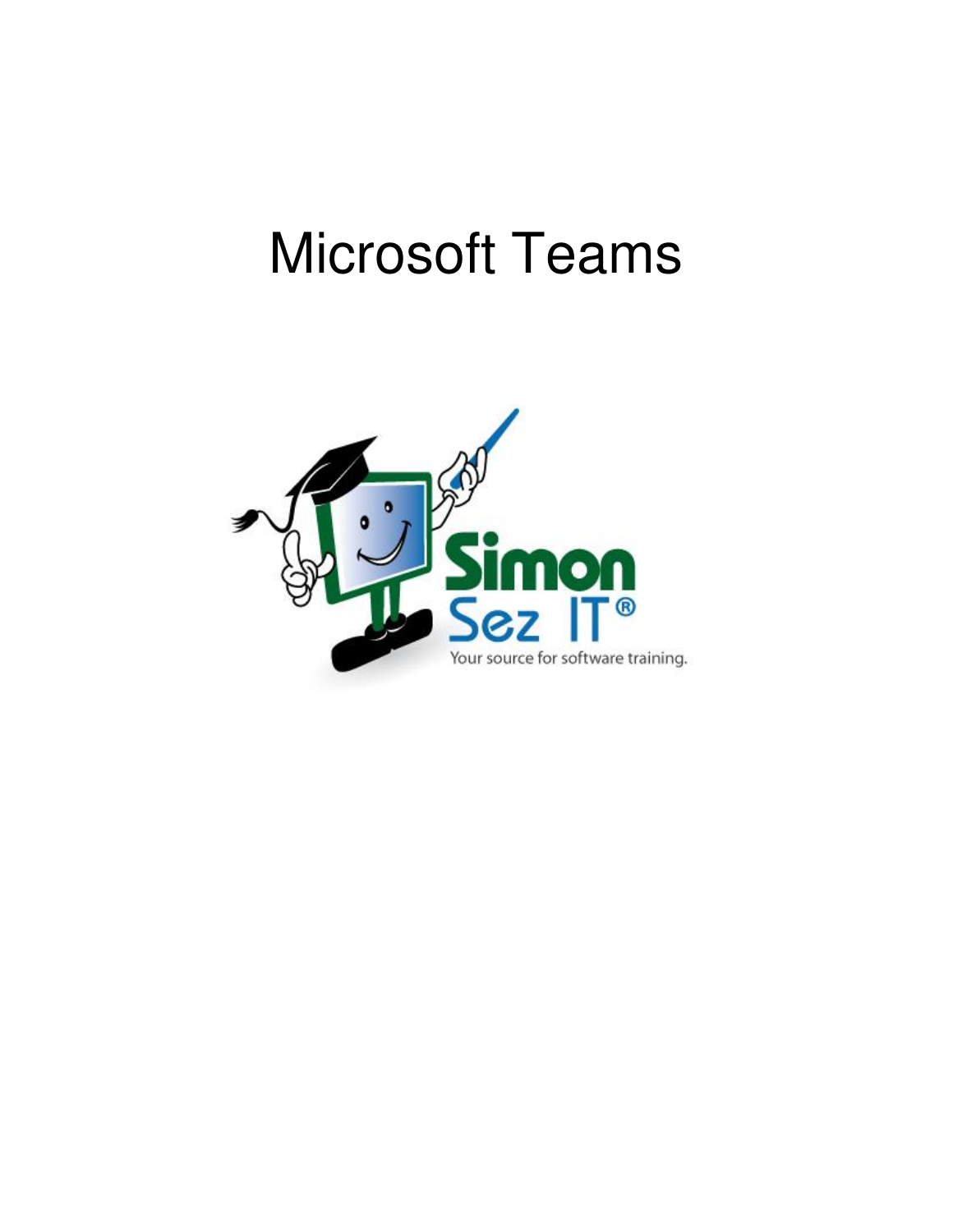# Microsoft Teams

Simon Sez IT®

Your source for software training.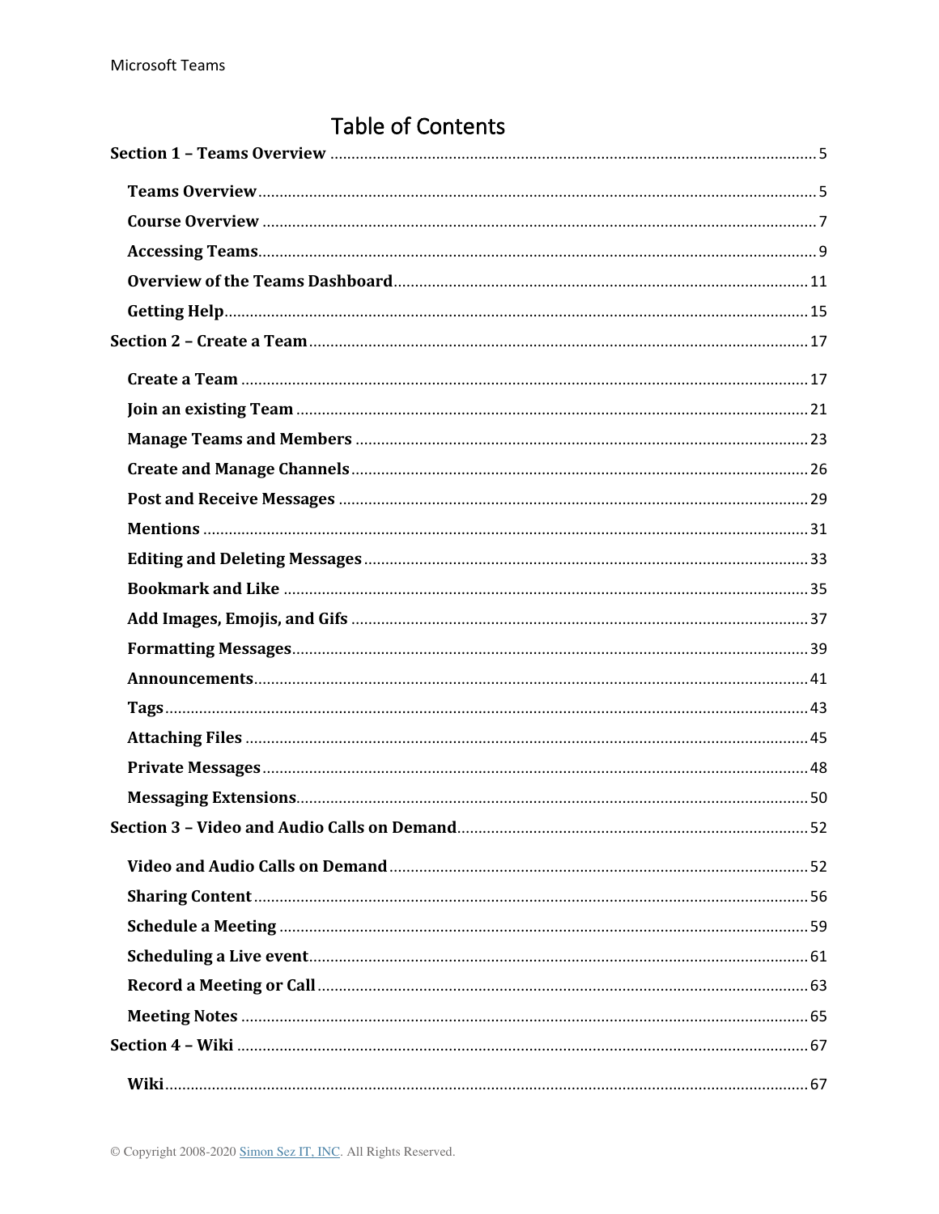# Table of Contents

**Section 1 – Teams Overview** .......... 5

- **Teams Overview** .......... 5
- **Course Overview** .......... 7
- **Accessing Teams** .......... 9
- **Overview of the Teams Dashboard** .......... 11
- **Getting Help** .......... 15

**Section 2 – Create a Team** .......... 17

- **Create a Team** .......... 17
- **Join an existing Team** .......... 21
- **Manage Teams and Members** .......... 23
- **Create and Manage Channels** .......... 26
- **Post and Receive Messages** .......... 29
- **Mentions** .......... 31
- **Editing and Deleting Messages** .......... 33
- **Bookmark and Like** .......... 35
- **Add Images, Emojis, and Gifs** .......... 37
- **Formatting Messages** .......... 39
- **Announcements** .......... 41
- **Tags** .......... 43
- **Attaching Files** .......... 45
- **Private Messages** .......... 48
- **Messaging Extensions** .......... 50

**Section 3 – Video and Audio Calls on Demand** .......... 52

- **Video and Audio Calls on Demand** .......... 52
- **Sharing Content** .......... 56
- **Schedule a Meeting** .......... 59
- **Scheduling a Live event** .......... 61
- **Record a Meeting or Call** .......... 63
- **Meeting Notes** .......... 65

**Section 4 – Wiki** .......... 67

- **Wiki** .......... 67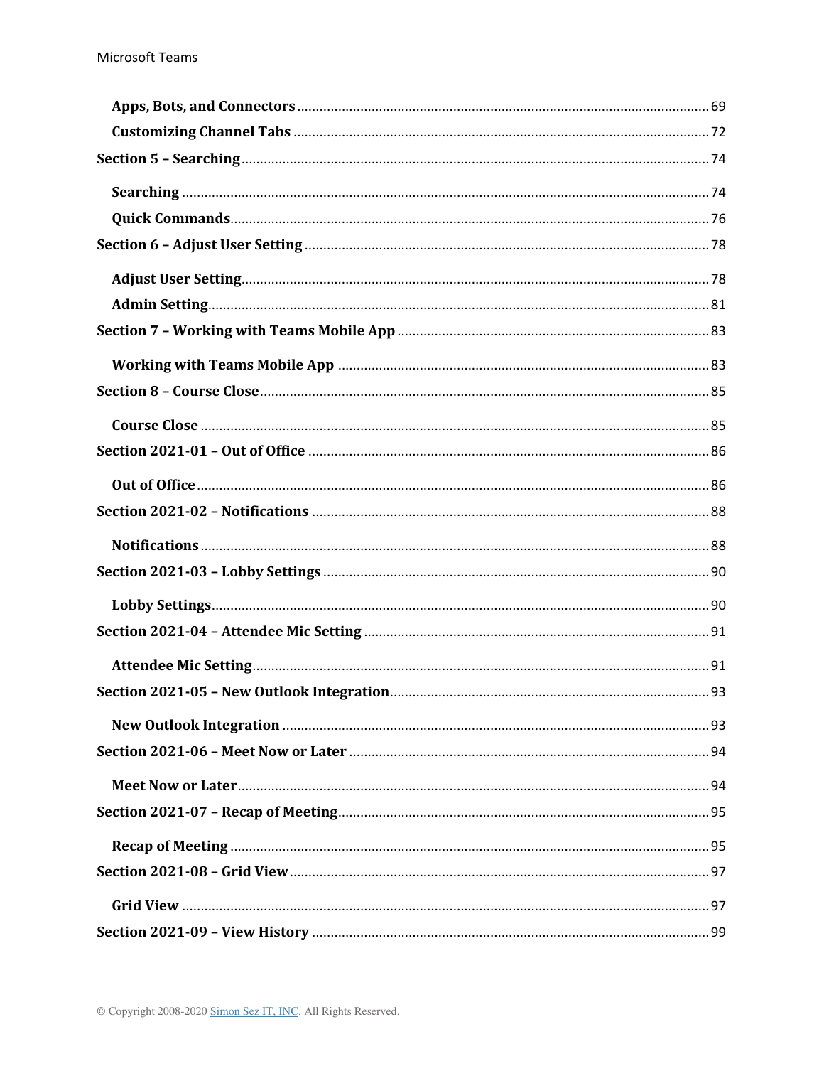- **Apps, Bots, and Connectors** .......... 69
- **Customizing Channel Tabs** .......... 72

**Section 5 – Searching** .......... 74

- **Searching** .......... 74
- **Quick Commands** .......... 76

**Section 6 – Adjust User Setting** .......... 78

- **Adjust User Setting** .......... 78
- **Admin Setting** .......... 81

**Section 7 – Working with Teams Mobile App** .......... 83

- **Working with Teams Mobile App** .......... 83

**Section 8 – Course Close** .......... 85

- **Course Close** .......... 85

**Section 2021-01 – Out of Office** .......... 86

- **Out of Office** .......... 86

**Section 2021-02 – Notifications** .......... 88

- **Notifications** .......... 88

**Section 2021-03 – Lobby Settings** .......... 90

- **Lobby Settings** .......... 90

**Section 2021-04 – Attendee Mic Setting** .......... 91

- **Attendee Mic Setting** .......... 91

**Section 2021-05 – New Outlook Integration** .......... 93

- **New Outlook Integration** .......... 93

**Section 2021-06 – Meet Now or Later** .......... 94

- **Meet Now or Later** .......... 94

**Section 2021-07 – Recap of Meeting** .......... 95

- **Recap of Meeting** .......... 95

**Section 2021-08 – Grid View** .......... 97

- **Grid View** .......... 97

**Section 2021-09 – View History** .......... 99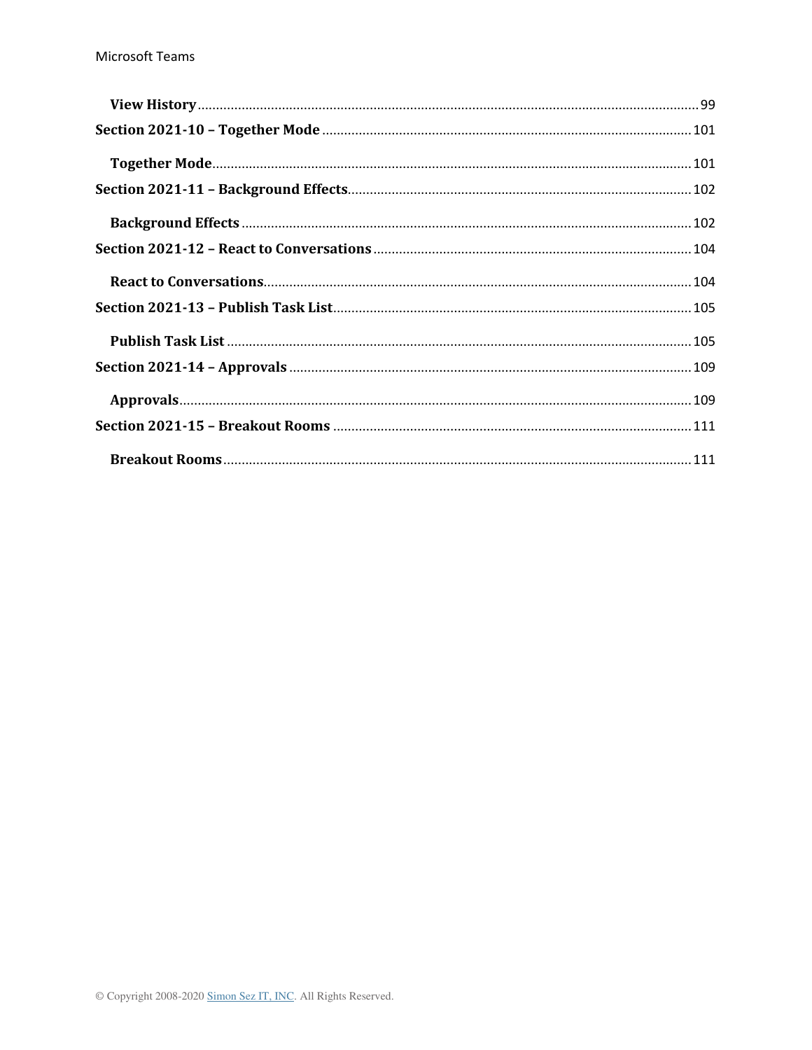**View History** ........................................................................................................................................ 99

**Section 2021-10 – Together Mode** .................................................................................................... 101

**Together Mode** .................................................................................................................................. 101

**Section 2021-11 – Background Effects** ............................................................................................. 102

**Background Effects** .......................................................................................................................... 102

**Section 2021-12 – React to Conversations** ...................................................................................... 104

**React to Conversations** .................................................................................................................... 104

**Section 2021-13 – Publish Task List** ................................................................................................. 105

**Publish Task List** .............................................................................................................................. 105

**Section 2021-14 – Approvals** ............................................................................................................ 109

**Approvals** .......................................................................................................................................... 109

**Section 2021-15 – Breakout Rooms** ................................................................................................. 111

**Breakout Rooms** ............................................................................................................................... 111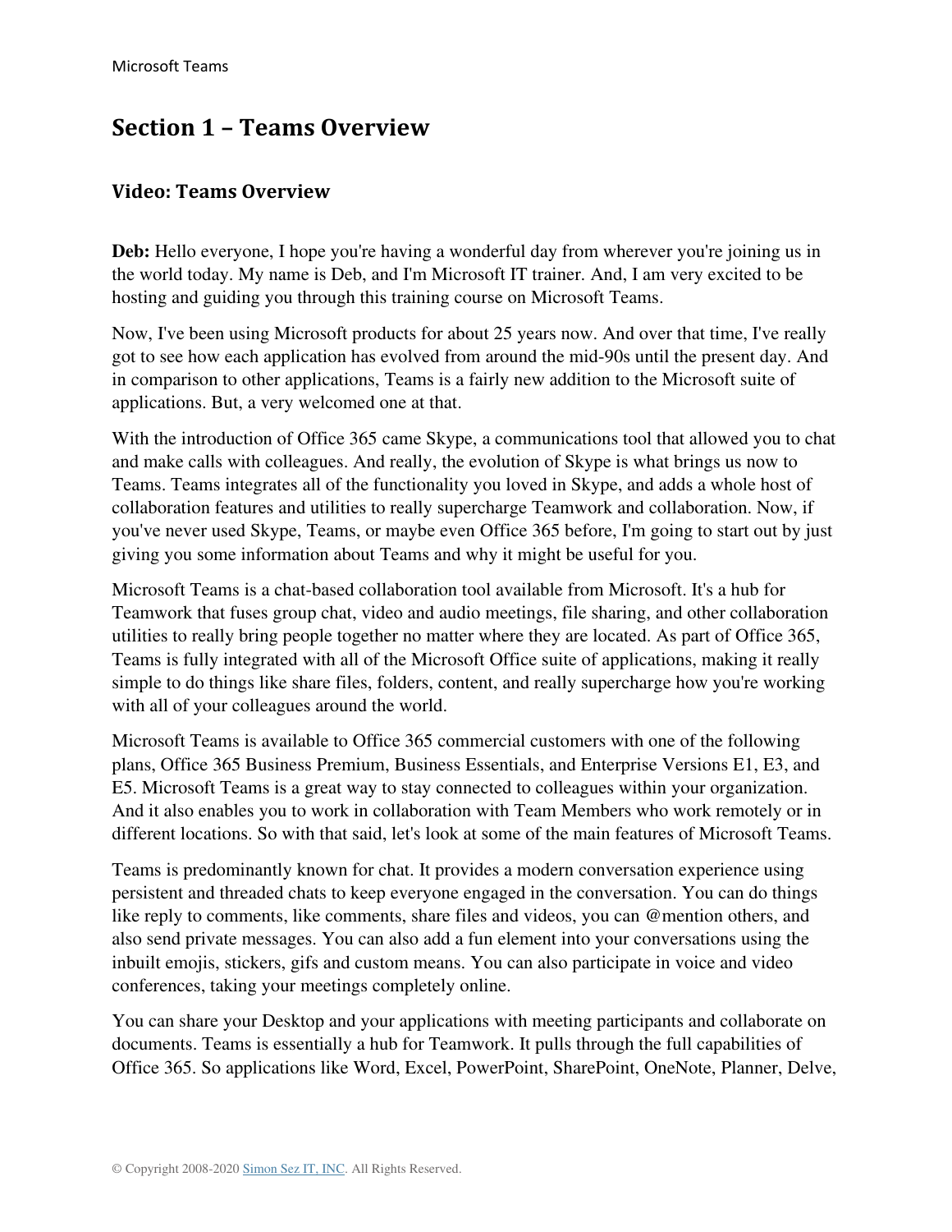## Section 1 – Teams Overview

### Video: Teams Overview

**Deb:** Hello everyone, I hope you're having a wonderful day from wherever you're joining us in the world today. My name is Deb, and I'm Microsoft IT trainer. And, I am very excited to be hosting and guiding you through this training course on Microsoft Teams.

Now, I've been using Microsoft products for about 25 years now. And over that time, I've really got to see how each application has evolved from around the mid-90s until the present day. And in comparison to other applications, Teams is a fairly new addition to the Microsoft suite of applications. But, a very welcomed one at that.

With the introduction of Office 365 came Skype, a communications tool that allowed you to chat and make calls with colleagues. And really, the evolution of Skype is what brings us now to Teams. Teams integrates all of the functionality you loved in Skype, and adds a whole host of collaboration features and utilities to really supercharge Teamwork and collaboration. Now, if you've never used Skype, Teams, or maybe even Office 365 before, I'm going to start out by just giving you some information about Teams and why it might be useful for you.

Microsoft Teams is a chat-based collaboration tool available from Microsoft. It's a hub for Teamwork that fuses group chat, video and audio meetings, file sharing, and other collaboration utilities to really bring people together no matter where they are located. As part of Office 365, Teams is fully integrated with all of the Microsoft Office suite of applications, making it really simple to do things like share files, folders, content, and really supercharge how you're working with all of your colleagues around the world.

Microsoft Teams is available to Office 365 commercial customers with one of the following plans, Office 365 Business Premium, Business Essentials, and Enterprise Versions E1, E3, and E5. Microsoft Teams is a great way to stay connected to colleagues within your organization. And it also enables you to work in collaboration with Team Members who work remotely or in different locations. So with that said, let's look at some of the main features of Microsoft Teams.

Teams is predominantly known for chat. It provides a modern conversation experience using persistent and threaded chats to keep everyone engaged in the conversation. You can do things like reply to comments, like comments, share files and videos, you can @mention others, and also send private messages. You can also add a fun element into your conversations using the inbuilt emojis, stickers, gifs and custom means. You can also participate in voice and video conferences, taking your meetings completely online.

You can share your Desktop and your applications with meeting participants and collaborate on documents. Teams is essentially a hub for Teamwork. It pulls through the full capabilities of Office 365. So applications like Word, Excel, PowerPoint, SharePoint, OneNote, Planner, Delve,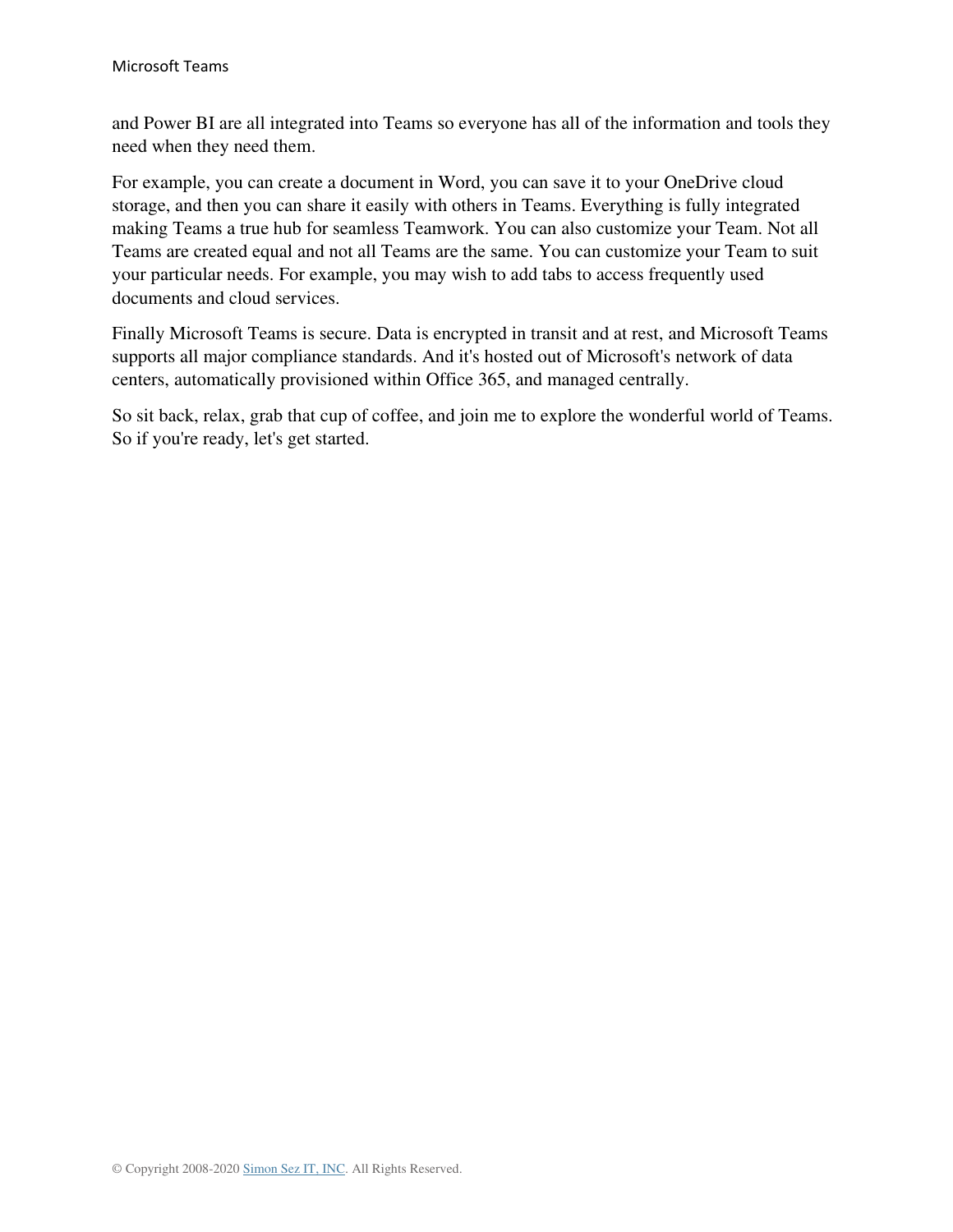and Power BI are all integrated into Teams so everyone has all of the information and tools they need when they need them.

For example, you can create a document in Word, you can save it to your OneDrive cloud storage, and then you can share it easily with others in Teams. Everything is fully integrated making Teams a true hub for seamless Teamwork. You can also customize your Team. Not all Teams are created equal and not all Teams are the same. You can customize your Team to suit your particular needs. For example, you may wish to add tabs to access frequently used documents and cloud services.

Finally Microsoft Teams is secure. Data is encrypted in transit and at rest, and Microsoft Teams supports all major compliance standards. And it's hosted out of Microsoft's network of data centers, automatically provisioned within Office 365, and managed centrally.

So sit back, relax, grab that cup of coffee, and join me to explore the wonderful world of Teams. So if you're ready, let's get started.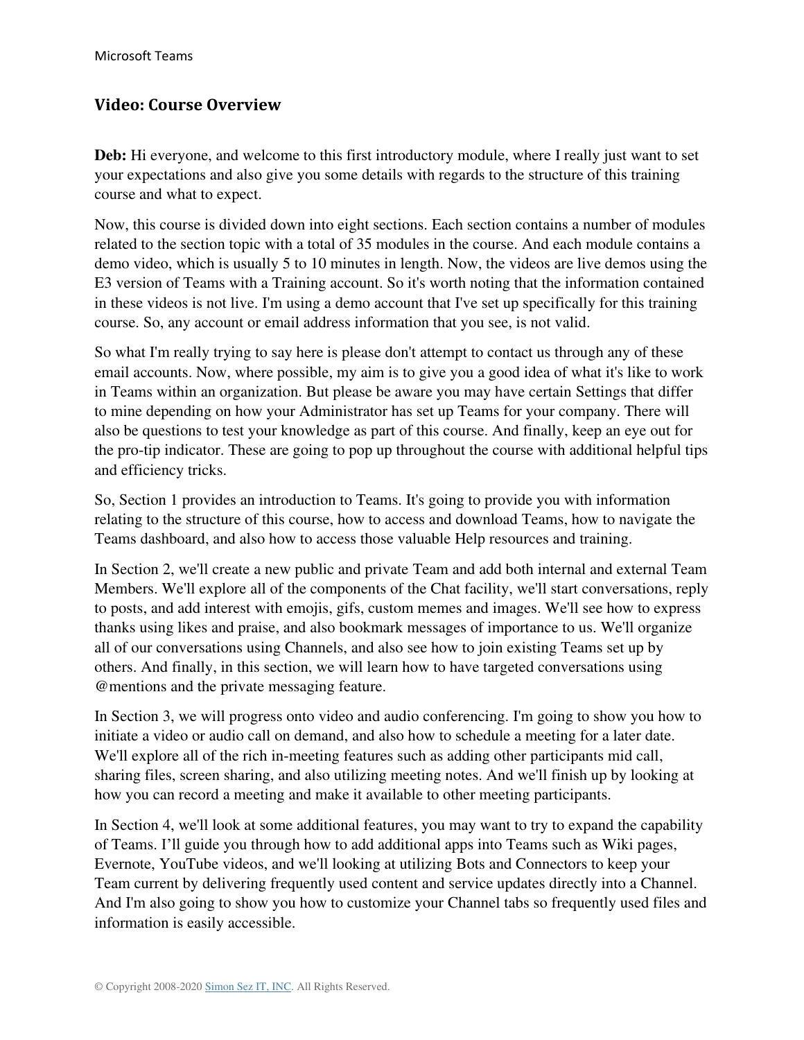## Video: Course Overview

**Deb:** Hi everyone, and welcome to this first introductory module, where I really just want to set your expectations and also give you some details with regards to the structure of this training course and what to expect.

Now, this course is divided down into eight sections. Each section contains a number of modules related to the section topic with a total of 35 modules in the course. And each module contains a demo video, which is usually 5 to 10 minutes in length. Now, the videos are live demos using the E3 version of Teams with a Training account. So it's worth noting that the information contained in these videos is not live. I'm using a demo account that I've set up specifically for this training course. So, any account or email address information that you see, is not valid.

So what I'm really trying to say here is please don't attempt to contact us through any of these email accounts. Now, where possible, my aim is to give you a good idea of what it's like to work in Teams within an organization. But please be aware you may have certain Settings that differ to mine depending on how your Administrator has set up Teams for your company. There will also be questions to test your knowledge as part of this course. And finally, keep an eye out for the pro-tip indicator. These are going to pop up throughout the course with additional helpful tips and efficiency tricks.

So, Section 1 provides an introduction to Teams. It's going to provide you with information relating to the structure of this course, how to access and download Teams, how to navigate the Teams dashboard, and also how to access those valuable Help resources and training.

In Section 2, we'll create a new public and private Team and add both internal and external Team Members. We'll explore all of the components of the Chat facility, we'll start conversations, reply to posts, and add interest with emojis, gifs, custom memes and images. We'll see how to express thanks using likes and praise, and also bookmark messages of importance to us. We'll organize all of our conversations using Channels, and also see how to join existing Teams set up by others. And finally, in this section, we will learn how to have targeted conversations using @mentions and the private messaging feature.

In Section 3, we will progress onto video and audio conferencing. I'm going to show you how to initiate a video or audio call on demand, and also how to schedule a meeting for a later date. We'll explore all of the rich in-meeting features such as adding other participants mid call, sharing files, screen sharing, and also utilizing meeting notes. And we'll finish up by looking at how you can record a meeting and make it available to other meeting participants.

In Section 4, we'll look at some additional features, you may want to try to expand the capability of Teams. I'll guide you through how to add additional apps into Teams such as Wiki pages, Evernote, YouTube videos, and we'll looking at utilizing Bots and Connectors to keep your Team current by delivering frequently used content and service updates directly into a Channel. And I'm also going to show you how to customize your Channel tabs so frequently used files and information is easily accessible.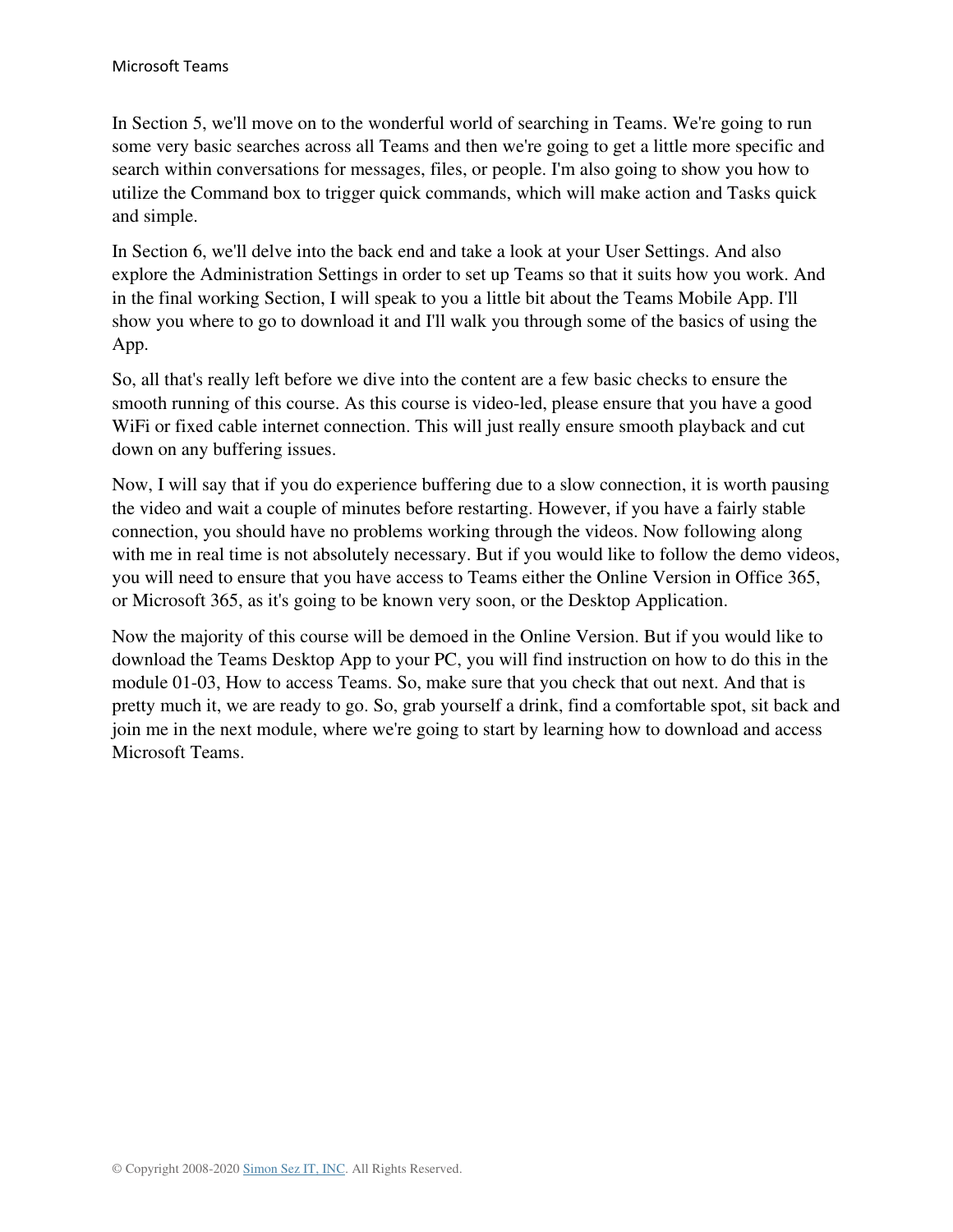In Section 5, we'll move on to the wonderful world of searching in Teams. We're going to run some very basic searches across all Teams and then we're going to get a little more specific and search within conversations for messages, files, or people. I'm also going to show you how to utilize the Command box to trigger quick commands, which will make action and Tasks quick and simple.

In Section 6, we'll delve into the back end and take a look at your User Settings. And also explore the Administration Settings in order to set up Teams so that it suits how you work. And in the final working Section, I will speak to you a little bit about the Teams Mobile App. I'll show you where to go to download it and I'll walk you through some of the basics of using the App.

So, all that's really left before we dive into the content are a few basic checks to ensure the smooth running of this course. As this course is video-led, please ensure that you have a good WiFi or fixed cable internet connection. This will just really ensure smooth playback and cut down on any buffering issues.

Now, I will say that if you do experience buffering due to a slow connection, it is worth pausing the video and wait a couple of minutes before restarting. However, if you have a fairly stable connection, you should have no problems working through the videos. Now following along with me in real time is not absolutely necessary. But if you would like to follow the demo videos, you will need to ensure that you have access to Teams either the Online Version in Office 365, or Microsoft 365, as it's going to be known very soon, or the Desktop Application.

Now the majority of this course will be demoed in the Online Version. But if you would like to download the Teams Desktop App to your PC, you will find instruction on how to do this in the module 01-03, How to access Teams. So, make sure that you check that out next. And that is pretty much it, we are ready to go. So, grab yourself a drink, find a comfortable spot, sit back and join me in the next module, where we're going to start by learning how to download and access Microsoft Teams.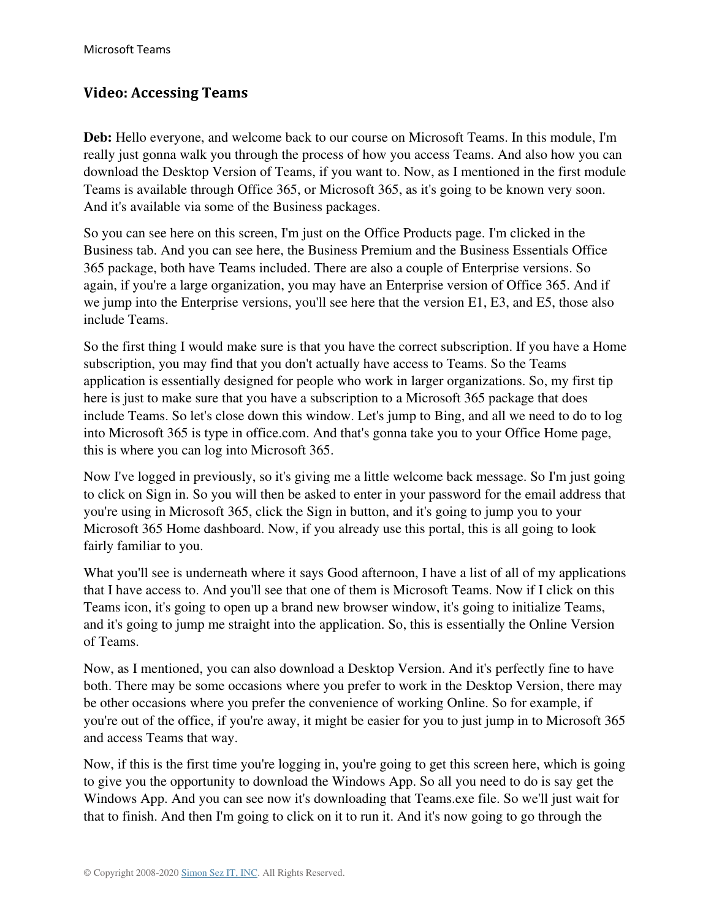## Video: Accessing Teams

**Deb:** Hello everyone, and welcome back to our course on Microsoft Teams. In this module, I'm really just gonna walk you through the process of how you access Teams. And also how you can download the Desktop Version of Teams, if you want to. Now, as I mentioned in the first module Teams is available through Office 365, or Microsoft 365, as it's going to be known very soon. And it's available via some of the Business packages.

So you can see here on this screen, I'm just on the Office Products page. I'm clicked in the Business tab. And you can see here, the Business Premium and the Business Essentials Office 365 package, both have Teams included. There are also a couple of Enterprise versions. So again, if you're a large organization, you may have an Enterprise version of Office 365. And if we jump into the Enterprise versions, you'll see here that the version E1, E3, and E5, those also include Teams.

So the first thing I would make sure is that you have the correct subscription. If you have a Home subscription, you may find that you don't actually have access to Teams. So the Teams application is essentially designed for people who work in larger organizations. So, my first tip here is just to make sure that you have a subscription to a Microsoft 365 package that does include Teams. So let's close down this window. Let's jump to Bing, and all we need to do to log into Microsoft 365 is type in office.com. And that's gonna take you to your Office Home page, this is where you can log into Microsoft 365.

Now I've logged in previously, so it's giving me a little welcome back message. So I'm just going to click on Sign in. So you will then be asked to enter in your password for the email address that you're using in Microsoft 365, click the Sign in button, and it's going to jump you to your Microsoft 365 Home dashboard. Now, if you already use this portal, this is all going to look fairly familiar to you.

What you'll see is underneath where it says Good afternoon, I have a list of all of my applications that I have access to. And you'll see that one of them is Microsoft Teams. Now if I click on this Teams icon, it's going to open up a brand new browser window, it's going to initialize Teams, and it's going to jump me straight into the application. So, this is essentially the Online Version of Teams.

Now, as I mentioned, you can also download a Desktop Version. And it's perfectly fine to have both. There may be some occasions where you prefer to work in the Desktop Version, there may be other occasions where you prefer the convenience of working Online. So for example, if you're out of the office, if you're away, it might be easier for you to just jump in to Microsoft 365 and access Teams that way.

Now, if this is the first time you're logging in, you're going to get this screen here, which is going to give you the opportunity to download the Windows App. So all you need to do is say get the Windows App. And you can see now it's downloading that Teams.exe file. So we'll just wait for that to finish. And then I'm going to click on it to run it. And it's now going to go through the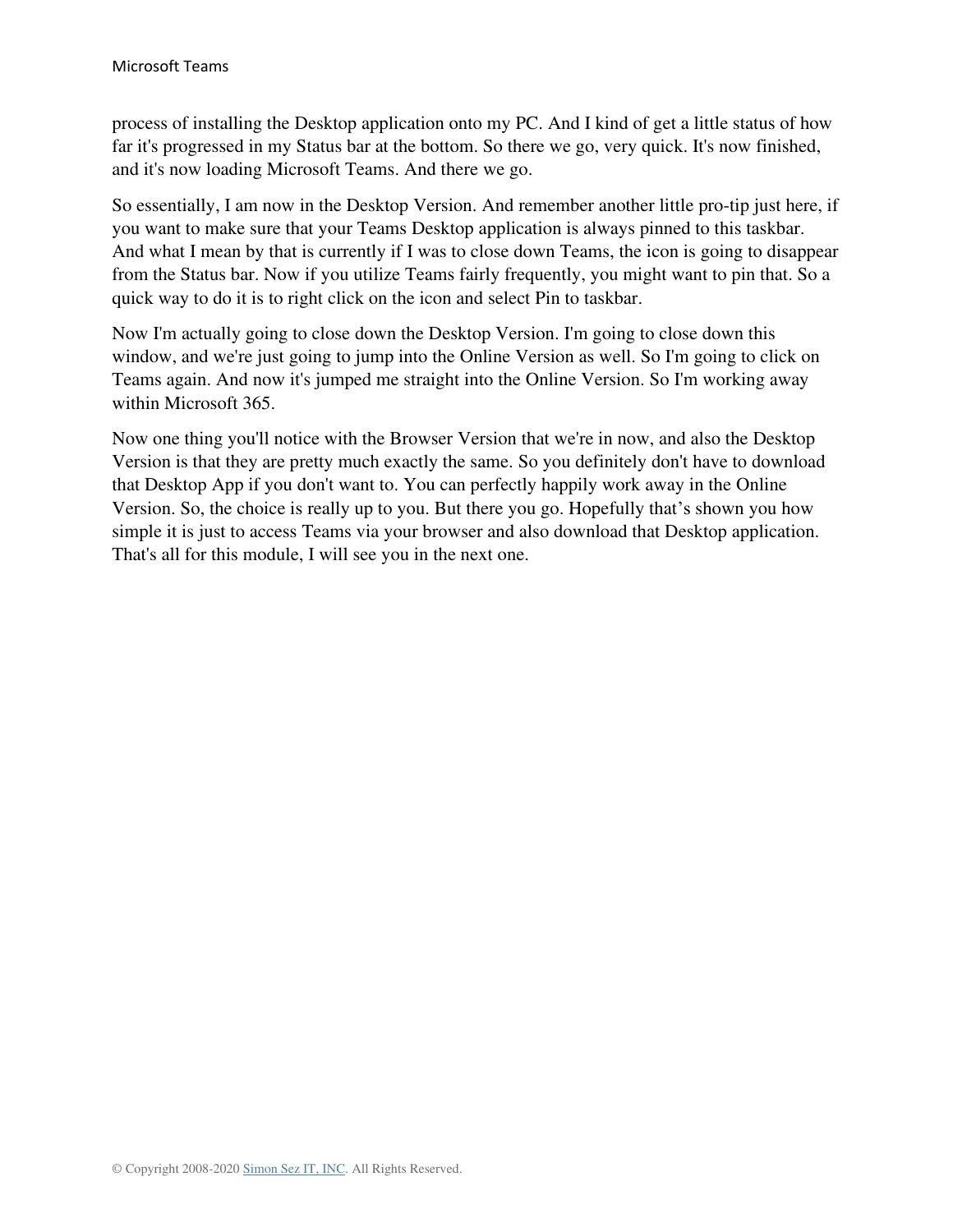process of installing the Desktop application onto my PC. And I kind of get a little status of how far it's progressed in my Status bar at the bottom. So there we go, very quick. It's now finished, and it's now loading Microsoft Teams. And there we go.

So essentially, I am now in the Desktop Version. And remember another little pro-tip just here, if you want to make sure that your Teams Desktop application is always pinned to this taskbar. And what I mean by that is currently if I was to close down Teams, the icon is going to disappear from the Status bar. Now if you utilize Teams fairly frequently, you might want to pin that. So a quick way to do it is to right click on the icon and select Pin to taskbar.

Now I'm actually going to close down the Desktop Version. I'm going to close down this window, and we're just going to jump into the Online Version as well. So I'm going to click on Teams again. And now it's jumped me straight into the Online Version. So I'm working away within Microsoft 365.

Now one thing you'll notice with the Browser Version that we're in now, and also the Desktop Version is that they are pretty much exactly the same. So you definitely don't have to download that Desktop App if you don't want to. You can perfectly happily work away in the Online Version. So, the choice is really up to you. But there you go. Hopefully that's shown you how simple it is just to access Teams via your browser and also download that Desktop application. That's all for this module, I will see you in the next one.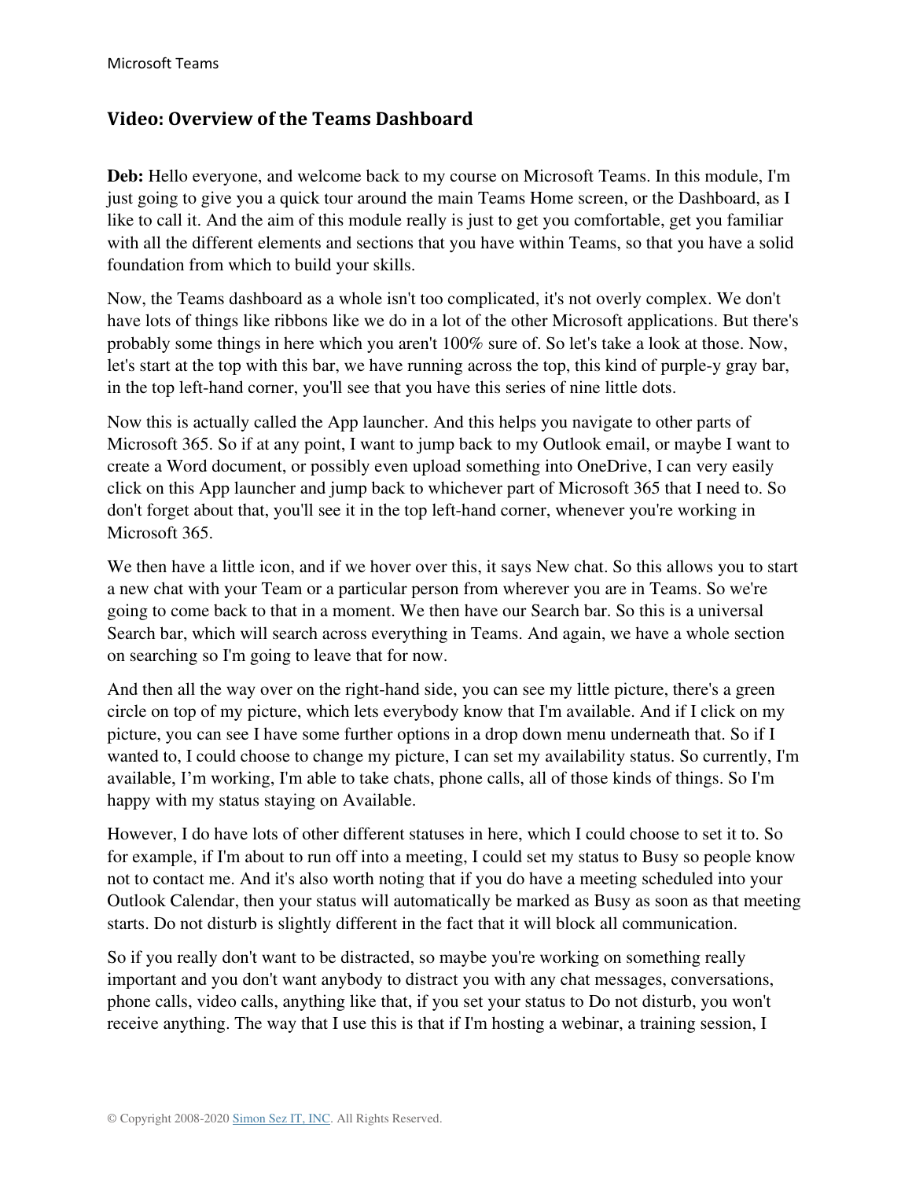## Video: Overview of the Teams Dashboard

**Deb:** Hello everyone, and welcome back to my course on Microsoft Teams. In this module, I'm just going to give you a quick tour around the main Teams Home screen, or the Dashboard, as I like to call it. And the aim of this module really is just to get you comfortable, get you familiar with all the different elements and sections that you have within Teams, so that you have a solid foundation from which to build your skills.

Now, the Teams dashboard as a whole isn't too complicated, it's not overly complex. We don't have lots of things like ribbons like we do in a lot of the other Microsoft applications. But there's probably some things in here which you aren't 100% sure of. So let's take a look at those. Now, let's start at the top with this bar, we have running across the top, this kind of purple-y gray bar, in the top left-hand corner, you'll see that you have this series of nine little dots.

Now this is actually called the App launcher. And this helps you navigate to other parts of Microsoft 365. So if at any point, I want to jump back to my Outlook email, or maybe I want to create a Word document, or possibly even upload something into OneDrive, I can very easily click on this App launcher and jump back to whichever part of Microsoft 365 that I need to. So don't forget about that, you'll see it in the top left-hand corner, whenever you're working in Microsoft 365.

We then have a little icon, and if we hover over this, it says New chat. So this allows you to start a new chat with your Team or a particular person from wherever you are in Teams. So we're going to come back to that in a moment. We then have our Search bar. So this is a universal Search bar, which will search across everything in Teams. And again, we have a whole section on searching so I'm going to leave that for now.

And then all the way over on the right-hand side, you can see my little picture, there's a green circle on top of my picture, which lets everybody know that I'm available. And if I click on my picture, you can see I have some further options in a drop down menu underneath that. So if I wanted to, I could choose to change my picture, I can set my availability status. So currently, I'm available, I'm working, I'm able to take chats, phone calls, all of those kinds of things. So I'm happy with my status staying on Available.

However, I do have lots of other different statuses in here, which I could choose to set it to. So for example, if I'm about to run off into a meeting, I could set my status to Busy so people know not to contact me. And it's also worth noting that if you do have a meeting scheduled into your Outlook Calendar, then your status will automatically be marked as Busy as soon as that meeting starts. Do not disturb is slightly different in the fact that it will block all communication.

So if you really don't want to be distracted, so maybe you're working on something really important and you don't want anybody to distract you with any chat messages, conversations, phone calls, video calls, anything like that, if you set your status to Do not disturb, you won't receive anything. The way that I use this is that if I'm hosting a webinar, a training session, I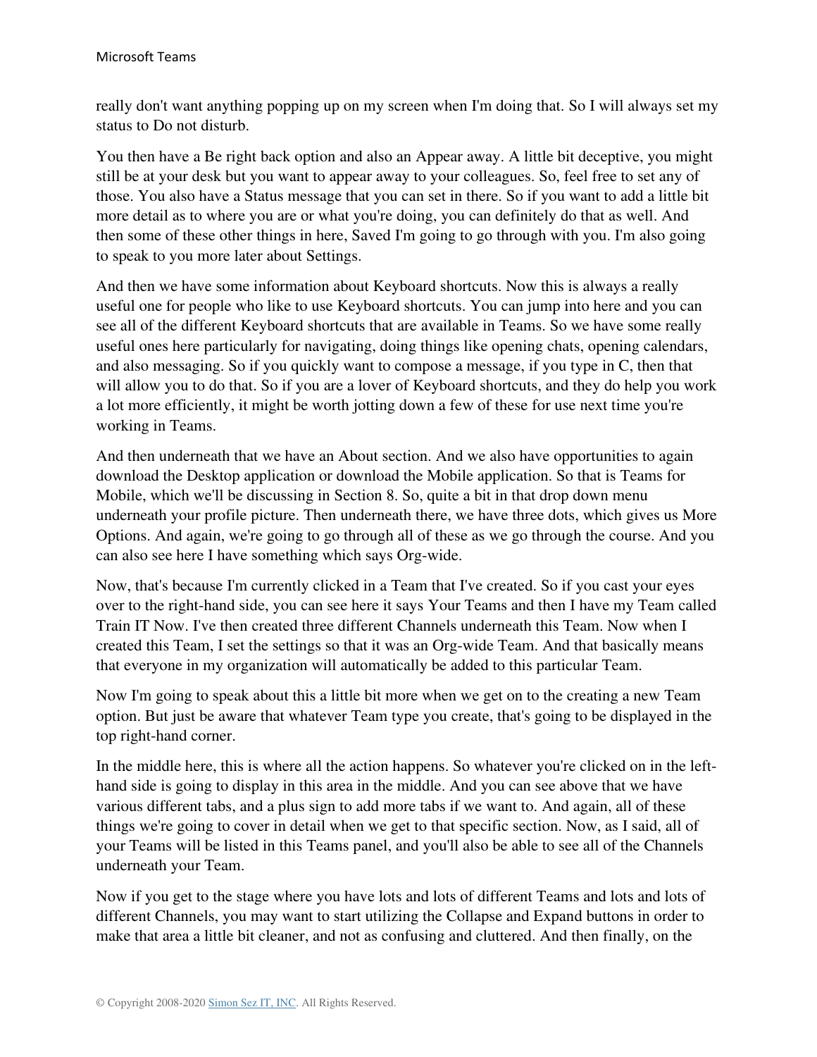really don't want anything popping up on my screen when I'm doing that. So I will always set my status to Do not disturb.

You then have a Be right back option and also an Appear away. A little bit deceptive, you might still be at your desk but you want to appear away to your colleagues. So, feel free to set any of those. You also have a Status message that you can set in there. So if you want to add a little bit more detail as to where you are or what you're doing, you can definitely do that as well. And then some of these other things in here, Saved I'm going to go through with you. I'm also going to speak to you more later about Settings.

And then we have some information about Keyboard shortcuts. Now this is always a really useful one for people who like to use Keyboard shortcuts. You can jump into here and you can see all of the different Keyboard shortcuts that are available in Teams. So we have some really useful ones here particularly for navigating, doing things like opening chats, opening calendars, and also messaging. So if you quickly want to compose a message, if you type in C, then that will allow you to do that. So if you are a lover of Keyboard shortcuts, and they do help you work a lot more efficiently, it might be worth jotting down a few of these for use next time you're working in Teams.

And then underneath that we have an About section. And we also have opportunities to again download the Desktop application or download the Mobile application. So that is Teams for Mobile, which we'll be discussing in Section 8. So, quite a bit in that drop down menu underneath your profile picture. Then underneath there, we have three dots, which gives us More Options. And again, we're going to go through all of these as we go through the course. And you can also see here I have something which says Org-wide.

Now, that's because I'm currently clicked in a Team that I've created. So if you cast your eyes over to the right-hand side, you can see here it says Your Teams and then I have my Team called Train IT Now. I've then created three different Channels underneath this Team. Now when I created this Team, I set the settings so that it was an Org-wide Team. And that basically means that everyone in my organization will automatically be added to this particular Team.

Now I'm going to speak about this a little bit more when we get on to the creating a new Team option. But just be aware that whatever Team type you create, that's going to be displayed in the top right-hand corner.

In the middle here, this is where all the action happens. So whatever you're clicked on in the left-hand side is going to display in this area in the middle. And you can see above that we have various different tabs, and a plus sign to add more tabs if we want to. And again, all of these things we're going to cover in detail when we get to that specific section. Now, as I said, all of your Teams will be listed in this Teams panel, and you'll also be able to see all of the Channels underneath your Team.

Now if you get to the stage where you have lots and lots of different Teams and lots and lots of different Channels, you may want to start utilizing the Collapse and Expand buttons in order to make that area a little bit cleaner, and not as confusing and cluttered. And then finally, on the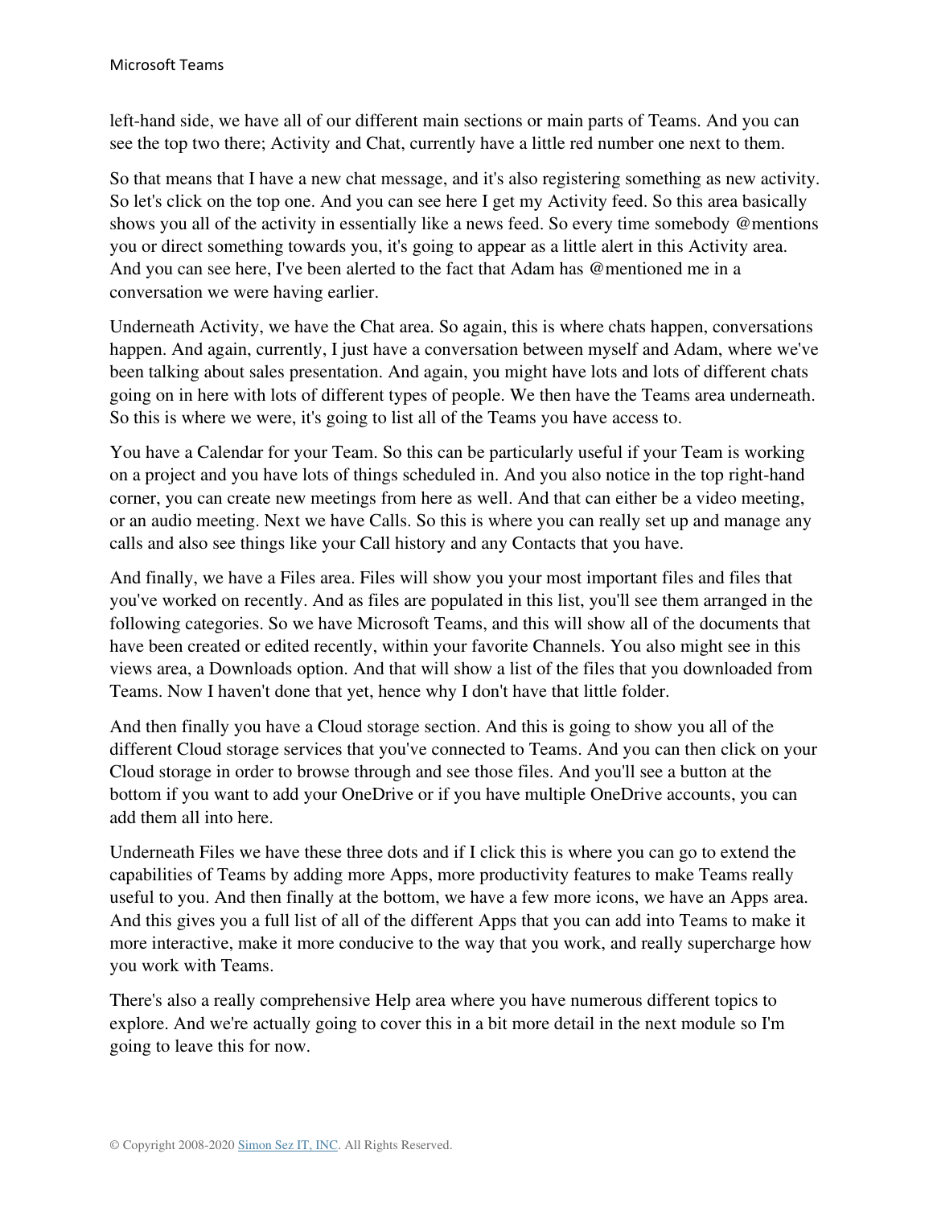left-hand side, we have all of our different main sections or main parts of Teams. And you can see the top two there; Activity and Chat, currently have a little red number one next to them.

So that means that I have a new chat message, and it's also registering something as new activity. So let's click on the top one. And you can see here I get my Activity feed. So this area basically shows you all of the activity in essentially like a news feed. So every time somebody @mentions you or direct something towards you, it's going to appear as a little alert in this Activity area. And you can see here, I've been alerted to the fact that Adam has @mentioned me in a conversation we were having earlier.

Underneath Activity, we have the Chat area. So again, this is where chats happen, conversations happen. And again, currently, I just have a conversation between myself and Adam, where we've been talking about sales presentation. And again, you might have lots and lots of different chats going on in here with lots of different types of people. We then have the Teams area underneath. So this is where we were, it's going to list all of the Teams you have access to.

You have a Calendar for your Team. So this can be particularly useful if your Team is working on a project and you have lots of things scheduled in. And you also notice in the top right-hand corner, you can create new meetings from here as well. And that can either be a video meeting, or an audio meeting. Next we have Calls. So this is where you can really set up and manage any calls and also see things like your Call history and any Contacts that you have.

And finally, we have a Files area. Files will show you your most important files and files that you've worked on recently. And as files are populated in this list, you'll see them arranged in the following categories. So we have Microsoft Teams, and this will show all of the documents that have been created or edited recently, within your favorite Channels. You also might see in this views area, a Downloads option. And that will show a list of the files that you downloaded from Teams. Now I haven't done that yet, hence why I don't have that little folder.

And then finally you have a Cloud storage section. And this is going to show you all of the different Cloud storage services that you've connected to Teams. And you can then click on your Cloud storage in order to browse through and see those files. And you'll see a button at the bottom if you want to add your OneDrive or if you have multiple OneDrive accounts, you can add them all into here.

Underneath Files we have these three dots and if I click this is where you can go to extend the capabilities of Teams by adding more Apps, more productivity features to make Teams really useful to you. And then finally at the bottom, we have a few more icons, we have an Apps area. And this gives you a full list of all of the different Apps that you can add into Teams to make it more interactive, make it more conducive to the way that you work, and really supercharge how you work with Teams.

There's also a really comprehensive Help area where you have numerous different topics to explore. And we're actually going to cover this in a bit more detail in the next module so I'm going to leave this for now.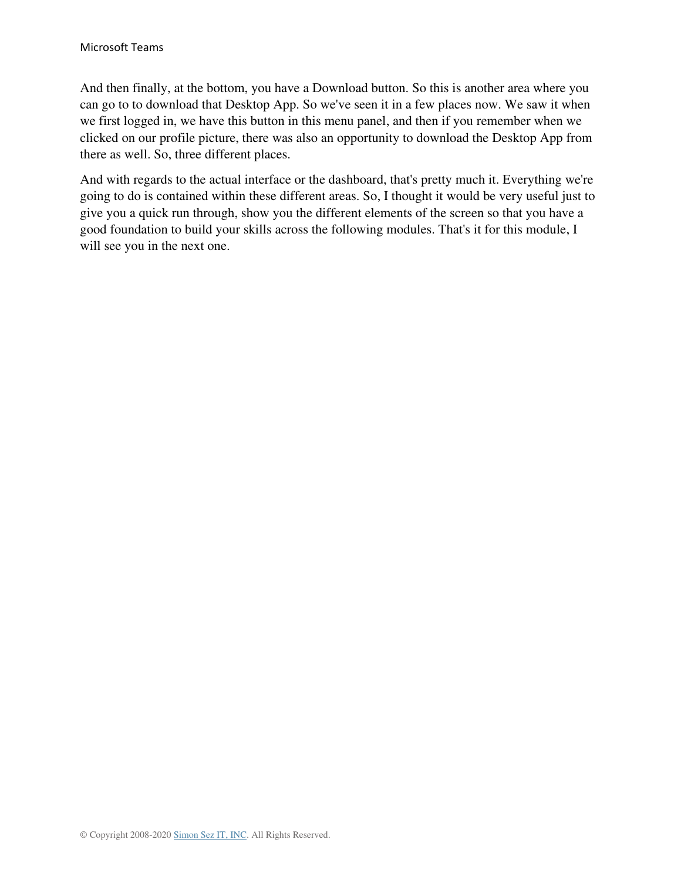And then finally, at the bottom, you have a Download button. So this is another area where you can go to to download that Desktop App. So we've seen it in a few places now. We saw it when we first logged in, we have this button in this menu panel, and then if you remember when we clicked on our profile picture, there was also an opportunity to download the Desktop App from there as well. So, three different places.

And with regards to the actual interface or the dashboard, that's pretty much it. Everything we're going to do is contained within these different areas. So, I thought it would be very useful just to give you a quick run through, show you the different elements of the screen so that you have a good foundation to build your skills across the following modules. That's it for this module, I will see you in the next one.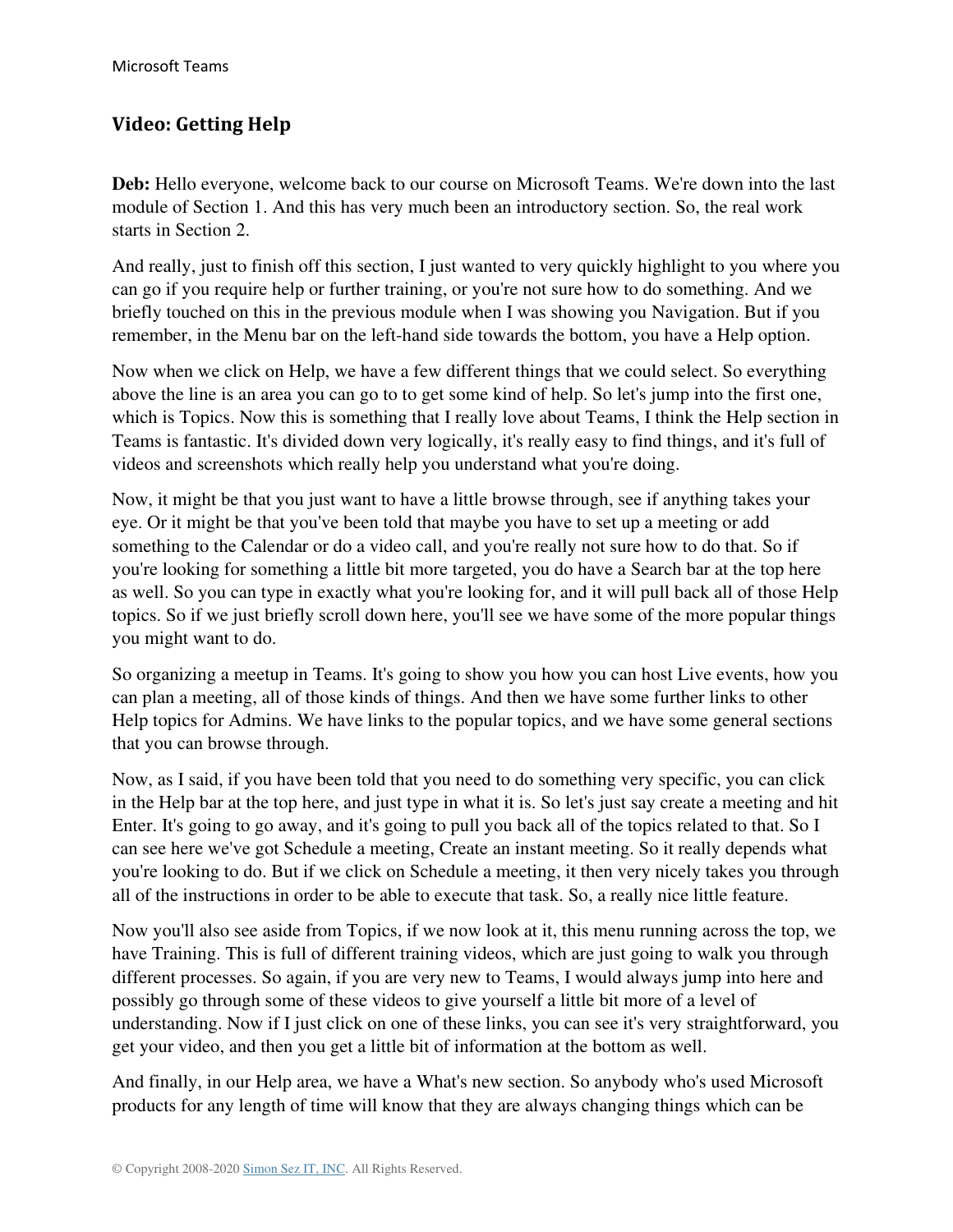## Video: Getting Help

**Deb:** Hello everyone, welcome back to our course on Microsoft Teams. We're down into the last module of Section 1. And this has very much been an introductory section. So, the real work starts in Section 2.

And really, just to finish off this section, I just wanted to very quickly highlight to you where you can go if you require help or further training, or you're not sure how to do something. And we briefly touched on this in the previous module when I was showing you Navigation. But if you remember, in the Menu bar on the left-hand side towards the bottom, you have a Help option.

Now when we click on Help, we have a few different things that we could select. So everything above the line is an area you can go to to get some kind of help. So let's jump into the first one, which is Topics. Now this is something that I really love about Teams, I think the Help section in Teams is fantastic. It's divided down very logically, it's really easy to find things, and it's full of videos and screenshots which really help you understand what you're doing.

Now, it might be that you just want to have a little browse through, see if anything takes your eye. Or it might be that you've been told that maybe you have to set up a meeting or add something to the Calendar or do a video call, and you're really not sure how to do that. So if you're looking for something a little bit more targeted, you do have a Search bar at the top here as well. So you can type in exactly what you're looking for, and it will pull back all of those Help topics. So if we just briefly scroll down here, you'll see we have some of the more popular things you might want to do.

So organizing a meetup in Teams. It's going to show you how you can host Live events, how you can plan a meeting, all of those kinds of things. And then we have some further links to other Help topics for Admins. We have links to the popular topics, and we have some general sections that you can browse through.

Now, as I said, if you have been told that you need to do something very specific, you can click in the Help bar at the top here, and just type in what it is. So let's just say create a meeting and hit Enter. It's going to go away, and it's going to pull you back all of the topics related to that. So I can see here we've got Schedule a meeting, Create an instant meeting. So it really depends what you're looking to do. But if we click on Schedule a meeting, it then very nicely takes you through all of the instructions in order to be able to execute that task. So, a really nice little feature.

Now you'll also see aside from Topics, if we now look at it, this menu running across the top, we have Training. This is full of different training videos, which are just going to walk you through different processes. So again, if you are very new to Teams, I would always jump into here and possibly go through some of these videos to give yourself a little bit more of a level of understanding. Now if I just click on one of these links, you can see it's very straightforward, you get your video, and then you get a little bit of information at the bottom as well.

And finally, in our Help area, we have a What's new section. So anybody who's used Microsoft products for any length of time will know that they are always changing things which can be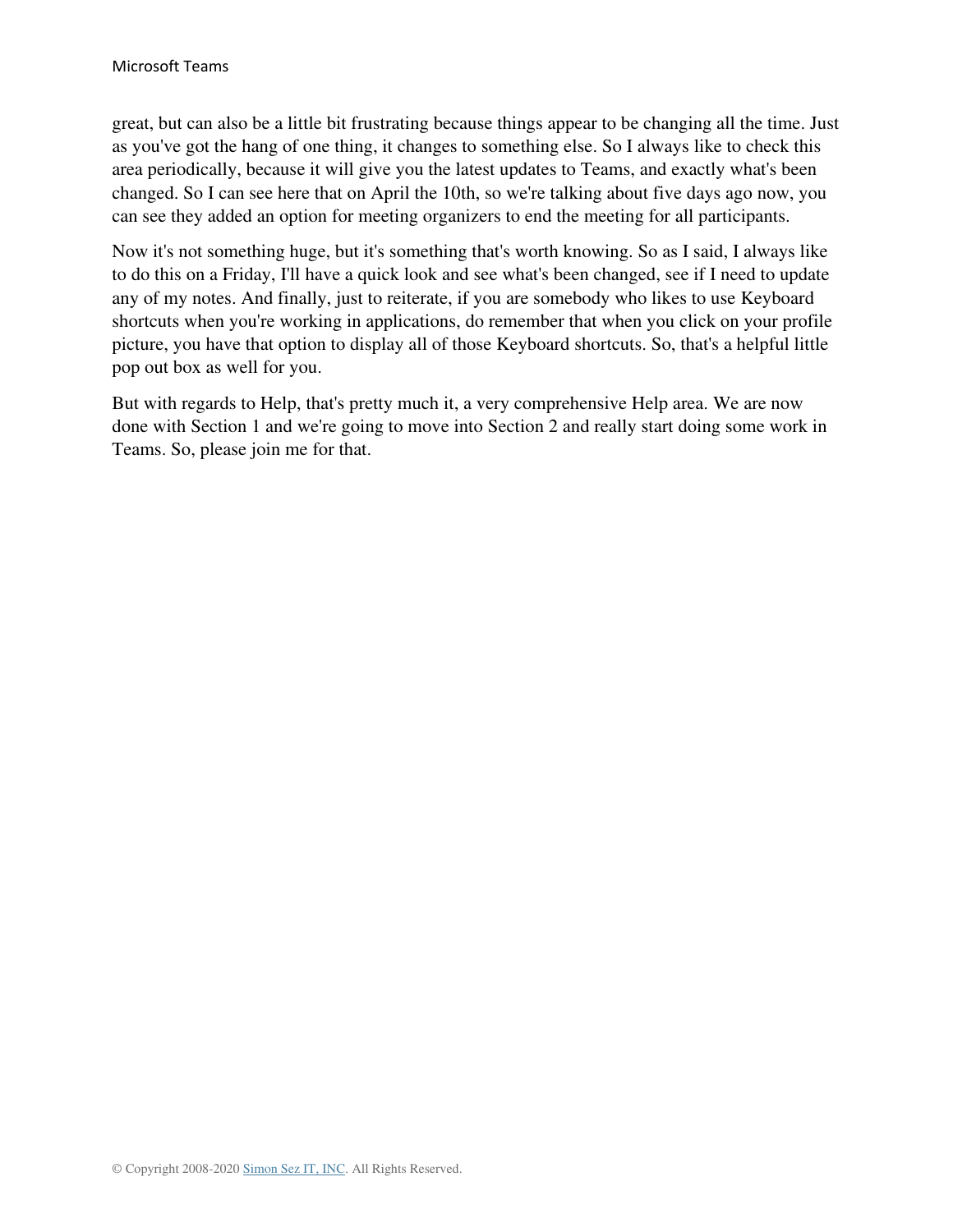great, but can also be a little bit frustrating because things appear to be changing all the time. Just as you've got the hang of one thing, it changes to something else. So I always like to check this area periodically, because it will give you the latest updates to Teams, and exactly what's been changed. So I can see here that on April the 10th, so we're talking about five days ago now, you can see they added an option for meeting organizers to end the meeting for all participants.

Now it's not something huge, but it's something that's worth knowing. So as I said, I always like to do this on a Friday, I'll have a quick look and see what's been changed, see if I need to update any of my notes. And finally, just to reiterate, if you are somebody who likes to use Keyboard shortcuts when you're working in applications, do remember that when you click on your profile picture, you have that option to display all of those Keyboard shortcuts. So, that's a helpful little pop out box as well for you.

But with regards to Help, that's pretty much it, a very comprehensive Help area. We are now done with Section 1 and we're going to move into Section 2 and really start doing some work in Teams. So, please join me for that.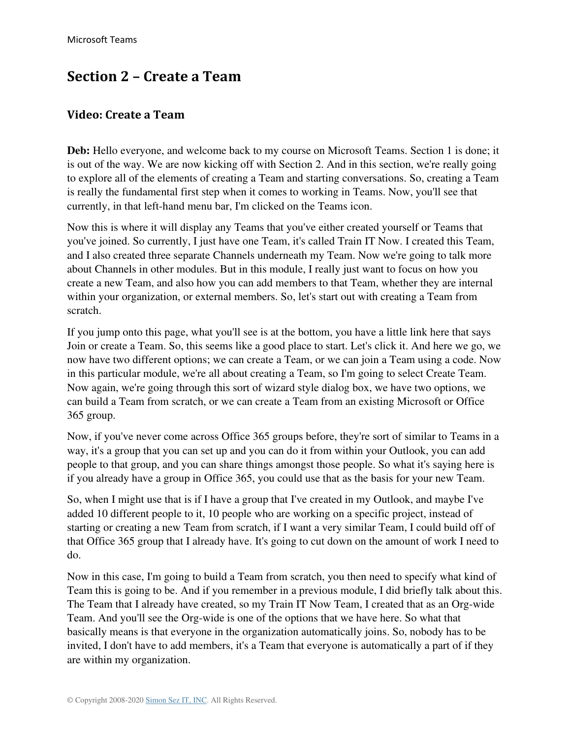## Section 2 – Create a Team

### Video: Create a Team

**Deb:** Hello everyone, and welcome back to my course on Microsoft Teams. Section 1 is done; it is out of the way. We are now kicking off with Section 2. And in this section, we're really going to explore all of the elements of creating a Team and starting conversations. So, creating a Team is really the fundamental first step when it comes to working in Teams. Now, you'll see that currently, in that left-hand menu bar, I'm clicked on the Teams icon.

Now this is where it will display any Teams that you've either created yourself or Teams that you've joined. So currently, I just have one Team, it's called Train IT Now. I created this Team, and I also created three separate Channels underneath my Team. Now we're going to talk more about Channels in other modules. But in this module, I really just want to focus on how you create a new Team, and also how you can add members to that Team, whether they are internal within your organization, or external members. So, let's start out with creating a Team from scratch.

If you jump onto this page, what you'll see is at the bottom, you have a little link here that says Join or create a Team. So, this seems like a good place to start. Let's click it. And here we go, we now have two different options; we can create a Team, or we can join a Team using a code. Now in this particular module, we're all about creating a Team, so I'm going to select Create Team. Now again, we're going through this sort of wizard style dialog box, we have two options, we can build a Team from scratch, or we can create a Team from an existing Microsoft or Office 365 group.

Now, if you've never come across Office 365 groups before, they're sort of similar to Teams in a way, it's a group that you can set up and you can do it from within your Outlook, you can add people to that group, and you can share things amongst those people. So what it's saying here is if you already have a group in Office 365, you could use that as the basis for your new Team.

So, when I might use that is if I have a group that I've created in my Outlook, and maybe I've added 10 different people to it, 10 people who are working on a specific project, instead of starting or creating a new Team from scratch, if I want a very similar Team, I could build off of that Office 365 group that I already have. It's going to cut down on the amount of work I need to do.

Now in this case, I'm going to build a Team from scratch, you then need to specify what kind of Team this is going to be. And if you remember in a previous module, I did briefly talk about this. The Team that I already have created, so my Train IT Now Team, I created that as an Org-wide Team. And you'll see the Org-wide is one of the options that we have here. So what that basically means is that everyone in the organization automatically joins. So, nobody has to be invited, I don't have to add members, it's a Team that everyone is automatically a part of if they are within my organization.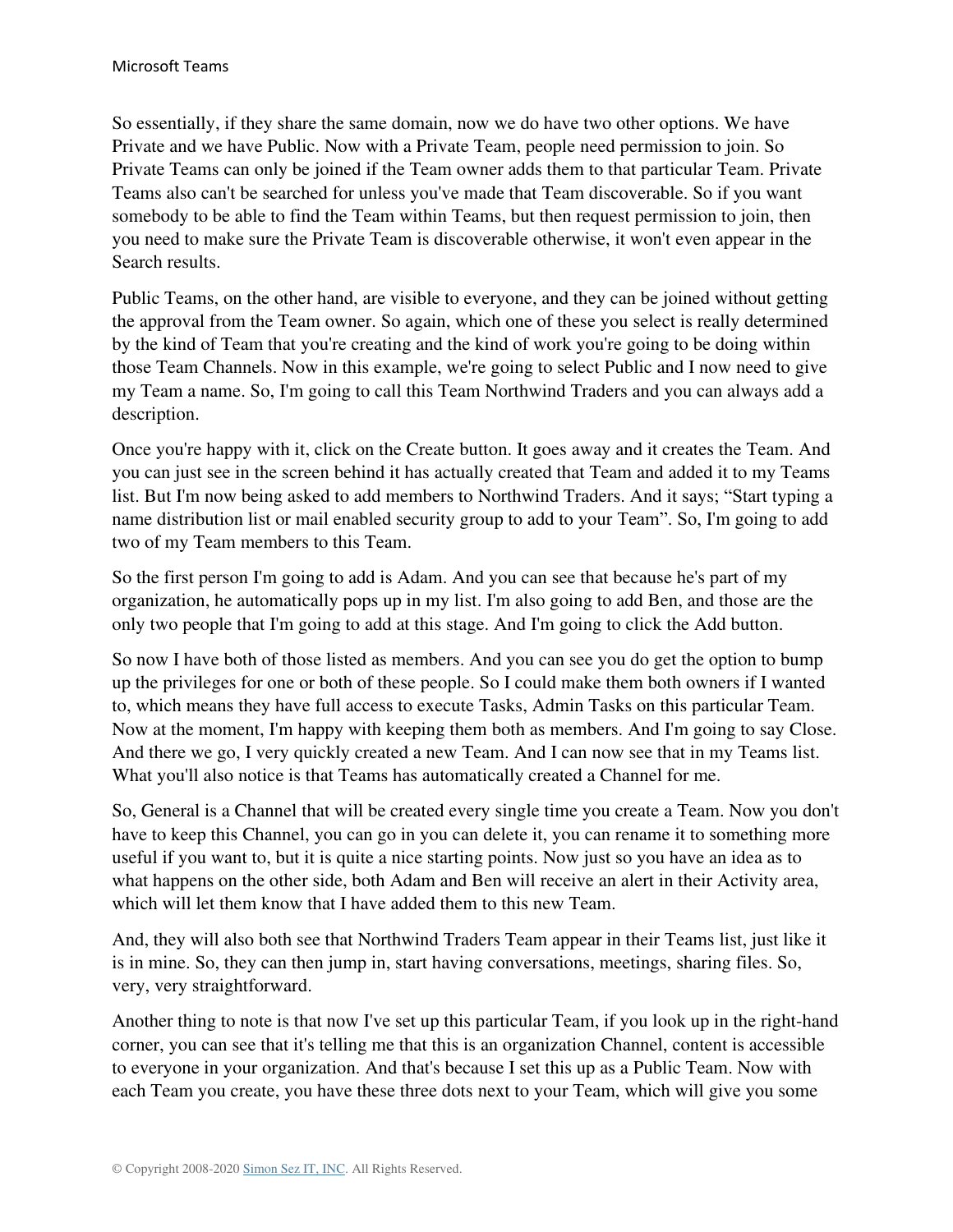So essentially, if they share the same domain, now we do have two other options. We have Private and we have Public. Now with a Private Team, people need permission to join. So Private Teams can only be joined if the Team owner adds them to that particular Team. Private Teams also can't be searched for unless you've made that Team discoverable. So if you want somebody to be able to find the Team within Teams, but then request permission to join, then you need to make sure the Private Team is discoverable otherwise, it won't even appear in the Search results.

Public Teams, on the other hand, are visible to everyone, and they can be joined without getting the approval from the Team owner. So again, which one of these you select is really determined by the kind of Team that you're creating and the kind of work you're going to be doing within those Team Channels. Now in this example, we're going to select Public and I now need to give my Team a name. So, I'm going to call this Team Northwind Traders and you can always add a description.

Once you're happy with it, click on the Create button. It goes away and it creates the Team. And you can just see in the screen behind it has actually created that Team and added it to my Teams list. But I'm now being asked to add members to Northwind Traders. And it says; "Start typing a name distribution list or mail enabled security group to add to your Team". So, I'm going to add two of my Team members to this Team.

So the first person I'm going to add is Adam. And you can see that because he's part of my organization, he automatically pops up in my list. I'm also going to add Ben, and those are the only two people that I'm going to add at this stage. And I'm going to click the Add button.

So now I have both of those listed as members. And you can see you do get the option to bump up the privileges for one or both of these people. So I could make them both owners if I wanted to, which means they have full access to execute Tasks, Admin Tasks on this particular Team. Now at the moment, I'm happy with keeping them both as members. And I'm going to say Close. And there we go, I very quickly created a new Team. And I can now see that in my Teams list. What you'll also notice is that Teams has automatically created a Channel for me.

So, General is a Channel that will be created every single time you create a Team. Now you don't have to keep this Channel, you can go in you can delete it, you can rename it to something more useful if you want to, but it is quite a nice starting points. Now just so you have an idea as to what happens on the other side, both Adam and Ben will receive an alert in their Activity area, which will let them know that I have added them to this new Team.

And, they will also both see that Northwind Traders Team appear in their Teams list, just like it is in mine. So, they can then jump in, start having conversations, meetings, sharing files. So, very, very straightforward.

Another thing to note is that now I've set up this particular Team, if you look up in the right-hand corner, you can see that it's telling me that this is an organization Channel, content is accessible to everyone in your organization. And that's because I set this up as a Public Team. Now with each Team you create, you have these three dots next to your Team, which will give you some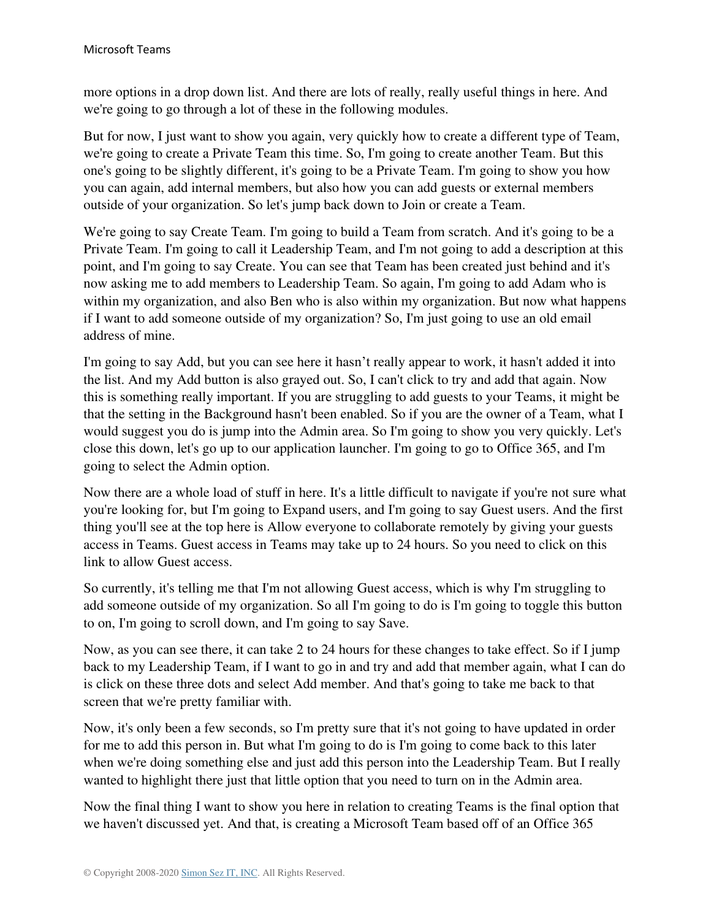more options in a drop down list. And there are lots of really, really useful things in here. And we're going to go through a lot of these in the following modules.

But for now, I just want to show you again, very quickly how to create a different type of Team, we're going to create a Private Team this time. So, I'm going to create another Team. But this one's going to be slightly different, it's going to be a Private Team. I'm going to show you how you can again, add internal members, but also how you can add guests or external members outside of your organization. So let's jump back down to Join or create a Team.

We're going to say Create Team. I'm going to build a Team from scratch. And it's going to be a Private Team. I'm going to call it Leadership Team, and I'm not going to add a description at this point, and I'm going to say Create. You can see that Team has been created just behind and it's now asking me to add members to Leadership Team. So again, I'm going to add Adam who is within my organization, and also Ben who is also within my organization. But now what happens if I want to add someone outside of my organization? So, I'm just going to use an old email address of mine.

I'm going to say Add, but you can see here it hasn't really appear to work, it hasn't added it into the list. And my Add button is also grayed out. So, I can't click to try and add that again. Now this is something really important. If you are struggling to add guests to your Teams, it might be that the setting in the Background hasn't been enabled. So if you are the owner of a Team, what I would suggest you do is jump into the Admin area. So I'm going to show you very quickly. Let's close this down, let's go up to our application launcher. I'm going to go to Office 365, and I'm going to select the Admin option.

Now there are a whole load of stuff in here. It's a little difficult to navigate if you're not sure what you're looking for, but I'm going to Expand users, and I'm going to say Guest users. And the first thing you'll see at the top here is Allow everyone to collaborate remotely by giving your guests access in Teams. Guest access in Teams may take up to 24 hours. So you need to click on this link to allow Guest access.

So currently, it's telling me that I'm not allowing Guest access, which is why I'm struggling to add someone outside of my organization. So all I'm going to do is I'm going to toggle this button to on, I'm going to scroll down, and I'm going to say Save.

Now, as you can see there, it can take 2 to 24 hours for these changes to take effect. So if I jump back to my Leadership Team, if I want to go in and try and add that member again, what I can do is click on these three dots and select Add member. And that's going to take me back to that screen that we're pretty familiar with.

Now, it's only been a few seconds, so I'm pretty sure that it's not going to have updated in order for me to add this person in. But what I'm going to do is I'm going to come back to this later when we're doing something else and just add this person into the Leadership Team. But I really wanted to highlight there just that little option that you need to turn on in the Admin area.

Now the final thing I want to show you here in relation to creating Teams is the final option that we haven't discussed yet. And that, is creating a Microsoft Team based off of an Office 365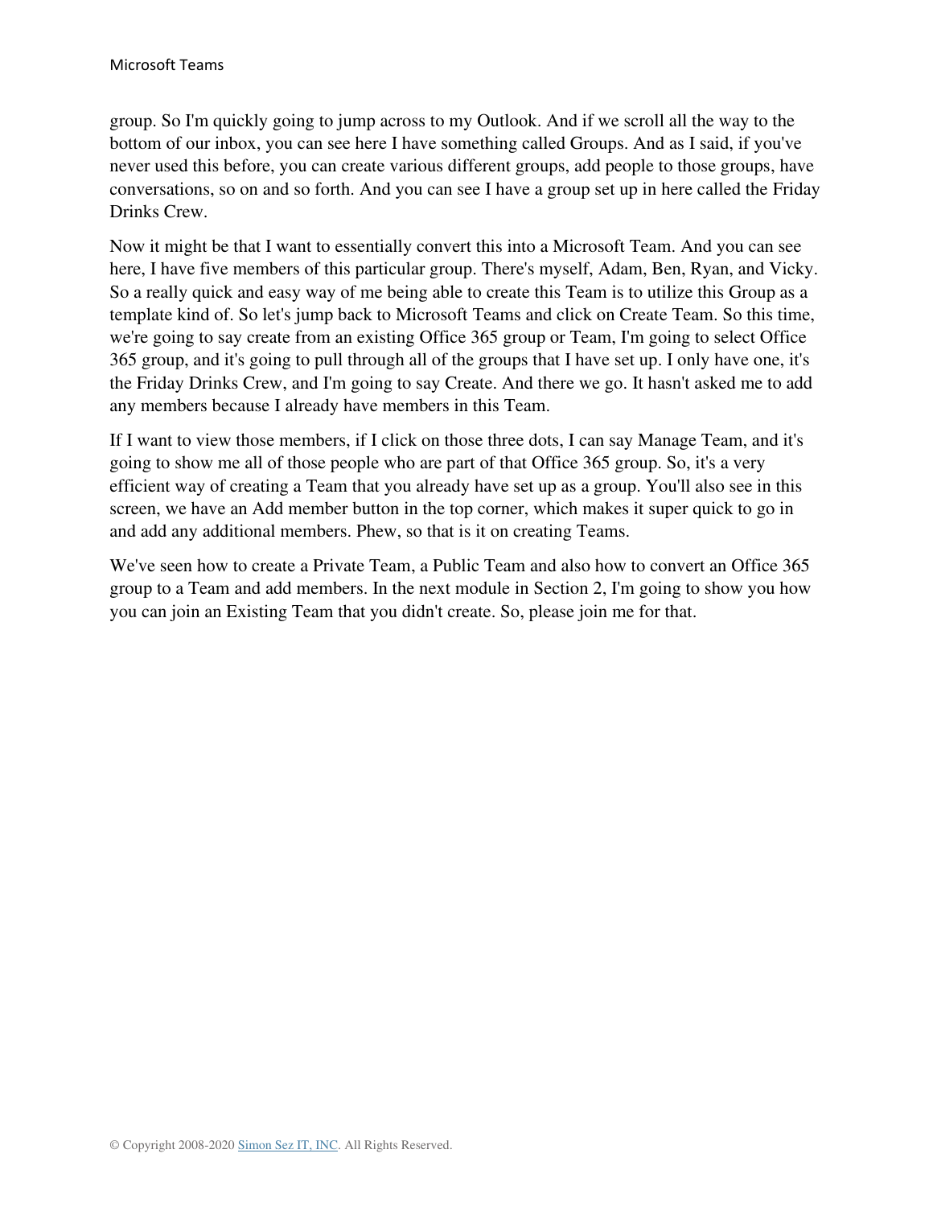group. So I'm quickly going to jump across to my Outlook. And if we scroll all the way to the bottom of our inbox, you can see here I have something called Groups. And as I said, if you've never used this before, you can create various different groups, add people to those groups, have conversations, so on and so forth. And you can see I have a group set up in here called the Friday Drinks Crew.

Now it might be that I want to essentially convert this into a Microsoft Team. And you can see here, I have five members of this particular group. There's myself, Adam, Ben, Ryan, and Vicky. So a really quick and easy way of me being able to create this Team is to utilize this Group as a template kind of. So let's jump back to Microsoft Teams and click on Create Team. So this time, we're going to say create from an existing Office 365 group or Team, I'm going to select Office 365 group, and it's going to pull through all of the groups that I have set up. I only have one, it's the Friday Drinks Crew, and I'm going to say Create. And there we go. It hasn't asked me to add any members because I already have members in this Team.

If I want to view those members, if I click on those three dots, I can say Manage Team, and it's going to show me all of those people who are part of that Office 365 group. So, it's a very efficient way of creating a Team that you already have set up as a group. You'll also see in this screen, we have an Add member button in the top corner, which makes it super quick to go in and add any additional members. Phew, so that is it on creating Teams.

We've seen how to create a Private Team, a Public Team and also how to convert an Office 365 group to a Team and add members. In the next module in Section 2, I'm going to show you how you can join an Existing Team that you didn't create. So, please join me for that.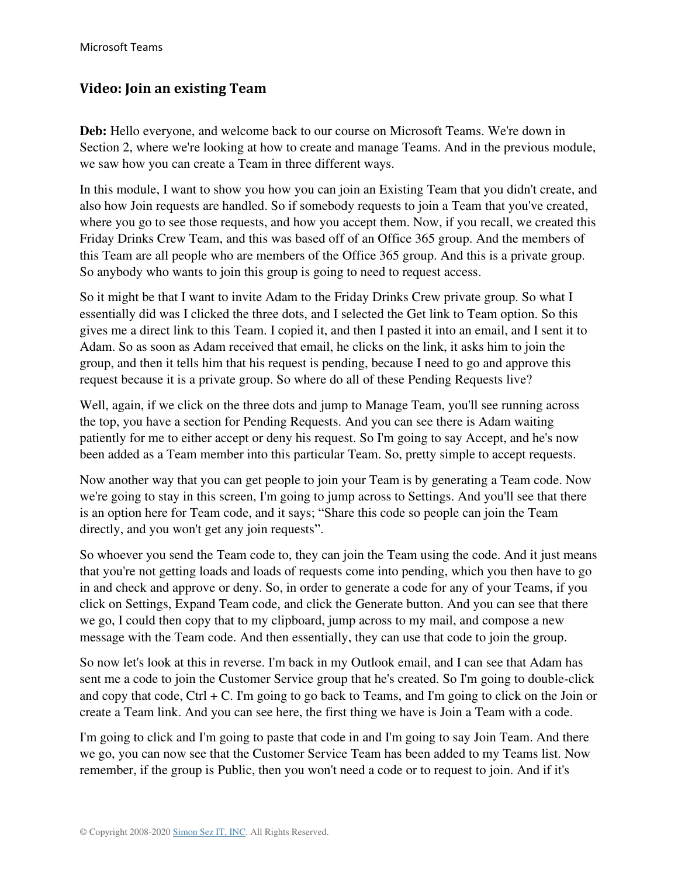## Video: Join an existing Team

**Deb:** Hello everyone, and welcome back to our course on Microsoft Teams. We're down in Section 2, where we're looking at how to create and manage Teams. And in the previous module, we saw how you can create a Team in three different ways.

In this module, I want to show you how you can join an Existing Team that you didn't create, and also how Join requests are handled. So if somebody requests to join a Team that you've created, where you go to see those requests, and how you accept them. Now, if you recall, we created this Friday Drinks Crew Team, and this was based off of an Office 365 group. And the members of this Team are all people who are members of the Office 365 group. And this is a private group. So anybody who wants to join this group is going to need to request access.

So it might be that I want to invite Adam to the Friday Drinks Crew private group. So what I essentially did was I clicked the three dots, and I selected the Get link to Team option. So this gives me a direct link to this Team. I copied it, and then I pasted it into an email, and I sent it to Adam. So as soon as Adam received that email, he clicks on the link, it asks him to join the group, and then it tells him that his request is pending, because I need to go and approve this request because it is a private group. So where do all of these Pending Requests live?

Well, again, if we click on the three dots and jump to Manage Team, you'll see running across the top, you have a section for Pending Requests. And you can see there is Adam waiting patiently for me to either accept or deny his request. So I'm going to say Accept, and he's now been added as a Team member into this particular Team. So, pretty simple to accept requests.

Now another way that you can get people to join your Team is by generating a Team code. Now we're going to stay in this screen, I'm going to jump across to Settings. And you'll see that there is an option here for Team code, and it says; "Share this code so people can join the Team directly, and you won't get any join requests".

So whoever you send the Team code to, they can join the Team using the code. And it just means that you're not getting loads and loads of requests come into pending, which you then have to go in and check and approve or deny. So, in order to generate a code for any of your Teams, if you click on Settings, Expand Team code, and click the Generate button. And you can see that there we go, I could then copy that to my clipboard, jump across to my mail, and compose a new message with the Team code. And then essentially, they can use that code to join the group.

So now let's look at this in reverse. I'm back in my Outlook email, and I can see that Adam has sent me a code to join the Customer Service group that he's created. So I'm going to double-click and copy that code, Ctrl + C. I'm going to go back to Teams, and I'm going to click on the Join or create a Team link. And you can see here, the first thing we have is Join a Team with a code.

I'm going to click and I'm going to paste that code in and I'm going to say Join Team. And there we go, you can now see that the Customer Service Team has been added to my Teams list. Now remember, if the group is Public, then you won't need a code or to request to join. And if it's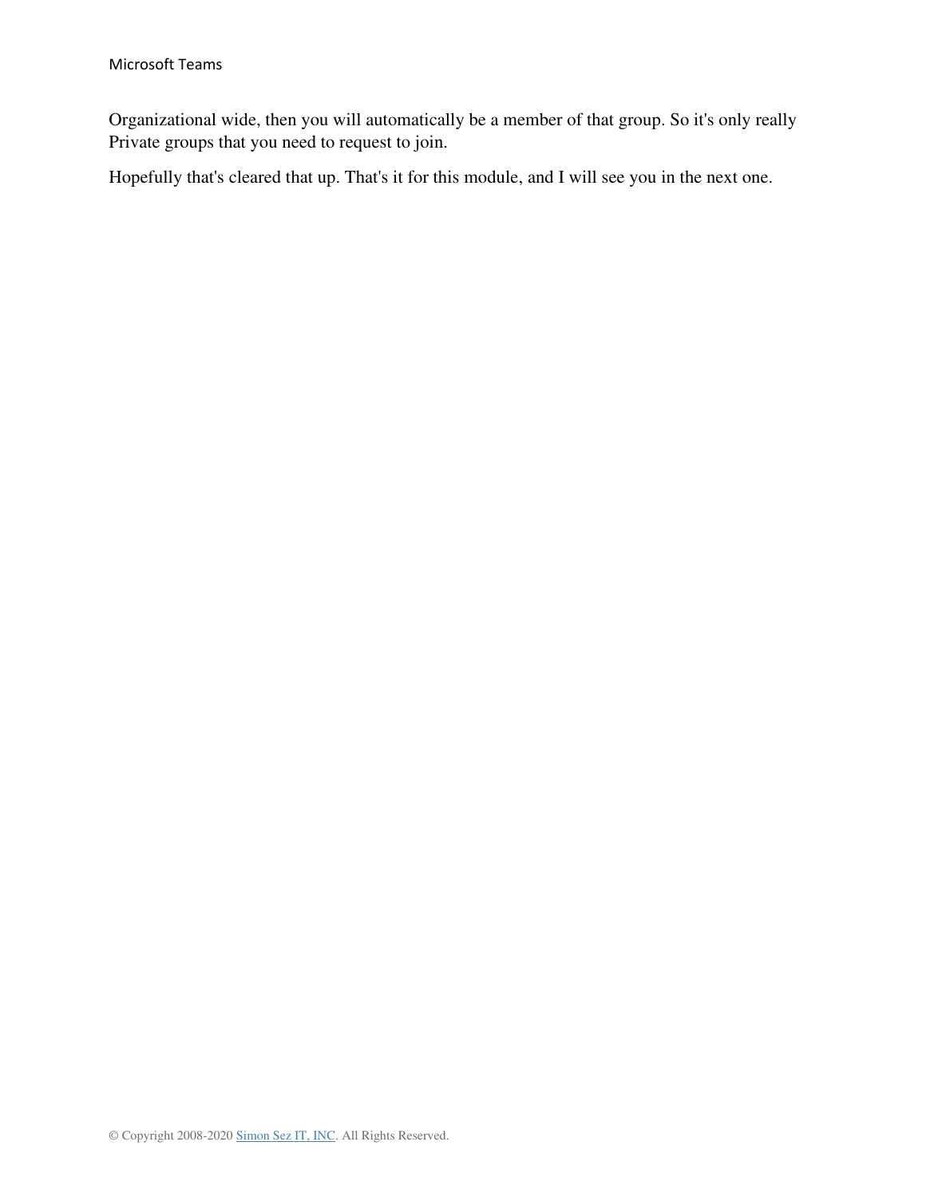Organizational wide, then you will automatically be a member of that group. So it's only really Private groups that you need to request to join.

Hopefully that's cleared that up. That's it for this module, and I will see you in the next one.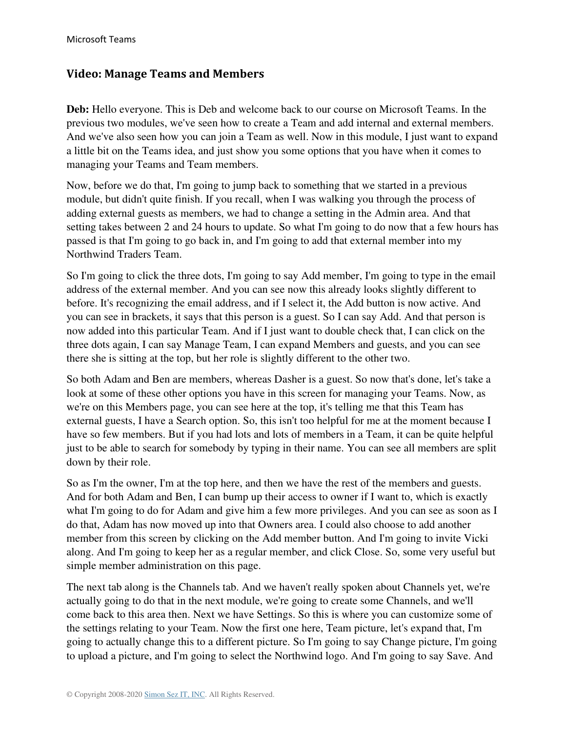## Video: Manage Teams and Members

**Deb:** Hello everyone. This is Deb and welcome back to our course on Microsoft Teams. In the previous two modules, we've seen how to create a Team and add internal and external members. And we've also seen how you can join a Team as well. Now in this module, I just want to expand a little bit on the Teams idea, and just show you some options that you have when it comes to managing your Teams and Team members.

Now, before we do that, I'm going to jump back to something that we started in a previous module, but didn't quite finish. If you recall, when I was walking you through the process of adding external guests as members, we had to change a setting in the Admin area. And that setting takes between 2 and 24 hours to update. So what I'm going to do now that a few hours has passed is that I'm going to go back in, and I'm going to add that external member into my Northwind Traders Team.

So I'm going to click the three dots, I'm going to say Add member, I'm going to type in the email address of the external member. And you can see now this already looks slightly different to before. It's recognizing the email address, and if I select it, the Add button is now active. And you can see in brackets, it says that this person is a guest. So I can say Add. And that person is now added into this particular Team. And if I just want to double check that, I can click on the three dots again, I can say Manage Team, I can expand Members and guests, and you can see there she is sitting at the top, but her role is slightly different to the other two.

So both Adam and Ben are members, whereas Dasher is a guest. So now that's done, let's take a look at some of these other options you have in this screen for managing your Teams. Now, as we're on this Members page, you can see here at the top, it's telling me that this Team has external guests, I have a Search option. So, this isn't too helpful for me at the moment because I have so few members. But if you had lots and lots of members in a Team, it can be quite helpful just to be able to search for somebody by typing in their name. You can see all members are split down by their role.

So as I'm the owner, I'm at the top here, and then we have the rest of the members and guests. And for both Adam and Ben, I can bump up their access to owner if I want to, which is exactly what I'm going to do for Adam and give him a few more privileges. And you can see as soon as I do that, Adam has now moved up into that Owners area. I could also choose to add another member from this screen by clicking on the Add member button. And I'm going to invite Vicki along. And I'm going to keep her as a regular member, and click Close. So, some very useful but simple member administration on this page.

The next tab along is the Channels tab. And we haven't really spoken about Channels yet, we're actually going to do that in the next module, we're going to create some Channels, and we'll come back to this area then. Next we have Settings. So this is where you can customize some of the settings relating to your Team. Now the first one here, Team picture, let's expand that, I'm going to actually change this to a different picture. So I'm going to say Change picture, I'm going to upload a picture, and I'm going to select the Northwind logo. And I'm going to say Save. And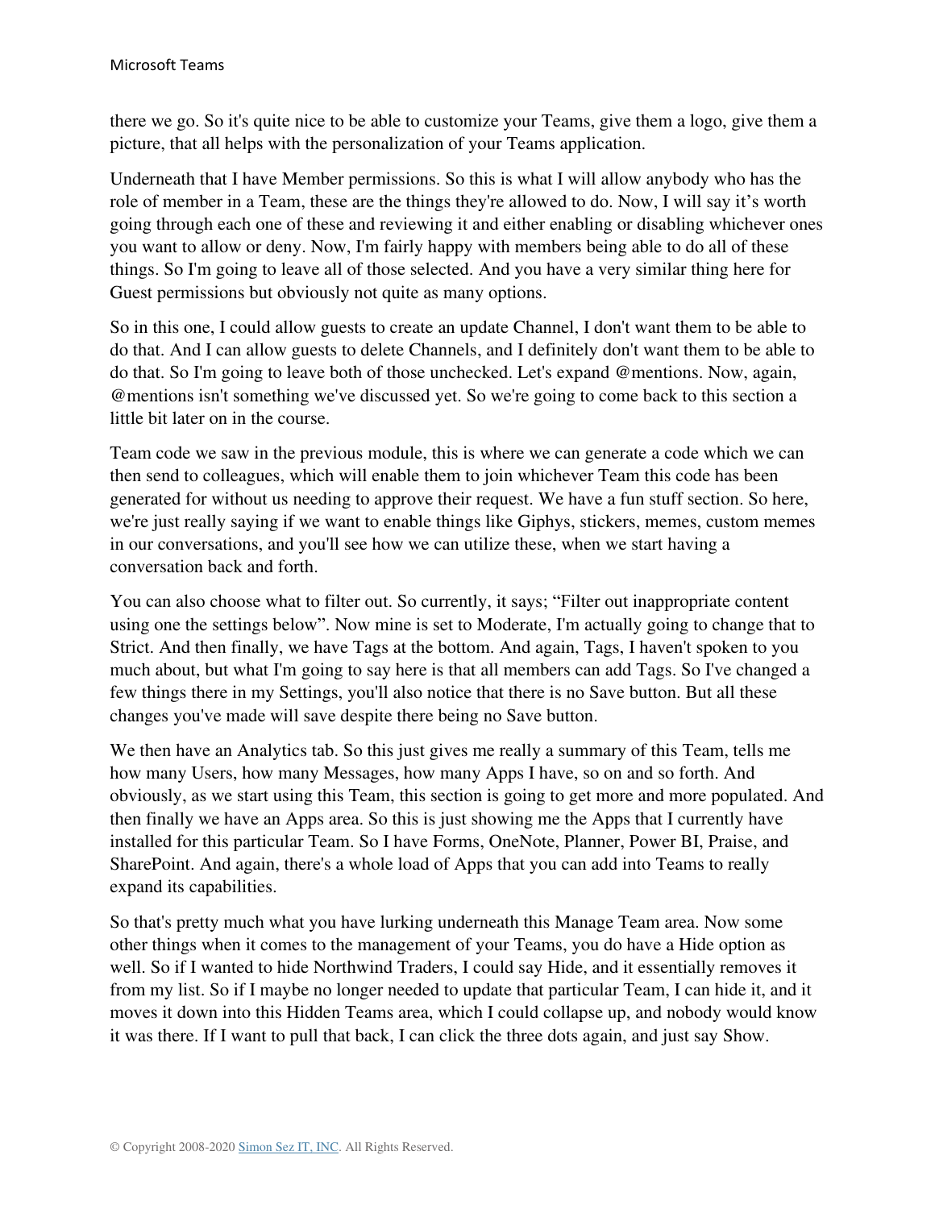there we go. So it's quite nice to be able to customize your Teams, give them a logo, give them a picture, that all helps with the personalization of your Teams application.

Underneath that I have Member permissions. So this is what I will allow anybody who has the role of member in a Team, these are the things they're allowed to do. Now, I will say it's worth going through each one of these and reviewing it and either enabling or disabling whichever ones you want to allow or deny. Now, I'm fairly happy with members being able to do all of these things. So I'm going to leave all of those selected. And you have a very similar thing here for Guest permissions but obviously not quite as many options.

So in this one, I could allow guests to create an update Channel, I don't want them to be able to do that. And I can allow guests to delete Channels, and I definitely don't want them to be able to do that. So I'm going to leave both of those unchecked. Let's expand @mentions. Now, again, @mentions isn't something we've discussed yet. So we're going to come back to this section a little bit later on in the course.

Team code we saw in the previous module, this is where we can generate a code which we can then send to colleagues, which will enable them to join whichever Team this code has been generated for without us needing to approve their request. We have a fun stuff section. So here, we're just really saying if we want to enable things like Giphys, stickers, memes, custom memes in our conversations, and you'll see how we can utilize these, when we start having a conversation back and forth.

You can also choose what to filter out. So currently, it says; "Filter out inappropriate content using one the settings below". Now mine is set to Moderate, I'm actually going to change that to Strict. And then finally, we have Tags at the bottom. And again, Tags, I haven't spoken to you much about, but what I'm going to say here is that all members can add Tags. So I've changed a few things there in my Settings, you'll also notice that there is no Save button. But all these changes you've made will save despite there being no Save button.

We then have an Analytics tab. So this just gives me really a summary of this Team, tells me how many Users, how many Messages, how many Apps I have, so on and so forth. And obviously, as we start using this Team, this section is going to get more and more populated. And then finally we have an Apps area. So this is just showing me the Apps that I currently have installed for this particular Team. So I have Forms, OneNote, Planner, Power BI, Praise, and SharePoint. And again, there's a whole load of Apps that you can add into Teams to really expand its capabilities.

So that's pretty much what you have lurking underneath this Manage Team area. Now some other things when it comes to the management of your Teams, you do have a Hide option as well. So if I wanted to hide Northwind Traders, I could say Hide, and it essentially removes it from my list. So if I maybe no longer needed to update that particular Team, I can hide it, and it moves it down into this Hidden Teams area, which I could collapse up, and nobody would know it was there. If I want to pull that back, I can click the three dots again, and just say Show.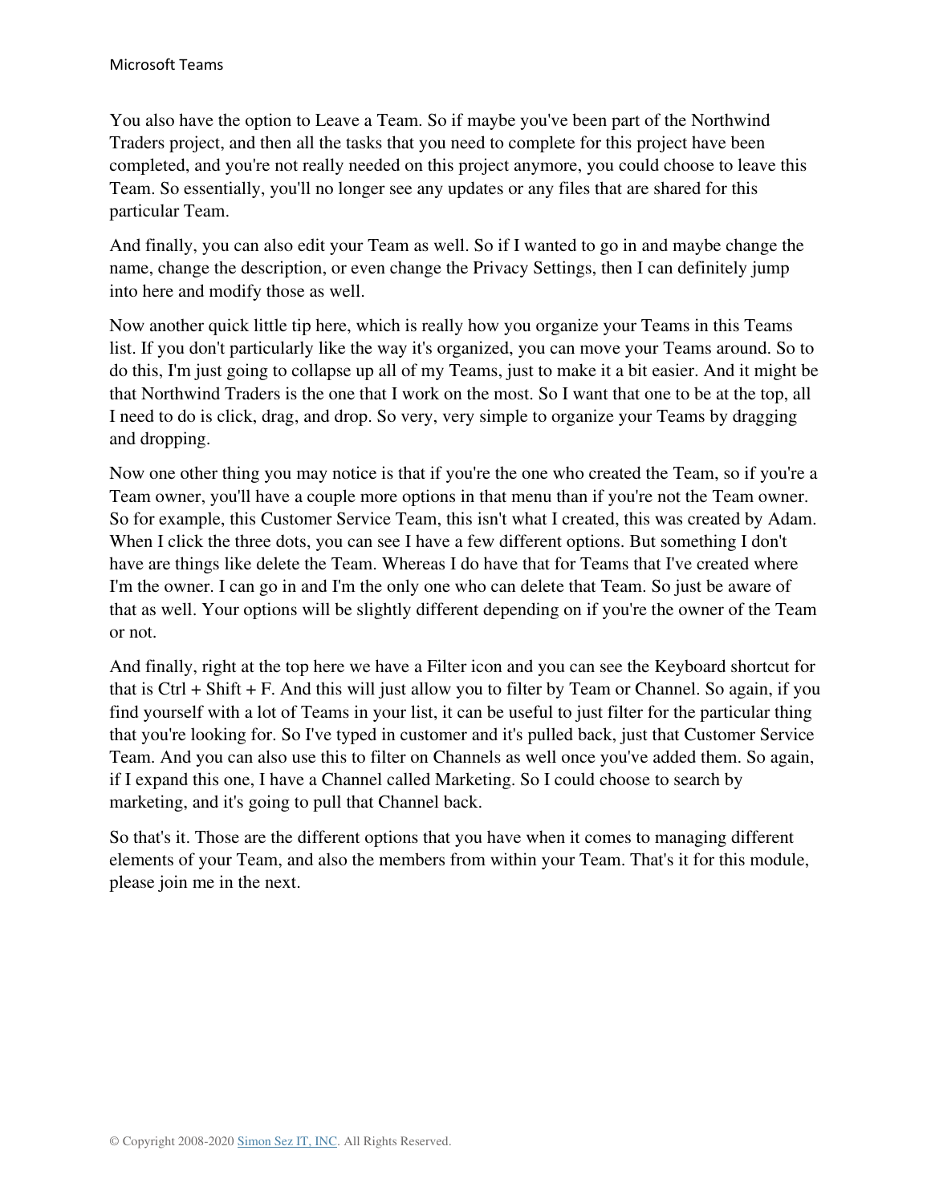You also have the option to Leave a Team. So if maybe you've been part of the Northwind Traders project, and then all the tasks that you need to complete for this project have been completed, and you're not really needed on this project anymore, you could choose to leave this Team. So essentially, you'll no longer see any updates or any files that are shared for this particular Team.

And finally, you can also edit your Team as well. So if I wanted to go in and maybe change the name, change the description, or even change the Privacy Settings, then I can definitely jump into here and modify those as well.

Now another quick little tip here, which is really how you organize your Teams in this Teams list. If you don't particularly like the way it's organized, you can move your Teams around. So to do this, I'm just going to collapse up all of my Teams, just to make it a bit easier. And it might be that Northwind Traders is the one that I work on the most. So I want that one to be at the top, all I need to do is click, drag, and drop. So very, very simple to organize your Teams by dragging and dropping.

Now one other thing you may notice is that if you're the one who created the Team, so if you're a Team owner, you'll have a couple more options in that menu than if you're not the Team owner. So for example, this Customer Service Team, this isn't what I created, this was created by Adam. When I click the three dots, you can see I have a few different options. But something I don't have are things like delete the Team. Whereas I do have that for Teams that I've created where I'm the owner. I can go in and I'm the only one who can delete that Team. So just be aware of that as well. Your options will be slightly different depending on if you're the owner of the Team or not.

And finally, right at the top here we have a Filter icon and you can see the Keyboard shortcut for that is Ctrl + Shift + F. And this will just allow you to filter by Team or Channel. So again, if you find yourself with a lot of Teams in your list, it can be useful to just filter for the particular thing that you're looking for. So I've typed in customer and it's pulled back, just that Customer Service Team. And you can also use this to filter on Channels as well once you've added them. So again, if I expand this one, I have a Channel called Marketing. So I could choose to search by marketing, and it's going to pull that Channel back.

So that's it. Those are the different options that you have when it comes to managing different elements of your Team, and also the members from within your Team. That's it for this module, please join me in the next.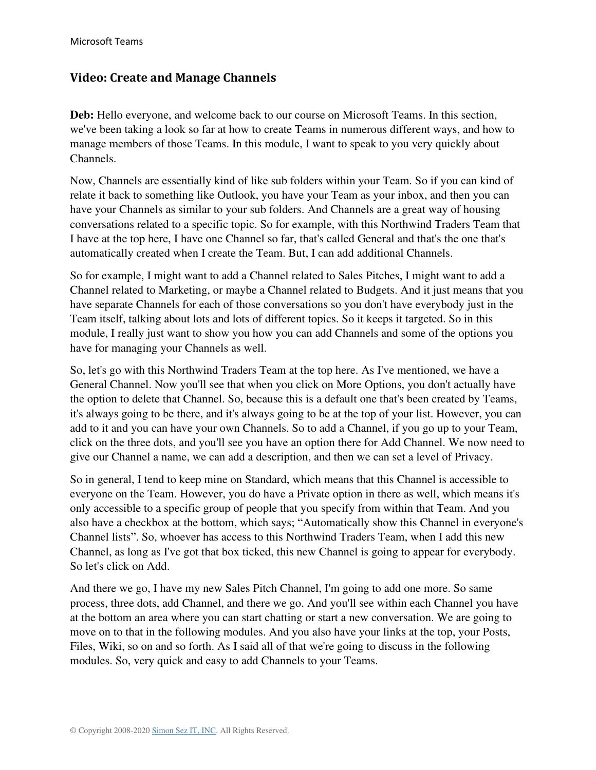## Video: Create and Manage Channels

**Deb:** Hello everyone, and welcome back to our course on Microsoft Teams. In this section, we've been taking a look so far at how to create Teams in numerous different ways, and how to manage members of those Teams. In this module, I want to speak to you very quickly about Channels.

Now, Channels are essentially kind of like sub folders within your Team. So if you can kind of relate it back to something like Outlook, you have your Team as your inbox, and then you can have your Channels as similar to your sub folders. And Channels are a great way of housing conversations related to a specific topic. So for example, with this Northwind Traders Team that I have at the top here, I have one Channel so far, that's called General and that's the one that's automatically created when I create the Team. But, I can add additional Channels.

So for example, I might want to add a Channel related to Sales Pitches, I might want to add a Channel related to Marketing, or maybe a Channel related to Budgets. And it just means that you have separate Channels for each of those conversations so you don't have everybody just in the Team itself, talking about lots and lots of different topics. So it keeps it targeted. So in this module, I really just want to show you how you can add Channels and some of the options you have for managing your Channels as well.

So, let's go with this Northwind Traders Team at the top here. As I've mentioned, we have a General Channel. Now you'll see that when you click on More Options, you don't actually have the option to delete that Channel. So, because this is a default one that's been created by Teams, it's always going to be there, and it's always going to be at the top of your list. However, you can add to it and you can have your own Channels. So to add a Channel, if you go up to your Team, click on the three dots, and you'll see you have an option there for Add Channel. We now need to give our Channel a name, we can add a description, and then we can set a level of Privacy.

So in general, I tend to keep mine on Standard, which means that this Channel is accessible to everyone on the Team. However, you do have a Private option in there as well, which means it's only accessible to a specific group of people that you specify from within that Team. And you also have a checkbox at the bottom, which says; "Automatically show this Channel in everyone's Channel lists". So, whoever has access to this Northwind Traders Team, when I add this new Channel, as long as I've got that box ticked, this new Channel is going to appear for everybody. So let's click on Add.

And there we go, I have my new Sales Pitch Channel, I'm going to add one more. So same process, three dots, add Channel, and there we go. And you'll see within each Channel you have at the bottom an area where you can start chatting or start a new conversation. We are going to move on to that in the following modules. And you also have your links at the top, your Posts, Files, Wiki, so on and so forth. As I said all of that we're going to discuss in the following modules. So, very quick and easy to add Channels to your Teams.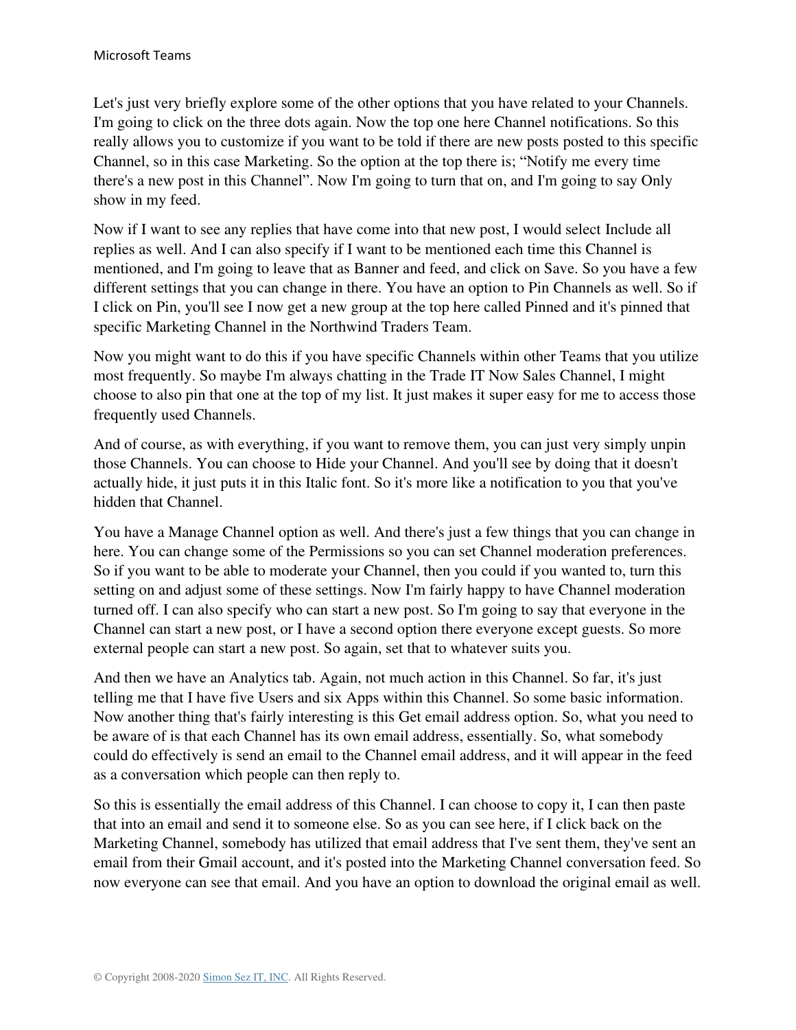Let's just very briefly explore some of the other options that you have related to your Channels. I'm going to click on the three dots again. Now the top one here Channel notifications. So this really allows you to customize if you want to be told if there are new posts posted to this specific Channel, so in this case Marketing. So the option at the top there is; "Notify me every time there's a new post in this Channel". Now I'm going to turn that on, and I'm going to say Only show in my feed.

Now if I want to see any replies that have come into that new post, I would select Include all replies as well. And I can also specify if I want to be mentioned each time this Channel is mentioned, and I'm going to leave that as Banner and feed, and click on Save. So you have a few different settings that you can change in there. You have an option to Pin Channels as well. So if I click on Pin, you'll see I now get a new group at the top here called Pinned and it's pinned that specific Marketing Channel in the Northwind Traders Team.

Now you might want to do this if you have specific Channels within other Teams that you utilize most frequently. So maybe I'm always chatting in the Trade IT Now Sales Channel, I might choose to also pin that one at the top of my list. It just makes it super easy for me to access those frequently used Channels.

And of course, as with everything, if you want to remove them, you can just very simply unpin those Channels. You can choose to Hide your Channel. And you'll see by doing that it doesn't actually hide, it just puts it in this Italic font. So it's more like a notification to you that you've hidden that Channel.

You have a Manage Channel option as well. And there's just a few things that you can change in here. You can change some of the Permissions so you can set Channel moderation preferences. So if you want to be able to moderate your Channel, then you could if you wanted to, turn this setting on and adjust some of these settings. Now I'm fairly happy to have Channel moderation turned off. I can also specify who can start a new post. So I'm going to say that everyone in the Channel can start a new post, or I have a second option there everyone except guests. So more external people can start a new post. So again, set that to whatever suits you.

And then we have an Analytics tab. Again, not much action in this Channel. So far, it's just telling me that I have five Users and six Apps within this Channel. So some basic information. Now another thing that's fairly interesting is this Get email address option. So, what you need to be aware of is that each Channel has its own email address, essentially. So, what somebody could do effectively is send an email to the Channel email address, and it will appear in the feed as a conversation which people can then reply to.

So this is essentially the email address of this Channel. I can choose to copy it, I can then paste that into an email and send it to someone else. So as you can see here, if I click back on the Marketing Channel, somebody has utilized that email address that I've sent them, they've sent an email from their Gmail account, and it's posted into the Marketing Channel conversation feed. So now everyone can see that email. And you have an option to download the original email as well.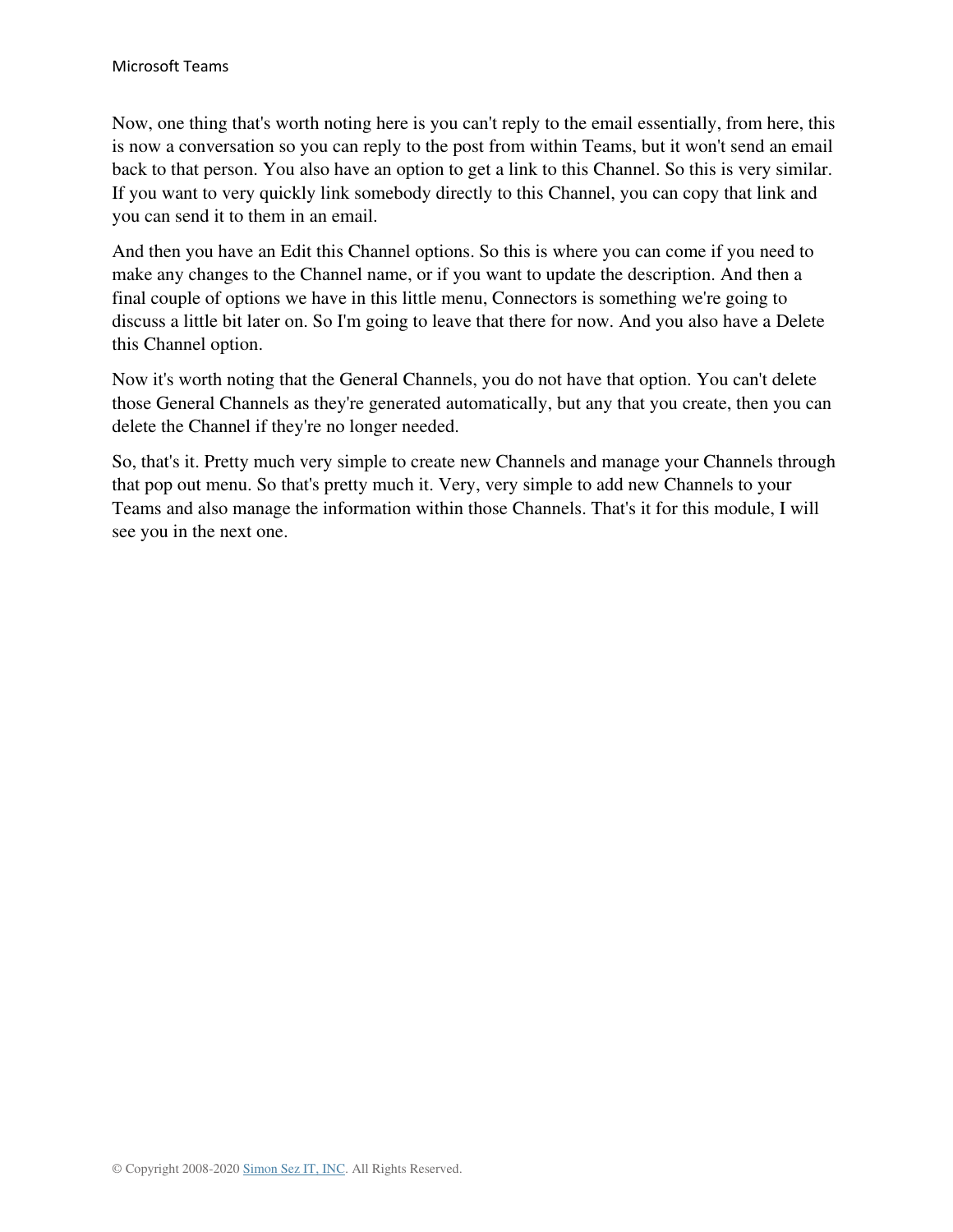Now, one thing that's worth noting here is you can't reply to the email essentially, from here, this is now a conversation so you can reply to the post from within Teams, but it won't send an email back to that person. You also have an option to get a link to this Channel. So this is very similar. If you want to very quickly link somebody directly to this Channel, you can copy that link and you can send it to them in an email.

And then you have an Edit this Channel options. So this is where you can come if you need to make any changes to the Channel name, or if you want to update the description. And then a final couple of options we have in this little menu, Connectors is something we're going to discuss a little bit later on. So I'm going to leave that there for now. And you also have a Delete this Channel option.

Now it's worth noting that the General Channels, you do not have that option. You can't delete those General Channels as they're generated automatically, but any that you create, then you can delete the Channel if they're no longer needed.

So, that's it. Pretty much very simple to create new Channels and manage your Channels through that pop out menu. So that's pretty much it. Very, very simple to add new Channels to your Teams and also manage the information within those Channels. That's it for this module, I will see you in the next one.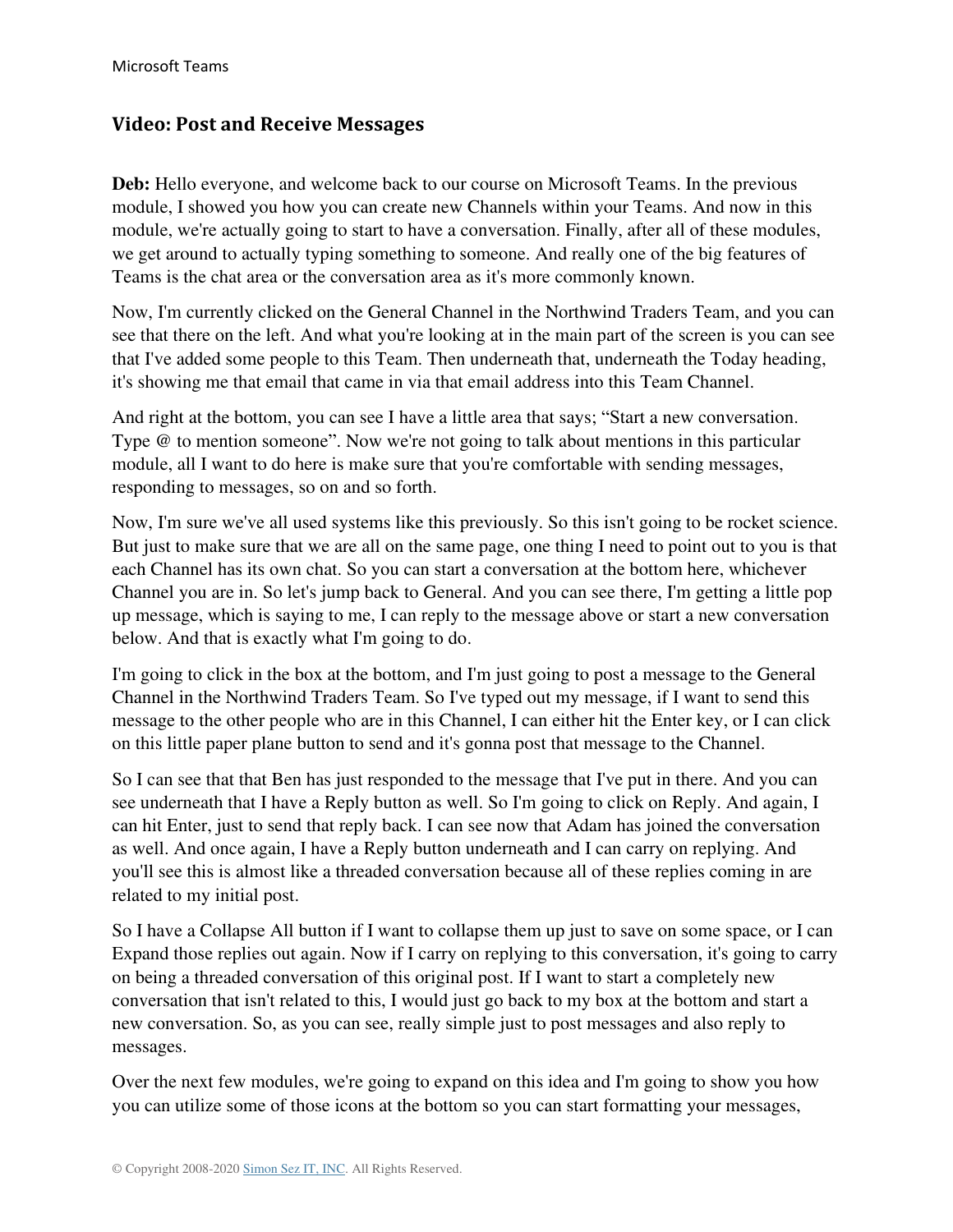## Video: Post and Receive Messages

**Deb:** Hello everyone, and welcome back to our course on Microsoft Teams. In the previous module, I showed you how you can create new Channels within your Teams. And now in this module, we're actually going to start to have a conversation. Finally, after all of these modules, we get around to actually typing something to someone. And really one of the big features of Teams is the chat area or the conversation area as it's more commonly known.

Now, I'm currently clicked on the General Channel in the Northwind Traders Team, and you can see that there on the left. And what you're looking at in the main part of the screen is you can see that I've added some people to this Team. Then underneath that, underneath the Today heading, it's showing me that email that came in via that email address into this Team Channel.

And right at the bottom, you can see I have a little area that says; "Start a new conversation. Type @ to mention someone". Now we're not going to talk about mentions in this particular module, all I want to do here is make sure that you're comfortable with sending messages, responding to messages, so on and so forth.

Now, I'm sure we've all used systems like this previously. So this isn't going to be rocket science. But just to make sure that we are all on the same page, one thing I need to point out to you is that each Channel has its own chat. So you can start a conversation at the bottom here, whichever Channel you are in. So let's jump back to General. And you can see there, I'm getting a little pop up message, which is saying to me, I can reply to the message above or start a new conversation below. And that is exactly what I'm going to do.

I'm going to click in the box at the bottom, and I'm just going to post a message to the General Channel in the Northwind Traders Team. So I've typed out my message, if I want to send this message to the other people who are in this Channel, I can either hit the Enter key, or I can click on this little paper plane button to send and it's gonna post that message to the Channel.

So I can see that that Ben has just responded to the message that I've put in there. And you can see underneath that I have a Reply button as well. So I'm going to click on Reply. And again, I can hit Enter, just to send that reply back. I can see now that Adam has joined the conversation as well. And once again, I have a Reply button underneath and I can carry on replying. And you'll see this is almost like a threaded conversation because all of these replies coming in are related to my initial post.

So I have a Collapse All button if I want to collapse them up just to save on some space, or I can Expand those replies out again. Now if I carry on replying to this conversation, it's going to carry on being a threaded conversation of this original post. If I want to start a completely new conversation that isn't related to this, I would just go back to my box at the bottom and start a new conversation. So, as you can see, really simple just to post messages and also reply to messages.

Over the next few modules, we're going to expand on this idea and I'm going to show you how you can utilize some of those icons at the bottom so you can start formatting your messages,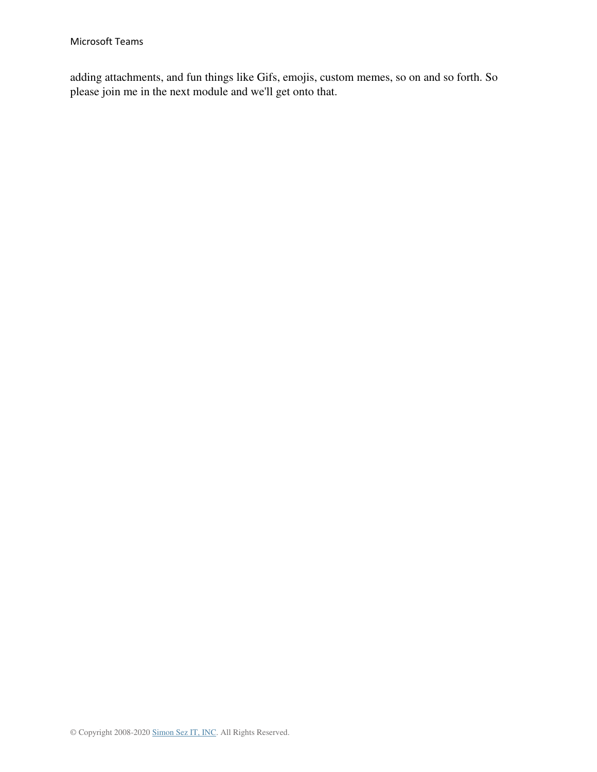adding attachments, and fun things like Gifs, emojis, custom memes, so on and so forth. So please join me in the next module and we'll get onto that.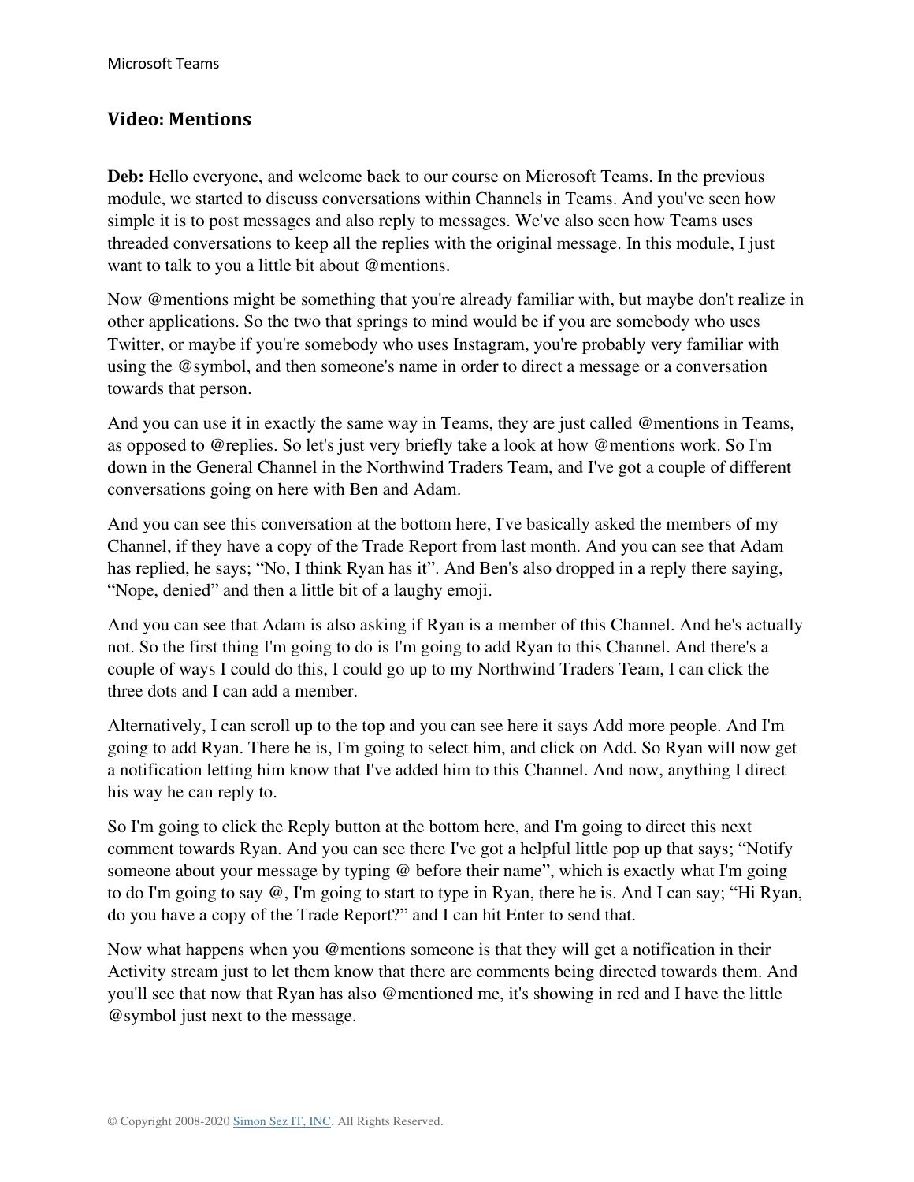## Video: Mentions

**Deb:** Hello everyone, and welcome back to our course on Microsoft Teams. In the previous module, we started to discuss conversations within Channels in Teams. And you've seen how simple it is to post messages and also reply to messages. We've also seen how Teams uses threaded conversations to keep all the replies with the original message. In this module, I just want to talk to you a little bit about @mentions.

Now @mentions might be something that you're already familiar with, but maybe don't realize in other applications. So the two that springs to mind would be if you are somebody who uses Twitter, or maybe if you're somebody who uses Instagram, you're probably very familiar with using the @symbol, and then someone's name in order to direct a message or a conversation towards that person.

And you can use it in exactly the same way in Teams, they are just called @mentions in Teams, as opposed to @replies. So let's just very briefly take a look at how @mentions work. So I'm down in the General Channel in the Northwind Traders Team, and I've got a couple of different conversations going on here with Ben and Adam.

And you can see this conversation at the bottom here, I've basically asked the members of my Channel, if they have a copy of the Trade Report from last month. And you can see that Adam has replied, he says; "No, I think Ryan has it". And Ben's also dropped in a reply there saying, "Nope, denied" and then a little bit of a laughy emoji.

And you can see that Adam is also asking if Ryan is a member of this Channel. And he's actually not. So the first thing I'm going to do is I'm going to add Ryan to this Channel. And there's a couple of ways I could do this, I could go up to my Northwind Traders Team, I can click the three dots and I can add a member.

Alternatively, I can scroll up to the top and you can see here it says Add more people. And I'm going to add Ryan. There he is, I'm going to select him, and click on Add. So Ryan will now get a notification letting him know that I've added him to this Channel. And now, anything I direct his way he can reply to.

So I'm going to click the Reply button at the bottom here, and I'm going to direct this next comment towards Ryan. And you can see there I've got a helpful little pop up that says; "Notify someone about your message by typing @ before their name", which is exactly what I'm going to do I'm going to say @, I'm going to start to type in Ryan, there he is. And I can say; "Hi Ryan, do you have a copy of the Trade Report?" and I can hit Enter to send that.

Now what happens when you @mentions someone is that they will get a notification in their Activity stream just to let them know that there are comments being directed towards them. And you'll see that now that Ryan has also @mentioned me, it's showing in red and I have the little @symbol just next to the message.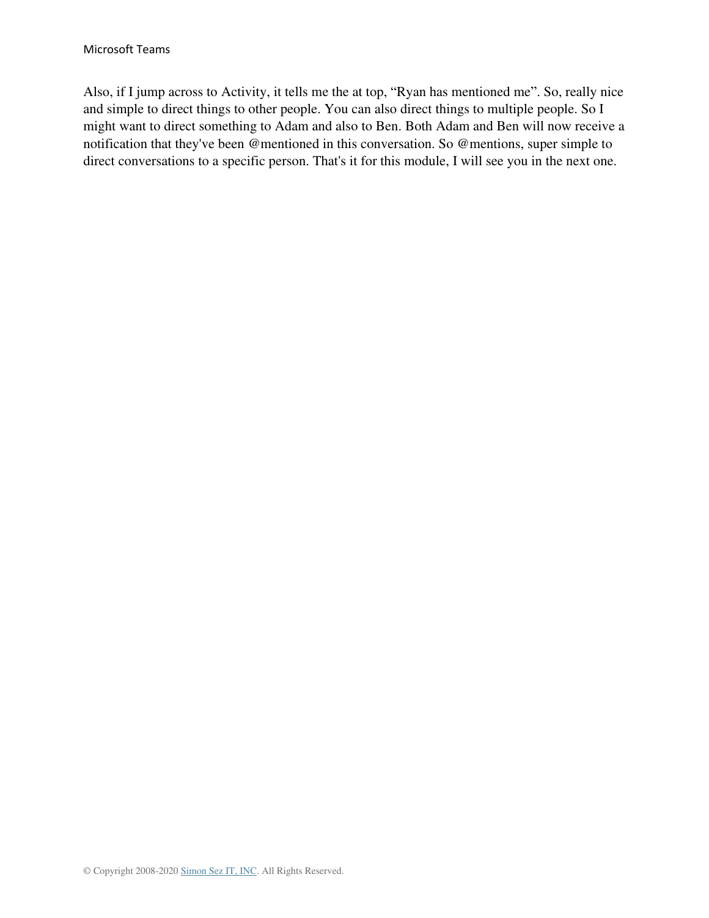Also, if I jump across to Activity, it tells me the at top, "Ryan has mentioned me". So, really nice and simple to direct things to other people. You can also direct things to multiple people. So I might want to direct something to Adam and also to Ben. Both Adam and Ben will now receive a notification that they've been @mentioned in this conversation. So @mentions, super simple to direct conversations to a specific person. That's it for this module, I will see you in the next one.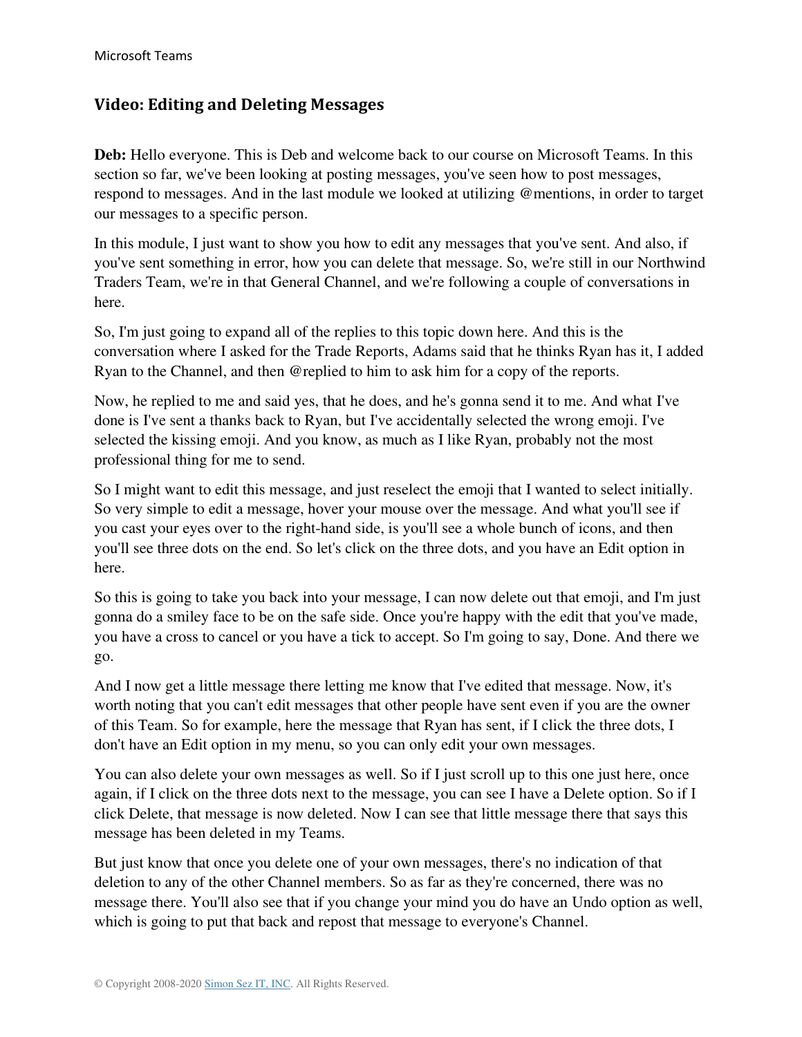## Video: Editing and Deleting Messages

**Deb:** Hello everyone. This is Deb and welcome back to our course on Microsoft Teams. In this section so far, we've been looking at posting messages, you've seen how to post messages, respond to messages. And in the last module we looked at utilizing @mentions, in order to target our messages to a specific person.

In this module, I just want to show you how to edit any messages that you've sent. And also, if you've sent something in error, how you can delete that message. So, we're still in our Northwind Traders Team, we're in that General Channel, and we're following a couple of conversations in here.

So, I'm just going to expand all of the replies to this topic down here. And this is the conversation where I asked for the Trade Reports, Adams said that he thinks Ryan has it, I added Ryan to the Channel, and then @replied to him to ask him for a copy of the reports.

Now, he replied to me and said yes, that he does, and he's gonna send it to me. And what I've done is I've sent a thanks back to Ryan, but I've accidentally selected the wrong emoji. I've selected the kissing emoji. And you know, as much as I like Ryan, probably not the most professional thing for me to send.

So I might want to edit this message, and just reselect the emoji that I wanted to select initially. So very simple to edit a message, hover your mouse over the message. And what you'll see if you cast your eyes over to the right-hand side, is you'll see a whole bunch of icons, and then you'll see three dots on the end. So let's click on the three dots, and you have an Edit option in here.

So this is going to take you back into your message, I can now delete out that emoji, and I'm just gonna do a smiley face to be on the safe side. Once you're happy with the edit that you've made, you have a cross to cancel or you have a tick to accept. So I'm going to say, Done. And there we go.

And I now get a little message there letting me know that I've edited that message. Now, it's worth noting that you can't edit messages that other people have sent even if you are the owner of this Team. So for example, here the message that Ryan has sent, if I click the three dots, I don't have an Edit option in my menu, so you can only edit your own messages.

You can also delete your own messages as well. So if I just scroll up to this one just here, once again, if I click on the three dots next to the message, you can see I have a Delete option. So if I click Delete, that message is now deleted. Now I can see that little message there that says this message has been deleted in my Teams.

But just know that once you delete one of your own messages, there's no indication of that deletion to any of the other Channel members. So as far as they're concerned, there was no message there. You'll also see that if you change your mind you do have an Undo option as well, which is going to put that back and repost that message to everyone's Channel.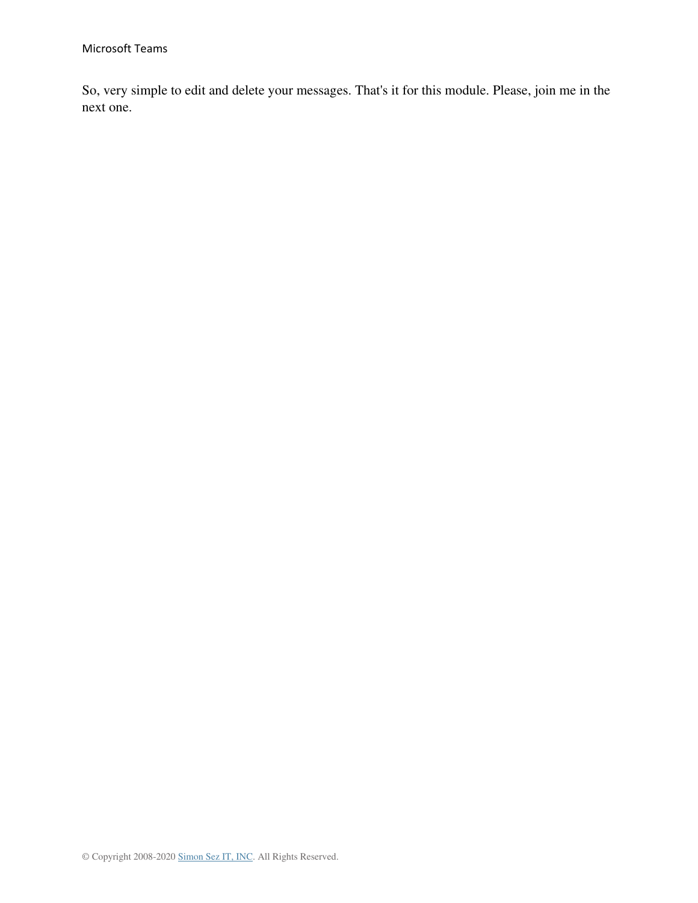So, very simple to edit and delete your messages. That's it for this module. Please, join me in the next one.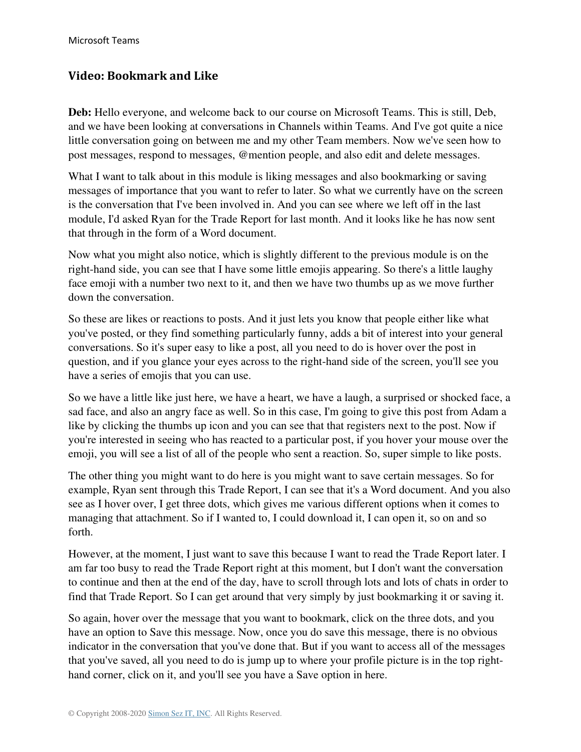## Video: Bookmark and Like

**Deb:** Hello everyone, and welcome back to our course on Microsoft Teams. This is still, Deb, and we have been looking at conversations in Channels within Teams. And I've got quite a nice little conversation going on between me and my other Team members. Now we've seen how to post messages, respond to messages, @mention people, and also edit and delete messages.

What I want to talk about in this module is liking messages and also bookmarking or saving messages of importance that you want to refer to later. So what we currently have on the screen is the conversation that I've been involved in. And you can see where we left off in the last module, I'd asked Ryan for the Trade Report for last month. And it looks like he has now sent that through in the form of a Word document.

Now what you might also notice, which is slightly different to the previous module is on the right-hand side, you can see that I have some little emojis appearing. So there's a little laughy face emoji with a number two next to it, and then we have two thumbs up as we move further down the conversation.

So these are likes or reactions to posts. And it just lets you know that people either like what you've posted, or they find something particularly funny, adds a bit of interest into your general conversations. So it's super easy to like a post, all you need to do is hover over the post in question, and if you glance your eyes across to the right-hand side of the screen, you'll see you have a series of emojis that you can use.

So we have a little like just here, we have a heart, we have a laugh, a surprised or shocked face, a sad face, and also an angry face as well. So in this case, I'm going to give this post from Adam a like by clicking the thumbs up icon and you can see that that registers next to the post. Now if you're interested in seeing who has reacted to a particular post, if you hover your mouse over the emoji, you will see a list of all of the people who sent a reaction. So, super simple to like posts.

The other thing you might want to do here is you might want to save certain messages. So for example, Ryan sent through this Trade Report, I can see that it's a Word document. And you also see as I hover over, I get three dots, which gives me various different options when it comes to managing that attachment. So if I wanted to, I could download it, I can open it, so on and so forth.

However, at the moment, I just want to save this because I want to read the Trade Report later. I am far too busy to read the Trade Report right at this moment, but I don't want the conversation to continue and then at the end of the day, have to scroll through lots and lots of chats in order to find that Trade Report. So I can get around that very simply by just bookmarking it or saving it.

So again, hover over the message that you want to bookmark, click on the three dots, and you have an option to Save this message. Now, once you do save this message, there is no obvious indicator in the conversation that you've done that. But if you want to access all of the messages that you've saved, all you need to do is jump up to where your profile picture is in the top right-hand corner, click on it, and you'll see you have a Save option in here.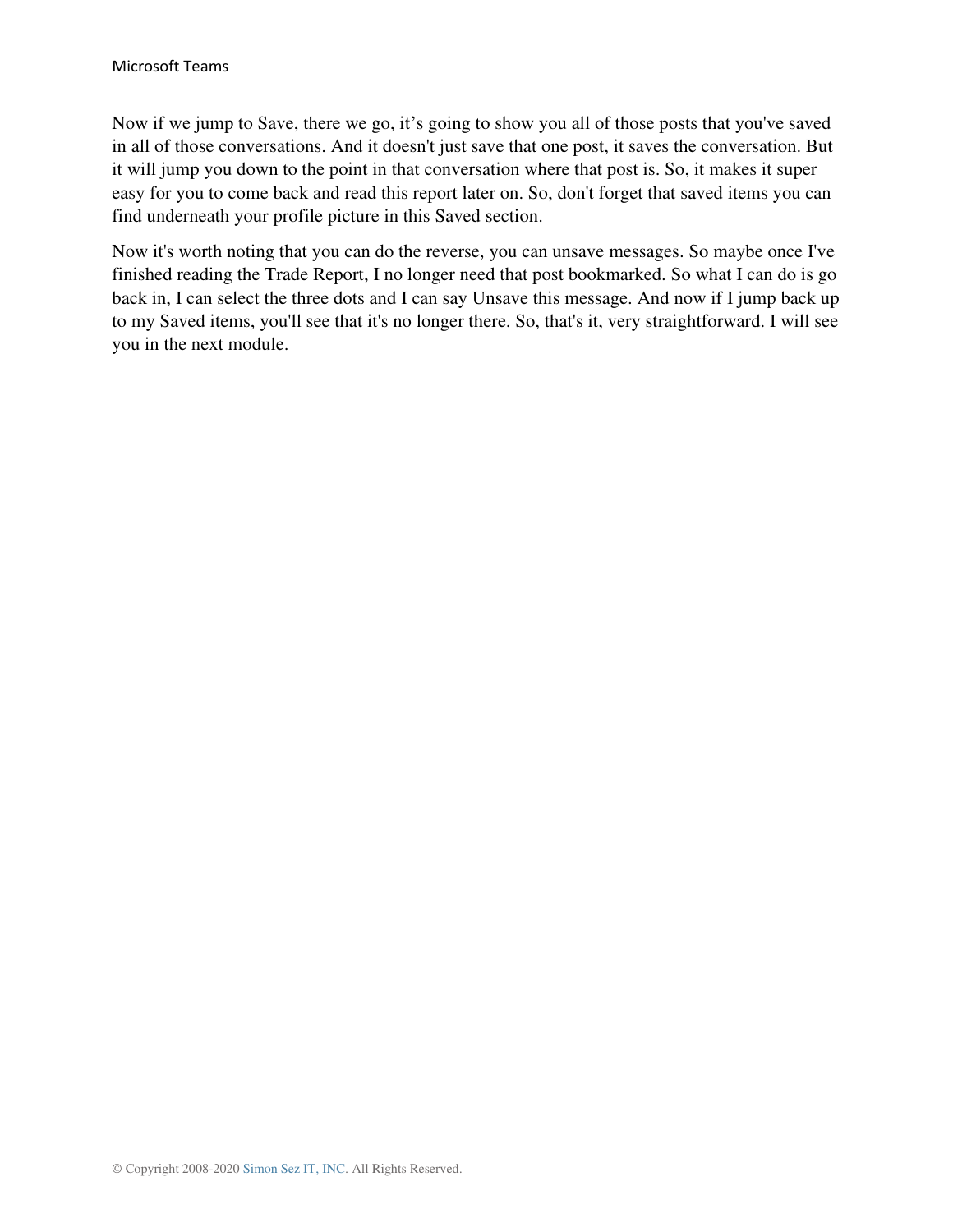Now if we jump to Save, there we go, it's going to show you all of those posts that you've saved in all of those conversations. And it doesn't just save that one post, it saves the conversation. But it will jump you down to the point in that conversation where that post is. So, it makes it super easy for you to come back and read this report later on. So, don't forget that saved items you can find underneath your profile picture in this Saved section.

Now it's worth noting that you can do the reverse, you can unsave messages. So maybe once I've finished reading the Trade Report, I no longer need that post bookmarked. So what I can do is go back in, I can select the three dots and I can say Unsave this message. And now if I jump back up to my Saved items, you'll see that it's no longer there. So, that's it, very straightforward. I will see you in the next module.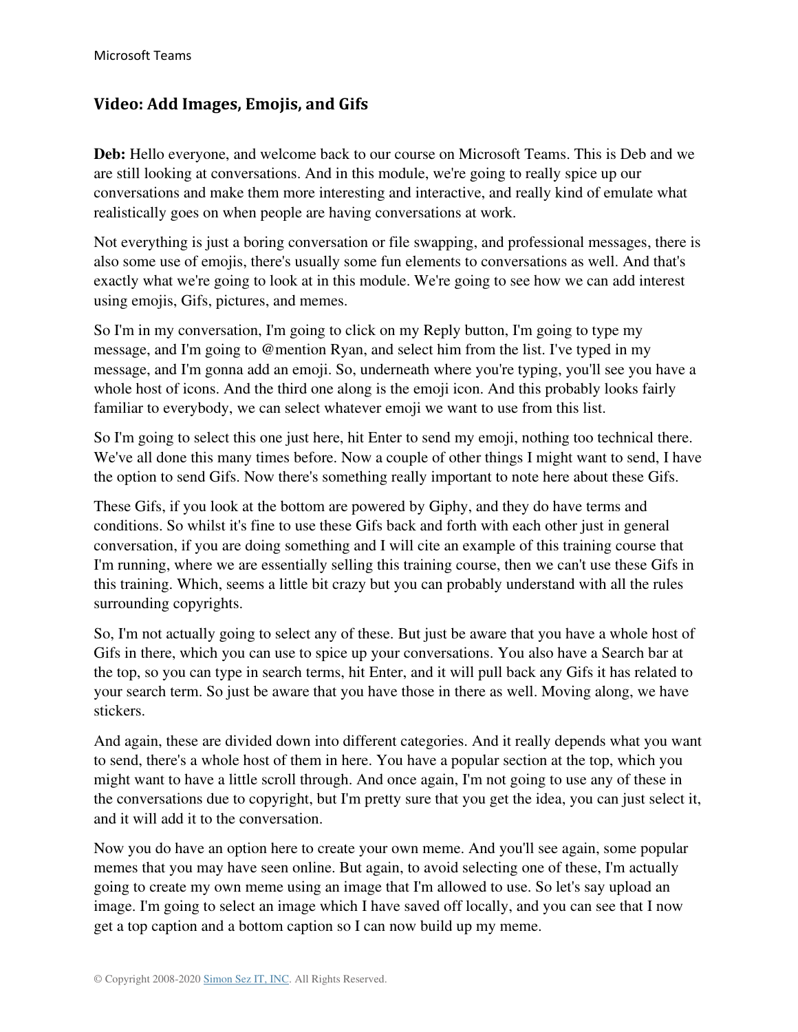## Video: Add Images, Emojis, and Gifs

**Deb:** Hello everyone, and welcome back to our course on Microsoft Teams. This is Deb and we are still looking at conversations. And in this module, we're going to really spice up our conversations and make them more interesting and interactive, and really kind of emulate what realistically goes on when people are having conversations at work.

Not everything is just a boring conversation or file swapping, and professional messages, there is also some use of emojis, there's usually some fun elements to conversations as well. And that's exactly what we're going to look at in this module. We're going to see how we can add interest using emojis, Gifs, pictures, and memes.

So I'm in my conversation, I'm going to click on my Reply button, I'm going to type my message, and I'm going to @mention Ryan, and select him from the list. I've typed in my message, and I'm gonna add an emoji. So, underneath where you're typing, you'll see you have a whole host of icons. And the third one along is the emoji icon. And this probably looks fairly familiar to everybody, we can select whatever emoji we want to use from this list.

So I'm going to select this one just here, hit Enter to send my emoji, nothing too technical there. We've all done this many times before. Now a couple of other things I might want to send, I have the option to send Gifs. Now there's something really important to note here about these Gifs.

These Gifs, if you look at the bottom are powered by Giphy, and they do have terms and conditions. So whilst it's fine to use these Gifs back and forth with each other just in general conversation, if you are doing something and I will cite an example of this training course that I'm running, where we are essentially selling this training course, then we can't use these Gifs in this training. Which, seems a little bit crazy but you can probably understand with all the rules surrounding copyrights.

So, I'm not actually going to select any of these. But just be aware that you have a whole host of Gifs in there, which you can use to spice up your conversations. You also have a Search bar at the top, so you can type in search terms, hit Enter, and it will pull back any Gifs it has related to your search term. So just be aware that you have those in there as well. Moving along, we have stickers.

And again, these are divided down into different categories. And it really depends what you want to send, there's a whole host of them in here. You have a popular section at the top, which you might want to have a little scroll through. And once again, I'm not going to use any of these in the conversations due to copyright, but I'm pretty sure that you get the idea, you can just select it, and it will add it to the conversation.

Now you do have an option here to create your own meme. And you'll see again, some popular memes that you may have seen online. But again, to avoid selecting one of these, I'm actually going to create my own meme using an image that I'm allowed to use. So let's say upload an image. I'm going to select an image which I have saved off locally, and you can see that I now get a top caption and a bottom caption so I can now build up my meme.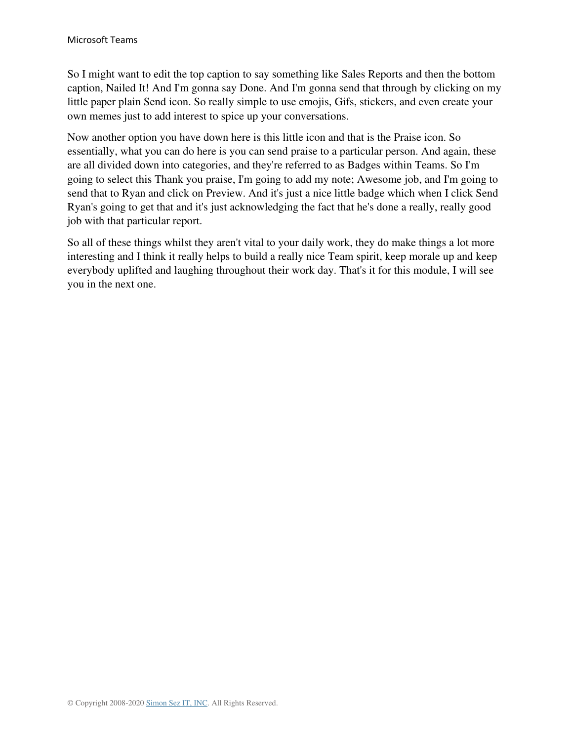So I might want to edit the top caption to say something like Sales Reports and then the bottom caption, Nailed It! And I'm gonna say Done. And I'm gonna send that through by clicking on my little paper plain Send icon. So really simple to use emojis, Gifs, stickers, and even create your own memes just to add interest to spice up your conversations.

Now another option you have down here is this little icon and that is the Praise icon. So essentially, what you can do here is you can send praise to a particular person. And again, these are all divided down into categories, and they're referred to as Badges within Teams. So I'm going to select this Thank you praise, I'm going to add my note; Awesome job, and I'm going to send that to Ryan and click on Preview. And it's just a nice little badge which when I click Send Ryan's going to get that and it's just acknowledging the fact that he's done a really, really good job with that particular report.

So all of these things whilst they aren't vital to your daily work, they do make things a lot more interesting and I think it really helps to build a really nice Team spirit, keep morale up and keep everybody uplifted and laughing throughout their work day. That's it for this module, I will see you in the next one.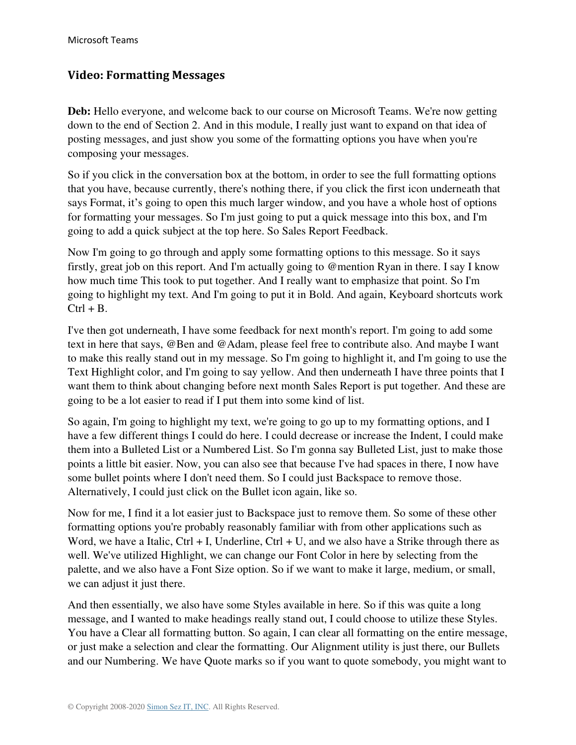## Video: Formatting Messages

**Deb:** Hello everyone, and welcome back to our course on Microsoft Teams. We're now getting down to the end of Section 2. And in this module, I really just want to expand on that idea of posting messages, and just show you some of the formatting options you have when you're composing your messages.

So if you click in the conversation box at the bottom, in order to see the full formatting options that you have, because currently, there's nothing there, if you click the first icon underneath that says Format, it's going to open this much larger window, and you have a whole host of options for formatting your messages. So I'm just going to put a quick message into this box, and I'm going to add a quick subject at the top here. So Sales Report Feedback.

Now I'm going to go through and apply some formatting options to this message. So it says firstly, great job on this report. And I'm actually going to @mention Ryan in there. I say I know how much time This took to put together. And I really want to emphasize that point. So I'm going to highlight my text. And I'm going to put it in Bold. And again, Keyboard shortcuts work Ctrl + B.

I've then got underneath, I have some feedback for next month's report. I'm going to add some text in here that says, @Ben and @Adam, please feel free to contribute also. And maybe I want to make this really stand out in my message. So I'm going to highlight it, and I'm going to use the Text Highlight color, and I'm going to say yellow. And then underneath I have three points that I want them to think about changing before next month Sales Report is put together. And these are going to be a lot easier to read if I put them into some kind of list.

So again, I'm going to highlight my text, we're going to go up to my formatting options, and I have a few different things I could do here. I could decrease or increase the Indent, I could make them into a Bulleted List or a Numbered List. So I'm gonna say Bulleted List, just to make those points a little bit easier. Now, you can also see that because I've had spaces in there, I now have some bullet points where I don't need them. So I could just Backspace to remove those. Alternatively, I could just click on the Bullet icon again, like so.

Now for me, I find it a lot easier just to Backspace just to remove them. So some of these other formatting options you're probably reasonably familiar with from other applications such as Word, we have a Italic, Ctrl + I, Underline, Ctrl + U, and we also have a Strike through there as well. We've utilized Highlight, we can change our Font Color in here by selecting from the palette, and we also have a Font Size option. So if we want to make it large, medium, or small, we can adjust it just there.

And then essentially, we also have some Styles available in here. So if this was quite a long message, and I wanted to make headings really stand out, I could choose to utilize these Styles. You have a Clear all formatting button. So again, I can clear all formatting on the entire message, or just make a selection and clear the formatting. Our Alignment utility is just there, our Bullets and our Numbering. We have Quote marks so if you want to quote somebody, you might want to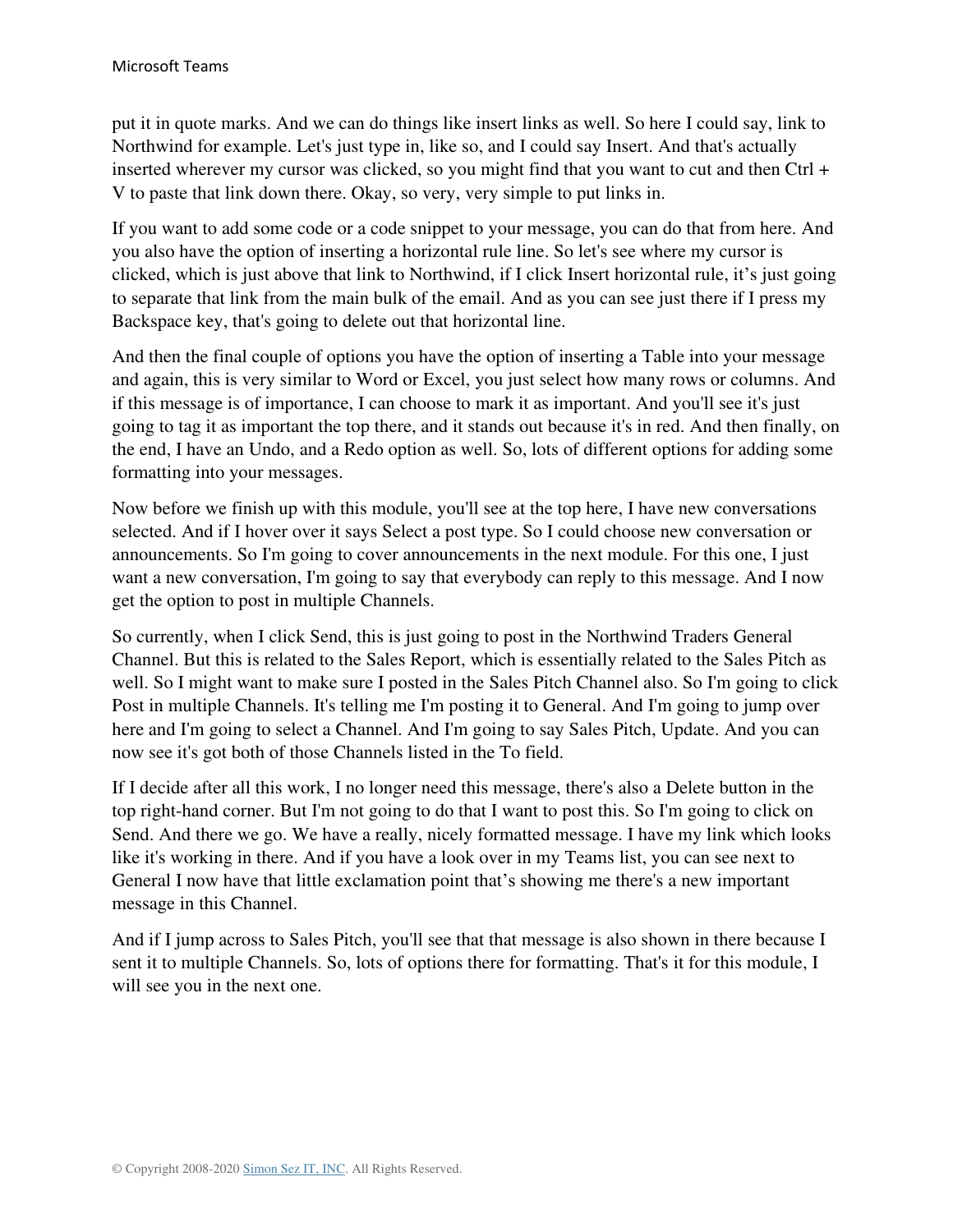put it in quote marks. And we can do things like insert links as well. So here I could say, link to Northwind for example. Let's just type in, like so, and I could say Insert. And that's actually inserted wherever my cursor was clicked, so you might find that you want to cut and then Ctrl + V to paste that link down there. Okay, so very, very simple to put links in.

If you want to add some code or a code snippet to your message, you can do that from here. And you also have the option of inserting a horizontal rule line. So let's see where my cursor is clicked, which is just above that link to Northwind, if I click Insert horizontal rule, it's just going to separate that link from the main bulk of the email. And as you can see just there if I press my Backspace key, that's going to delete out that horizontal line.

And then the final couple of options you have the option of inserting a Table into your message and again, this is very similar to Word or Excel, you just select how many rows or columns. And if this message is of importance, I can choose to mark it as important. And you'll see it's just going to tag it as important the top there, and it stands out because it's in red. And then finally, on the end, I have an Undo, and a Redo option as well. So, lots of different options for adding some formatting into your messages.

Now before we finish up with this module, you'll see at the top here, I have new conversations selected. And if I hover over it says Select a post type. So I could choose new conversation or announcements. So I'm going to cover announcements in the next module. For this one, I just want a new conversation, I'm going to say that everybody can reply to this message. And I now get the option to post in multiple Channels.

So currently, when I click Send, this is just going to post in the Northwind Traders General Channel. But this is related to the Sales Report, which is essentially related to the Sales Pitch as well. So I might want to make sure I posted in the Sales Pitch Channel also. So I'm going to click Post in multiple Channels. It's telling me I'm posting it to General. And I'm going to jump over here and I'm going to select a Channel. And I'm going to say Sales Pitch, Update. And you can now see it's got both of those Channels listed in the To field.

If I decide after all this work, I no longer need this message, there's also a Delete button in the top right-hand corner. But I'm not going to do that I want to post this. So I'm going to click on Send. And there we go. We have a really, nicely formatted message. I have my link which looks like it's working in there. And if you have a look over in my Teams list, you can see next to General I now have that little exclamation point that's showing me there's a new important message in this Channel.

And if I jump across to Sales Pitch, you'll see that that message is also shown in there because I sent it to multiple Channels. So, lots of options there for formatting. That's it for this module, I will see you in the next one.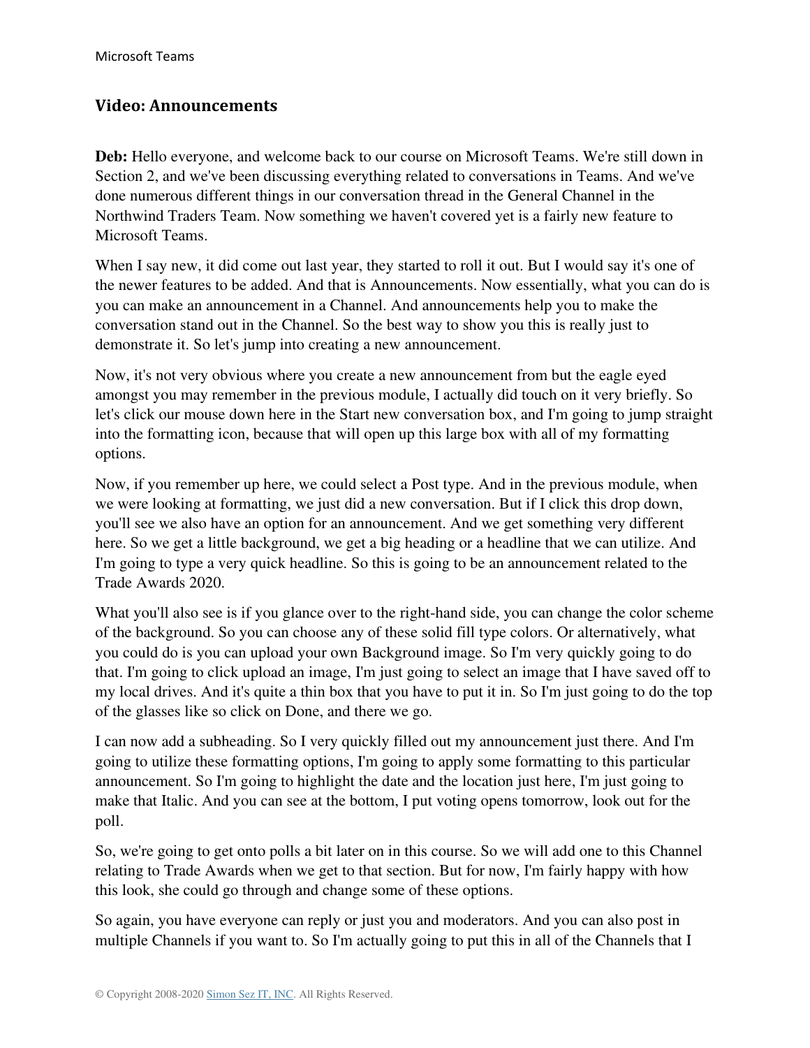## Video: Announcements

**Deb:** Hello everyone, and welcome back to our course on Microsoft Teams. We're still down in Section 2, and we've been discussing everything related to conversations in Teams. And we've done numerous different things in our conversation thread in the General Channel in the Northwind Traders Team. Now something we haven't covered yet is a fairly new feature to Microsoft Teams.

When I say new, it did come out last year, they started to roll it out. But I would say it's one of the newer features to be added. And that is Announcements. Now essentially, what you can do is you can make an announcement in a Channel. And announcements help you to make the conversation stand out in the Channel. So the best way to show you this is really just to demonstrate it. So let's jump into creating a new announcement.

Now, it's not very obvious where you create a new announcement from but the eagle eyed amongst you may remember in the previous module, I actually did touch on it very briefly. So let's click our mouse down here in the Start new conversation box, and I'm going to jump straight into the formatting icon, because that will open up this large box with all of my formatting options.

Now, if you remember up here, we could select a Post type. And in the previous module, when we were looking at formatting, we just did a new conversation. But if I click this drop down, you'll see we also have an option for an announcement. And we get something very different here. So we get a little background, we get a big heading or a headline that we can utilize. And I'm going to type a very quick headline. So this is going to be an announcement related to the Trade Awards 2020.

What you'll also see is if you glance over to the right-hand side, you can change the color scheme of the background. So you can choose any of these solid fill type colors. Or alternatively, what you could do is you can upload your own Background image. So I'm very quickly going to do that. I'm going to click upload an image, I'm just going to select an image that I have saved off to my local drives. And it's quite a thin box that you have to put it in. So I'm just going to do the top of the glasses like so click on Done, and there we go.

I can now add a subheading. So I very quickly filled out my announcement just there. And I'm going to utilize these formatting options, I'm going to apply some formatting to this particular announcement. So I'm going to highlight the date and the location just here, I'm just going to make that Italic. And you can see at the bottom, I put voting opens tomorrow, look out for the poll.

So, we're going to get onto polls a bit later on in this course. So we will add one to this Channel relating to Trade Awards when we get to that section. But for now, I'm fairly happy with how this look, she could go through and change some of these options.

So again, you have everyone can reply or just you and moderators. And you can also post in multiple Channels if you want to. So I'm actually going to put this in all of the Channels that I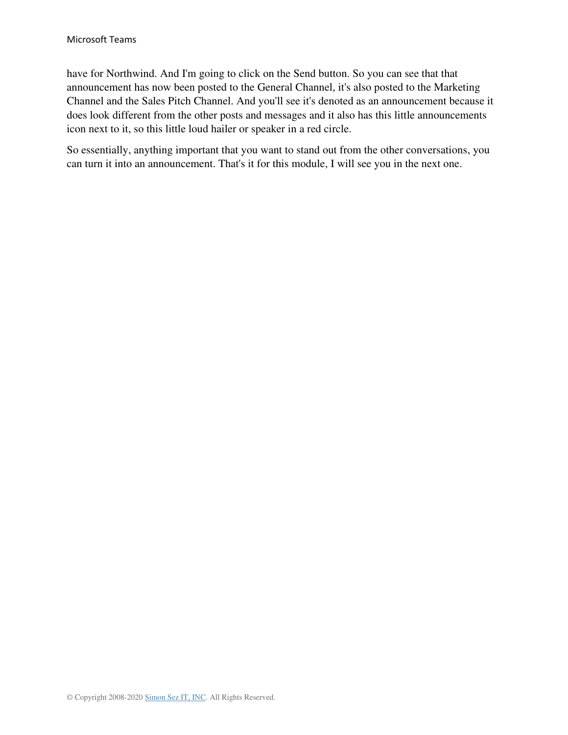have for Northwind. And I'm going to click on the Send button. So you can see that that announcement has now been posted to the General Channel, it's also posted to the Marketing Channel and the Sales Pitch Channel. And you'll see it's denoted as an announcement because it does look different from the other posts and messages and it also has this little announcements icon next to it, so this little loud hailer or speaker in a red circle.

So essentially, anything important that you want to stand out from the other conversations, you can turn it into an announcement. That's it for this module, I will see you in the next one.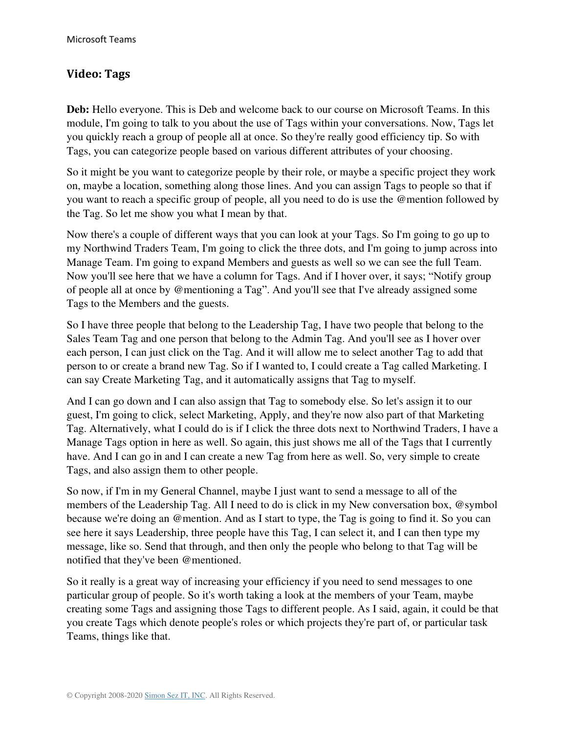## Video: Tags

**Deb:** Hello everyone. This is Deb and welcome back to our course on Microsoft Teams. In this module, I'm going to talk to you about the use of Tags within your conversations. Now, Tags let you quickly reach a group of people all at once. So they're really good efficiency tip. So with Tags, you can categorize people based on various different attributes of your choosing.

So it might be you want to categorize people by their role, or maybe a specific project they work on, maybe a location, something along those lines. And you can assign Tags to people so that if you want to reach a specific group of people, all you need to do is use the @mention followed by the Tag. So let me show you what I mean by that.

Now there's a couple of different ways that you can look at your Tags. So I'm going to go up to my Northwind Traders Team, I'm going to click the three dots, and I'm going to jump across into Manage Team. I'm going to expand Members and guests as well so we can see the full Team. Now you'll see here that we have a column for Tags. And if I hover over, it says; "Notify group of people all at once by @mentioning a Tag". And you'll see that I've already assigned some Tags to the Members and the guests.

So I have three people that belong to the Leadership Tag, I have two people that belong to the Sales Team Tag and one person that belong to the Admin Tag. And you'll see as I hover over each person, I can just click on the Tag. And it will allow me to select another Tag to add that person to or create a brand new Tag. So if I wanted to, I could create a Tag called Marketing. I can say Create Marketing Tag, and it automatically assigns that Tag to myself.

And I can go down and I can also assign that Tag to somebody else. So let's assign it to our guest, I'm going to click, select Marketing, Apply, and they're now also part of that Marketing Tag. Alternatively, what I could do is if I click the three dots next to Northwind Traders, I have a Manage Tags option in here as well. So again, this just shows me all of the Tags that I currently have. And I can go in and I can create a new Tag from here as well. So, very simple to create Tags, and also assign them to other people.

So now, if I'm in my General Channel, maybe I just want to send a message to all of the members of the Leadership Tag. All I need to do is click in my New conversation box, @symbol because we're doing an @mention. And as I start to type, the Tag is going to find it. So you can see here it says Leadership, three people have this Tag, I can select it, and I can then type my message, like so. Send that through, and then only the people who belong to that Tag will be notified that they've been @mentioned.

So it really is a great way of increasing your efficiency if you need to send messages to one particular group of people. So it's worth taking a look at the members of your Team, maybe creating some Tags and assigning those Tags to different people. As I said, again, it could be that you create Tags which denote people's roles or which projects they're part of, or particular task Teams, things like that.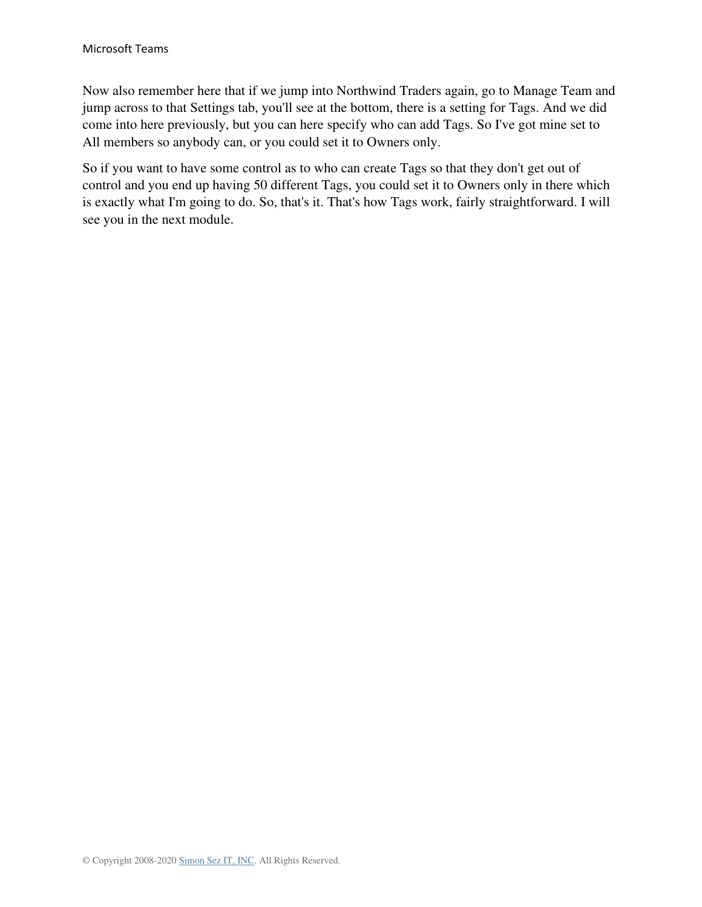Now also remember here that if we jump into Northwind Traders again, go to Manage Team and jump across to that Settings tab, you'll see at the bottom, there is a setting for Tags. And we did come into here previously, but you can here specify who can add Tags. So I've got mine set to All members so anybody can, or you could set it to Owners only.

So if you want to have some control as to who can create Tags so that they don't get out of control and you end up having 50 different Tags, you could set it to Owners only in there which is exactly what I'm going to do. So, that's it. That's how Tags work, fairly straightforward. I will see you in the next module.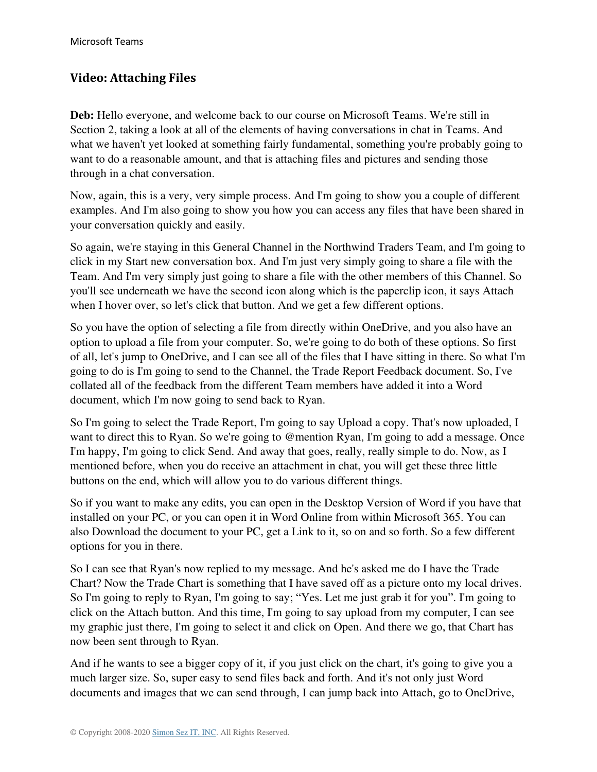## Video: Attaching Files

**Deb:** Hello everyone, and welcome back to our course on Microsoft Teams. We're still in Section 2, taking a look at all of the elements of having conversations in chat in Teams. And what we haven't yet looked at something fairly fundamental, something you're probably going to want to do a reasonable amount, and that is attaching files and pictures and sending those through in a chat conversation.

Now, again, this is a very, very simple process. And I'm going to show you a couple of different examples. And I'm also going to show you how you can access any files that have been shared in your conversation quickly and easily.

So again, we're staying in this General Channel in the Northwind Traders Team, and I'm going to click in my Start new conversation box. And I'm just very simply going to share a file with the Team. And I'm very simply just going to share a file with the other members of this Channel. So you'll see underneath we have the second icon along which is the paperclip icon, it says Attach when I hover over, so let's click that button. And we get a few different options.

So you have the option of selecting a file from directly within OneDrive, and you also have an option to upload a file from your computer. So, we're going to do both of these options. So first of all, let's jump to OneDrive, and I can see all of the files that I have sitting in there. So what I'm going to do is I'm going to send to the Channel, the Trade Report Feedback document. So, I've collated all of the feedback from the different Team members have added it into a Word document, which I'm now going to send back to Ryan.

So I'm going to select the Trade Report, I'm going to say Upload a copy. That's now uploaded, I want to direct this to Ryan. So we're going to @mention Ryan, I'm going to add a message. Once I'm happy, I'm going to click Send. And away that goes, really, really simple to do. Now, as I mentioned before, when you do receive an attachment in chat, you will get these three little buttons on the end, which will allow you to do various different things.

So if you want to make any edits, you can open in the Desktop Version of Word if you have that installed on your PC, or you can open it in Word Online from within Microsoft 365. You can also Download the document to your PC, get a Link to it, so on and so forth. So a few different options for you in there.

So I can see that Ryan's now replied to my message. And he's asked me do I have the Trade Chart? Now the Trade Chart is something that I have saved off as a picture onto my local drives. So I'm going to reply to Ryan, I'm going to say; "Yes. Let me just grab it for you". I'm going to click on the Attach button. And this time, I'm going to say upload from my computer, I can see my graphic just there, I'm going to select it and click on Open. And there we go, that Chart has now been sent through to Ryan.

And if he wants to see a bigger copy of it, if you just click on the chart, it's going to give you a much larger size. So, super easy to send files back and forth. And it's not only just Word documents and images that we can send through, I can jump back into Attach, go to OneDrive,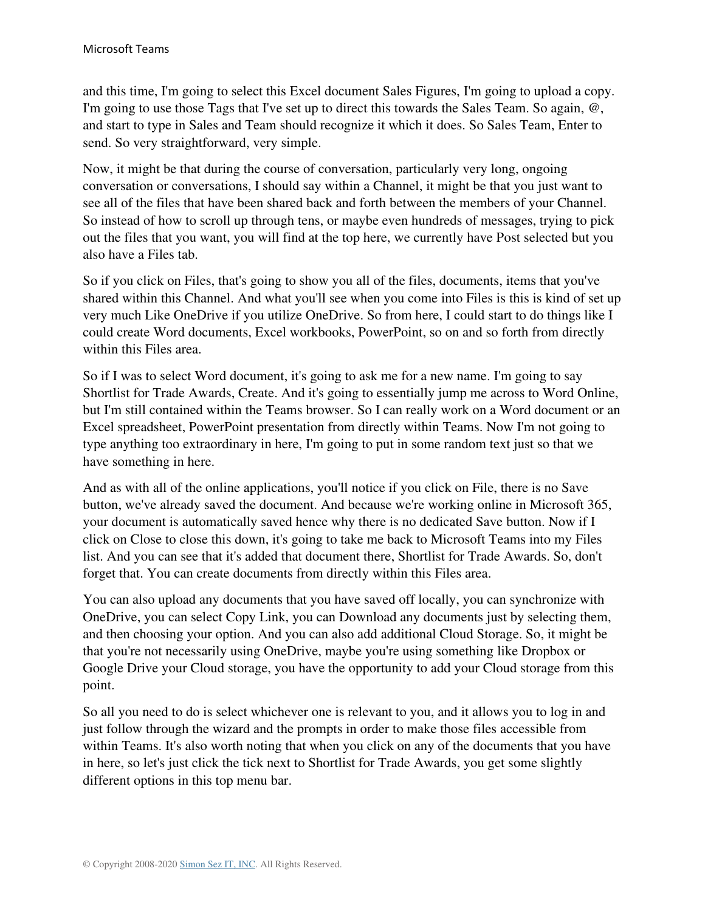and this time, I'm going to select this Excel document Sales Figures, I'm going to upload a copy. I'm going to use those Tags that I've set up to direct this towards the Sales Team. So again, @, and start to type in Sales and Team should recognize it which it does. So Sales Team, Enter to send. So very straightforward, very simple.

Now, it might be that during the course of conversation, particularly very long, ongoing conversation or conversations, I should say within a Channel, it might be that you just want to see all of the files that have been shared back and forth between the members of your Channel. So instead of how to scroll up through tens, or maybe even hundreds of messages, trying to pick out the files that you want, you will find at the top here, we currently have Post selected but you also have a Files tab.

So if you click on Files, that's going to show you all of the files, documents, items that you've shared within this Channel. And what you'll see when you come into Files is this is kind of set up very much Like OneDrive if you utilize OneDrive. So from here, I could start to do things like I could create Word documents, Excel workbooks, PowerPoint, so on and so forth from directly within this Files area.

So if I was to select Word document, it's going to ask me for a new name. I'm going to say Shortlist for Trade Awards, Create. And it's going to essentially jump me across to Word Online, but I'm still contained within the Teams browser. So I can really work on a Word document or an Excel spreadsheet, PowerPoint presentation from directly within Teams. Now I'm not going to type anything too extraordinary in here, I'm going to put in some random text just so that we have something in here.

And as with all of the online applications, you'll notice if you click on File, there is no Save button, we've already saved the document. And because we're working online in Microsoft 365, your document is automatically saved hence why there is no dedicated Save button. Now if I click on Close to close this down, it's going to take me back to Microsoft Teams into my Files list. And you can see that it's added that document there, Shortlist for Trade Awards. So, don't forget that. You can create documents from directly within this Files area.

You can also upload any documents that you have saved off locally, you can synchronize with OneDrive, you can select Copy Link, you can Download any documents just by selecting them, and then choosing your option. And you can also add additional Cloud Storage. So, it might be that you're not necessarily using OneDrive, maybe you're using something like Dropbox or Google Drive your Cloud storage, you have the opportunity to add your Cloud storage from this point.

So all you need to do is select whichever one is relevant to you, and it allows you to log in and just follow through the wizard and the prompts in order to make those files accessible from within Teams. It's also worth noting that when you click on any of the documents that you have in here, so let's just click the tick next to Shortlist for Trade Awards, you get some slightly different options in this top menu bar.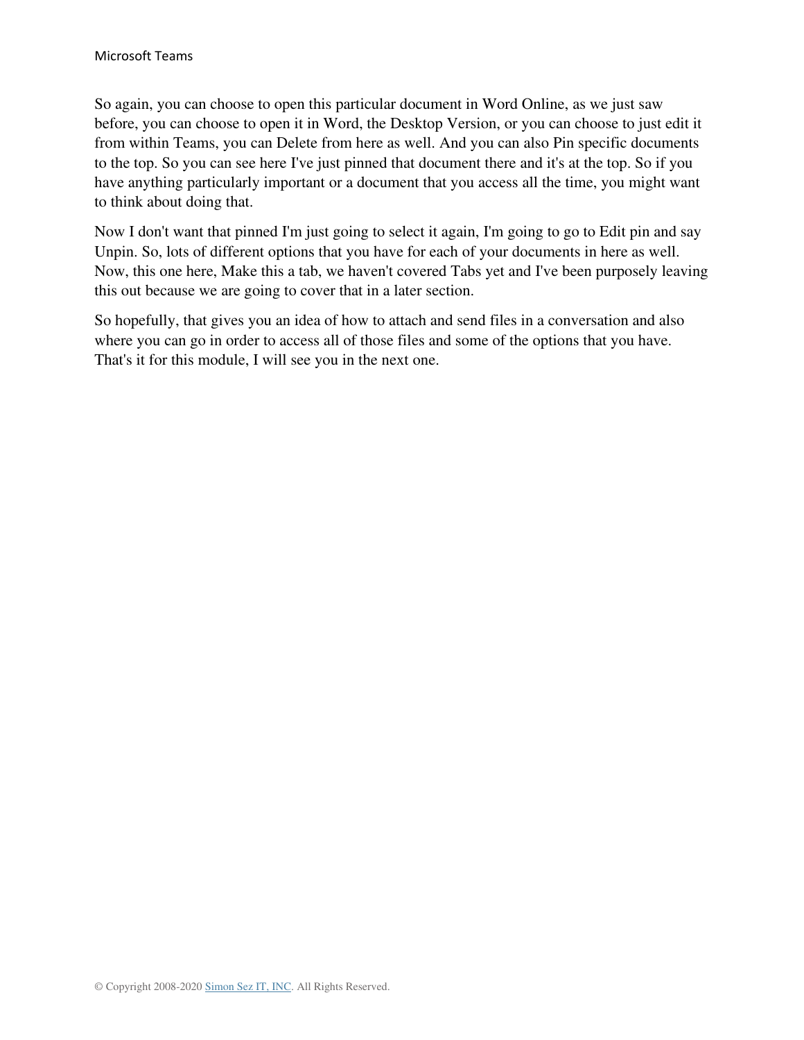So again, you can choose to open this particular document in Word Online, as we just saw before, you can choose to open it in Word, the Desktop Version, or you can choose to just edit it from within Teams, you can Delete from here as well. And you can also Pin specific documents to the top. So you can see here I've just pinned that document there and it's at the top. So if you have anything particularly important or a document that you access all the time, you might want to think about doing that.

Now I don't want that pinned I'm just going to select it again, I'm going to go to Edit pin and say Unpin. So, lots of different options that you have for each of your documents in here as well. Now, this one here, Make this a tab, we haven't covered Tabs yet and I've been purposely leaving this out because we are going to cover that in a later section.

So hopefully, that gives you an idea of how to attach and send files in a conversation and also where you can go in order to access all of those files and some of the options that you have. That's it for this module, I will see you in the next one.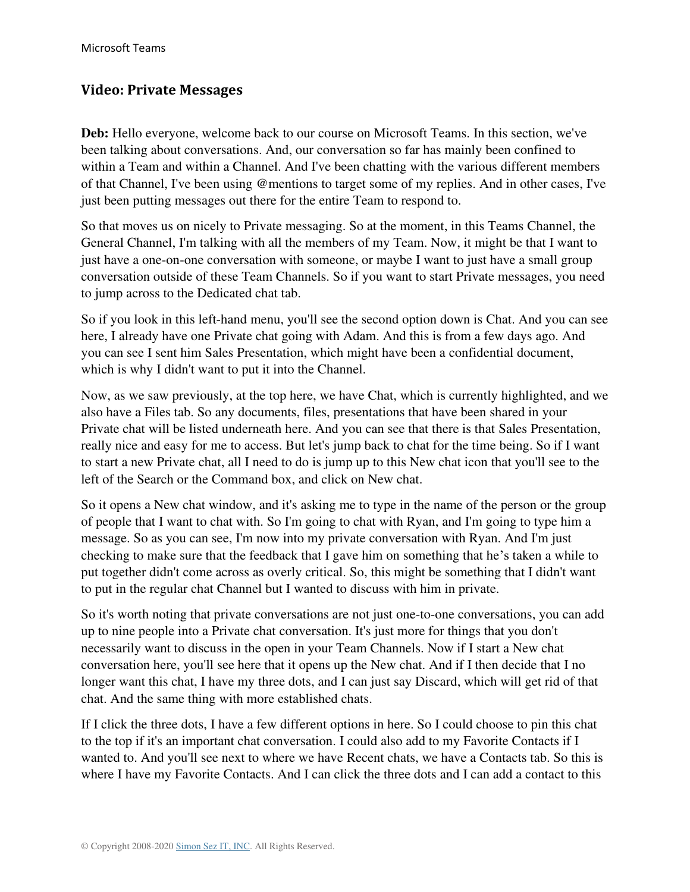## Video: Private Messages

**Deb:** Hello everyone, welcome back to our course on Microsoft Teams. In this section, we've been talking about conversations. And, our conversation so far has mainly been confined to within a Team and within a Channel. And I've been chatting with the various different members of that Channel, I've been using @mentions to target some of my replies. And in other cases, I've just been putting messages out there for the entire Team to respond to.

So that moves us on nicely to Private messaging. So at the moment, in this Teams Channel, the General Channel, I'm talking with all the members of my Team. Now, it might be that I want to just have a one-on-one conversation with someone, or maybe I want to just have a small group conversation outside of these Team Channels. So if you want to start Private messages, you need to jump across to the Dedicated chat tab.

So if you look in this left-hand menu, you'll see the second option down is Chat. And you can see here, I already have one Private chat going with Adam. And this is from a few days ago. And you can see I sent him Sales Presentation, which might have been a confidential document, which is why I didn't want to put it into the Channel.

Now, as we saw previously, at the top here, we have Chat, which is currently highlighted, and we also have a Files tab. So any documents, files, presentations that have been shared in your Private chat will be listed underneath here. And you can see that there is that Sales Presentation, really nice and easy for me to access. But let's jump back to chat for the time being. So if I want to start a new Private chat, all I need to do is jump up to this New chat icon that you'll see to the left of the Search or the Command box, and click on New chat.

So it opens a New chat window, and it's asking me to type in the name of the person or the group of people that I want to chat with. So I'm going to chat with Ryan, and I'm going to type him a message. So as you can see, I'm now into my private conversation with Ryan. And I'm just checking to make sure that the feedback that I gave him on something that he's taken a while to put together didn't come across as overly critical. So, this might be something that I didn't want to put in the regular chat Channel but I wanted to discuss with him in private.

So it's worth noting that private conversations are not just one-to-one conversations, you can add up to nine people into a Private chat conversation. It's just more for things that you don't necessarily want to discuss in the open in your Team Channels. Now if I start a New chat conversation here, you'll see here that it opens up the New chat. And if I then decide that I no longer want this chat, I have my three dots, and I can just say Discard, which will get rid of that chat. And the same thing with more established chats.

If I click the three dots, I have a few different options in here. So I could choose to pin this chat to the top if it's an important chat conversation. I could also add to my Favorite Contacts if I wanted to. And you'll see next to where we have Recent chats, we have a Contacts tab. So this is where I have my Favorite Contacts. And I can click the three dots and I can add a contact to this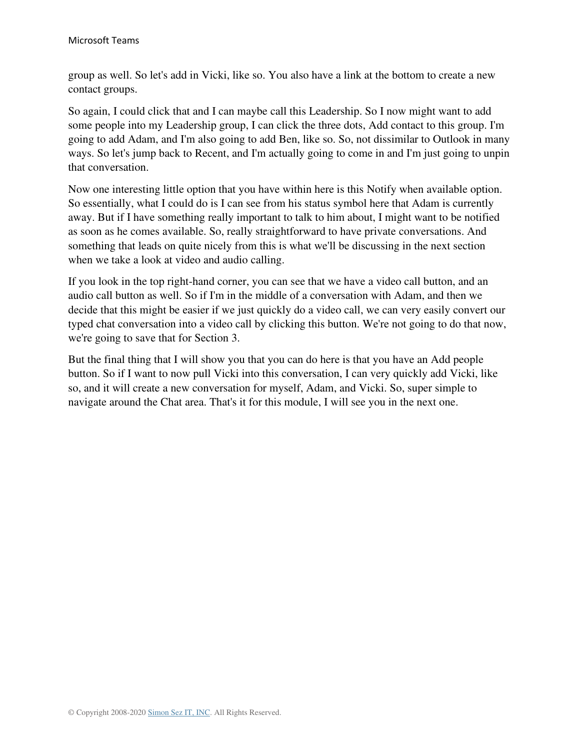group as well. So let's add in Vicki, like so. You also have a link at the bottom to create a new contact groups.

So again, I could click that and I can maybe call this Leadership. So I now might want to add some people into my Leadership group, I can click the three dots, Add contact to this group. I'm going to add Adam, and I'm also going to add Ben, like so. So, not dissimilar to Outlook in many ways. So let's jump back to Recent, and I'm actually going to come in and I'm just going to unpin that conversation.

Now one interesting little option that you have within here is this Notify when available option. So essentially, what I could do is I can see from his status symbol here that Adam is currently away. But if I have something really important to talk to him about, I might want to be notified as soon as he comes available. So, really straightforward to have private conversations. And something that leads on quite nicely from this is what we'll be discussing in the next section when we take a look at video and audio calling.

If you look in the top right-hand corner, you can see that we have a video call button, and an audio call button as well. So if I'm in the middle of a conversation with Adam, and then we decide that this might be easier if we just quickly do a video call, we can very easily convert our typed chat conversation into a video call by clicking this button. We're not going to do that now, we're going to save that for Section 3.

But the final thing that I will show you that you can do here is that you have an Add people button. So if I want to now pull Vicki into this conversation, I can very quickly add Vicki, like so, and it will create a new conversation for myself, Adam, and Vicki. So, super simple to navigate around the Chat area. That's it for this module, I will see you in the next one.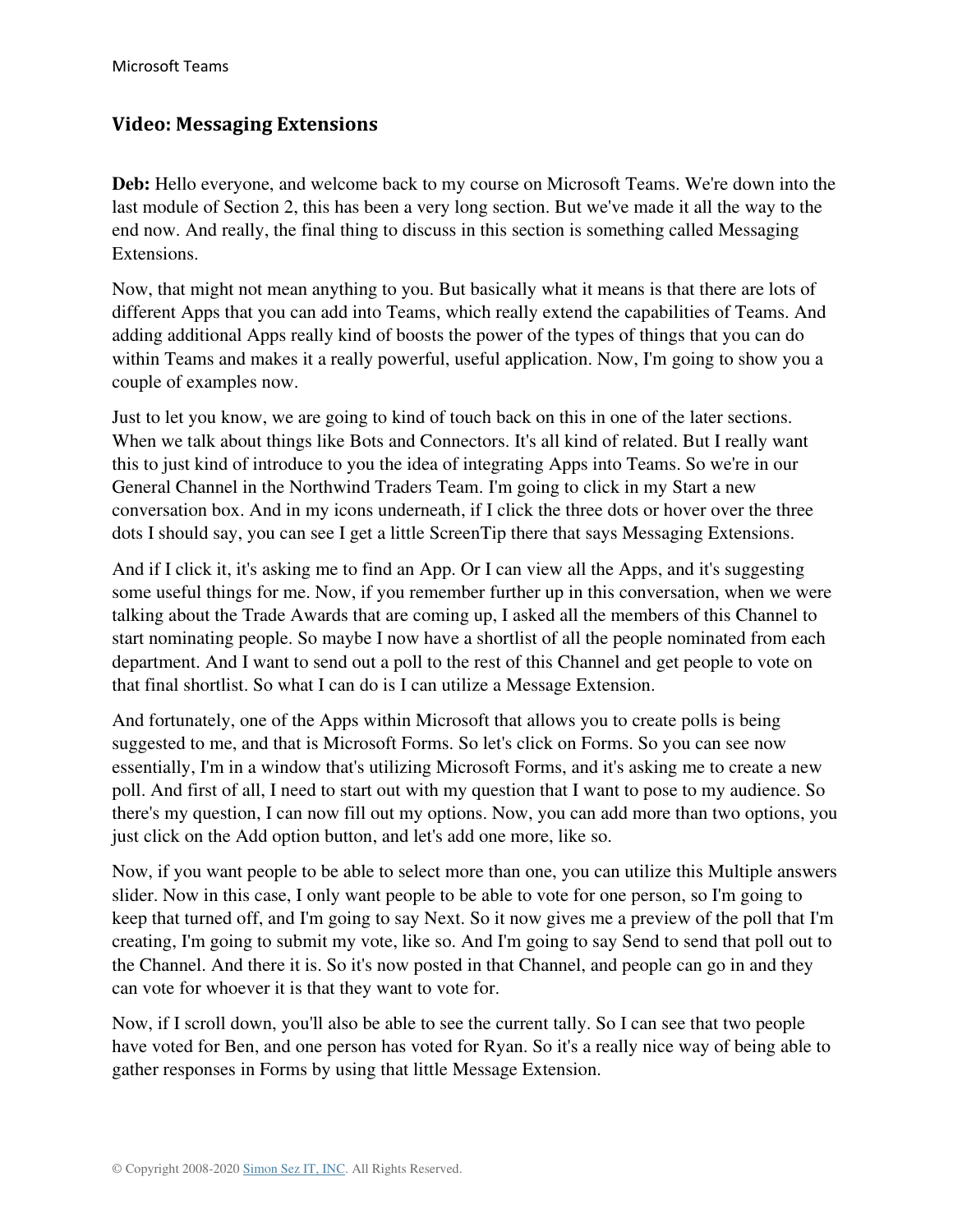## Video: Messaging Extensions

**Deb:** Hello everyone, and welcome back to my course on Microsoft Teams. We're down into the last module of Section 2, this has been a very long section. But we've made it all the way to the end now. And really, the final thing to discuss in this section is something called Messaging Extensions.

Now, that might not mean anything to you. But basically what it means is that there are lots of different Apps that you can add into Teams, which really extend the capabilities of Teams. And adding additional Apps really kind of boosts the power of the types of things that you can do within Teams and makes it a really powerful, useful application. Now, I'm going to show you a couple of examples now.

Just to let you know, we are going to kind of touch back on this in one of the later sections. When we talk about things like Bots and Connectors. It's all kind of related. But I really want this to just kind of introduce to you the idea of integrating Apps into Teams. So we're in our General Channel in the Northwind Traders Team. I'm going to click in my Start a new conversation box. And in my icons underneath, if I click the three dots or hover over the three dots I should say, you can see I get a little ScreenTip there that says Messaging Extensions.

And if I click it, it's asking me to find an App. Or I can view all the Apps, and it's suggesting some useful things for me. Now, if you remember further up in this conversation, when we were talking about the Trade Awards that are coming up, I asked all the members of this Channel to start nominating people. So maybe I now have a shortlist of all the people nominated from each department. And I want to send out a poll to the rest of this Channel and get people to vote on that final shortlist. So what I can do is I can utilize a Message Extension.

And fortunately, one of the Apps within Microsoft that allows you to create polls is being suggested to me, and that is Microsoft Forms. So let's click on Forms. So you can see now essentially, I'm in a window that's utilizing Microsoft Forms, and it's asking me to create a new poll. And first of all, I need to start out with my question that I want to pose to my audience. So there's my question, I can now fill out my options. Now, you can add more than two options, you just click on the Add option button, and let's add one more, like so.

Now, if you want people to be able to select more than one, you can utilize this Multiple answers slider. Now in this case, I only want people to be able to vote for one person, so I'm going to keep that turned off, and I'm going to say Next. So it now gives me a preview of the poll that I'm creating, I'm going to submit my vote, like so. And I'm going to say Send to send that poll out to the Channel. And there it is. So it's now posted in that Channel, and people can go in and they can vote for whoever it is that they want to vote for.

Now, if I scroll down, you'll also be able to see the current tally. So I can see that two people have voted for Ben, and one person has voted for Ryan. So it's a really nice way of being able to gather responses in Forms by using that little Message Extension.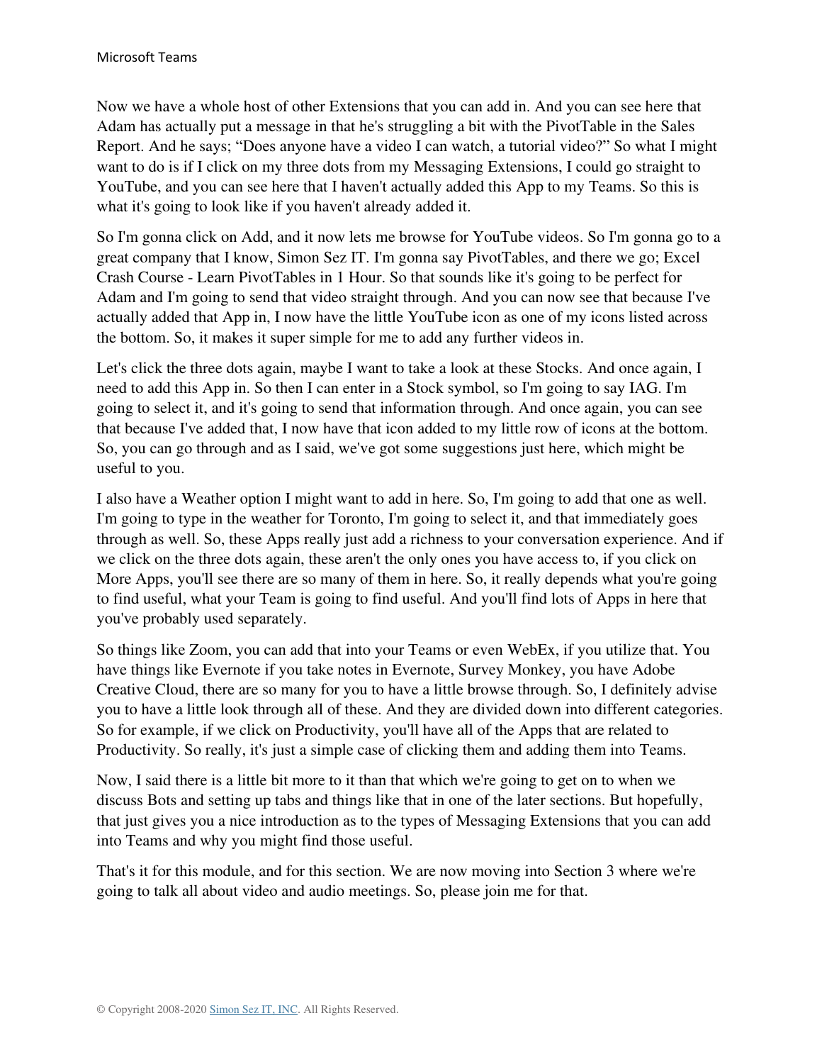Now we have a whole host of other Extensions that you can add in. And you can see here that Adam has actually put a message in that he's struggling a bit with the PivotTable in the Sales Report. And he says; “Does anyone have a video I can watch, a tutorial video?” So what I might want to do is if I click on my three dots from my Messaging Extensions, I could go straight to YouTube, and you can see here that I haven't actually added this App to my Teams. So this is what it's going to look like if you haven't already added it.

So I'm gonna click on Add, and it now lets me browse for YouTube videos. So I'm gonna go to a great company that I know, Simon Sez IT. I'm gonna say PivotTables, and there we go; Excel Crash Course - Learn PivotTables in 1 Hour. So that sounds like it's going to be perfect for Adam and I'm going to send that video straight through. And you can now see that because I've actually added that App in, I now have the little YouTube icon as one of my icons listed across the bottom. So, it makes it super simple for me to add any further videos in.

Let's click the three dots again, maybe I want to take a look at these Stocks. And once again, I need to add this App in. So then I can enter in a Stock symbol, so I'm going to say IAG. I'm going to select it, and it's going to send that information through. And once again, you can see that because I've added that, I now have that icon added to my little row of icons at the bottom. So, you can go through and as I said, we've got some suggestions just here, which might be useful to you.

I also have a Weather option I might want to add in here. So, I'm going to add that one as well. I'm going to type in the weather for Toronto, I'm going to select it, and that immediately goes through as well. So, these Apps really just add a richness to your conversation experience. And if we click on the three dots again, these aren't the only ones you have access to, if you click on More Apps, you'll see there are so many of them in here. So, it really depends what you're going to find useful, what your Team is going to find useful. And you'll find lots of Apps in here that you've probably used separately.

So things like Zoom, you can add that into your Teams or even WebEx, if you utilize that. You have things like Evernote if you take notes in Evernote, Survey Monkey, you have Adobe Creative Cloud, there are so many for you to have a little browse through. So, I definitely advise you to have a little look through all of these. And they are divided down into different categories. So for example, if we click on Productivity, you'll have all of the Apps that are related to Productivity. So really, it's just a simple case of clicking them and adding them into Teams.

Now, I said there is a little bit more to it than that which we're going to get on to when we discuss Bots and setting up tabs and things like that in one of the later sections. But hopefully, that just gives you a nice introduction as to the types of Messaging Extensions that you can add into Teams and why you might find those useful.

That's it for this module, and for this section. We are now moving into Section 3 where we're going to talk all about video and audio meetings. So, please join me for that.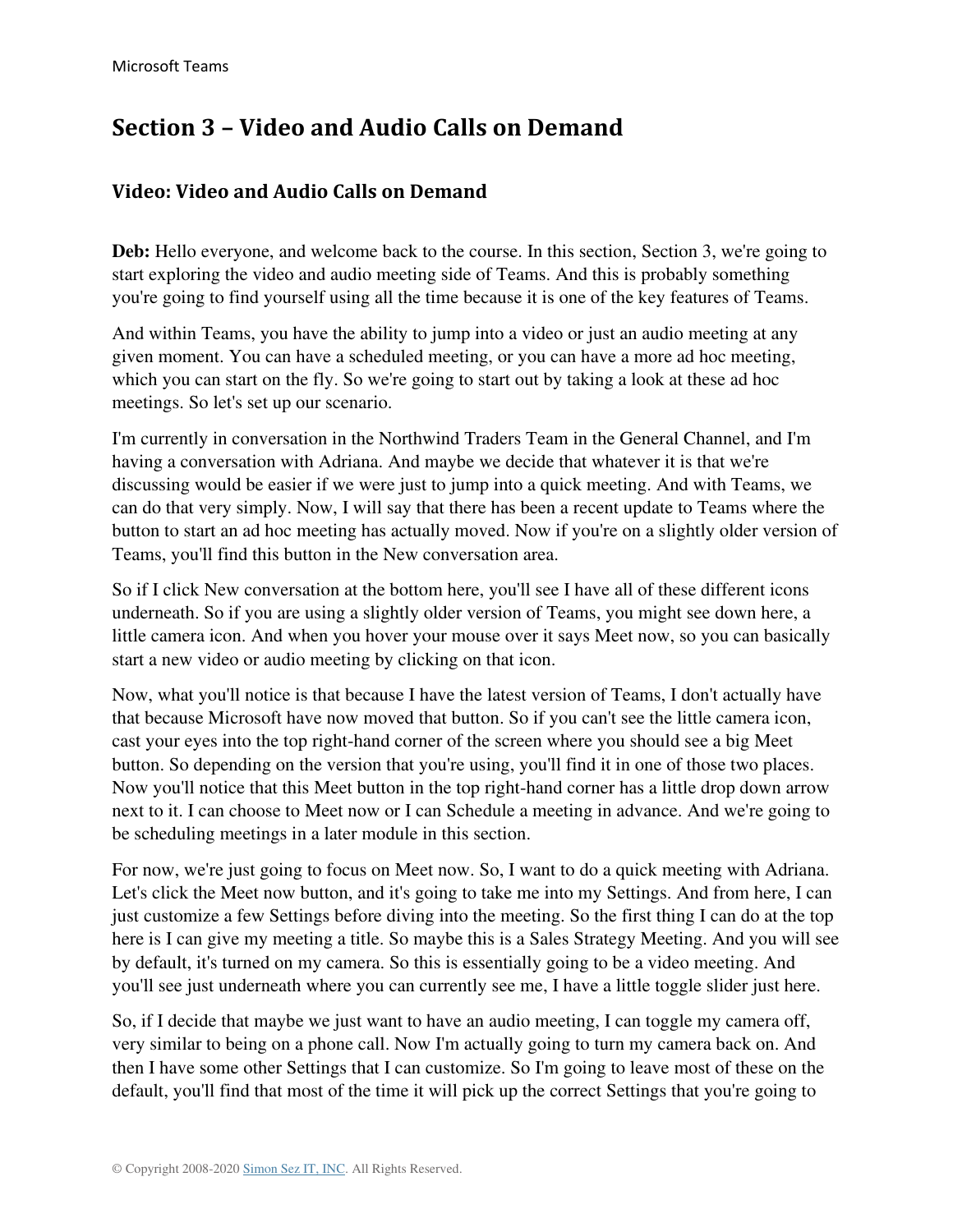# Section 3 – Video and Audio Calls on Demand

## Video: Video and Audio Calls on Demand

**Deb:** Hello everyone, and welcome back to the course. In this section, Section 3, we're going to start exploring the video and audio meeting side of Teams. And this is probably something you're going to find yourself using all the time because it is one of the key features of Teams.

And within Teams, you have the ability to jump into a video or just an audio meeting at any given moment. You can have a scheduled meeting, or you can have a more ad hoc meeting, which you can start on the fly. So we're going to start out by taking a look at these ad hoc meetings. So let's set up our scenario.

I'm currently in conversation in the Northwind Traders Team in the General Channel, and I'm having a conversation with Adriana. And maybe we decide that whatever it is that we're discussing would be easier if we were just to jump into a quick meeting. And with Teams, we can do that very simply. Now, I will say that there has been a recent update to Teams where the button to start an ad hoc meeting has actually moved. Now if you're on a slightly older version of Teams, you'll find this button in the New conversation area.

So if I click New conversation at the bottom here, you'll see I have all of these different icons underneath. So if you are using a slightly older version of Teams, you might see down here, a little camera icon. And when you hover your mouse over it says Meet now, so you can basically start a new video or audio meeting by clicking on that icon.

Now, what you'll notice is that because I have the latest version of Teams, I don't actually have that because Microsoft have now moved that button. So if you can't see the little camera icon, cast your eyes into the top right-hand corner of the screen where you should see a big Meet button. So depending on the version that you're using, you'll find it in one of those two places. Now you'll notice that this Meet button in the top right-hand corner has a little drop down arrow next to it. I can choose to Meet now or I can Schedule a meeting in advance. And we're going to be scheduling meetings in a later module in this section.

For now, we're just going to focus on Meet now. So, I want to do a quick meeting with Adriana. Let's click the Meet now button, and it's going to take me into my Settings. And from here, I can just customize a few Settings before diving into the meeting. So the first thing I can do at the top here is I can give my meeting a title. So maybe this is a Sales Strategy Meeting. And you will see by default, it's turned on my camera. So this is essentially going to be a video meeting. And you'll see just underneath where you can currently see me, I have a little toggle slider just here.

So, if I decide that maybe we just want to have an audio meeting, I can toggle my camera off, very similar to being on a phone call. Now I'm actually going to turn my camera back on. And then I have some other Settings that I can customize. So I'm going to leave most of these on the default, you'll find that most of the time it will pick up the correct Settings that you're going to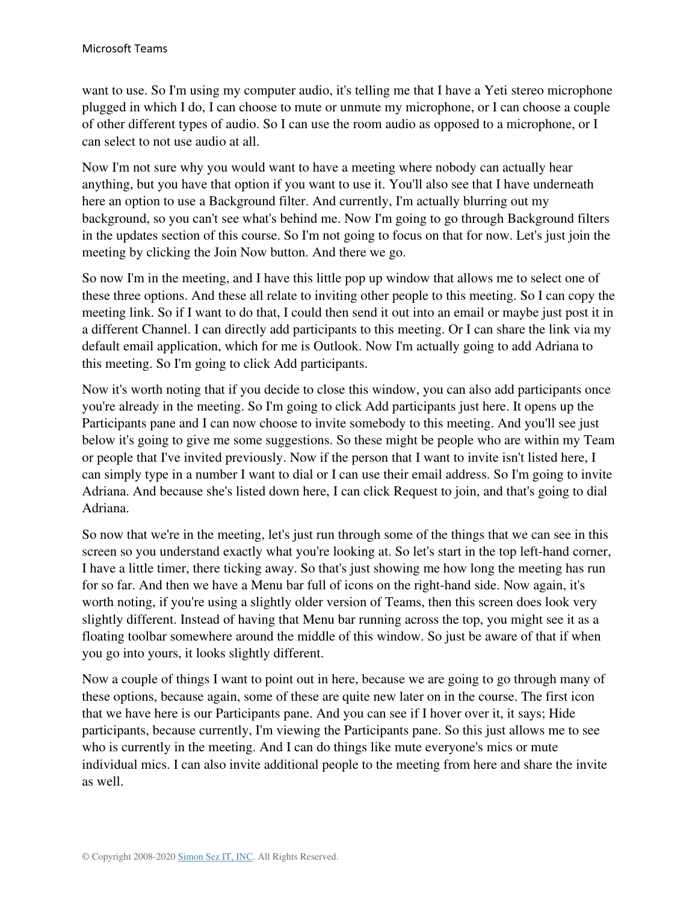want to use. So I'm using my computer audio, it's telling me that I have a Yeti stereo microphone plugged in which I do, I can choose to mute or unmute my microphone, or I can choose a couple of other different types of audio. So I can use the room audio as opposed to a microphone, or I can select to not use audio at all.

Now I'm not sure why you would want to have a meeting where nobody can actually hear anything, but you have that option if you want to use it. You'll also see that I have underneath here an option to use a Background filter. And currently, I'm actually blurring out my background, so you can't see what's behind me. Now I'm going to go through Background filters in the updates section of this course. So I'm not going to focus on that for now. Let's just join the meeting by clicking the Join Now button. And there we go.

So now I'm in the meeting, and I have this little pop up window that allows me to select one of these three options. And these all relate to inviting other people to this meeting. So I can copy the meeting link. So if I want to do that, I could then send it out into an email or maybe just post it in a different Channel. I can directly add participants to this meeting. Or I can share the link via my default email application, which for me is Outlook. Now I'm actually going to add Adriana to this meeting. So I'm going to click Add participants.

Now it's worth noting that if you decide to close this window, you can also add participants once you're already in the meeting. So I'm going to click Add participants just here. It opens up the Participants pane and I can now choose to invite somebody to this meeting. And you'll see just below it's going to give me some suggestions. So these might be people who are within my Team or people that I've invited previously. Now if the person that I want to invite isn't listed here, I can simply type in a number I want to dial or I can use their email address. So I'm going to invite Adriana. And because she's listed down here, I can click Request to join, and that's going to dial Adriana.

So now that we're in the meeting, let's just run through some of the things that we can see in this screen so you understand exactly what you're looking at. So let's start in the top left-hand corner, I have a little timer, there ticking away. So that's just showing me how long the meeting has run for so far. And then we have a Menu bar full of icons on the right-hand side. Now again, it's worth noting, if you're using a slightly older version of Teams, then this screen does look very slightly different. Instead of having that Menu bar running across the top, you might see it as a floating toolbar somewhere around the middle of this window. So just be aware of that if when you go into yours, it looks slightly different.

Now a couple of things I want to point out in here, because we are going to go through many of these options, because again, some of these are quite new later on in the course. The first icon that we have here is our Participants pane. And you can see if I hover over it, it says; Hide participants, because currently, I'm viewing the Participants pane. So this just allows me to see who is currently in the meeting. And I can do things like mute everyone's mics or mute individual mics. I can also invite additional people to the meeting from here and share the invite as well.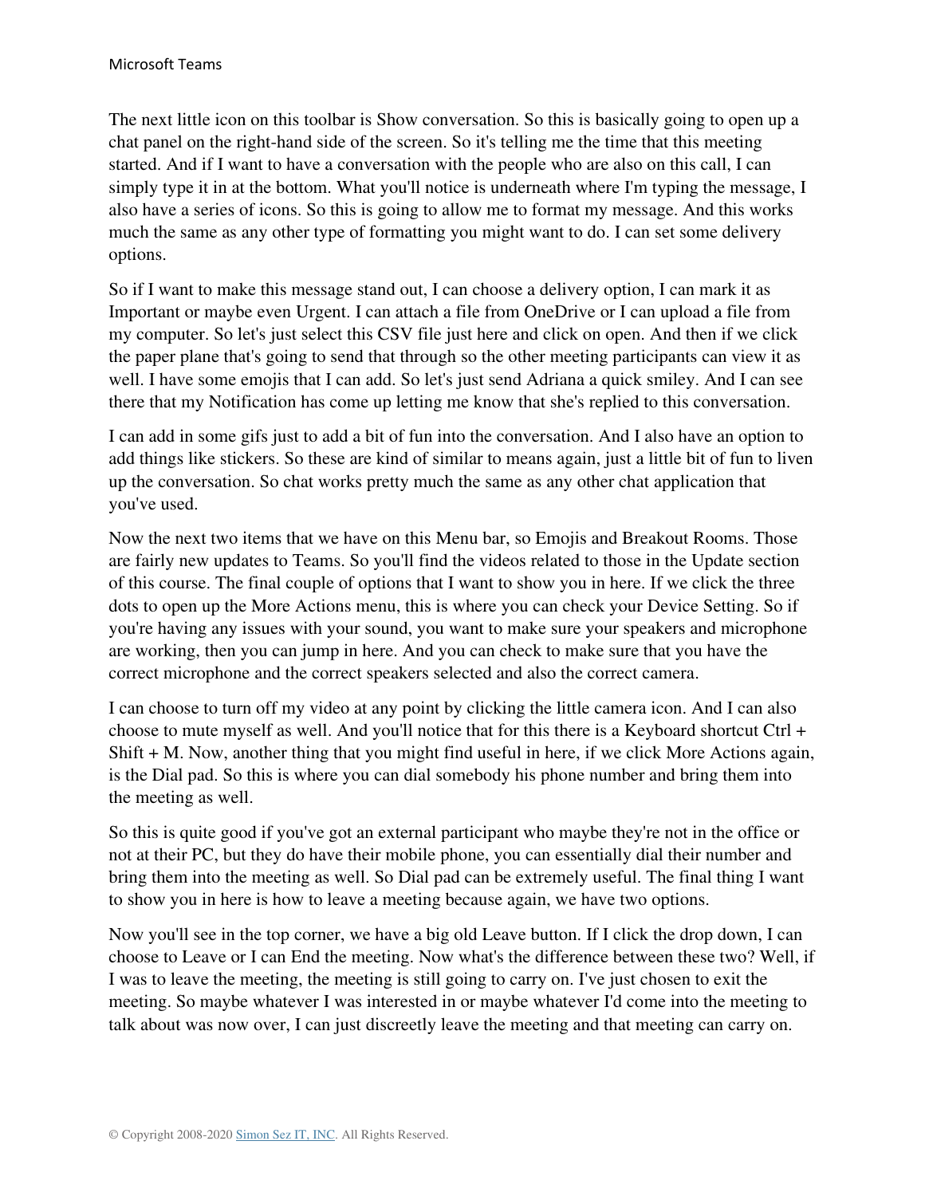The next little icon on this toolbar is Show conversation. So this is basically going to open up a chat panel on the right-hand side of the screen. So it's telling me the time that this meeting started. And if I want to have a conversation with the people who are also on this call, I can simply type it in at the bottom. What you'll notice is underneath where I'm typing the message, I also have a series of icons. So this is going to allow me to format my message. And this works much the same as any other type of formatting you might want to do. I can set some delivery options.

So if I want to make this message stand out, I can choose a delivery option, I can mark it as Important or maybe even Urgent. I can attach a file from OneDrive or I can upload a file from my computer. So let's just select this CSV file just here and click on open. And then if we click the paper plane that's going to send that through so the other meeting participants can view it as well. I have some emojis that I can add. So let's just send Adriana a quick smiley. And I can see there that my Notification has come up letting me know that she's replied to this conversation.

I can add in some gifs just to add a bit of fun into the conversation. And I also have an option to add things like stickers. So these are kind of similar to means again, just a little bit of fun to liven up the conversation. So chat works pretty much the same as any other chat application that you've used.

Now the next two items that we have on this Menu bar, so Emojis and Breakout Rooms. Those are fairly new updates to Teams. So you'll find the videos related to those in the Update section of this course. The final couple of options that I want to show you in here. If we click the three dots to open up the More Actions menu, this is where you can check your Device Setting. So if you're having any issues with your sound, you want to make sure your speakers and microphone are working, then you can jump in here. And you can check to make sure that you have the correct microphone and the correct speakers selected and also the correct camera.

I can choose to turn off my video at any point by clicking the little camera icon. And I can also choose to mute myself as well. And you'll notice that for this there is a Keyboard shortcut Ctrl + Shift + M. Now, another thing that you might find useful in here, if we click More Actions again, is the Dial pad. So this is where you can dial somebody his phone number and bring them into the meeting as well.

So this is quite good if you've got an external participant who maybe they're not in the office or not at their PC, but they do have their mobile phone, you can essentially dial their number and bring them into the meeting as well. So Dial pad can be extremely useful. The final thing I want to show you in here is how to leave a meeting because again, we have two options.

Now you'll see in the top corner, we have a big old Leave button. If I click the drop down, I can choose to Leave or I can End the meeting. Now what's the difference between these two? Well, if I was to leave the meeting, the meeting is still going to carry on. I've just chosen to exit the meeting. So maybe whatever I was interested in or maybe whatever I'd come into the meeting to talk about was now over, I can just discreetly leave the meeting and that meeting can carry on.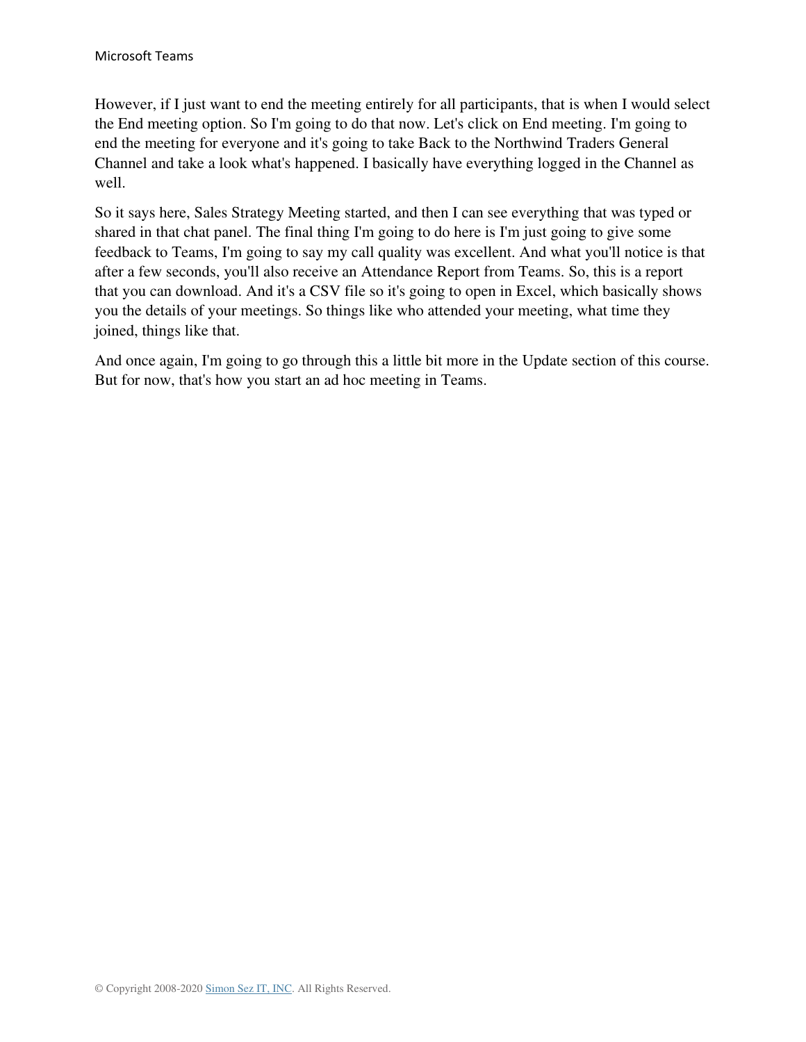However, if I just want to end the meeting entirely for all participants, that is when I would select the End meeting option. So I'm going to do that now. Let's click on End meeting. I'm going to end the meeting for everyone and it's going to take Back to the Northwind Traders General Channel and take a look what's happened. I basically have everything logged in the Channel as well.

So it says here, Sales Strategy Meeting started, and then I can see everything that was typed or shared in that chat panel. The final thing I'm going to do here is I'm just going to give some feedback to Teams, I'm going to say my call quality was excellent. And what you'll notice is that after a few seconds, you'll also receive an Attendance Report from Teams. So, this is a report that you can download. And it's a CSV file so it's going to open in Excel, which basically shows you the details of your meetings. So things like who attended your meeting, what time they joined, things like that.

And once again, I'm going to go through this a little bit more in the Update section of this course. But for now, that's how you start an ad hoc meeting in Teams.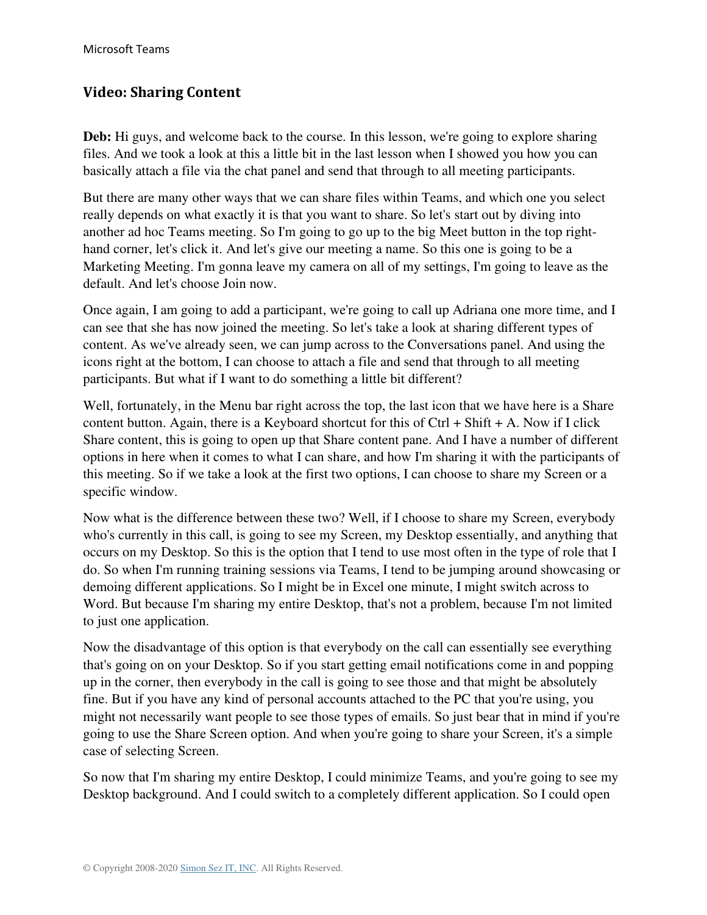## Video: Sharing Content

**Deb:** Hi guys, and welcome back to the course. In this lesson, we're going to explore sharing files. And we took a look at this a little bit in the last lesson when I showed you how you can basically attach a file via the chat panel and send that through to all meeting participants.

But there are many other ways that we can share files within Teams, and which one you select really depends on what exactly it is that you want to share. So let's start out by diving into another ad hoc Teams meeting. So I'm going to go up to the big Meet button in the top right-hand corner, let's click it. And let's give our meeting a name. So this one is going to be a Marketing Meeting. I'm gonna leave my camera on all of my settings, I'm going to leave as the default. And let's choose Join now.

Once again, I am going to add a participant, we're going to call up Adriana one more time, and I can see that she has now joined the meeting. So let's take a look at sharing different types of content. As we've already seen, we can jump across to the Conversations panel. And using the icons right at the bottom, I can choose to attach a file and send that through to all meeting participants. But what if I want to do something a little bit different?

Well, fortunately, in the Menu bar right across the top, the last icon that we have here is a Share content button. Again, there is a Keyboard shortcut for this of Ctrl + Shift + A. Now if I click Share content, this is going to open up that Share content pane. And I have a number of different options in here when it comes to what I can share, and how I'm sharing it with the participants of this meeting. So if we take a look at the first two options, I can choose to share my Screen or a specific window.

Now what is the difference between these two? Well, if I choose to share my Screen, everybody who's currently in this call, is going to see my Screen, my Desktop essentially, and anything that occurs on my Desktop. So this is the option that I tend to use most often in the type of role that I do. So when I'm running training sessions via Teams, I tend to be jumping around showcasing or demoing different applications. So I might be in Excel one minute, I might switch across to Word. But because I'm sharing my entire Desktop, that's not a problem, because I'm not limited to just one application.

Now the disadvantage of this option is that everybody on the call can essentially see everything that's going on on your Desktop. So if you start getting email notifications come in and popping up in the corner, then everybody in the call is going to see those and that might be absolutely fine. But if you have any kind of personal accounts attached to the PC that you're using, you might not necessarily want people to see those types of emails. So just bear that in mind if you're going to use the Share Screen option. And when you're going to share your Screen, it's a simple case of selecting Screen.

So now that I'm sharing my entire Desktop, I could minimize Teams, and you're going to see my Desktop background. And I could switch to a completely different application. So I could open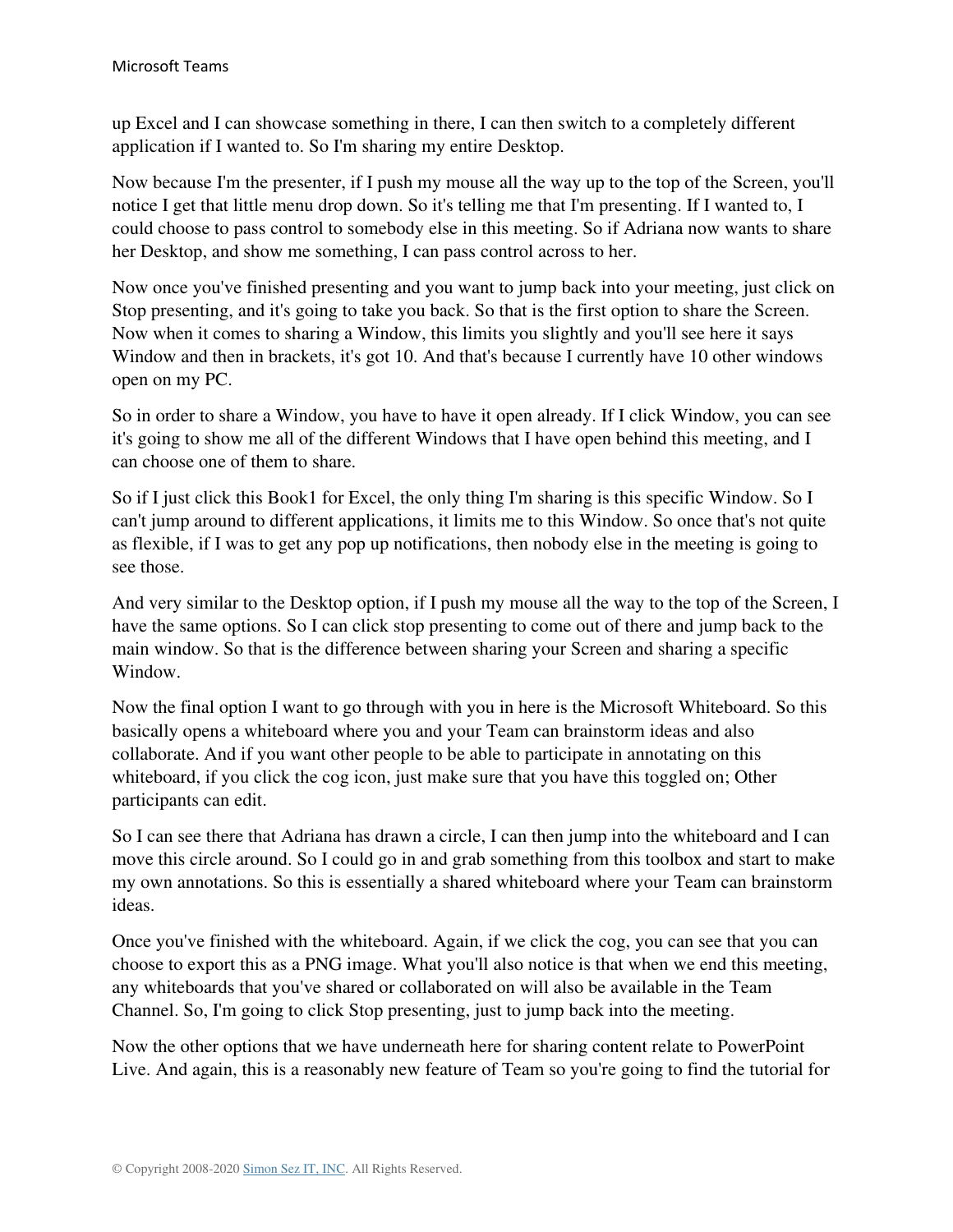up Excel and I can showcase something in there, I can then switch to a completely different application if I wanted to. So I'm sharing my entire Desktop.

Now because I'm the presenter, if I push my mouse all the way up to the top of the Screen, you'll notice I get that little menu drop down. So it's telling me that I'm presenting. If I wanted to, I could choose to pass control to somebody else in this meeting. So if Adriana now wants to share her Desktop, and show me something, I can pass control across to her.

Now once you've finished presenting and you want to jump back into your meeting, just click on Stop presenting, and it's going to take you back. So that is the first option to share the Screen. Now when it comes to sharing a Window, this limits you slightly and you'll see here it says Window and then in brackets, it's got 10. And that's because I currently have 10 other windows open on my PC.

So in order to share a Window, you have to have it open already. If I click Window, you can see it's going to show me all of the different Windows that I have open behind this meeting, and I can choose one of them to share.

So if I just click this Book1 for Excel, the only thing I'm sharing is this specific Window. So I can't jump around to different applications, it limits me to this Window. So once that's not quite as flexible, if I was to get any pop up notifications, then nobody else in the meeting is going to see those.

And very similar to the Desktop option, if I push my mouse all the way to the top of the Screen, I have the same options. So I can click stop presenting to come out of there and jump back to the main window. So that is the difference between sharing your Screen and sharing a specific Window.

Now the final option I want to go through with you in here is the Microsoft Whiteboard. So this basically opens a whiteboard where you and your Team can brainstorm ideas and also collaborate. And if you want other people to be able to participate in annotating on this whiteboard, if you click the cog icon, just make sure that you have this toggled on; Other participants can edit.

So I can see there that Adriana has drawn a circle, I can then jump into the whiteboard and I can move this circle around. So I could go in and grab something from this toolbox and start to make my own annotations. So this is essentially a shared whiteboard where your Team can brainstorm ideas.

Once you've finished with the whiteboard. Again, if we click the cog, you can see that you can choose to export this as a PNG image. What you'll also notice is that when we end this meeting, any whiteboards that you've shared or collaborated on will also be available in the Team Channel. So, I'm going to click Stop presenting, just to jump back into the meeting.

Now the other options that we have underneath here for sharing content relate to PowerPoint Live. And again, this is a reasonably new feature of Team so you're going to find the tutorial for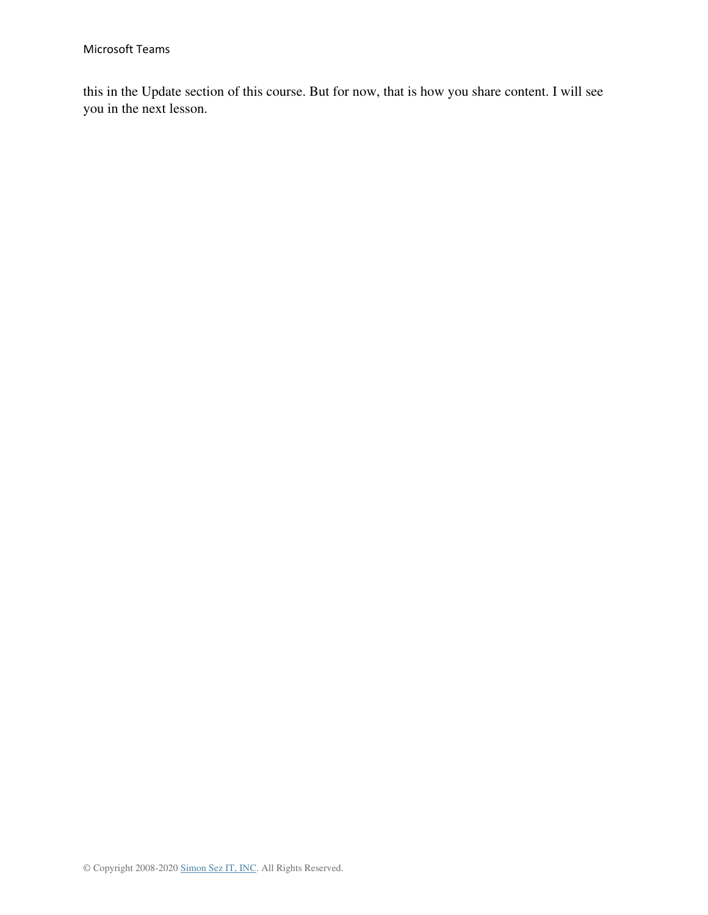this in the Update section of this course. But for now, that is how you share content. I will see you in the next lesson.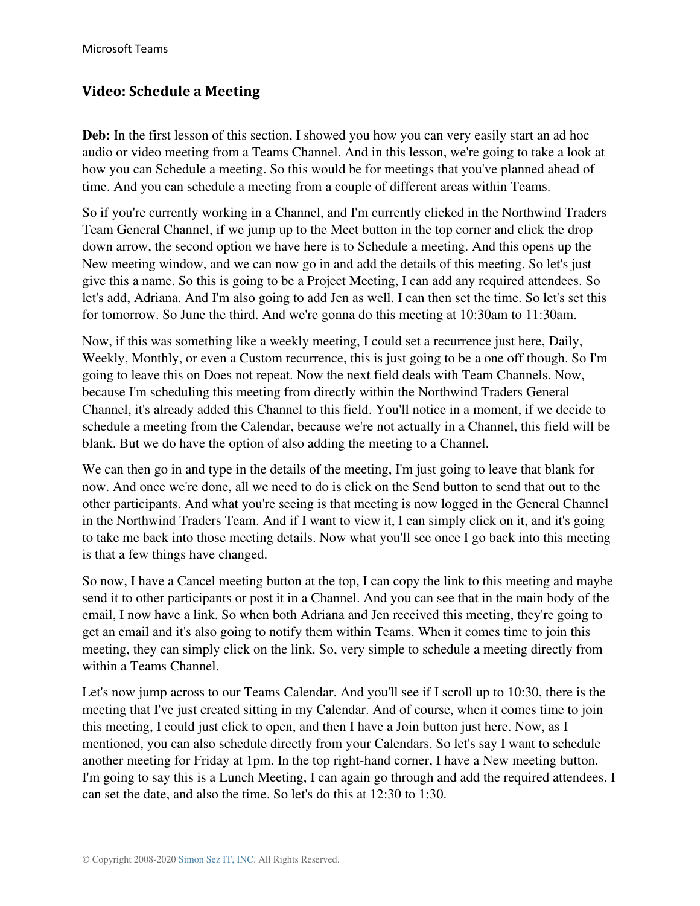## Video: Schedule a Meeting

**Deb:** In the first lesson of this section, I showed you how you can very easily start an ad hoc audio or video meeting from a Teams Channel. And in this lesson, we're going to take a look at how you can Schedule a meeting. So this would be for meetings that you've planned ahead of time. And you can schedule a meeting from a couple of different areas within Teams.

So if you're currently working in a Channel, and I'm currently clicked in the Northwind Traders Team General Channel, if we jump up to the Meet button in the top corner and click the drop down arrow, the second option we have here is to Schedule a meeting. And this opens up the New meeting window, and we can now go in and add the details of this meeting. So let's just give this a name. So this is going to be a Project Meeting, I can add any required attendees. So let's add, Adriana. And I'm also going to add Jen as well. I can then set the time. So let's set this for tomorrow. So June the third. And we're gonna do this meeting at 10:30am to 11:30am.

Now, if this was something like a weekly meeting, I could set a recurrence just here, Daily, Weekly, Monthly, or even a Custom recurrence, this is just going to be a one off though. So I'm going to leave this on Does not repeat. Now the next field deals with Team Channels. Now, because I'm scheduling this meeting from directly within the Northwind Traders General Channel, it's already added this Channel to this field. You'll notice in a moment, if we decide to schedule a meeting from the Calendar, because we're not actually in a Channel, this field will be blank. But we do have the option of also adding the meeting to a Channel.

We can then go in and type in the details of the meeting, I'm just going to leave that blank for now. And once we're done, all we need to do is click on the Send button to send that out to the other participants. And what you're seeing is that meeting is now logged in the General Channel in the Northwind Traders Team. And if I want to view it, I can simply click on it, and it's going to take me back into those meeting details. Now what you'll see once I go back into this meeting is that a few things have changed.

So now, I have a Cancel meeting button at the top, I can copy the link to this meeting and maybe send it to other participants or post it in a Channel. And you can see that in the main body of the email, I now have a link. So when both Adriana and Jen received this meeting, they're going to get an email and it's also going to notify them within Teams. When it comes time to join this meeting, they can simply click on the link. So, very simple to schedule a meeting directly from within a Teams Channel.

Let's now jump across to our Teams Calendar. And you'll see if I scroll up to 10:30, there is the meeting that I've just created sitting in my Calendar. And of course, when it comes time to join this meeting, I could just click to open, and then I have a Join button just here. Now, as I mentioned, you can also schedule directly from your Calendars. So let's say I want to schedule another meeting for Friday at 1pm. In the top right-hand corner, I have a New meeting button. I'm going to say this is a Lunch Meeting, I can again go through and add the required attendees. I can set the date, and also the time. So let's do this at 12:30 to 1:30.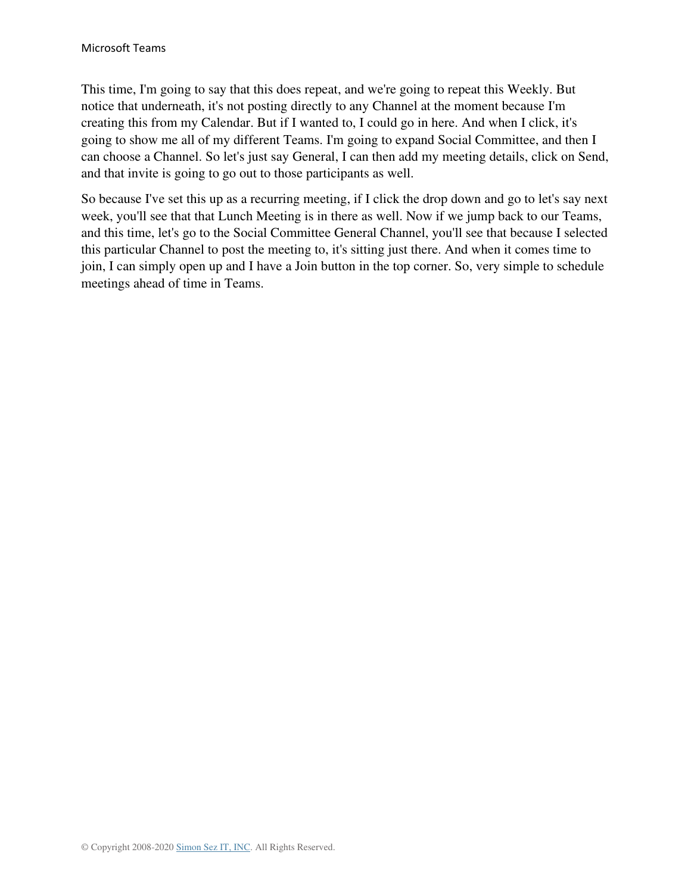This time, I'm going to say that this does repeat, and we're going to repeat this Weekly. But notice that underneath, it's not posting directly to any Channel at the moment because I'm creating this from my Calendar. But if I wanted to, I could go in here. And when I click, it's going to show me all of my different Teams. I'm going to expand Social Committee, and then I can choose a Channel. So let's just say General, I can then add my meeting details, click on Send, and that invite is going to go out to those participants as well.

So because I've set this up as a recurring meeting, if I click the drop down and go to let's say next week, you'll see that that Lunch Meeting is in there as well. Now if we jump back to our Teams, and this time, let's go to the Social Committee General Channel, you'll see that because I selected this particular Channel to post the meeting to, it's sitting just there. And when it comes time to join, I can simply open up and I have a Join button in the top corner. So, very simple to schedule meetings ahead of time in Teams.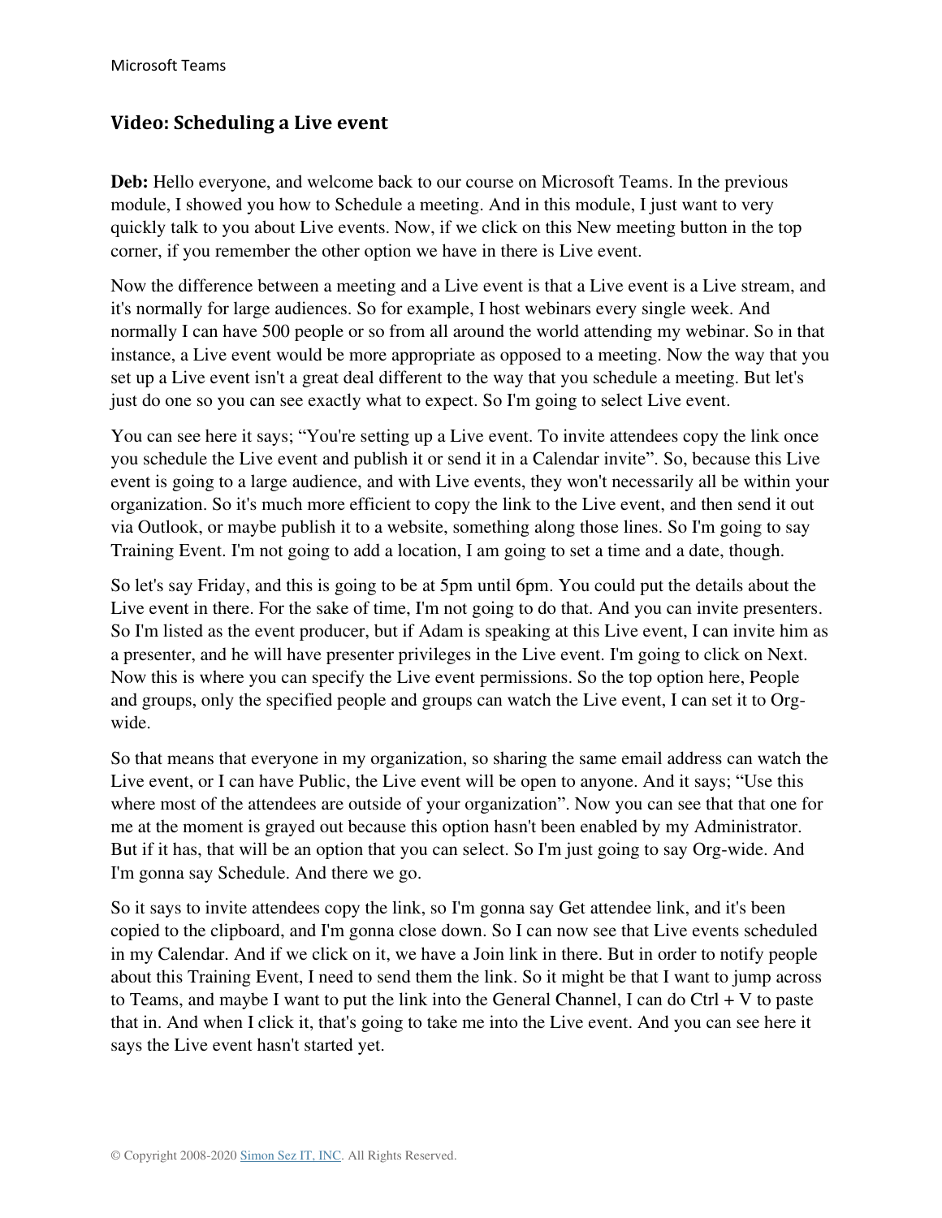## Video: Scheduling a Live event

**Deb:** Hello everyone, and welcome back to our course on Microsoft Teams. In the previous module, I showed you how to Schedule a meeting. And in this module, I just want to very quickly talk to you about Live events. Now, if we click on this New meeting button in the top corner, if you remember the other option we have in there is Live event.

Now the difference between a meeting and a Live event is that a Live event is a Live stream, and it's normally for large audiences. So for example, I host webinars every single week. And normally I can have 500 people or so from all around the world attending my webinar. So in that instance, a Live event would be more appropriate as opposed to a meeting. Now the way that you set up a Live event isn't a great deal different to the way that you schedule a meeting. But let's just do one so you can see exactly what to expect. So I'm going to select Live event.

You can see here it says; "You're setting up a Live event. To invite attendees copy the link once you schedule the Live event and publish it or send it in a Calendar invite". So, because this Live event is going to a large audience, and with Live events, they won't necessarily all be within your organization. So it's much more efficient to copy the link to the Live event, and then send it out via Outlook, or maybe publish it to a website, something along those lines. So I'm going to say Training Event. I'm not going to add a location, I am going to set a time and a date, though.

So let's say Friday, and this is going to be at 5pm until 6pm. You could put the details about the Live event in there. For the sake of time, I'm not going to do that. And you can invite presenters. So I'm listed as the event producer, but if Adam is speaking at this Live event, I can invite him as a presenter, and he will have presenter privileges in the Live event. I'm going to click on Next. Now this is where you can specify the Live event permissions. So the top option here, People and groups, only the specified people and groups can watch the Live event, I can set it to Org-wide.

So that means that everyone in my organization, so sharing the same email address can watch the Live event, or I can have Public, the Live event will be open to anyone. And it says; "Use this where most of the attendees are outside of your organization". Now you can see that that one for me at the moment is grayed out because this option hasn't been enabled by my Administrator. But if it has, that will be an option that you can select. So I'm just going to say Org-wide. And I'm gonna say Schedule. And there we go.

So it says to invite attendees copy the link, so I'm gonna say Get attendee link, and it's been copied to the clipboard, and I'm gonna close down. So I can now see that Live events scheduled in my Calendar. And if we click on it, we have a Join link in there. But in order to notify people about this Training Event, I need to send them the link. So it might be that I want to jump across to Teams, and maybe I want to put the link into the General Channel, I can do Ctrl + V to paste that in. And when I click it, that's going to take me into the Live event. And you can see here it says the Live event hasn't started yet.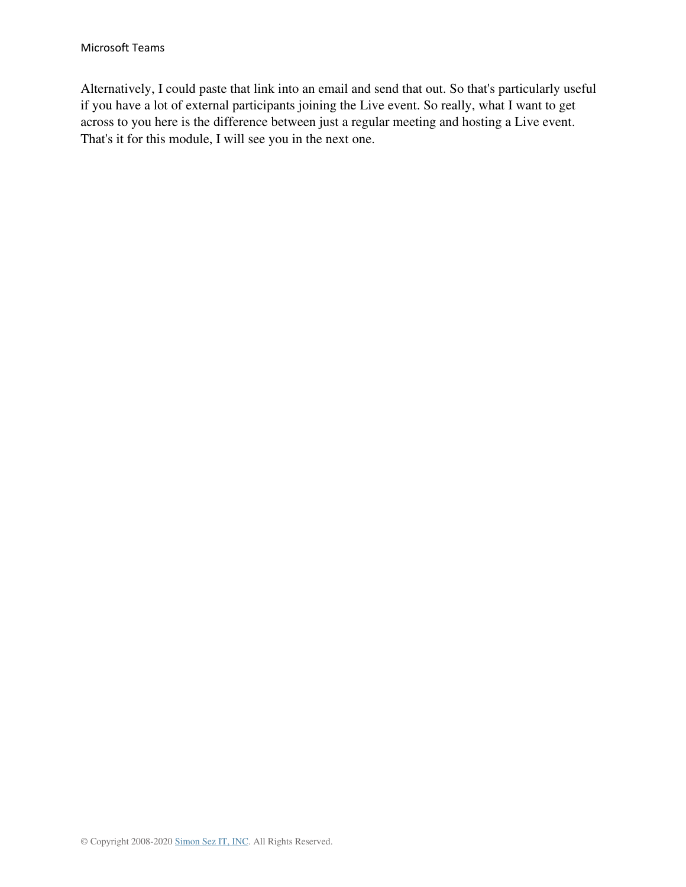Alternatively, I could paste that link into an email and send that out. So that's particularly useful if you have a lot of external participants joining the Live event. So really, what I want to get across to you here is the difference between just a regular meeting and hosting a Live event. That's it for this module, I will see you in the next one.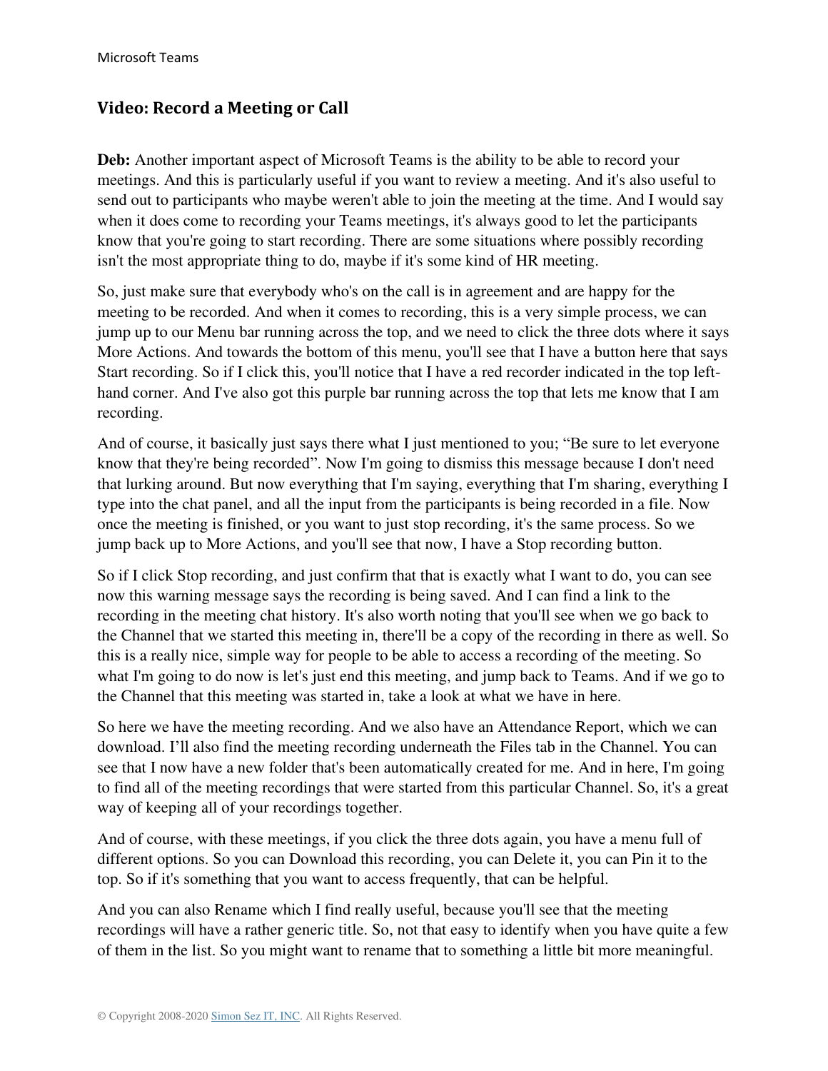## Video: Record a Meeting or Call

**Deb:** Another important aspect of Microsoft Teams is the ability to be able to record your meetings. And this is particularly useful if you want to review a meeting. And it's also useful to send out to participants who maybe weren't able to join the meeting at the time. And I would say when it does come to recording your Teams meetings, it's always good to let the participants know that you're going to start recording. There are some situations where possibly recording isn't the most appropriate thing to do, maybe if it's some kind of HR meeting.

So, just make sure that everybody who's on the call is in agreement and are happy for the meeting to be recorded. And when it comes to recording, this is a very simple process, we can jump up to our Menu bar running across the top, and we need to click the three dots where it says More Actions. And towards the bottom of this menu, you'll see that I have a button here that says Start recording. So if I click this, you'll notice that I have a red recorder indicated in the top left-hand corner. And I've also got this purple bar running across the top that lets me know that I am recording.

And of course, it basically just says there what I just mentioned to you; "Be sure to let everyone know that they're being recorded". Now I'm going to dismiss this message because I don't need that lurking around. But now everything that I'm saying, everything that I'm sharing, everything I type into the chat panel, and all the input from the participants is being recorded in a file. Now once the meeting is finished, or you want to just stop recording, it's the same process. So we jump back up to More Actions, and you'll see that now, I have a Stop recording button.

So if I click Stop recording, and just confirm that that is exactly what I want to do, you can see now this warning message says the recording is being saved. And I can find a link to the recording in the meeting chat history. It's also worth noting that you'll see when we go back to the Channel that we started this meeting in, there'll be a copy of the recording in there as well. So this is a really nice, simple way for people to be able to access a recording of the meeting. So what I'm going to do now is let's just end this meeting, and jump back to Teams. And if we go to the Channel that this meeting was started in, take a look at what we have in here.

So here we have the meeting recording. And we also have an Attendance Report, which we can download. I'll also find the meeting recording underneath the Files tab in the Channel. You can see that I now have a new folder that's been automatically created for me. And in here, I'm going to find all of the meeting recordings that were started from this particular Channel. So, it's a great way of keeping all of your recordings together.

And of course, with these meetings, if you click the three dots again, you have a menu full of different options. So you can Download this recording, you can Delete it, you can Pin it to the top. So if it's something that you want to access frequently, that can be helpful.

And you can also Rename which I find really useful, because you'll see that the meeting recordings will have a rather generic title. So, not that easy to identify when you have quite a few of them in the list. So you might want to rename that to something a little bit more meaningful.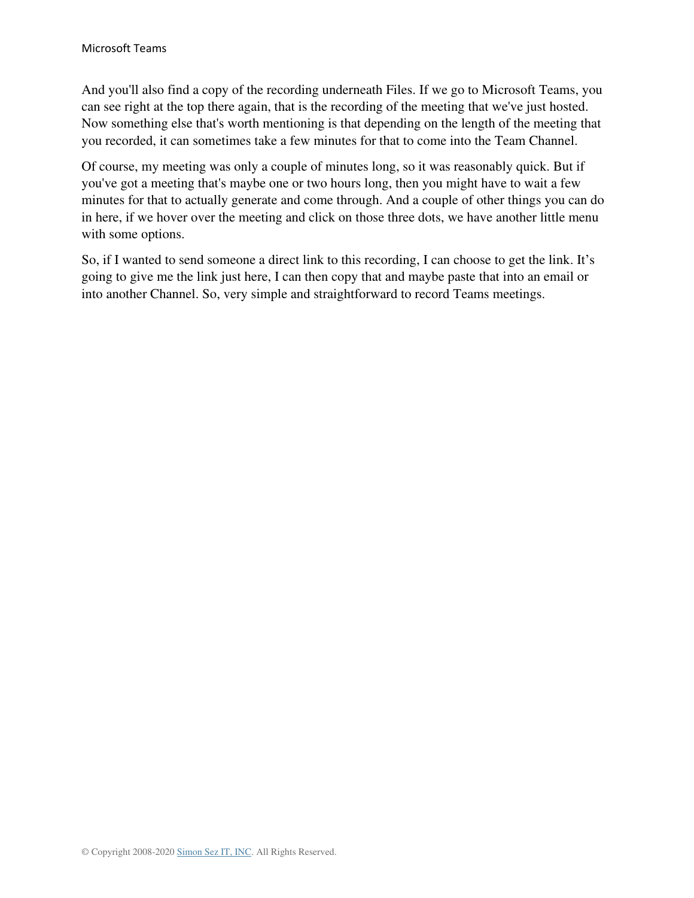And you'll also find a copy of the recording underneath Files. If we go to Microsoft Teams, you can see right at the top there again, that is the recording of the meeting that we've just hosted. Now something else that's worth mentioning is that depending on the length of the meeting that you recorded, it can sometimes take a few minutes for that to come into the Team Channel.

Of course, my meeting was only a couple of minutes long, so it was reasonably quick. But if you've got a meeting that's maybe one or two hours long, then you might have to wait a few minutes for that to actually generate and come through. And a couple of other things you can do in here, if we hover over the meeting and click on those three dots, we have another little menu with some options.

So, if I wanted to send someone a direct link to this recording, I can choose to get the link. It's going to give me the link just here, I can then copy that and maybe paste that into an email or into another Channel. So, very simple and straightforward to record Teams meetings.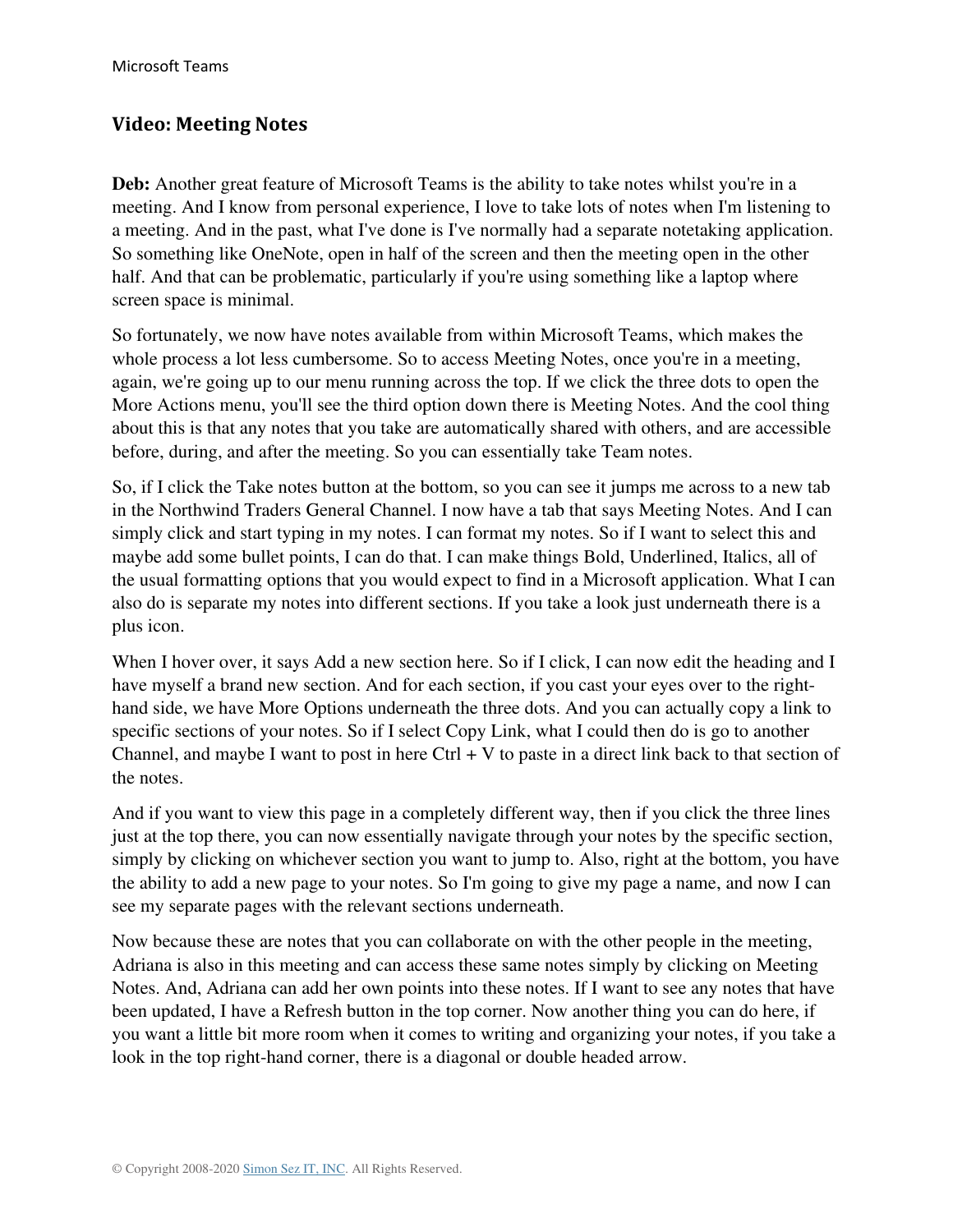## Video: Meeting Notes

**Deb:** Another great feature of Microsoft Teams is the ability to take notes whilst you're in a meeting. And I know from personal experience, I love to take lots of notes when I'm listening to a meeting. And in the past, what I've done is I've normally had a separate notetaking application. So something like OneNote, open in half of the screen and then the meeting open in the other half. And that can be problematic, particularly if you're using something like a laptop where screen space is minimal.

So fortunately, we now have notes available from within Microsoft Teams, which makes the whole process a lot less cumbersome. So to access Meeting Notes, once you're in a meeting, again, we're going up to our menu running across the top. If we click the three dots to open the More Actions menu, you'll see the third option down there is Meeting Notes. And the cool thing about this is that any notes that you take are automatically shared with others, and are accessible before, during, and after the meeting. So you can essentially take Team notes.

So, if I click the Take notes button at the bottom, so you can see it jumps me across to a new tab in the Northwind Traders General Channel. I now have a tab that says Meeting Notes. And I can simply click and start typing in my notes. I can format my notes. So if I want to select this and maybe add some bullet points, I can do that. I can make things Bold, Underlined, Italics, all of the usual formatting options that you would expect to find in a Microsoft application. What I can also do is separate my notes into different sections. If you take a look just underneath there is a plus icon.

When I hover over, it says Add a new section here. So if I click, I can now edit the heading and I have myself a brand new section. And for each section, if you cast your eyes over to the right-hand side, we have More Options underneath the three dots. And you can actually copy a link to specific sections of your notes. So if I select Copy Link, what I could then do is go to another Channel, and maybe I want to post in here Ctrl + V to paste in a direct link back to that section of the notes.

And if you want to view this page in a completely different way, then if you click the three lines just at the top there, you can now essentially navigate through your notes by the specific section, simply by clicking on whichever section you want to jump to. Also, right at the bottom, you have the ability to add a new page to your notes. So I'm going to give my page a name, and now I can see my separate pages with the relevant sections underneath.

Now because these are notes that you can collaborate on with the other people in the meeting, Adriana is also in this meeting and can access these same notes simply by clicking on Meeting Notes. And, Adriana can add her own points into these notes. If I want to see any notes that have been updated, I have a Refresh button in the top corner. Now another thing you can do here, if you want a little bit more room when it comes to writing and organizing your notes, if you take a look in the top right-hand corner, there is a diagonal or double headed arrow.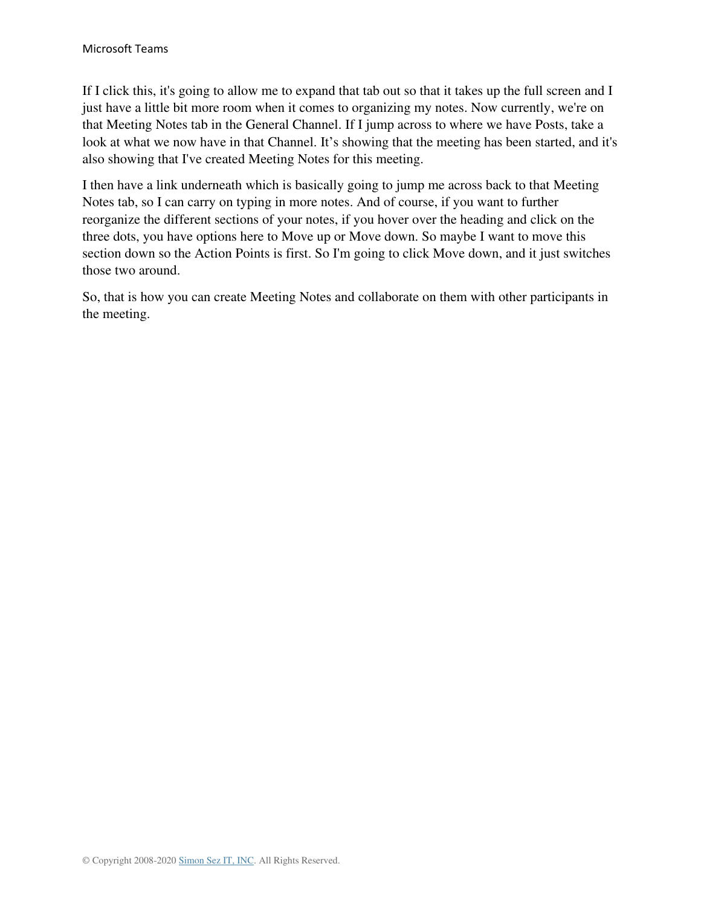If I click this, it's going to allow me to expand that tab out so that it takes up the full screen and I just have a little bit more room when it comes to organizing my notes. Now currently, we're on that Meeting Notes tab in the General Channel. If I jump across to where we have Posts, take a look at what we now have in that Channel. It’s showing that the meeting has been started, and it's also showing that I've created Meeting Notes for this meeting.

I then have a link underneath which is basically going to jump me across back to that Meeting Notes tab, so I can carry on typing in more notes. And of course, if you want to further reorganize the different sections of your notes, if you hover over the heading and click on the three dots, you have options here to Move up or Move down. So maybe I want to move this section down so the Action Points is first. So I'm going to click Move down, and it just switches those two around.

So, that is how you can create Meeting Notes and collaborate on them with other participants in the meeting.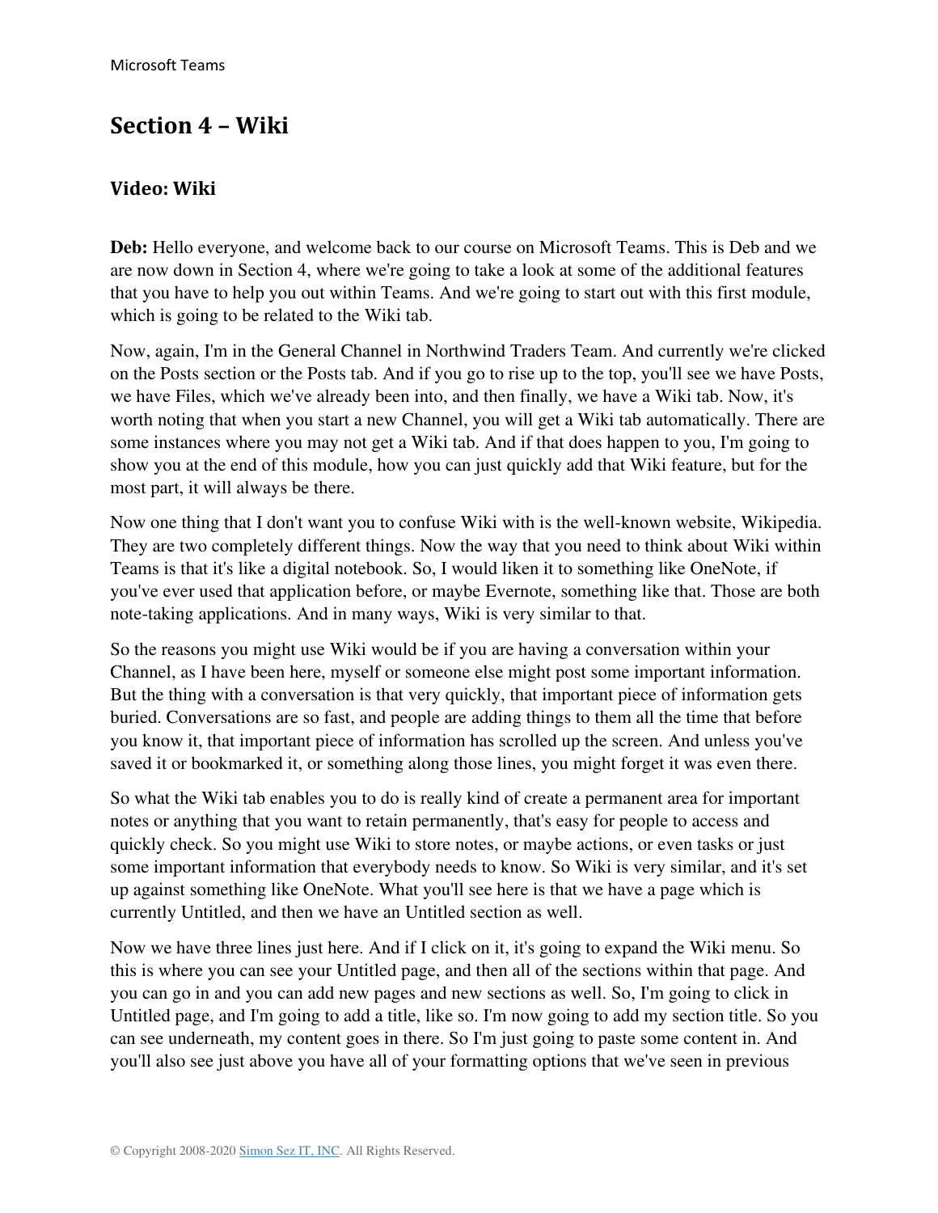## Section 4 – Wiki

### Video: Wiki

**Deb:** Hello everyone, and welcome back to our course on Microsoft Teams. This is Deb and we are now down in Section 4, where we're going to take a look at some of the additional features that you have to help you out within Teams. And we're going to start out with this first module, which is going to be related to the Wiki tab.

Now, again, I'm in the General Channel in Northwind Traders Team. And currently we're clicked on the Posts section or the Posts tab. And if you go to rise up to the top, you'll see we have Posts, we have Files, which we've already been into, and then finally, we have a Wiki tab. Now, it's worth noting that when you start a new Channel, you will get a Wiki tab automatically. There are some instances where you may not get a Wiki tab. And if that does happen to you, I'm going to show you at the end of this module, how you can just quickly add that Wiki feature, but for the most part, it will always be there.

Now one thing that I don't want you to confuse Wiki with is the well-known website, Wikipedia. They are two completely different things. Now the way that you need to think about Wiki within Teams is that it's like a digital notebook. So, I would liken it to something like OneNote, if you've ever used that application before, or maybe Evernote, something like that. Those are both note-taking applications. And in many ways, Wiki is very similar to that.

So the reasons you might use Wiki would be if you are having a conversation within your Channel, as I have been here, myself or someone else might post some important information. But the thing with a conversation is that very quickly, that important piece of information gets buried. Conversations are so fast, and people are adding things to them all the time that before you know it, that important piece of information has scrolled up the screen. And unless you've saved it or bookmarked it, or something along those lines, you might forget it was even there.

So what the Wiki tab enables you to do is really kind of create a permanent area for important notes or anything that you want to retain permanently, that's easy for people to access and quickly check. So you might use Wiki to store notes, or maybe actions, or even tasks or just some important information that everybody needs to know. So Wiki is very similar, and it's set up against something like OneNote. What you'll see here is that we have a page which is currently Untitled, and then we have an Untitled section as well.

Now we have three lines just here. And if I click on it, it's going to expand the Wiki menu. So this is where you can see your Untitled page, and then all of the sections within that page. And you can go in and you can add new pages and new sections as well. So, I'm going to click in Untitled page, and I'm going to add a title, like so. I'm now going to add my section title. So you can see underneath, my content goes in there. So I'm just going to paste some content in. And you'll also see just above you have all of your formatting options that we've seen in previous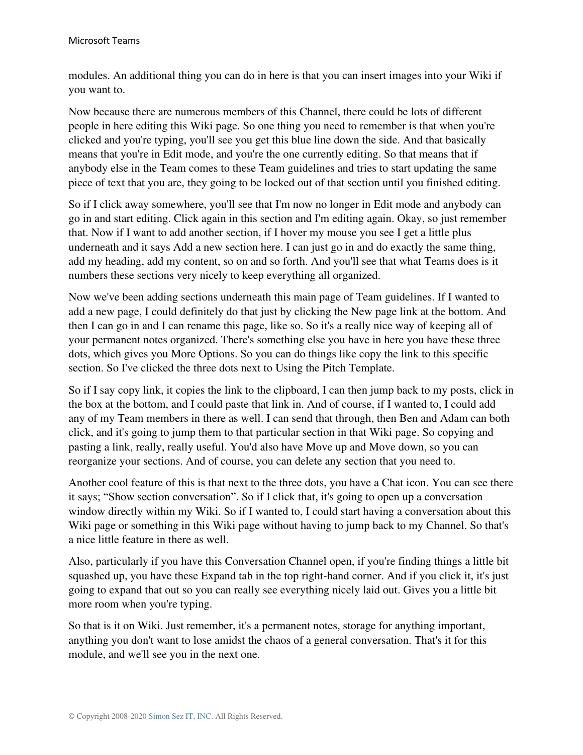modules. An additional thing you can do in here is that you can insert images into your Wiki if you want to.

Now because there are numerous members of this Channel, there could be lots of different people in here editing this Wiki page. So one thing you need to remember is that when you're clicked and you're typing, you'll see you get this blue line down the side. And that basically means that you're in Edit mode, and you're the one currently editing. So that means that if anybody else in the Team comes to these Team guidelines and tries to start updating the same piece of text that you are, they going to be locked out of that section until you finished editing.

So if I click away somewhere, you'll see that I'm now no longer in Edit mode and anybody can go in and start editing. Click again in this section and I'm editing again. Okay, so just remember that. Now if I want to add another section, if I hover my mouse you see I get a little plus underneath and it says Add a new section here. I can just go in and do exactly the same thing, add my heading, add my content, so on and so forth. And you'll see that what Teams does is it numbers these sections very nicely to keep everything all organized.

Now we've been adding sections underneath this main page of Team guidelines. If I wanted to add a new page, I could definitely do that just by clicking the New page link at the bottom. And then I can go in and I can rename this page, like so. So it's a really nice way of keeping all of your permanent notes organized. There's something else you have in here you have these three dots, which gives you More Options. So you can do things like copy the link to this specific section. So I've clicked the three dots next to Using the Pitch Template.

So if I say copy link, it copies the link to the clipboard, I can then jump back to my posts, click in the box at the bottom, and I could paste that link in. And of course, if I wanted to, I could add any of my Team members in there as well. I can send that through, then Ben and Adam can both click, and it's going to jump them to that particular section in that Wiki page. So copying and pasting a link, really, really useful. You'd also have Move up and Move down, so you can reorganize your sections. And of course, you can delete any section that you need to.

Another cool feature of this is that next to the three dots, you have a Chat icon. You can see there it says; "Show section conversation". So if I click that, it's going to open up a conversation window directly within my Wiki. So if I wanted to, I could start having a conversation about this Wiki page or something in this Wiki page without having to jump back to my Channel. So that's a nice little feature in there as well.

Also, particularly if you have this Conversation Channel open, if you're finding things a little bit squashed up, you have these Expand tab in the top right-hand corner. And if you click it, it's just going to expand that out so you can really see everything nicely laid out. Gives you a little bit more room when you're typing.

So that is it on Wiki. Just remember, it's a permanent notes, storage for anything important, anything you don't want to lose amidst the chaos of a general conversation. That's it for this module, and we'll see you in the next one.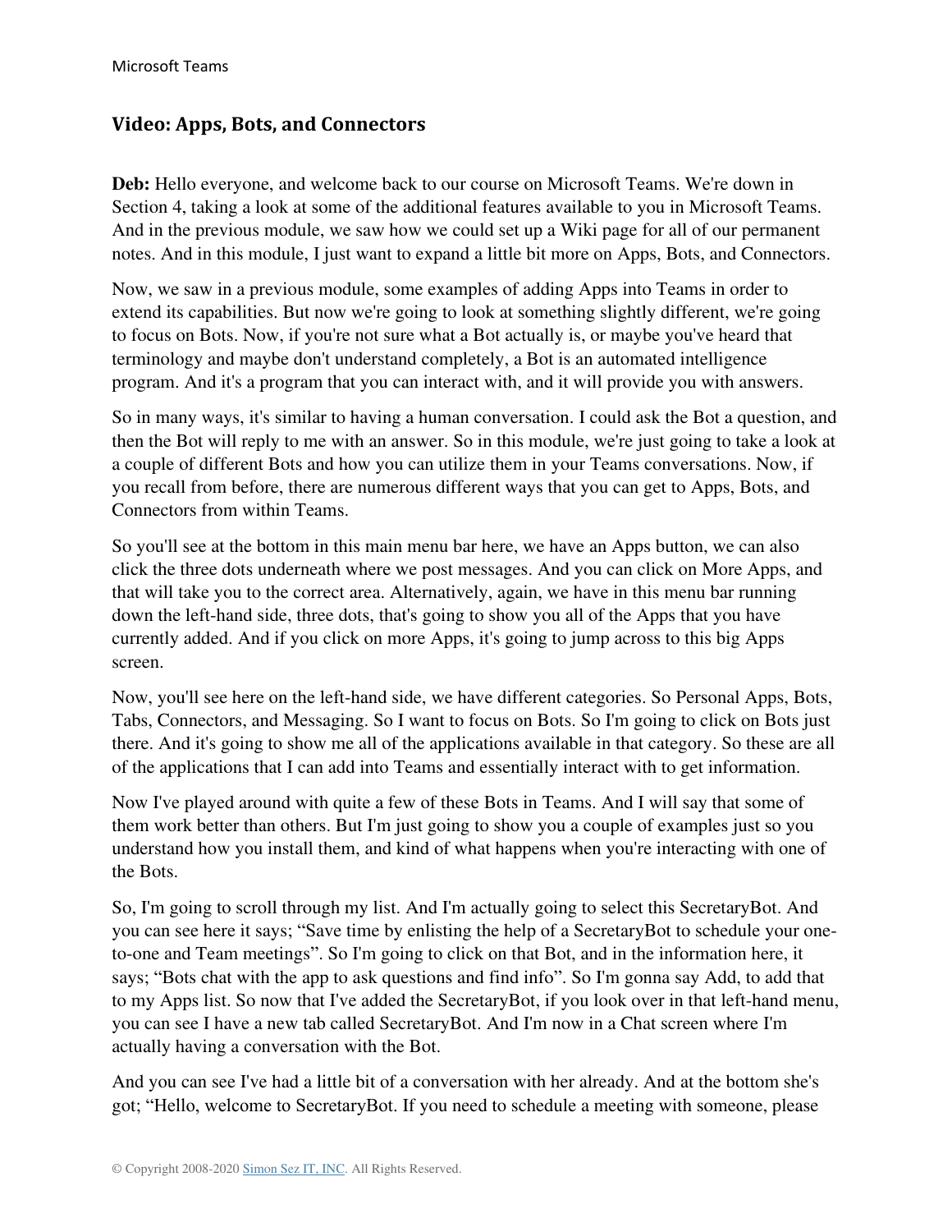## Video: Apps, Bots, and Connectors

**Deb:** Hello everyone, and welcome back to our course on Microsoft Teams. We're down in Section 4, taking a look at some of the additional features available to you in Microsoft Teams. And in the previous module, we saw how we could set up a Wiki page for all of our permanent notes. And in this module, I just want to expand a little bit more on Apps, Bots, and Connectors.

Now, we saw in a previous module, some examples of adding Apps into Teams in order to extend its capabilities. But now we're going to look at something slightly different, we're going to focus on Bots. Now, if you're not sure what a Bot actually is, or maybe you've heard that terminology and maybe don't understand completely, a Bot is an automated intelligence program. And it's a program that you can interact with, and it will provide you with answers.

So in many ways, it's similar to having a human conversation. I could ask the Bot a question, and then the Bot will reply to me with an answer. So in this module, we're just going to take a look at a couple of different Bots and how you can utilize them in your Teams conversations. Now, if you recall from before, there are numerous different ways that you can get to Apps, Bots, and Connectors from within Teams.

So you'll see at the bottom in this main menu bar here, we have an Apps button, we can also click the three dots underneath where we post messages. And you can click on More Apps, and that will take you to the correct area. Alternatively, again, we have in this menu bar running down the left-hand side, three dots, that's going to show you all of the Apps that you have currently added. And if you click on more Apps, it's going to jump across to this big Apps screen.

Now, you'll see here on the left-hand side, we have different categories. So Personal Apps, Bots, Tabs, Connectors, and Messaging. So I want to focus on Bots. So I'm going to click on Bots just there. And it's going to show me all of the applications available in that category. So these are all of the applications that I can add into Teams and essentially interact with to get information.

Now I've played around with quite a few of these Bots in Teams. And I will say that some of them work better than others. But I'm just going to show you a couple of examples just so you understand how you install them, and kind of what happens when you're interacting with one of the Bots.

So, I'm going to scroll through my list. And I'm actually going to select this SecretaryBot. And you can see here it says; "Save time by enlisting the help of a SecretaryBot to schedule your one-to-one and Team meetings". So I'm going to click on that Bot, and in the information here, it says; "Bots chat with the app to ask questions and find info". So I'm gonna say Add, to add that to my Apps list. So now that I've added the SecretaryBot, if you look over in that left-hand menu, you can see I have a new tab called SecretaryBot. And I'm now in a Chat screen where I'm actually having a conversation with the Bot.

And you can see I've had a little bit of a conversation with her already. And at the bottom she's got; "Hello, welcome to SecretaryBot. If you need to schedule a meeting with someone, please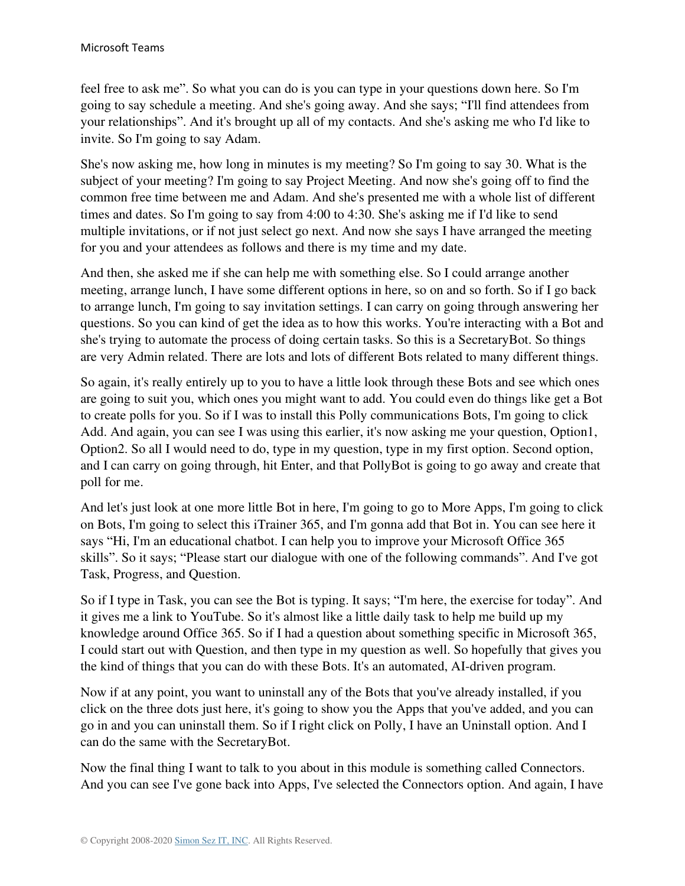feel free to ask me". So what you can do is you can type in your questions down here. So I'm going to say schedule a meeting. And she's going away. And she says; "I'll find attendees from your relationships". And it's brought up all of my contacts. And she's asking me who I'd like to invite. So I'm going to say Adam.

She's now asking me, how long in minutes is my meeting? So I'm going to say 30. What is the subject of your meeting? I'm going to say Project Meeting. And now she's going off to find the common free time between me and Adam. And she's presented me with a whole list of different times and dates. So I'm going to say from 4:00 to 4:30. She's asking me if I'd like to send multiple invitations, or if not just select go next. And now she says I have arranged the meeting for you and your attendees as follows and there is my time and my date.

And then, she asked me if she can help me with something else. So I could arrange another meeting, arrange lunch, I have some different options in here, so on and so forth. So if I go back to arrange lunch, I'm going to say invitation settings. I can carry on going through answering her questions. So you can kind of get the idea as to how this works. You're interacting with a Bot and she's trying to automate the process of doing certain tasks. So this is a SecretaryBot. So things are very Admin related. There are lots and lots of different Bots related to many different things.

So again, it's really entirely up to you to have a little look through these Bots and see which ones are going to suit you, which ones you might want to add. You could even do things like get a Bot to create polls for you. So if I was to install this Polly communications Bots, I'm going to click Add. And again, you can see I was using this earlier, it's now asking me your question, Option1, Option2. So all I would need to do, type in my question, type in my first option. Second option, and I can carry on going through, hit Enter, and that PollyBot is going to go away and create that poll for me.

And let's just look at one more little Bot in here, I'm going to go to More Apps, I'm going to click on Bots, I'm going to select this iTrainer 365, and I'm gonna add that Bot in. You can see here it says "Hi, I'm an educational chatbot. I can help you to improve your Microsoft Office 365 skills". So it says; "Please start our dialogue with one of the following commands". And I've got Task, Progress, and Question.

So if I type in Task, you can see the Bot is typing. It says; "I'm here, the exercise for today". And it gives me a link to YouTube. So it's almost like a little daily task to help me build up my knowledge around Office 365. So if I had a question about something specific in Microsoft 365, I could start out with Question, and then type in my question as well. So hopefully that gives you the kind of things that you can do with these Bots. It's an automated, AI-driven program.

Now if at any point, you want to uninstall any of the Bots that you've already installed, if you click on the three dots just here, it's going to show you the Apps that you've added, and you can go in and you can uninstall them. So if I right click on Polly, I have an Uninstall option. And I can do the same with the SecretaryBot.

Now the final thing I want to talk to you about in this module is something called Connectors. And you can see I've gone back into Apps, I've selected the Connectors option. And again, I have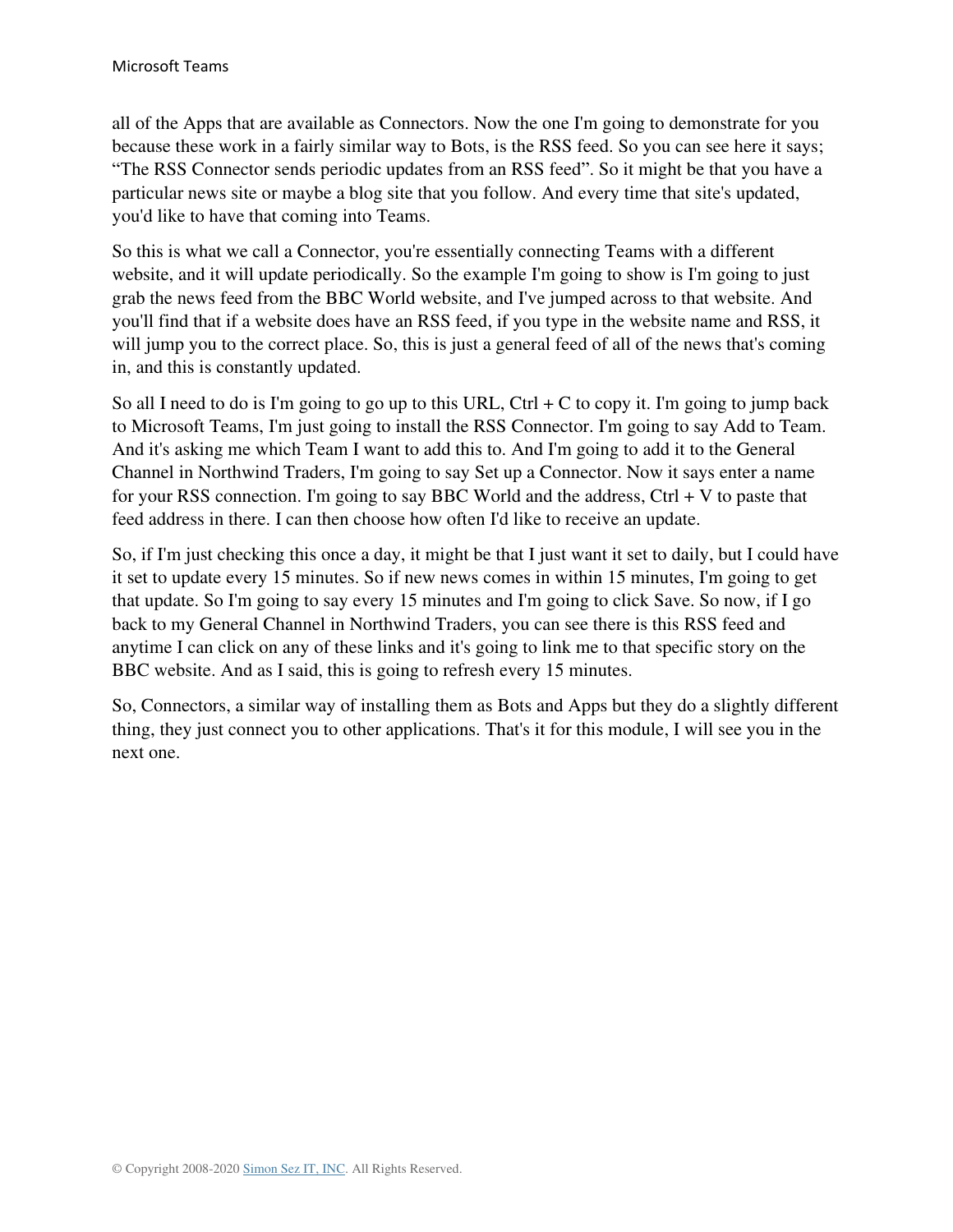all of the Apps that are available as Connectors. Now the one I'm going to demonstrate for you because these work in a fairly similar way to Bots, is the RSS feed. So you can see here it says; "The RSS Connector sends periodic updates from an RSS feed". So it might be that you have a particular news site or maybe a blog site that you follow. And every time that site's updated, you'd like to have that coming into Teams.

So this is what we call a Connector, you're essentially connecting Teams with a different website, and it will update periodically. So the example I'm going to show is I'm going to just grab the news feed from the BBC World website, and I've jumped across to that website. And you'll find that if a website does have an RSS feed, if you type in the website name and RSS, it will jump you to the correct place. So, this is just a general feed of all of the news that's coming in, and this is constantly updated.

So all I need to do is I'm going to go up to this URL, Ctrl + C to copy it. I'm going to jump back to Microsoft Teams, I'm just going to install the RSS Connector. I'm going to say Add to Team. And it's asking me which Team I want to add this to. And I'm going to add it to the General Channel in Northwind Traders, I'm going to say Set up a Connector. Now it says enter a name for your RSS connection. I'm going to say BBC World and the address, Ctrl + V to paste that feed address in there. I can then choose how often I'd like to receive an update.

So, if I'm just checking this once a day, it might be that I just want it set to daily, but I could have it set to update every 15 minutes. So if new news comes in within 15 minutes, I'm going to get that update. So I'm going to say every 15 minutes and I'm going to click Save. So now, if I go back to my General Channel in Northwind Traders, you can see there is this RSS feed and anytime I can click on any of these links and it's going to link me to that specific story on the BBC website. And as I said, this is going to refresh every 15 minutes.

So, Connectors, a similar way of installing them as Bots and Apps but they do a slightly different thing, they just connect you to other applications. That's it for this module, I will see you in the next one.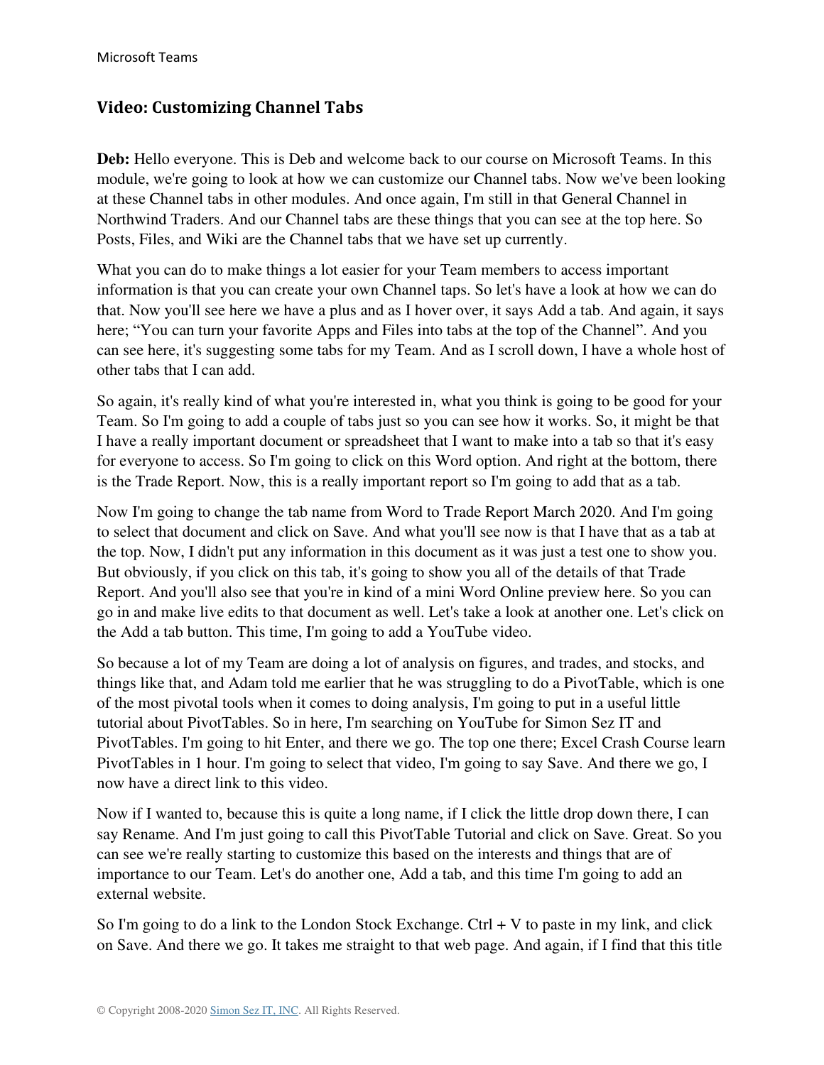## Video: Customizing Channel Tabs

**Deb:** Hello everyone. This is Deb and welcome back to our course on Microsoft Teams. In this module, we're going to look at how we can customize our Channel tabs. Now we've been looking at these Channel tabs in other modules. And once again, I'm still in that General Channel in Northwind Traders. And our Channel tabs are these things that you can see at the top here. So Posts, Files, and Wiki are the Channel tabs that we have set up currently.

What you can do to make things a lot easier for your Team members to access important information is that you can create your own Channel taps. So let's have a look at how we can do that. Now you'll see here we have a plus and as I hover over, it says Add a tab. And again, it says here; "You can turn your favorite Apps and Files into tabs at the top of the Channel". And you can see here, it's suggesting some tabs for my Team. And as I scroll down, I have a whole host of other tabs that I can add.

So again, it's really kind of what you're interested in, what you think is going to be good for your Team. So I'm going to add a couple of tabs just so you can see how it works. So, it might be that I have a really important document or spreadsheet that I want to make into a tab so that it's easy for everyone to access. So I'm going to click on this Word option. And right at the bottom, there is the Trade Report. Now, this is a really important report so I'm going to add that as a tab.

Now I'm going to change the tab name from Word to Trade Report March 2020. And I'm going to select that document and click on Save. And what you'll see now is that I have that as a tab at the top. Now, I didn't put any information in this document as it was just a test one to show you. But obviously, if you click on this tab, it's going to show you all of the details of that Trade Report. And you'll also see that you're in kind of a mini Word Online preview here. So you can go in and make live edits to that document as well. Let's take a look at another one. Let's click on the Add a tab button. This time, I'm going to add a YouTube video.

So because a lot of my Team are doing a lot of analysis on figures, and trades, and stocks, and things like that, and Adam told me earlier that he was struggling to do a PivotTable, which is one of the most pivotal tools when it comes to doing analysis, I'm going to put in a useful little tutorial about PivotTables. So in here, I'm searching on YouTube for Simon Sez IT and PivotTables. I'm going to hit Enter, and there we go. The top one there; Excel Crash Course learn PivotTables in 1 hour. I'm going to select that video, I'm going to say Save. And there we go, I now have a direct link to this video.

Now if I wanted to, because this is quite a long name, if I click the little drop down there, I can say Rename. And I'm just going to call this PivotTable Tutorial and click on Save. Great. So you can see we're really starting to customize this based on the interests and things that are of importance to our Team. Let's do another one, Add a tab, and this time I'm going to add an external website.

So I'm going to do a link to the London Stock Exchange. Ctrl + V to paste in my link, and click on Save. And there we go. It takes me straight to that web page. And again, if I find that this title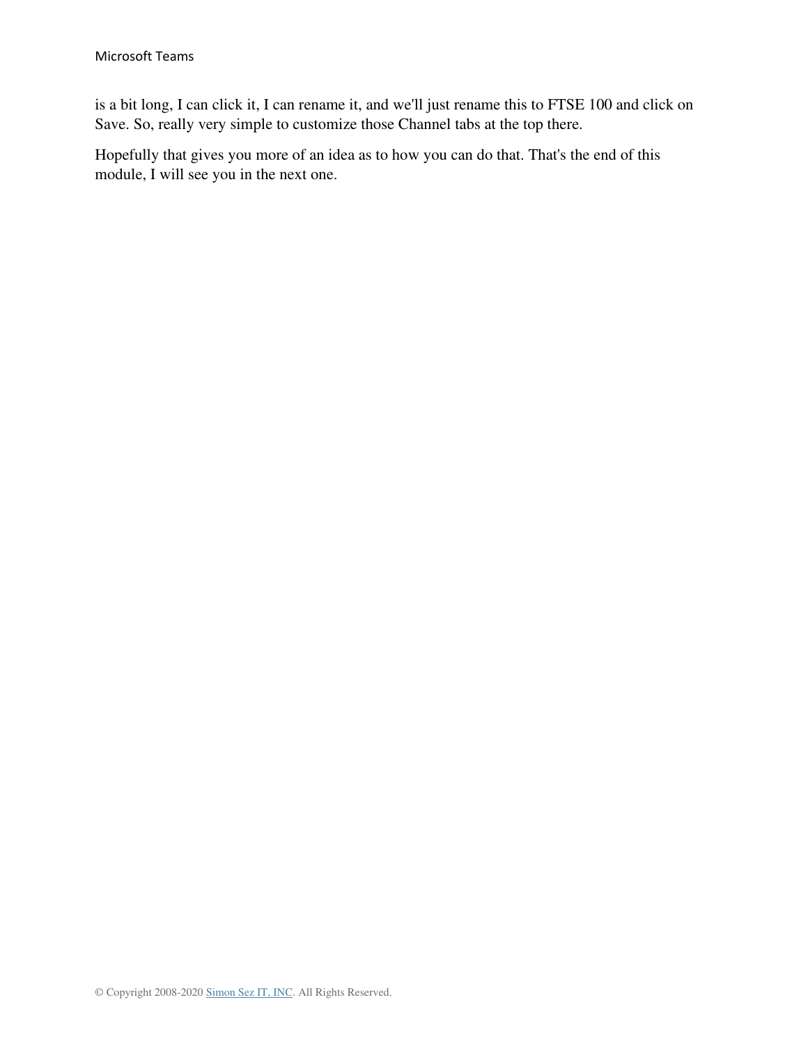is a bit long, I can click it, I can rename it, and we'll just rename this to FTSE 100 and click on Save. So, really very simple to customize those Channel tabs at the top there.

Hopefully that gives you more of an idea as to how you can do that. That's the end of this module, I will see you in the next one.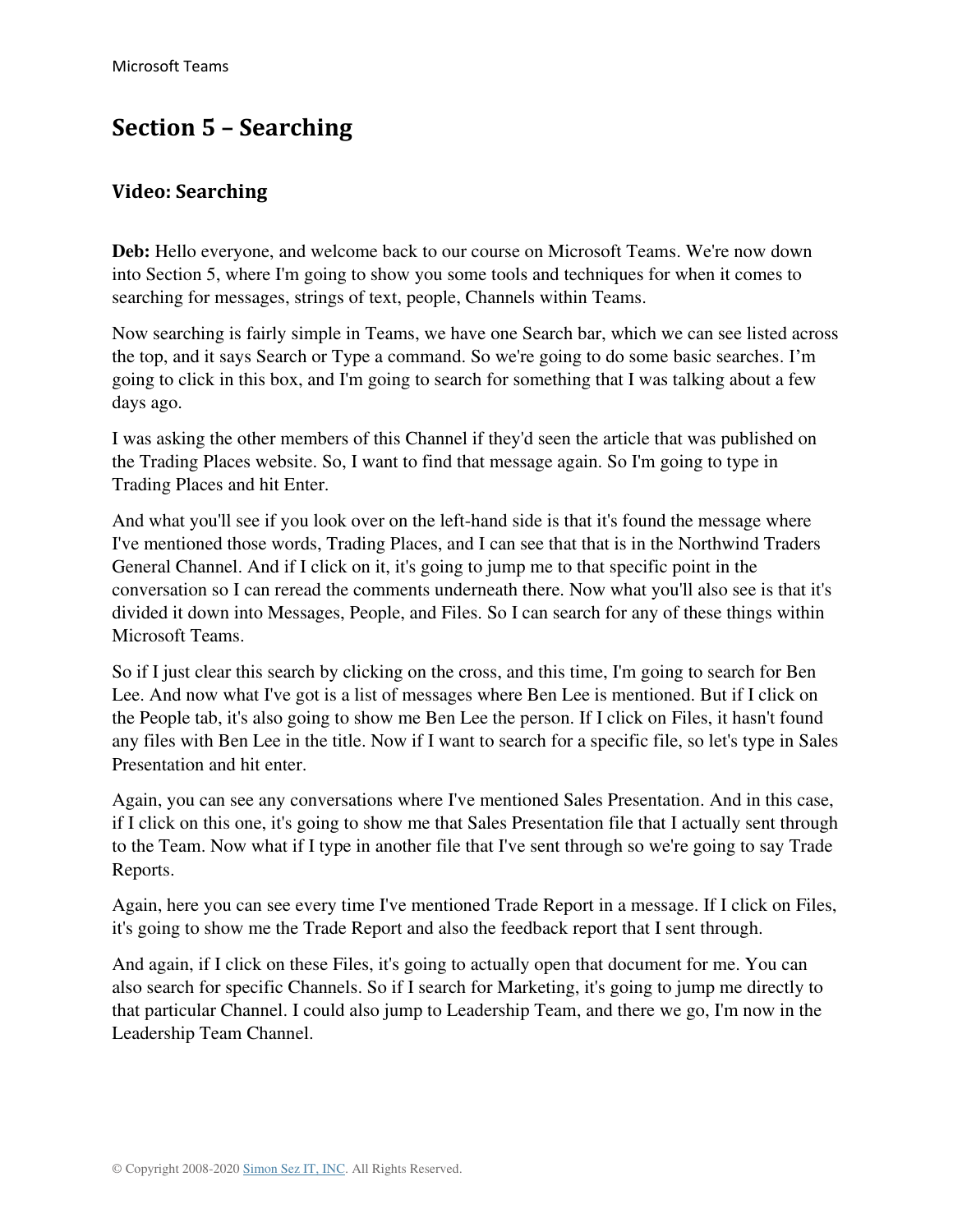## Section 5 – Searching

### Video: Searching

**Deb:** Hello everyone, and welcome back to our course on Microsoft Teams. We're now down into Section 5, where I'm going to show you some tools and techniques for when it comes to searching for messages, strings of text, people, Channels within Teams.

Now searching is fairly simple in Teams, we have one Search bar, which we can see listed across the top, and it says Search or Type a command. So we're going to do some basic searches. I'm going to click in this box, and I'm going to search for something that I was talking about a few days ago.

I was asking the other members of this Channel if they'd seen the article that was published on the Trading Places website. So, I want to find that message again. So I'm going to type in Trading Places and hit Enter.

And what you'll see if you look over on the left-hand side is that it's found the message where I've mentioned those words, Trading Places, and I can see that that is in the Northwind Traders General Channel. And if I click on it, it's going to jump me to that specific point in the conversation so I can reread the comments underneath there. Now what you'll also see is that it's divided it down into Messages, People, and Files. So I can search for any of these things within Microsoft Teams.

So if I just clear this search by clicking on the cross, and this time, I'm going to search for Ben Lee. And now what I've got is a list of messages where Ben Lee is mentioned. But if I click on the People tab, it's also going to show me Ben Lee the person. If I click on Files, it hasn't found any files with Ben Lee in the title. Now if I want to search for a specific file, so let's type in Sales Presentation and hit enter.

Again, you can see any conversations where I've mentioned Sales Presentation. And in this case, if I click on this one, it's going to show me that Sales Presentation file that I actually sent through to the Team. Now what if I type in another file that I've sent through so we're going to say Trade Reports.

Again, here you can see every time I've mentioned Trade Report in a message. If I click on Files, it's going to show me the Trade Report and also the feedback report that I sent through.

And again, if I click on these Files, it's going to actually open that document for me. You can also search for specific Channels. So if I search for Marketing, it's going to jump me directly to that particular Channel. I could also jump to Leadership Team, and there we go, I'm now in the Leadership Team Channel.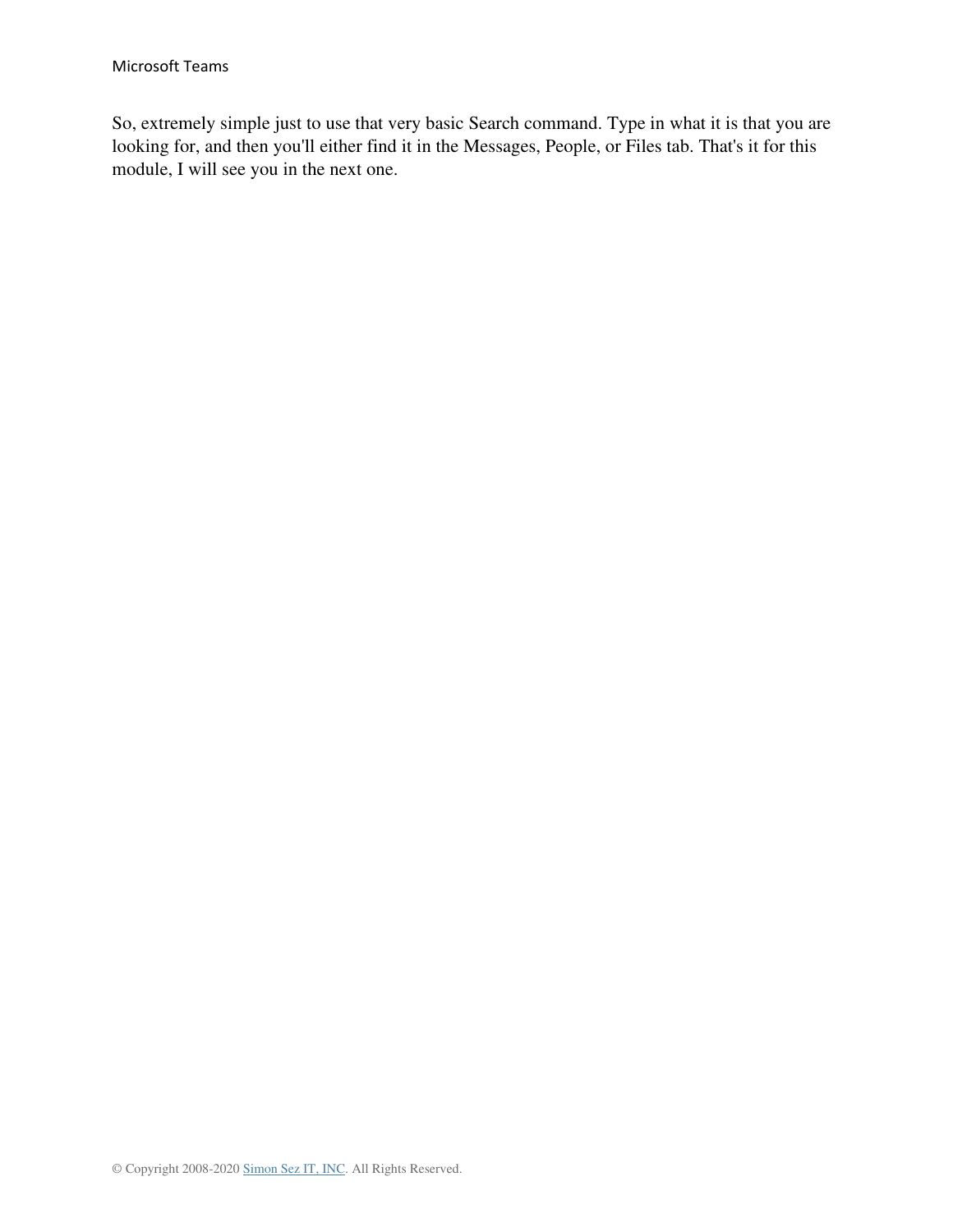So, extremely simple just to use that very basic Search command. Type in what it is that you are looking for, and then you'll either find it in the Messages, People, or Files tab. That's it for this module, I will see you in the next one.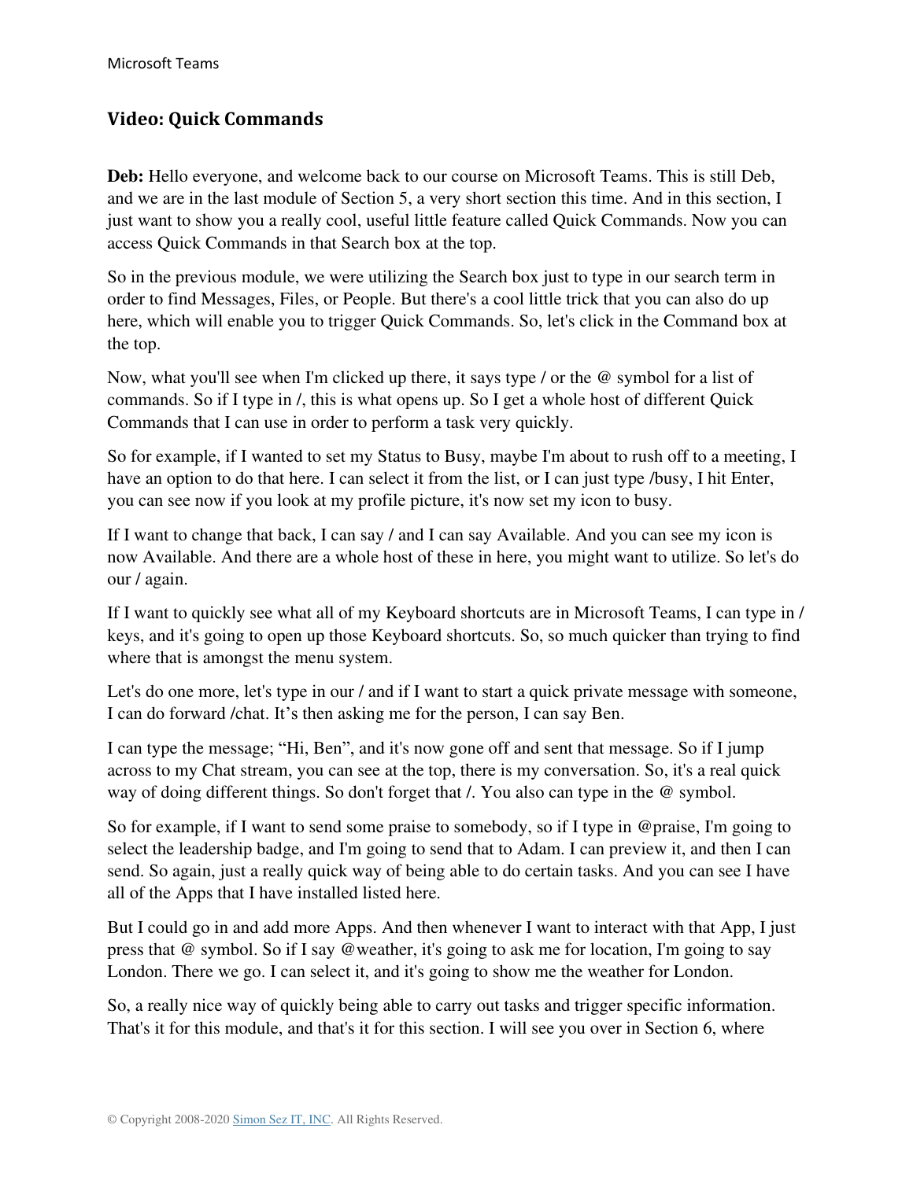## Video: Quick Commands

**Deb:** Hello everyone, and welcome back to our course on Microsoft Teams. This is still Deb, and we are in the last module of Section 5, a very short section this time. And in this section, I just want to show you a really cool, useful little feature called Quick Commands. Now you can access Quick Commands in that Search box at the top.

So in the previous module, we were utilizing the Search box just to type in our search term in order to find Messages, Files, or People. But there's a cool little trick that you can also do up here, which will enable you to trigger Quick Commands. So, let's click in the Command box at the top.

Now, what you'll see when I'm clicked up there, it says type / or the @ symbol for a list of commands. So if I type in /, this is what opens up. So I get a whole host of different Quick Commands that I can use in order to perform a task very quickly.

So for example, if I wanted to set my Status to Busy, maybe I'm about to rush off to a meeting, I have an option to do that here. I can select it from the list, or I can just type /busy, I hit Enter, you can see now if you look at my profile picture, it's now set my icon to busy.

If I want to change that back, I can say / and I can say Available. And you can see my icon is now Available. And there are a whole host of these in here, you might want to utilize. So let's do our / again.

If I want to quickly see what all of my Keyboard shortcuts are in Microsoft Teams, I can type in / keys, and it's going to open up those Keyboard shortcuts. So, so much quicker than trying to find where that is amongst the menu system.

Let's do one more, let's type in our / and if I want to start a quick private message with someone, I can do forward /chat. It's then asking me for the person, I can say Ben.

I can type the message; "Hi, Ben", and it's now gone off and sent that message. So if I jump across to my Chat stream, you can see at the top, there is my conversation. So, it's a real quick way of doing different things. So don't forget that /. You also can type in the @ symbol.

So for example, if I want to send some praise to somebody, so if I type in @praise, I'm going to select the leadership badge, and I'm going to send that to Adam. I can preview it, and then I can send. So again, just a really quick way of being able to do certain tasks. And you can see I have all of the Apps that I have installed listed here.

But I could go in and add more Apps. And then whenever I want to interact with that App, I just press that @ symbol. So if I say @weather, it's going to ask me for location, I'm going to say London. There we go. I can select it, and it's going to show me the weather for London.

So, a really nice way of quickly being able to carry out tasks and trigger specific information. That's it for this module, and that's it for this section. I will see you over in Section 6, where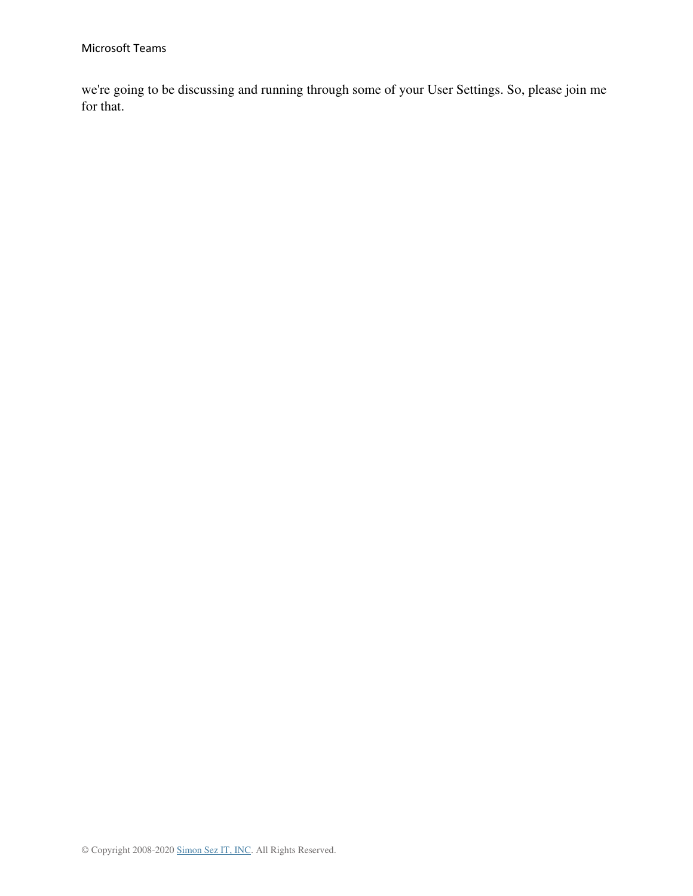we're going to be discussing and running through some of your User Settings. So, please join me for that.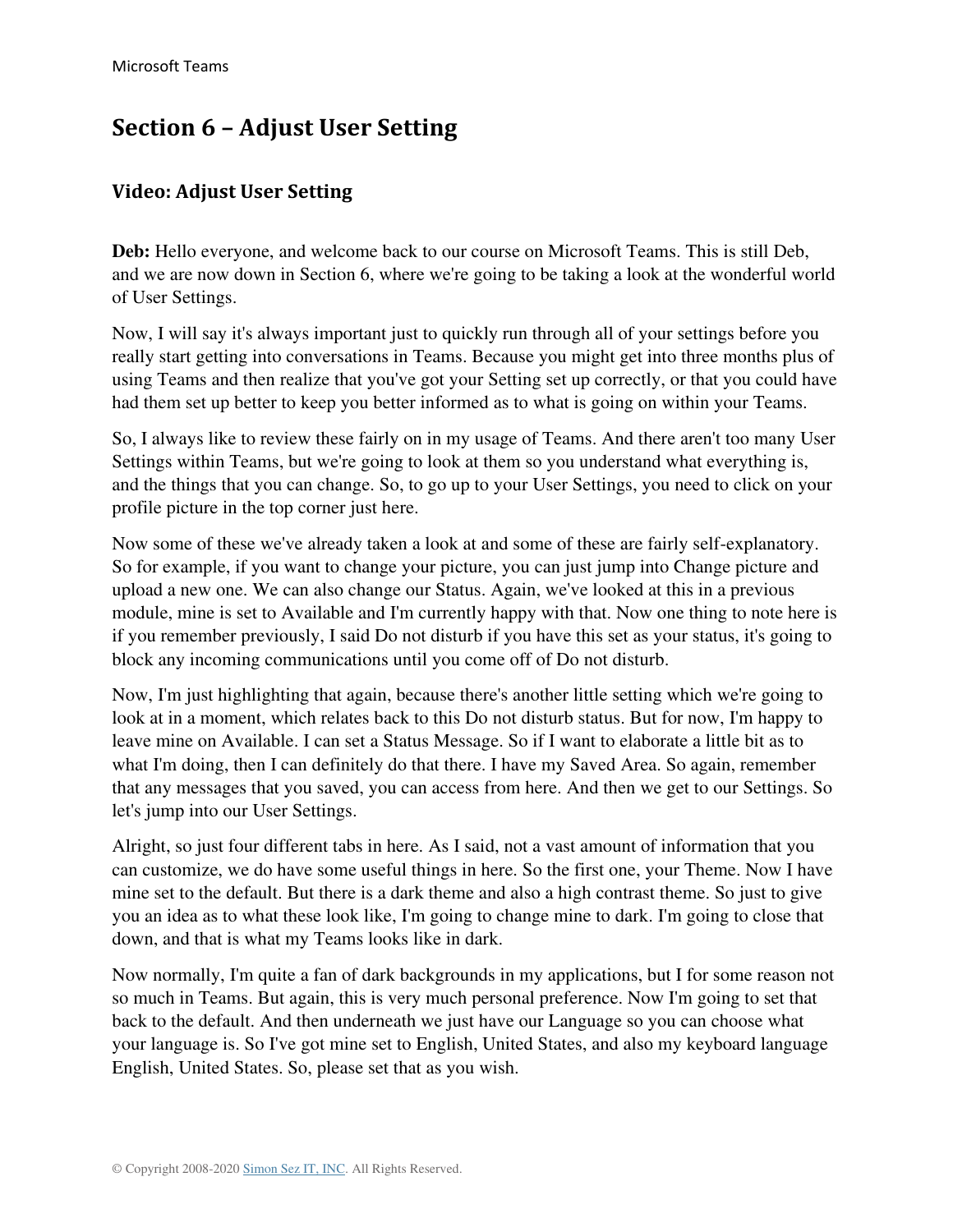# Section 6 – Adjust User Setting

## Video: Adjust User Setting

**Deb:** Hello everyone, and welcome back to our course on Microsoft Teams. This is still Deb, and we are now down in Section 6, where we're going to be taking a look at the wonderful world of User Settings.

Now, I will say it's always important just to quickly run through all of your settings before you really start getting into conversations in Teams. Because you might get into three months plus of using Teams and then realize that you've got your Setting set up correctly, or that you could have had them set up better to keep you better informed as to what is going on within your Teams.

So, I always like to review these fairly on in my usage of Teams. And there aren't too many User Settings within Teams, but we're going to look at them so you understand what everything is, and the things that you can change. So, to go up to your User Settings, you need to click on your profile picture in the top corner just here.

Now some of these we've already taken a look at and some of these are fairly self-explanatory. So for example, if you want to change your picture, you can just jump into Change picture and upload a new one. We can also change our Status. Again, we've looked at this in a previous module, mine is set to Available and I'm currently happy with that. Now one thing to note here is if you remember previously, I said Do not disturb if you have this set as your status, it's going to block any incoming communications until you come off of Do not disturb.

Now, I'm just highlighting that again, because there's another little setting which we're going to look at in a moment, which relates back to this Do not disturb status. But for now, I'm happy to leave mine on Available. I can set a Status Message. So if I want to elaborate a little bit as to what I'm doing, then I can definitely do that there. I have my Saved Area. So again, remember that any messages that you saved, you can access from here. And then we get to our Settings. So let's jump into our User Settings.

Alright, so just four different tabs in here. As I said, not a vast amount of information that you can customize, we do have some useful things in here. So the first one, your Theme. Now I have mine set to the default. But there is a dark theme and also a high contrast theme. So just to give you an idea as to what these look like, I'm going to change mine to dark. I'm going to close that down, and that is what my Teams looks like in dark.

Now normally, I'm quite a fan of dark backgrounds in my applications, but I for some reason not so much in Teams. But again, this is very much personal preference. Now I'm going to set that back to the default. And then underneath we just have our Language so you can choose what your language is. So I've got mine set to English, United States, and also my keyboard language English, United States. So, please set that as you wish.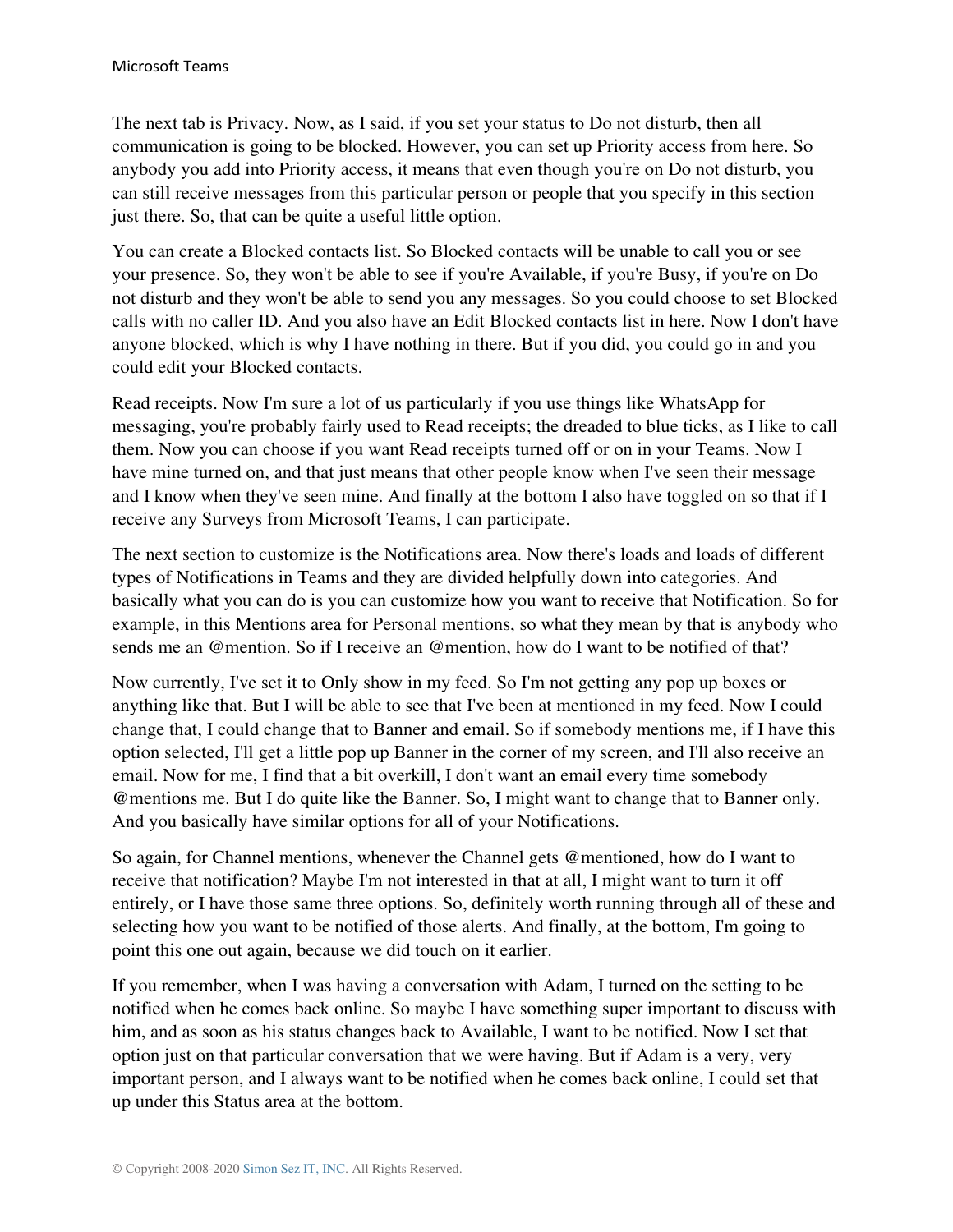The next tab is Privacy. Now, as I said, if you set your status to Do not disturb, then all communication is going to be blocked. However, you can set up Priority access from here. So anybody you add into Priority access, it means that even though you're on Do not disturb, you can still receive messages from this particular person or people that you specify in this section just there. So, that can be quite a useful little option.

You can create a Blocked contacts list. So Blocked contacts will be unable to call you or see your presence. So, they won't be able to see if you're Available, if you're Busy, if you're on Do not disturb and they won't be able to send you any messages. So you could choose to set Blocked calls with no caller ID. And you also have an Edit Blocked contacts list in here. Now I don't have anyone blocked, which is why I have nothing in there. But if you did, you could go in and you could edit your Blocked contacts.

Read receipts. Now I'm sure a lot of us particularly if you use things like WhatsApp for messaging, you're probably fairly used to Read receipts; the dreaded to blue ticks, as I like to call them. Now you can choose if you want Read receipts turned off or on in your Teams. Now I have mine turned on, and that just means that other people know when I've seen their message and I know when they've seen mine. And finally at the bottom I also have toggled on so that if I receive any Surveys from Microsoft Teams, I can participate.

The next section to customize is the Notifications area. Now there's loads and loads of different types of Notifications in Teams and they are divided helpfully down into categories. And basically what you can do is you can customize how you want to receive that Notification. So for example, in this Mentions area for Personal mentions, so what they mean by that is anybody who sends me an @mention. So if I receive an @mention, how do I want to be notified of that?

Now currently, I've set it to Only show in my feed. So I'm not getting any pop up boxes or anything like that. But I will be able to see that I've been at mentioned in my feed. Now I could change that, I could change that to Banner and email. So if somebody mentions me, if I have this option selected, I'll get a little pop up Banner in the corner of my screen, and I'll also receive an email. Now for me, I find that a bit overkill, I don't want an email every time somebody @mentions me. But I do quite like the Banner. So, I might want to change that to Banner only. And you basically have similar options for all of your Notifications.

So again, for Channel mentions, whenever the Channel gets @mentioned, how do I want to receive that notification? Maybe I'm not interested in that at all, I might want to turn it off entirely, or I have those same three options. So, definitely worth running through all of these and selecting how you want to be notified of those alerts. And finally, at the bottom, I'm going to point this one out again, because we did touch on it earlier.

If you remember, when I was having a conversation with Adam, I turned on the setting to be notified when he comes back online. So maybe I have something super important to discuss with him, and as soon as his status changes back to Available, I want to be notified. Now I set that option just on that particular conversation that we were having. But if Adam is a very, very important person, and I always want to be notified when he comes back online, I could set that up under this Status area at the bottom.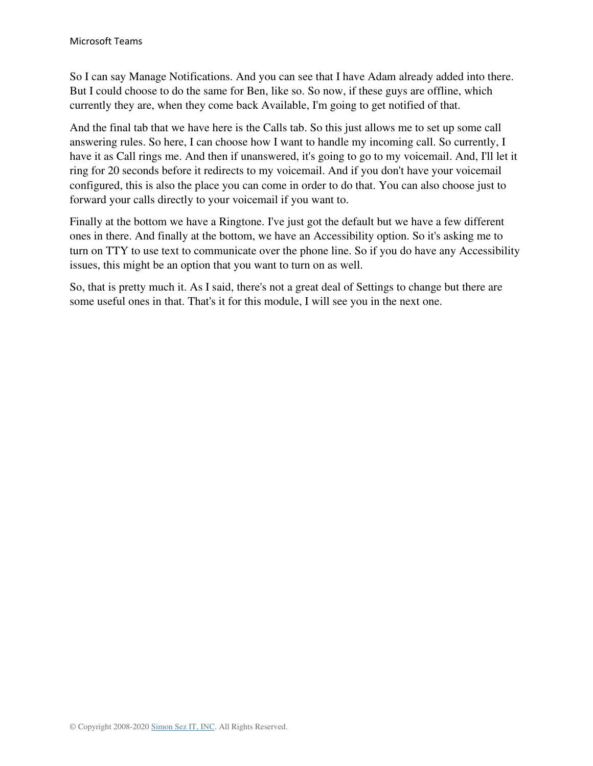So I can say Manage Notifications. And you can see that I have Adam already added into there. But I could choose to do the same for Ben, like so. So now, if these guys are offline, which currently they are, when they come back Available, I'm going to get notified of that.

And the final tab that we have here is the Calls tab. So this just allows me to set up some call answering rules. So here, I can choose how I want to handle my incoming call. So currently, I have it as Call rings me. And then if unanswered, it's going to go to my voicemail. And, I'll let it ring for 20 seconds before it redirects to my voicemail. And if you don't have your voicemail configured, this is also the place you can come in order to do that. You can also choose just to forward your calls directly to your voicemail if you want to.

Finally at the bottom we have a Ringtone. I've just got the default but we have a few different ones in there. And finally at the bottom, we have an Accessibility option. So it's asking me to turn on TTY to use text to communicate over the phone line. So if you do have any Accessibility issues, this might be an option that you want to turn on as well.

So, that is pretty much it. As I said, there's not a great deal of Settings to change but there are some useful ones in that. That's it for this module, I will see you in the next one.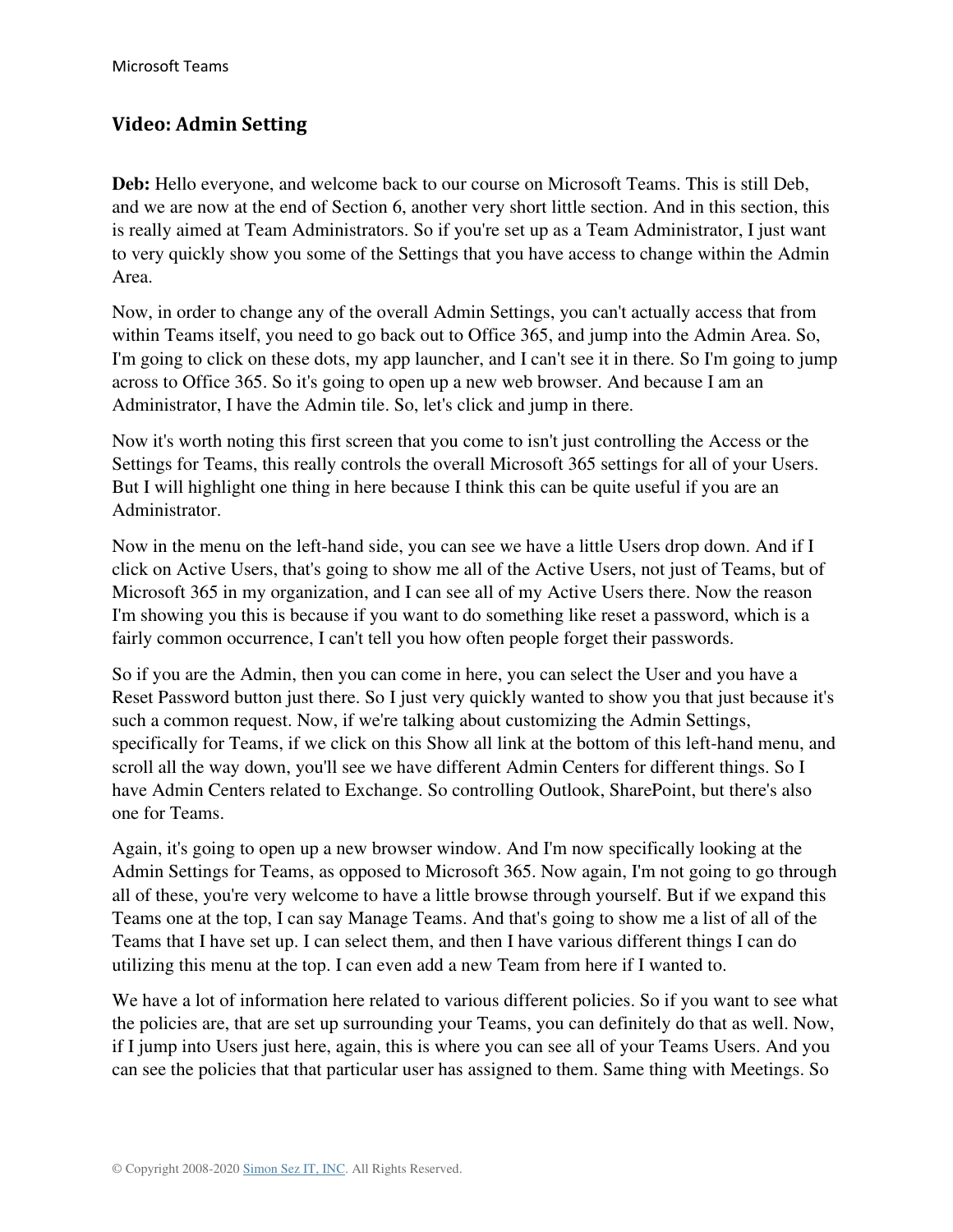## Video: Admin Setting

**Deb:** Hello everyone, and welcome back to our course on Microsoft Teams. This is still Deb, and we are now at the end of Section 6, another very short little section. And in this section, this is really aimed at Team Administrators. So if you're set up as a Team Administrator, I just want to very quickly show you some of the Settings that you have access to change within the Admin Area.

Now, in order to change any of the overall Admin Settings, you can't actually access that from within Teams itself, you need to go back out to Office 365, and jump into the Admin Area. So, I'm going to click on these dots, my app launcher, and I can't see it in there. So I'm going to jump across to Office 365. So it's going to open up a new web browser. And because I am an Administrator, I have the Admin tile. So, let's click and jump in there.

Now it's worth noting this first screen that you come to isn't just controlling the Access or the Settings for Teams, this really controls the overall Microsoft 365 settings for all of your Users. But I will highlight one thing in here because I think this can be quite useful if you are an Administrator.

Now in the menu on the left-hand side, you can see we have a little Users drop down. And if I click on Active Users, that's going to show me all of the Active Users, not just of Teams, but of Microsoft 365 in my organization, and I can see all of my Active Users there. Now the reason I'm showing you this is because if you want to do something like reset a password, which is a fairly common occurrence, I can't tell you how often people forget their passwords.

So if you are the Admin, then you can come in here, you can select the User and you have a Reset Password button just there. So I just very quickly wanted to show you that just because it's such a common request. Now, if we're talking about customizing the Admin Settings, specifically for Teams, if we click on this Show all link at the bottom of this left-hand menu, and scroll all the way down, you'll see we have different Admin Centers for different things. So I have Admin Centers related to Exchange. So controlling Outlook, SharePoint, but there's also one for Teams.

Again, it's going to open up a new browser window. And I'm now specifically looking at the Admin Settings for Teams, as opposed to Microsoft 365. Now again, I'm not going to go through all of these, you're very welcome to have a little browse through yourself. But if we expand this Teams one at the top, I can say Manage Teams. And that's going to show me a list of all of the Teams that I have set up. I can select them, and then I have various different things I can do utilizing this menu at the top. I can even add a new Team from here if I wanted to.

We have a lot of information here related to various different policies. So if you want to see what the policies are, that are set up surrounding your Teams, you can definitely do that as well. Now, if I jump into Users just here, again, this is where you can see all of your Teams Users. And you can see the policies that that particular user has assigned to them. Same thing with Meetings. So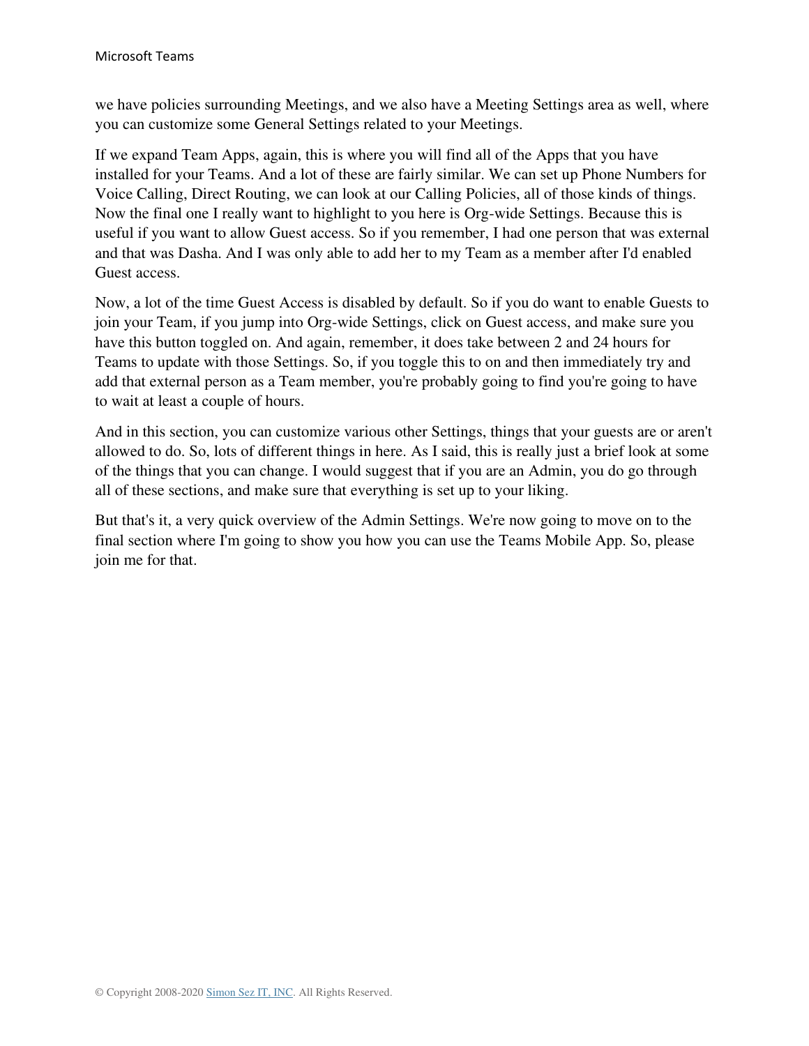we have policies surrounding Meetings, and we also have a Meeting Settings area as well, where you can customize some General Settings related to your Meetings.

If we expand Team Apps, again, this is where you will find all of the Apps that you have installed for your Teams. And a lot of these are fairly similar. We can set up Phone Numbers for Voice Calling, Direct Routing, we can look at our Calling Policies, all of those kinds of things. Now the final one I really want to highlight to you here is Org-wide Settings. Because this is useful if you want to allow Guest access. So if you remember, I had one person that was external and that was Dasha. And I was only able to add her to my Team as a member after I'd enabled Guest access.

Now, a lot of the time Guest Access is disabled by default. So if you do want to enable Guests to join your Team, if you jump into Org-wide Settings, click on Guest access, and make sure you have this button toggled on. And again, remember, it does take between 2 and 24 hours for Teams to update with those Settings. So, if you toggle this to on and then immediately try and add that external person as a Team member, you're probably going to find you're going to have to wait at least a couple of hours.

And in this section, you can customize various other Settings, things that your guests are or aren't allowed to do. So, lots of different things in here. As I said, this is really just a brief look at some of the things that you can change. I would suggest that if you are an Admin, you do go through all of these sections, and make sure that everything is set up to your liking.

But that's it, a very quick overview of the Admin Settings. We're now going to move on to the final section where I'm going to show you how you can use the Teams Mobile App. So, please join me for that.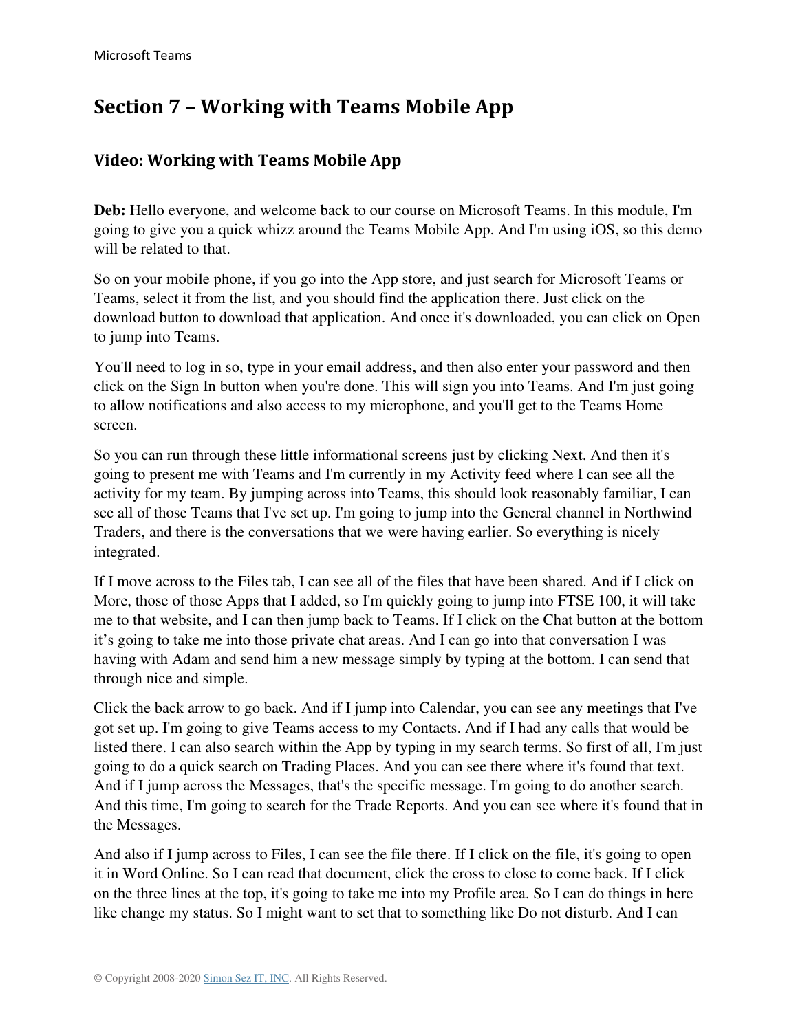## Section 7 – Working with Teams Mobile App

### Video: Working with Teams Mobile App

**Deb:** Hello everyone, and welcome back to our course on Microsoft Teams. In this module, I'm going to give you a quick whizz around the Teams Mobile App. And I'm using iOS, so this demo will be related to that.

So on your mobile phone, if you go into the App store, and just search for Microsoft Teams or Teams, select it from the list, and you should find the application there. Just click on the download button to download that application. And once it's downloaded, you can click on Open to jump into Teams.

You'll need to log in so, type in your email address, and then also enter your password and then click on the Sign In button when you're done. This will sign you into Teams. And I'm just going to allow notifications and also access to my microphone, and you'll get to the Teams Home screen.

So you can run through these little informational screens just by clicking Next. And then it's going to present me with Teams and I'm currently in my Activity feed where I can see all the activity for my team. By jumping across into Teams, this should look reasonably familiar, I can see all of those Teams that I've set up. I'm going to jump into the General channel in Northwind Traders, and there is the conversations that we were having earlier. So everything is nicely integrated.

If I move across to the Files tab, I can see all of the files that have been shared. And if I click on More, those of those Apps that I added, so I'm quickly going to jump into FTSE 100, it will take me to that website, and I can then jump back to Teams. If I click on the Chat button at the bottom it's going to take me into those private chat areas. And I can go into that conversation I was having with Adam and send him a new message simply by typing at the bottom. I can send that through nice and simple.

Click the back arrow to go back. And if I jump into Calendar, you can see any meetings that I've got set up. I'm going to give Teams access to my Contacts. And if I had any calls that would be listed there. I can also search within the App by typing in my search terms. So first of all, I'm just going to do a quick search on Trading Places. And you can see there where it's found that text. And if I jump across the Messages, that's the specific message. I'm going to do another search. And this time, I'm going to search for the Trade Reports. And you can see where it's found that in the Messages.

And also if I jump across to Files, I can see the file there. If I click on the file, it's going to open it in Word Online. So I can read that document, click the cross to close to come back. If I click on the three lines at the top, it's going to take me into my Profile area. So I can do things in here like change my status. So I might want to set that to something like Do not disturb. And I can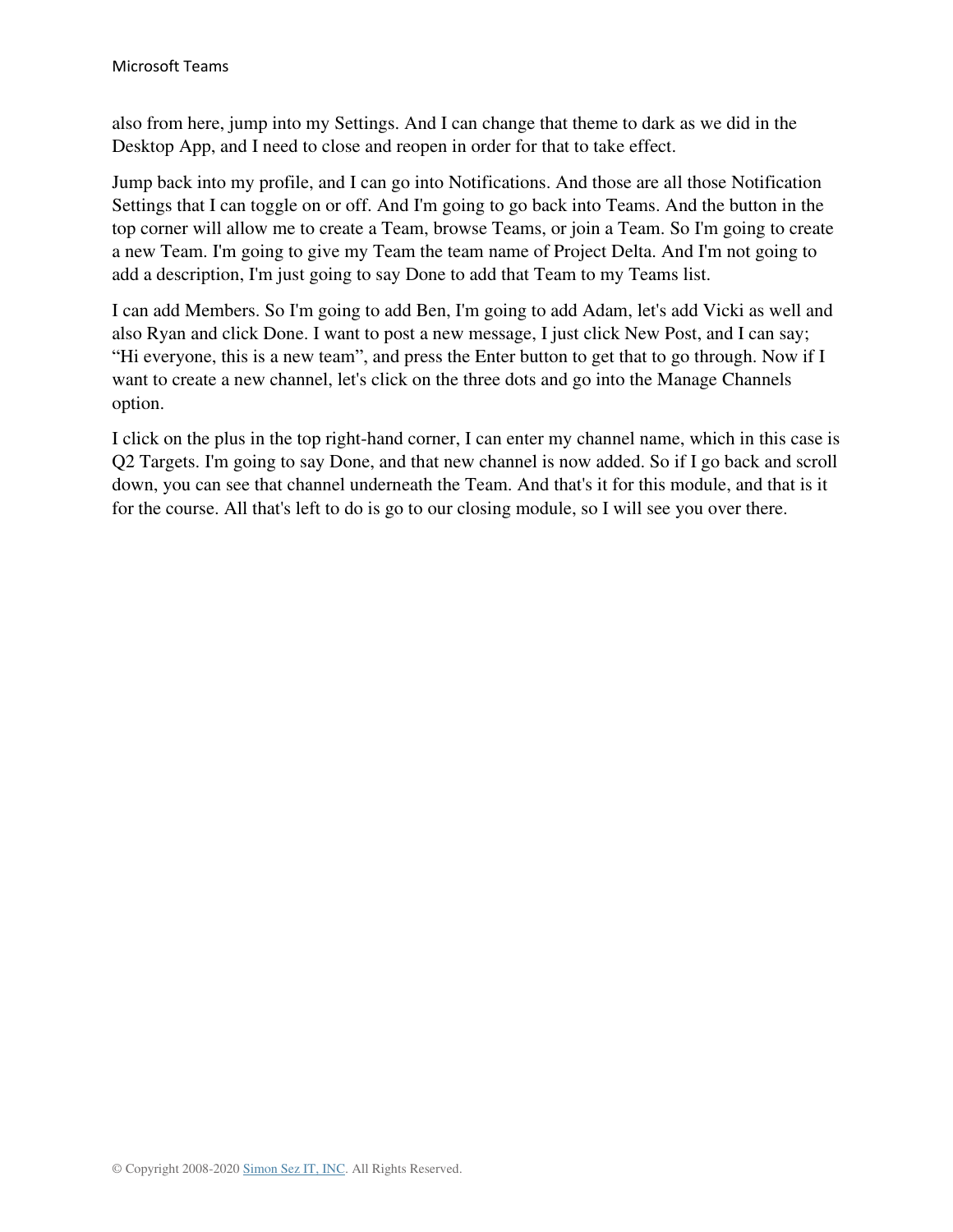also from here, jump into my Settings. And I can change that theme to dark as we did in the Desktop App, and I need to close and reopen in order for that to take effect.

Jump back into my profile, and I can go into Notifications. And those are all those Notification Settings that I can toggle on or off. And I'm going to go back into Teams. And the button in the top corner will allow me to create a Team, browse Teams, or join a Team. So I'm going to create a new Team. I'm going to give my Team the team name of Project Delta. And I'm not going to add a description, I'm just going to say Done to add that Team to my Teams list.

I can add Members. So I'm going to add Ben, I'm going to add Adam, let's add Vicki as well and also Ryan and click Done. I want to post a new message, I just click New Post, and I can say; "Hi everyone, this is a new team", and press the Enter button to get that to go through. Now if I want to create a new channel, let's click on the three dots and go into the Manage Channels option.

I click on the plus in the top right-hand corner, I can enter my channel name, which in this case is Q2 Targets. I'm going to say Done, and that new channel is now added. So if I go back and scroll down, you can see that channel underneath the Team. And that's it for this module, and that is it for the course. All that's left to do is go to our closing module, so I will see you over there.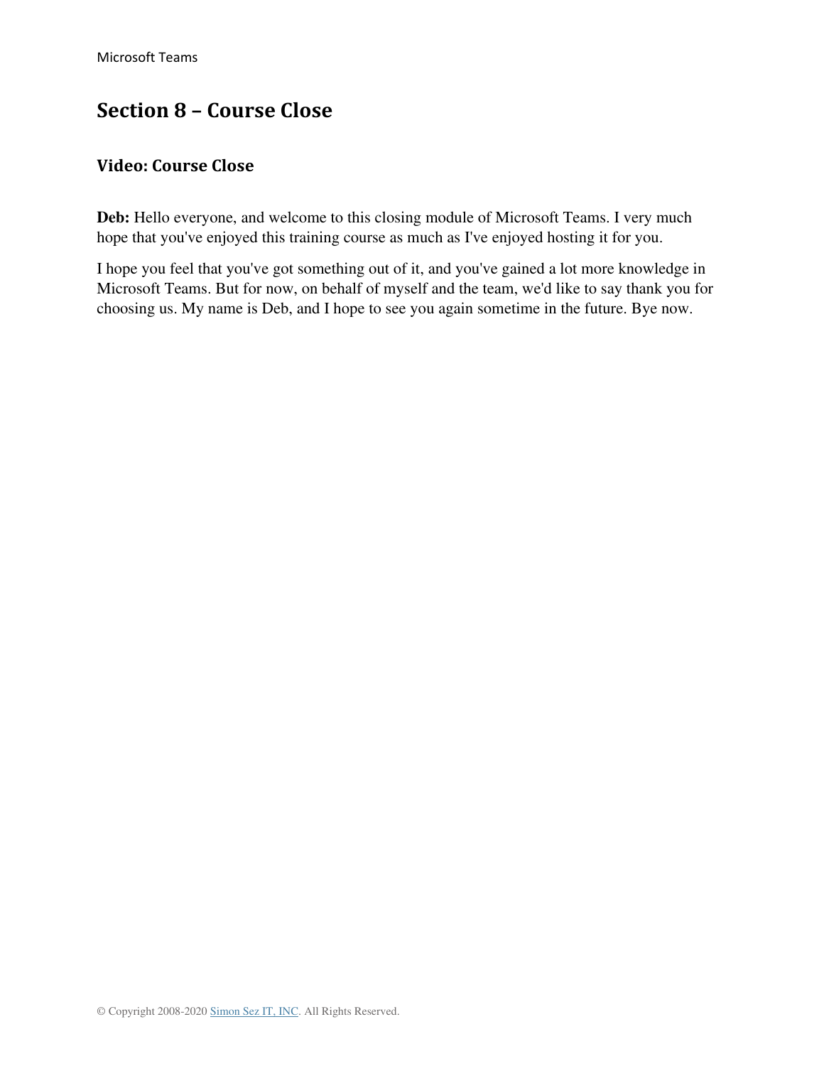# Section 8 – Course Close

## Video: Course Close

**Deb:** Hello everyone, and welcome to this closing module of Microsoft Teams. I very much hope that you've enjoyed this training course as much as I've enjoyed hosting it for you.

I hope you feel that you've got something out of it, and you've gained a lot more knowledge in Microsoft Teams. But for now, on behalf of myself and the team, we'd like to say thank you for choosing us. My name is Deb, and I hope to see you again sometime in the future. Bye now.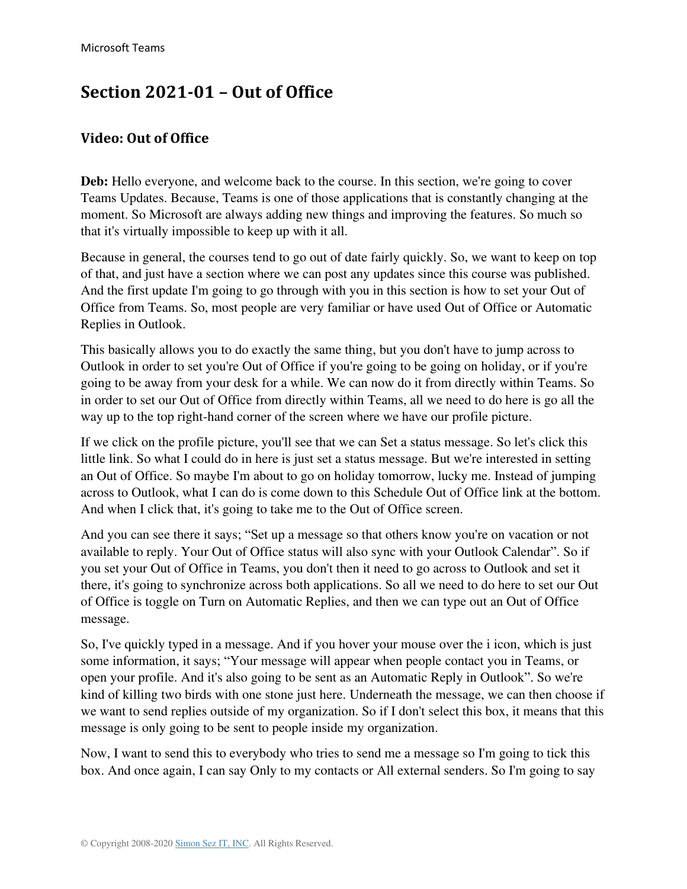# Section 2021-01 – Out of Office

## Video: Out of Office

**Deb:** Hello everyone, and welcome back to the course. In this section, we're going to cover Teams Updates. Because, Teams is one of those applications that is constantly changing at the moment. So Microsoft are always adding new things and improving the features. So much so that it's virtually impossible to keep up with it all.

Because in general, the courses tend to go out of date fairly quickly. So, we want to keep on top of that, and just have a section where we can post any updates since this course was published. And the first update I'm going to go through with you in this section is how to set your Out of Office from Teams. So, most people are very familiar or have used Out of Office or Automatic Replies in Outlook.

This basically allows you to do exactly the same thing, but you don't have to jump across to Outlook in order to set you're Out of Office if you're going to be going on holiday, or if you're going to be away from your desk for a while. We can now do it from directly within Teams. So in order to set our Out of Office from directly within Teams, all we need to do here is go all the way up to the top right-hand corner of the screen where we have our profile picture.

If we click on the profile picture, you'll see that we can Set a status message. So let's click this little link. So what I could do in here is just set a status message. But we're interested in setting an Out of Office. So maybe I'm about to go on holiday tomorrow, lucky me. Instead of jumping across to Outlook, what I can do is come down to this Schedule Out of Office link at the bottom. And when I click that, it's going to take me to the Out of Office screen.

And you can see there it says; "Set up a message so that others know you're on vacation or not available to reply. Your Out of Office status will also sync with your Outlook Calendar". So if you set your Out of Office in Teams, you don't then it need to go across to Outlook and set it there, it's going to synchronize across both applications. So all we need to do here to set our Out of Office is toggle on Turn on Automatic Replies, and then we can type out an Out of Office message.

So, I've quickly typed in a message. And if you hover your mouse over the i icon, which is just some information, it says; "Your message will appear when people contact you in Teams, or open your profile. And it's also going to be sent as an Automatic Reply in Outlook". So we're kind of killing two birds with one stone just here. Underneath the message, we can then choose if we want to send replies outside of my organization. So if I don't select this box, it means that this message is only going to be sent to people inside my organization.

Now, I want to send this to everybody who tries to send me a message so I'm going to tick this box. And once again, I can say Only to my contacts or All external senders. So I'm going to say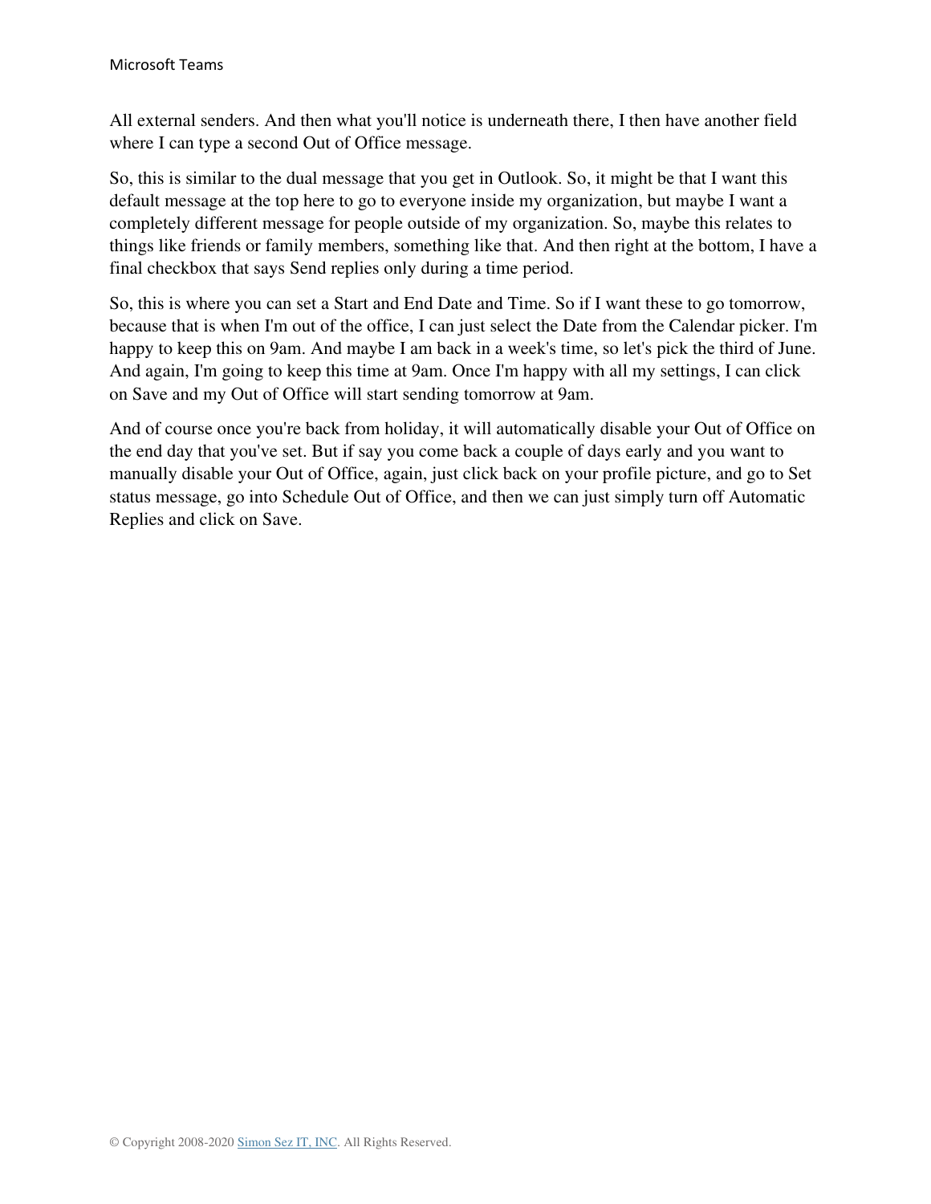All external senders. And then what you'll notice is underneath there, I then have another field where I can type a second Out of Office message.

So, this is similar to the dual message that you get in Outlook. So, it might be that I want this default message at the top here to go to everyone inside my organization, but maybe I want a completely different message for people outside of my organization. So, maybe this relates to things like friends or family members, something like that. And then right at the bottom, I have a final checkbox that says Send replies only during a time period.

So, this is where you can set a Start and End Date and Time. So if I want these to go tomorrow, because that is when I'm out of the office, I can just select the Date from the Calendar picker. I'm happy to keep this on 9am. And maybe I am back in a week's time, so let's pick the third of June. And again, I'm going to keep this time at 9am. Once I'm happy with all my settings, I can click on Save and my Out of Office will start sending tomorrow at 9am.

And of course once you're back from holiday, it will automatically disable your Out of Office on the end day that you've set. But if say you come back a couple of days early and you want to manually disable your Out of Office, again, just click back on your profile picture, and go to Set status message, go into Schedule Out of Office, and then we can just simply turn off Automatic Replies and click on Save.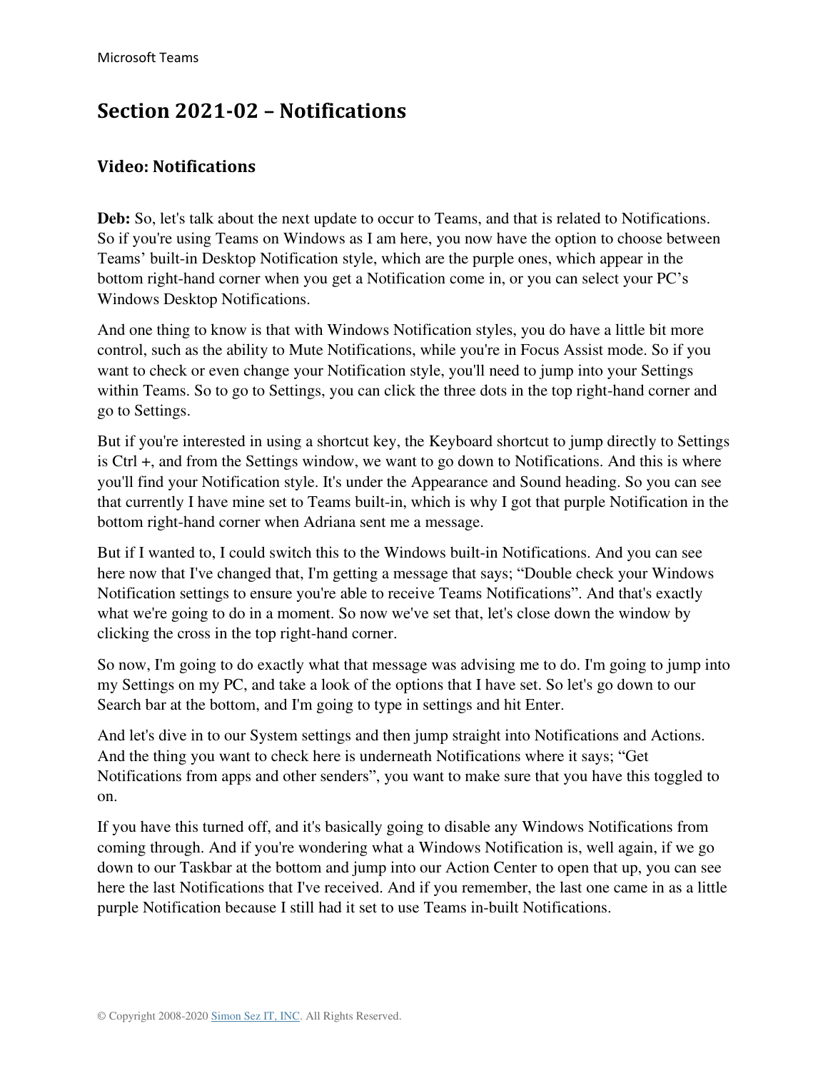# Section 2021-02 – Notifications

## Video: Notifications

**Deb:** So, let's talk about the next update to occur to Teams, and that is related to Notifications. So if you're using Teams on Windows as I am here, you now have the option to choose between Teams' built-in Desktop Notification style, which are the purple ones, which appear in the bottom right-hand corner when you get a Notification come in, or you can select your PC's Windows Desktop Notifications.

And one thing to know is that with Windows Notification styles, you do have a little bit more control, such as the ability to Mute Notifications, while you're in Focus Assist mode. So if you want to check or even change your Notification style, you'll need to jump into your Settings within Teams. So to go to Settings, you can click the three dots in the top right-hand corner and go to Settings.

But if you're interested in using a shortcut key, the Keyboard shortcut to jump directly to Settings is Ctrl +, and from the Settings window, we want to go down to Notifications. And this is where you'll find your Notification style. It's under the Appearance and Sound heading. So you can see that currently I have mine set to Teams built-in, which is why I got that purple Notification in the bottom right-hand corner when Adriana sent me a message.

But if I wanted to, I could switch this to the Windows built-in Notifications. And you can see here now that I've changed that, I'm getting a message that says; "Double check your Windows Notification settings to ensure you're able to receive Teams Notifications". And that's exactly what we're going to do in a moment. So now we've set that, let's close down the window by clicking the cross in the top right-hand corner.

So now, I'm going to do exactly what that message was advising me to do. I'm going to jump into my Settings on my PC, and take a look of the options that I have set. So let's go down to our Search bar at the bottom, and I'm going to type in settings and hit Enter.

And let's dive in to our System settings and then jump straight into Notifications and Actions. And the thing you want to check here is underneath Notifications where it says; "Get Notifications from apps and other senders", you want to make sure that you have this toggled to on.

If you have this turned off, and it's basically going to disable any Windows Notifications from coming through. And if you're wondering what a Windows Notification is, well again, if we go down to our Taskbar at the bottom and jump into our Action Center to open that up, you can see here the last Notifications that I've received. And if you remember, the last one came in as a little purple Notification because I still had it set to use Teams in-built Notifications.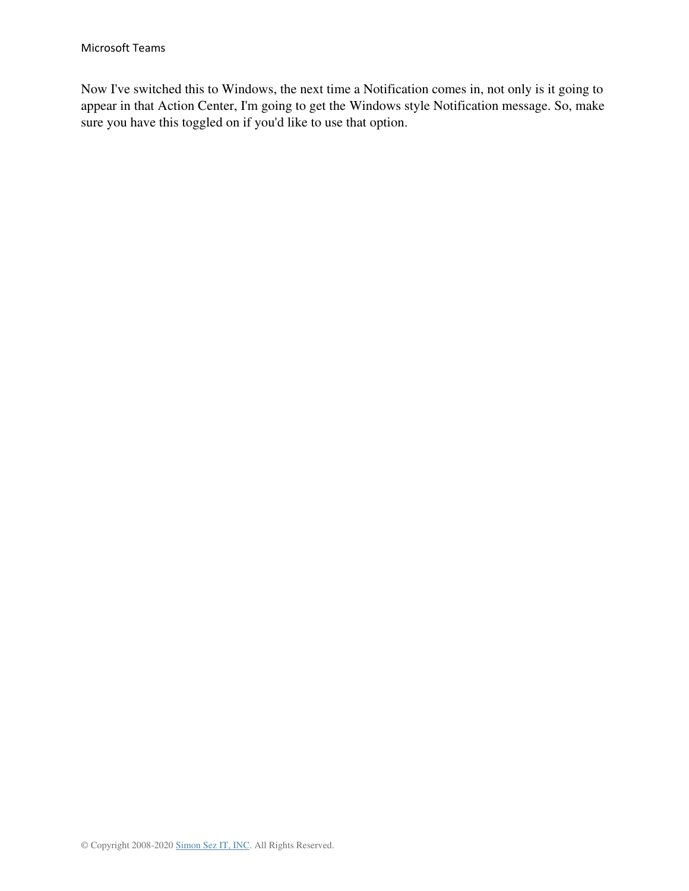Now I've switched this to Windows, the next time a Notification comes in, not only is it going to appear in that Action Center, I'm going to get the Windows style Notification message. So, make sure you have this toggled on if you'd like to use that option.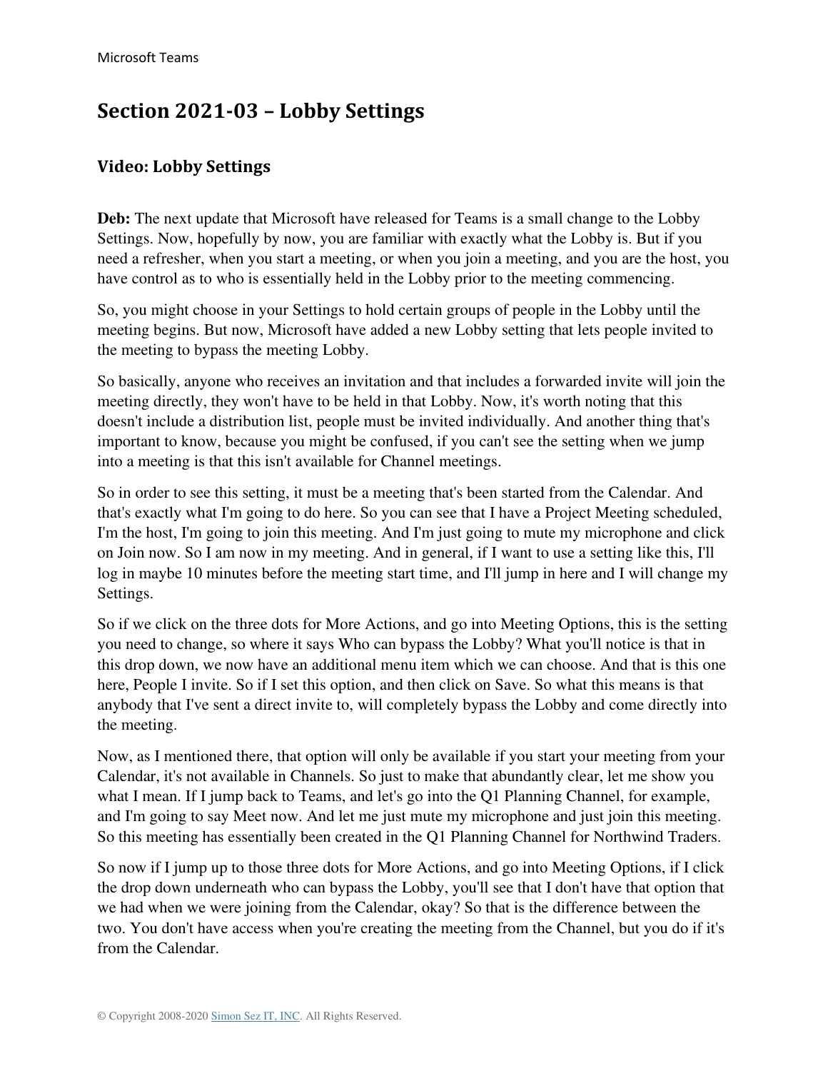# Section 2021-03 – Lobby Settings

## Video: Lobby Settings

**Deb:** The next update that Microsoft have released for Teams is a small change to the Lobby Settings. Now, hopefully by now, you are familiar with exactly what the Lobby is. But if you need a refresher, when you start a meeting, or when you join a meeting, and you are the host, you have control as to who is essentially held in the Lobby prior to the meeting commencing.

So, you might choose in your Settings to hold certain groups of people in the Lobby until the meeting begins. But now, Microsoft have added a new Lobby setting that lets people invited to the meeting to bypass the meeting Lobby.

So basically, anyone who receives an invitation and that includes a forwarded invite will join the meeting directly, they won't have to be held in that Lobby. Now, it's worth noting that this doesn't include a distribution list, people must be invited individually. And another thing that's important to know, because you might be confused, if you can't see the setting when we jump into a meeting is that this isn't available for Channel meetings.

So in order to see this setting, it must be a meeting that's been started from the Calendar. And that's exactly what I'm going to do here. So you can see that I have a Project Meeting scheduled, I'm the host, I'm going to join this meeting. And I'm just going to mute my microphone and click on Join now. So I am now in my meeting. And in general, if I want to use a setting like this, I'll log in maybe 10 minutes before the meeting start time, and I'll jump in here and I will change my Settings.

So if we click on the three dots for More Actions, and go into Meeting Options, this is the setting you need to change, so where it says Who can bypass the Lobby? What you'll notice is that in this drop down, we now have an additional menu item which we can choose. And that is this one here, People I invite. So if I set this option, and then click on Save. So what this means is that anybody that I've sent a direct invite to, will completely bypass the Lobby and come directly into the meeting.

Now, as I mentioned there, that option will only be available if you start your meeting from your Calendar, it's not available in Channels. So just to make that abundantly clear, let me show you what I mean. If I jump back to Teams, and let's go into the Q1 Planning Channel, for example, and I'm going to say Meet now. And let me just mute my microphone and just join this meeting. So this meeting has essentially been created in the Q1 Planning Channel for Northwind Traders.

So now if I jump up to those three dots for More Actions, and go into Meeting Options, if I click the drop down underneath who can bypass the Lobby, you'll see that I don't have that option that we had when we were joining from the Calendar, okay? So that is the difference between the two. You don't have access when you're creating the meeting from the Channel, but you do if it's from the Calendar.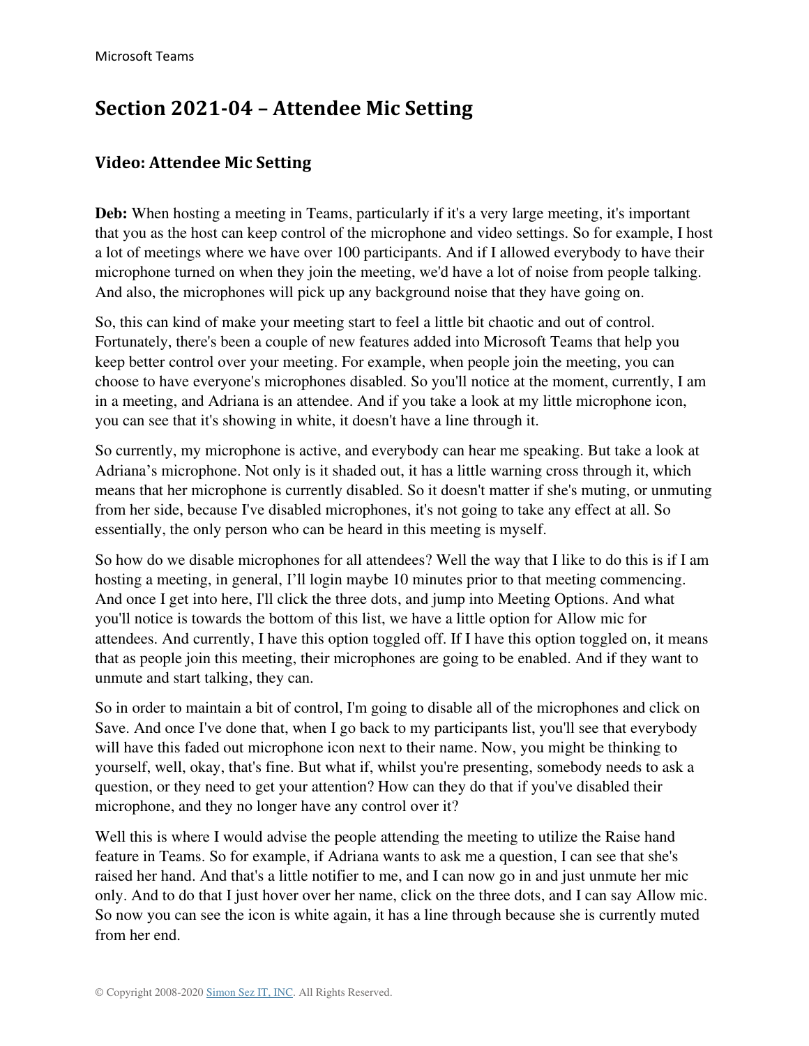# Section 2021-04 – Attendee Mic Setting

## Video: Attendee Mic Setting

**Deb:** When hosting a meeting in Teams, particularly if it's a very large meeting, it's important that you as the host can keep control of the microphone and video settings. So for example, I host a lot of meetings where we have over 100 participants. And if I allowed everybody to have their microphone turned on when they join the meeting, we'd have a lot of noise from people talking. And also, the microphones will pick up any background noise that they have going on.

So, this can kind of make your meeting start to feel a little bit chaotic and out of control. Fortunately, there's been a couple of new features added into Microsoft Teams that help you keep better control over your meeting. For example, when people join the meeting, you can choose to have everyone's microphones disabled. So you'll notice at the moment, currently, I am in a meeting, and Adriana is an attendee. And if you take a look at my little microphone icon, you can see that it's showing in white, it doesn't have a line through it.

So currently, my microphone is active, and everybody can hear me speaking. But take a look at Adriana's microphone. Not only is it shaded out, it has a little warning cross through it, which means that her microphone is currently disabled. So it doesn't matter if she's muting, or unmuting from her side, because I've disabled microphones, it's not going to take any effect at all. So essentially, the only person who can be heard in this meeting is myself.

So how do we disable microphones for all attendees? Well the way that I like to do this is if I am hosting a meeting, in general, I'll login maybe 10 minutes prior to that meeting commencing. And once I get into here, I'll click the three dots, and jump into Meeting Options. And what you'll notice is towards the bottom of this list, we have a little option for Allow mic for attendees. And currently, I have this option toggled off. If I have this option toggled on, it means that as people join this meeting, their microphones are going to be enabled. And if they want to unmute and start talking, they can.

So in order to maintain a bit of control, I'm going to disable all of the microphones and click on Save. And once I've done that, when I go back to my participants list, you'll see that everybody will have this faded out microphone icon next to their name. Now, you might be thinking to yourself, well, okay, that's fine. But what if, whilst you're presenting, somebody needs to ask a question, or they need to get your attention? How can they do that if you've disabled their microphone, and they no longer have any control over it?

Well this is where I would advise the people attending the meeting to utilize the Raise hand feature in Teams. So for example, if Adriana wants to ask me a question, I can see that she's raised her hand. And that's a little notifier to me, and I can now go in and just unmute her mic only. And to do that I just hover over her name, click on the three dots, and I can say Allow mic. So now you can see the icon is white again, it has a line through because she is currently muted from her end.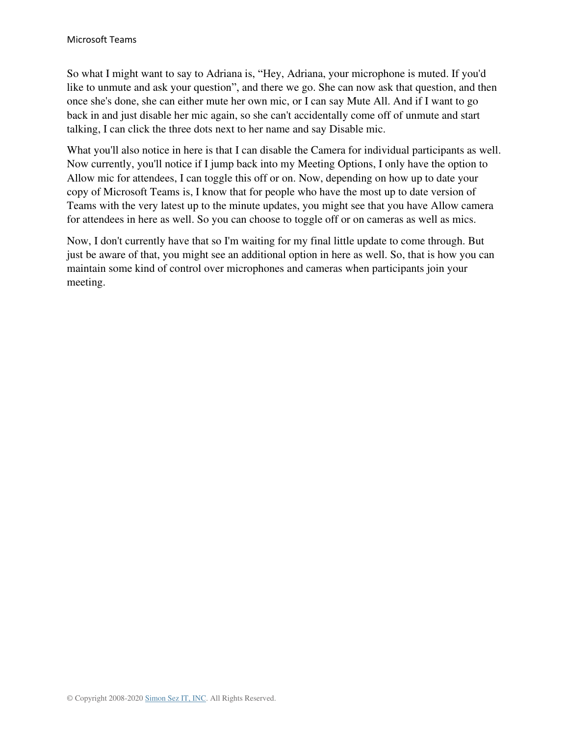So what I might want to say to Adriana is, “Hey, Adriana, your microphone is muted. If you'd like to unmute and ask your question”, and there we go. She can now ask that question, and then once she's done, she can either mute her own mic, or I can say Mute All. And if I want to go back in and just disable her mic again, so she can't accidentally come off of unmute and start talking, I can click the three dots next to her name and say Disable mic.

What you'll also notice in here is that I can disable the Camera for individual participants as well. Now currently, you'll notice if I jump back into my Meeting Options, I only have the option to Allow mic for attendees, I can toggle this off or on. Now, depending on how up to date your copy of Microsoft Teams is, I know that for people who have the most up to date version of Teams with the very latest up to the minute updates, you might see that you have Allow camera for attendees in here as well. So you can choose to toggle off or on cameras as well as mics.

Now, I don't currently have that so I'm waiting for my final little update to come through. But just be aware of that, you might see an additional option in here as well. So, that is how you can maintain some kind of control over microphones and cameras when participants join your meeting.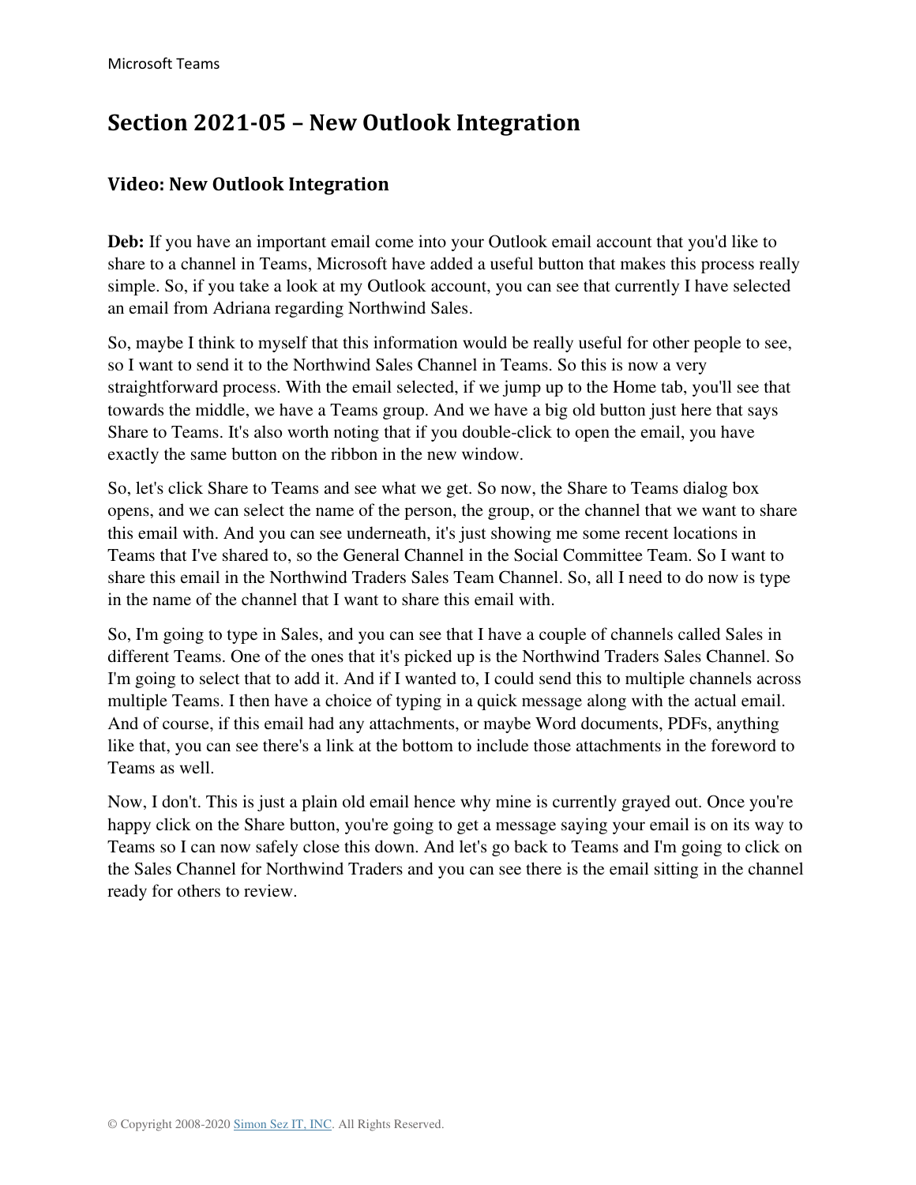# Section 2021-05 – New Outlook Integration

## Video: New Outlook Integration

**Deb:** If you have an important email come into your Outlook email account that you'd like to share to a channel in Teams, Microsoft have added a useful button that makes this process really simple. So, if you take a look at my Outlook account, you can see that currently I have selected an email from Adriana regarding Northwind Sales.

So, maybe I think to myself that this information would be really useful for other people to see, so I want to send it to the Northwind Sales Channel in Teams. So this is now a very straightforward process. With the email selected, if we jump up to the Home tab, you'll see that towards the middle, we have a Teams group. And we have a big old button just here that says Share to Teams. It's also worth noting that if you double-click to open the email, you have exactly the same button on the ribbon in the new window.

So, let's click Share to Teams and see what we get. So now, the Share to Teams dialog box opens, and we can select the name of the person, the group, or the channel that we want to share this email with. And you can see underneath, it's just showing me some recent locations in Teams that I've shared to, so the General Channel in the Social Committee Team. So I want to share this email in the Northwind Traders Sales Team Channel. So, all I need to do now is type in the name of the channel that I want to share this email with.

So, I'm going to type in Sales, and you can see that I have a couple of channels called Sales in different Teams. One of the ones that it's picked up is the Northwind Traders Sales Channel. So I'm going to select that to add it. And if I wanted to, I could send this to multiple channels across multiple Teams. I then have a choice of typing in a quick message along with the actual email. And of course, if this email had any attachments, or maybe Word documents, PDFs, anything like that, you can see there's a link at the bottom to include those attachments in the foreword to Teams as well.

Now, I don't. This is just a plain old email hence why mine is currently grayed out. Once you're happy click on the Share button, you're going to get a message saying your email is on its way to Teams so I can now safely close this down. And let's go back to Teams and I'm going to click on the Sales Channel for Northwind Traders and you can see there is the email sitting in the channel ready for others to review.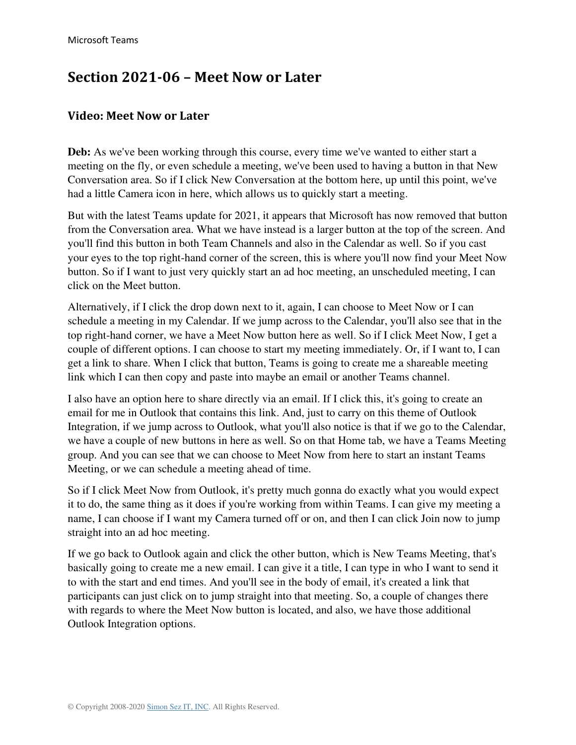## Section 2021-06 – Meet Now or Later

### Video: Meet Now or Later

**Deb:** As we've been working through this course, every time we've wanted to either start a meeting on the fly, or even schedule a meeting, we've been used to having a button in that New Conversation area. So if I click New Conversation at the bottom here, up until this point, we've had a little Camera icon in here, which allows us to quickly start a meeting.

But with the latest Teams update for 2021, it appears that Microsoft has now removed that button from the Conversation area. What we have instead is a larger button at the top of the screen. And you'll find this button in both Team Channels and also in the Calendar as well. So if you cast your eyes to the top right-hand corner of the screen, this is where you'll now find your Meet Now button. So if I want to just very quickly start an ad hoc meeting, an unscheduled meeting, I can click on the Meet button.

Alternatively, if I click the drop down next to it, again, I can choose to Meet Now or I can schedule a meeting in my Calendar. If we jump across to the Calendar, you'll also see that in the top right-hand corner, we have a Meet Now button here as well. So if I click Meet Now, I get a couple of different options. I can choose to start my meeting immediately. Or, if I want to, I can get a link to share. When I click that button, Teams is going to create me a shareable meeting link which I can then copy and paste into maybe an email or another Teams channel.

I also have an option here to share directly via an email. If I click this, it's going to create an email for me in Outlook that contains this link. And, just to carry on this theme of Outlook Integration, if we jump across to Outlook, what you'll also notice is that if we go to the Calendar, we have a couple of new buttons in here as well. So on that Home tab, we have a Teams Meeting group. And you can see that we can choose to Meet Now from here to start an instant Teams Meeting, or we can schedule a meeting ahead of time.

So if I click Meet Now from Outlook, it's pretty much gonna do exactly what you would expect it to do, the same thing as it does if you're working from within Teams. I can give my meeting a name, I can choose if I want my Camera turned off or on, and then I can click Join now to jump straight into an ad hoc meeting.

If we go back to Outlook again and click the other button, which is New Teams Meeting, that's basically going to create me a new email. I can give it a title, I can type in who I want to send it to with the start and end times. And you'll see in the body of email, it's created a link that participants can just click on to jump straight into that meeting. So, a couple of changes there with regards to where the Meet Now button is located, and also, we have those additional Outlook Integration options.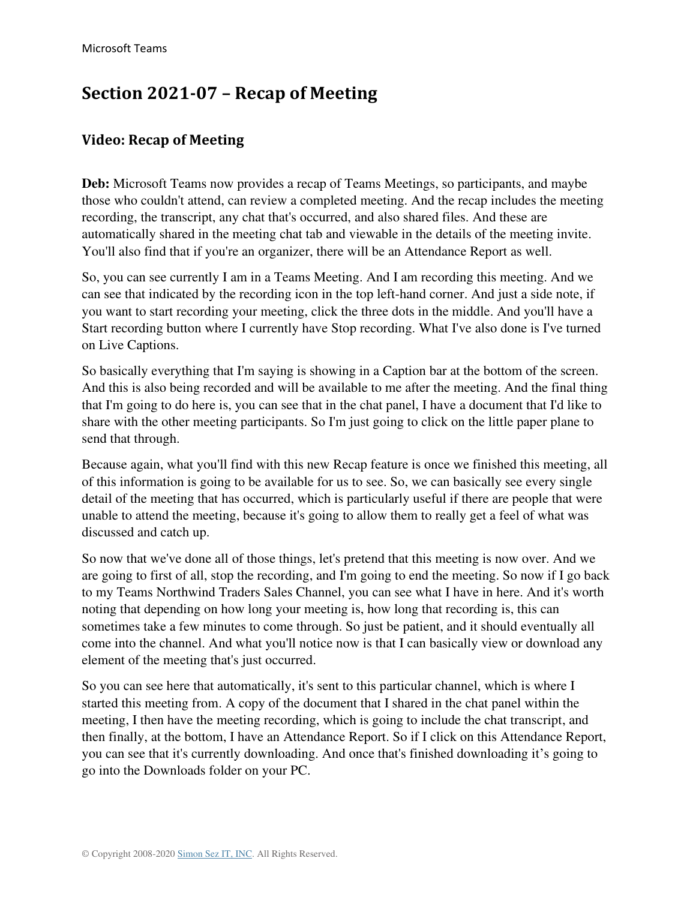# Section 2021-07 – Recap of Meeting

## Video: Recap of Meeting

**Deb:** Microsoft Teams now provides a recap of Teams Meetings, so participants, and maybe those who couldn't attend, can review a completed meeting. And the recap includes the meeting recording, the transcript, any chat that's occurred, and also shared files. And these are automatically shared in the meeting chat tab and viewable in the details of the meeting invite. You'll also find that if you're an organizer, there will be an Attendance Report as well.

So, you can see currently I am in a Teams Meeting. And I am recording this meeting. And we can see that indicated by the recording icon in the top left-hand corner. And just a side note, if you want to start recording your meeting, click the three dots in the middle. And you'll have a Start recording button where I currently have Stop recording. What I've also done is I've turned on Live Captions.

So basically everything that I'm saying is showing in a Caption bar at the bottom of the screen. And this is also being recorded and will be available to me after the meeting. And the final thing that I'm going to do here is, you can see that in the chat panel, I have a document that I'd like to share with the other meeting participants. So I'm just going to click on the little paper plane to send that through.

Because again, what you'll find with this new Recap feature is once we finished this meeting, all of this information is going to be available for us to see. So, we can basically see every single detail of the meeting that has occurred, which is particularly useful if there are people that were unable to attend the meeting, because it's going to allow them to really get a feel of what was discussed and catch up.

So now that we've done all of those things, let's pretend that this meeting is now over. And we are going to first of all, stop the recording, and I'm going to end the meeting. So now if I go back to my Teams Northwind Traders Sales Channel, you can see what I have in here. And it's worth noting that depending on how long your meeting is, how long that recording is, this can sometimes take a few minutes to come through. So just be patient, and it should eventually all come into the channel. And what you'll notice now is that I can basically view or download any element of the meeting that's just occurred.

So you can see here that automatically, it's sent to this particular channel, which is where I started this meeting from. A copy of the document that I shared in the chat panel within the meeting, I then have the meeting recording, which is going to include the chat transcript, and then finally, at the bottom, I have an Attendance Report. So if I click on this Attendance Report, you can see that it's currently downloading. And once that's finished downloading it's going to go into the Downloads folder on your PC.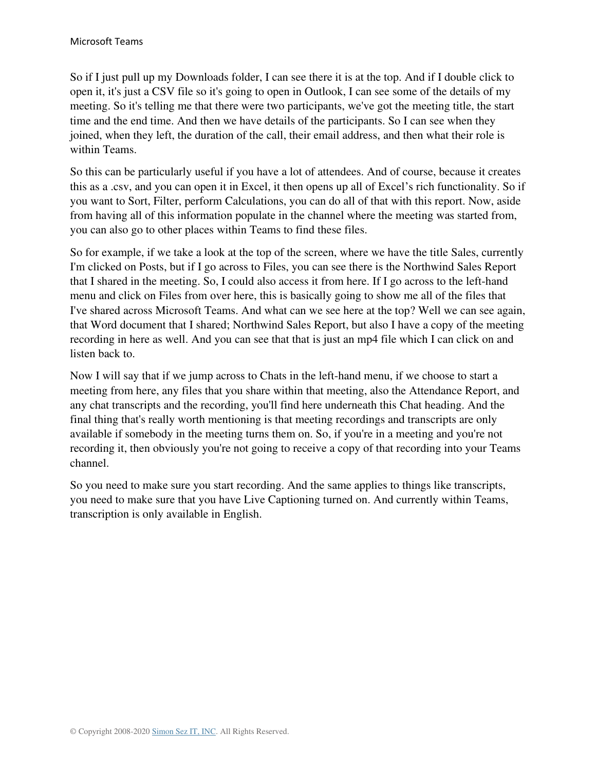So if I just pull up my Downloads folder, I can see there it is at the top. And if I double click to open it, it's just a CSV file so it's going to open in Outlook, I can see some of the details of my meeting. So it's telling me that there were two participants, we've got the meeting title, the start time and the end time. And then we have details of the participants. So I can see when they joined, when they left, the duration of the call, their email address, and then what their role is within Teams.

So this can be particularly useful if you have a lot of attendees. And of course, because it creates this as a .csv, and you can open it in Excel, it then opens up all of Excel's rich functionality. So if you want to Sort, Filter, perform Calculations, you can do all of that with this report. Now, aside from having all of this information populate in the channel where the meeting was started from, you can also go to other places within Teams to find these files.

So for example, if we take a look at the top of the screen, where we have the title Sales, currently I'm clicked on Posts, but if I go across to Files, you can see there is the Northwind Sales Report that I shared in the meeting. So, I could also access it from here. If I go across to the left-hand menu and click on Files from over here, this is basically going to show me all of the files that I've shared across Microsoft Teams. And what can we see here at the top? Well we can see again, that Word document that I shared; Northwind Sales Report, but also I have a copy of the meeting recording in here as well. And you can see that that is just an mp4 file which I can click on and listen back to.

Now I will say that if we jump across to Chats in the left-hand menu, if we choose to start a meeting from here, any files that you share within that meeting, also the Attendance Report, and any chat transcripts and the recording, you'll find here underneath this Chat heading. And the final thing that's really worth mentioning is that meeting recordings and transcripts are only available if somebody in the meeting turns them on. So, if you're in a meeting and you're not recording it, then obviously you're not going to receive a copy of that recording into your Teams channel.

So you need to make sure you start recording. And the same applies to things like transcripts, you need to make sure that you have Live Captioning turned on. And currently within Teams, transcription is only available in English.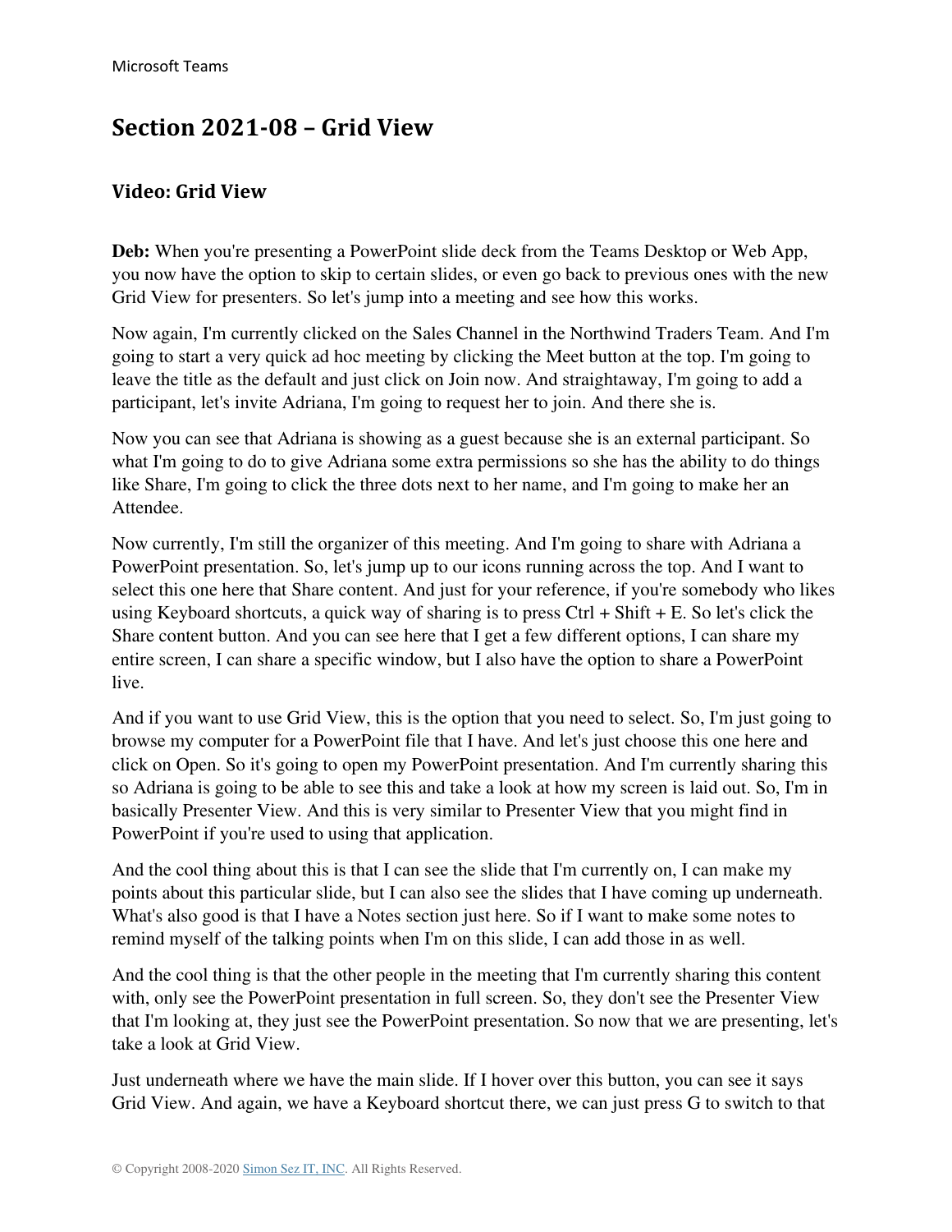## Section 2021-08 – Grid View

### Video: Grid View

**Deb:** When you're presenting a PowerPoint slide deck from the Teams Desktop or Web App, you now have the option to skip to certain slides, or even go back to previous ones with the new Grid View for presenters. So let's jump into a meeting and see how this works.

Now again, I'm currently clicked on the Sales Channel in the Northwind Traders Team. And I'm going to start a very quick ad hoc meeting by clicking the Meet button at the top. I'm going to leave the title as the default and just click on Join now. And straightaway, I'm going to add a participant, let's invite Adriana, I'm going to request her to join. And there she is.

Now you can see that Adriana is showing as a guest because she is an external participant. So what I'm going to do to give Adriana some extra permissions so she has the ability to do things like Share, I'm going to click the three dots next to her name, and I'm going to make her an Attendee.

Now currently, I'm still the organizer of this meeting. And I'm going to share with Adriana a PowerPoint presentation. So, let's jump up to our icons running across the top. And I want to select this one here that Share content. And just for your reference, if you're somebody who likes using Keyboard shortcuts, a quick way of sharing is to press Ctrl + Shift + E. So let's click the Share content button. And you can see here that I get a few different options, I can share my entire screen, I can share a specific window, but I also have the option to share a PowerPoint live.

And if you want to use Grid View, this is the option that you need to select. So, I'm just going to browse my computer for a PowerPoint file that I have. And let's just choose this one here and click on Open. So it's going to open my PowerPoint presentation. And I'm currently sharing this so Adriana is going to be able to see this and take a look at how my screen is laid out. So, I'm in basically Presenter View. And this is very similar to Presenter View that you might find in PowerPoint if you're used to using that application.

And the cool thing about this is that I can see the slide that I'm currently on, I can make my points about this particular slide, but I can also see the slides that I have coming up underneath. What's also good is that I have a Notes section just here. So if I want to make some notes to remind myself of the talking points when I'm on this slide, I can add those in as well.

And the cool thing is that the other people in the meeting that I'm currently sharing this content with, only see the PowerPoint presentation in full screen. So, they don't see the Presenter View that I'm looking at, they just see the PowerPoint presentation. So now that we are presenting, let's take a look at Grid View.

Just underneath where we have the main slide. If I hover over this button, you can see it says Grid View. And again, we have a Keyboard shortcut there, we can just press G to switch to that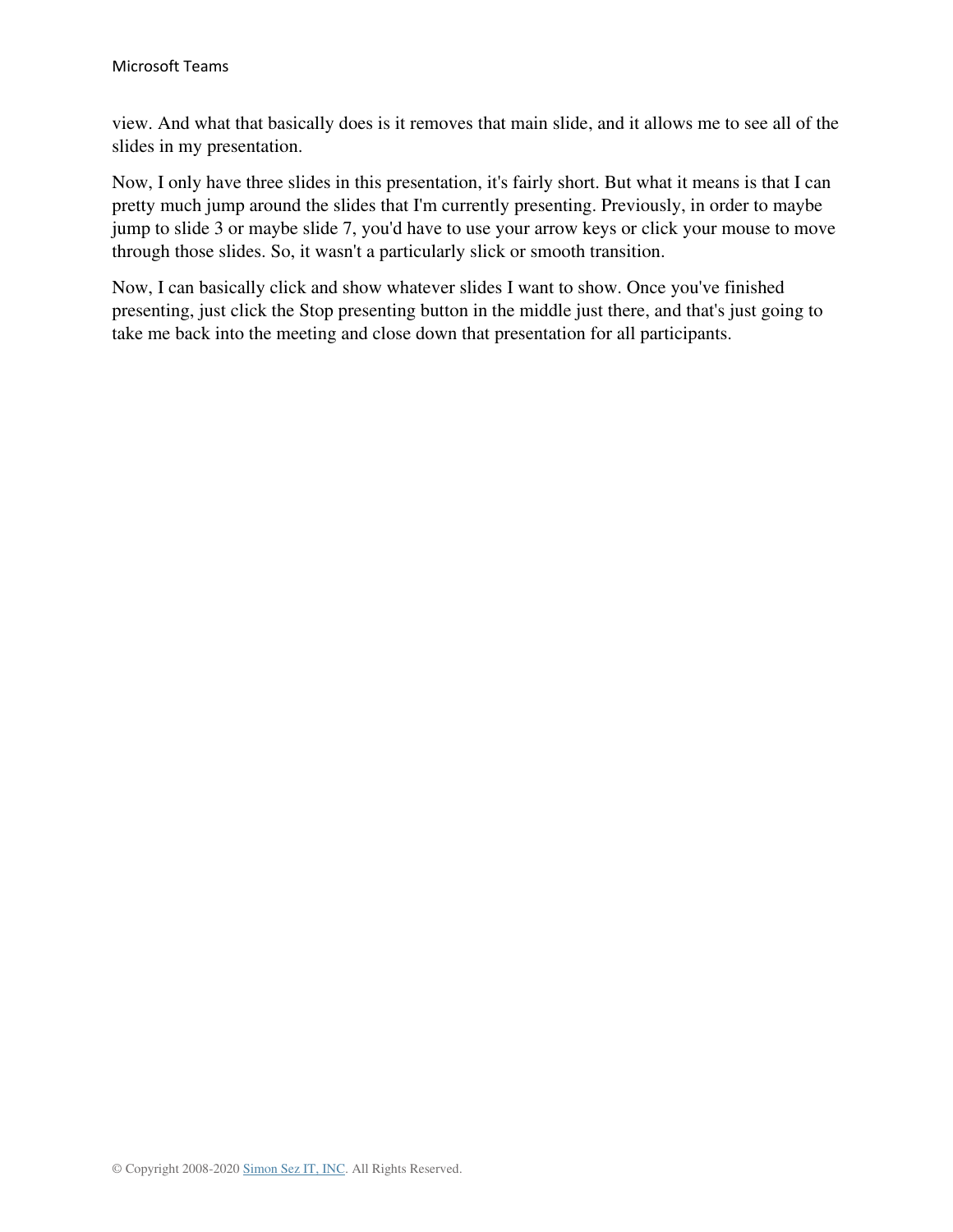view. And what that basically does is it removes that main slide, and it allows me to see all of the slides in my presentation.

Now, I only have three slides in this presentation, it's fairly short. But what it means is that I can pretty much jump around the slides that I'm currently presenting. Previously, in order to maybe jump to slide 3 or maybe slide 7, you'd have to use your arrow keys or click your mouse to move through those slides. So, it wasn't a particularly slick or smooth transition.

Now, I can basically click and show whatever slides I want to show. Once you've finished presenting, just click the Stop presenting button in the middle just there, and that's just going to take me back into the meeting and close down that presentation for all participants.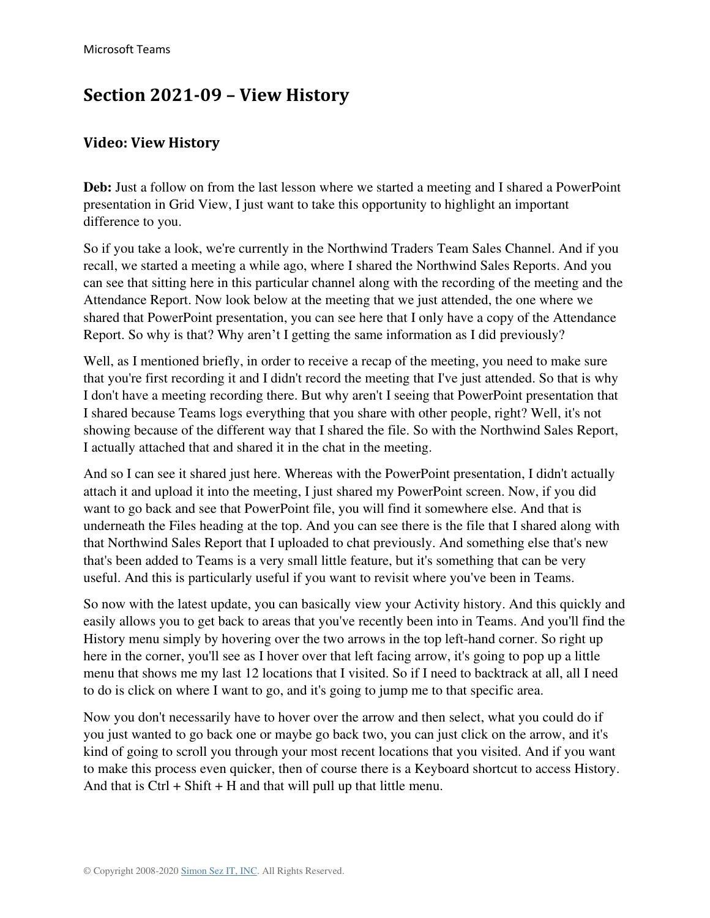# Section 2021-09 – View History

## Video: View History

**Deb:** Just a follow on from the last lesson where we started a meeting and I shared a PowerPoint presentation in Grid View, I just want to take this opportunity to highlight an important difference to you.

So if you take a look, we're currently in the Northwind Traders Team Sales Channel. And if you recall, we started a meeting a while ago, where I shared the Northwind Sales Reports. And you can see that sitting here in this particular channel along with the recording of the meeting and the Attendance Report. Now look below at the meeting that we just attended, the one where we shared that PowerPoint presentation, you can see here that I only have a copy of the Attendance Report. So why is that? Why aren't I getting the same information as I did previously?

Well, as I mentioned briefly, in order to receive a recap of the meeting, you need to make sure that you're first recording it and I didn't record the meeting that I've just attended. So that is why I don't have a meeting recording there. But why aren't I seeing that PowerPoint presentation that I shared because Teams logs everything that you share with other people, right? Well, it's not showing because of the different way that I shared the file. So with the Northwind Sales Report, I actually attached that and shared it in the chat in the meeting.

And so I can see it shared just here. Whereas with the PowerPoint presentation, I didn't actually attach it and upload it into the meeting, I just shared my PowerPoint screen. Now, if you did want to go back and see that PowerPoint file, you will find it somewhere else. And that is underneath the Files heading at the top. And you can see there is the file that I shared along with that Northwind Sales Report that I uploaded to chat previously. And something else that's new that's been added to Teams is a very small little feature, but it's something that can be very useful. And this is particularly useful if you want to revisit where you've been in Teams.

So now with the latest update, you can basically view your Activity history. And this quickly and easily allows you to get back to areas that you've recently been into in Teams. And you'll find the History menu simply by hovering over the two arrows in the top left-hand corner. So right up here in the corner, you'll see as I hover over that left facing arrow, it's going to pop up a little menu that shows me my last 12 locations that I visited. So if I need to backtrack at all, all I need to do is click on where I want to go, and it's going to jump me to that specific area.

Now you don't necessarily have to hover over the arrow and then select, what you could do if you just wanted to go back one or maybe go back two, you can just click on the arrow, and it's kind of going to scroll you through your most recent locations that you visited. And if you want to make this process even quicker, then of course there is a Keyboard shortcut to access History. And that is Ctrl + Shift + H and that will pull up that little menu.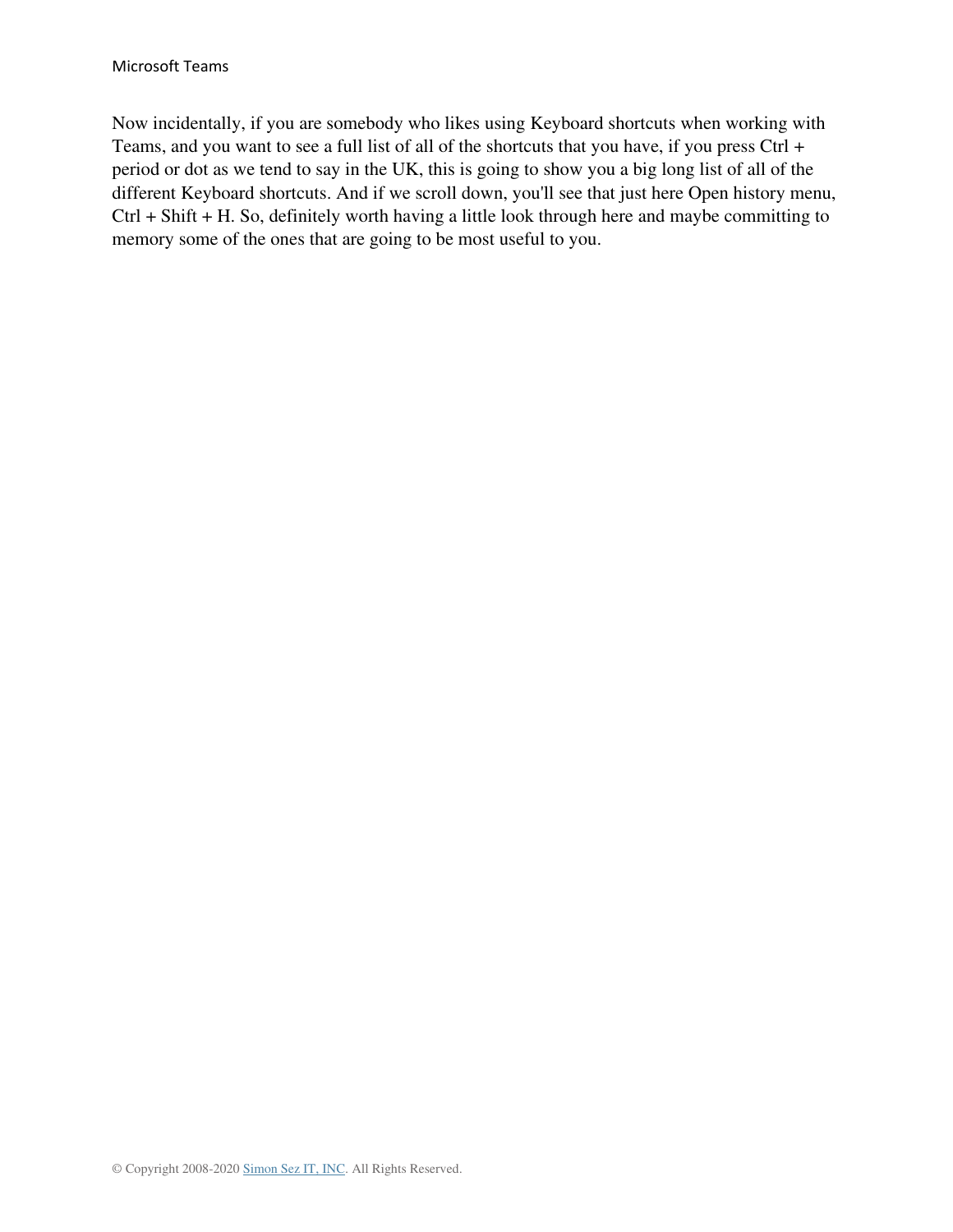Now incidentally, if you are somebody who likes using Keyboard shortcuts when working with Teams, and you want to see a full list of all of the shortcuts that you have, if you press Ctrl + period or dot as we tend to say in the UK, this is going to show you a big long list of all of the different Keyboard shortcuts. And if we scroll down, you'll see that just here Open history menu, Ctrl + Shift + H. So, definitely worth having a little look through here and maybe committing to memory some of the ones that are going to be most useful to you.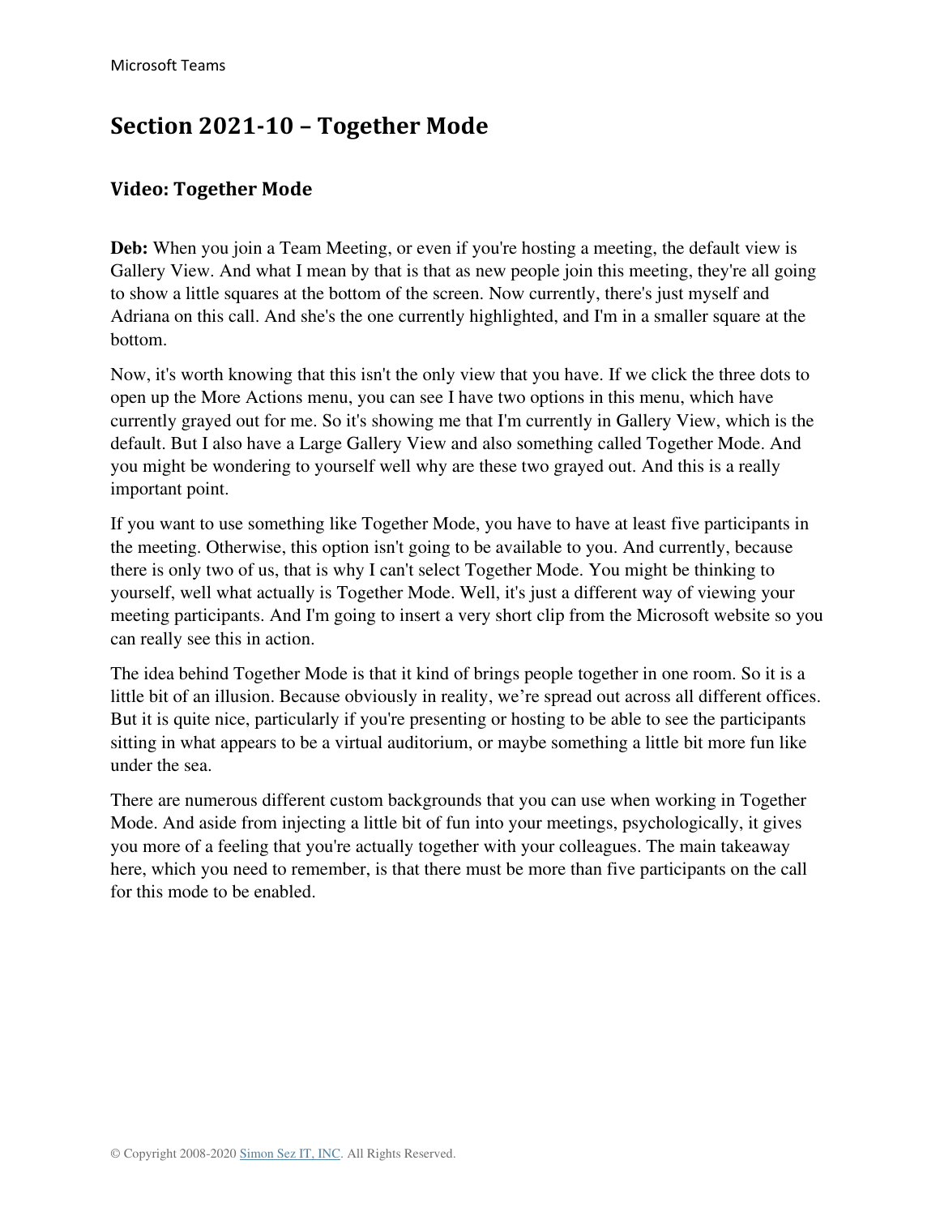## Section 2021-10 – Together Mode

### Video: Together Mode

**Deb:** When you join a Team Meeting, or even if you're hosting a meeting, the default view is Gallery View. And what I mean by that is that as new people join this meeting, they're all going to show a little squares at the bottom of the screen. Now currently, there's just myself and Adriana on this call. And she's the one currently highlighted, and I'm in a smaller square at the bottom.

Now, it's worth knowing that this isn't the only view that you have. If we click the three dots to open up the More Actions menu, you can see I have two options in this menu, which have currently grayed out for me. So it's showing me that I'm currently in Gallery View, which is the default. But I also have a Large Gallery View and also something called Together Mode. And you might be wondering to yourself well why are these two grayed out. And this is a really important point.

If you want to use something like Together Mode, you have to have at least five participants in the meeting. Otherwise, this option isn't going to be available to you. And currently, because there is only two of us, that is why I can't select Together Mode. You might be thinking to yourself, well what actually is Together Mode. Well, it's just a different way of viewing your meeting participants. And I'm going to insert a very short clip from the Microsoft website so you can really see this in action.

The idea behind Together Mode is that it kind of brings people together in one room. So it is a little bit of an illusion. Because obviously in reality, we're spread out across all different offices. But it is quite nice, particularly if you're presenting or hosting to be able to see the participants sitting in what appears to be a virtual auditorium, or maybe something a little bit more fun like under the sea.

There are numerous different custom backgrounds that you can use when working in Together Mode. And aside from injecting a little bit of fun into your meetings, psychologically, it gives you more of a feeling that you're actually together with your colleagues. The main takeaway here, which you need to remember, is that there must be more than five participants on the call for this mode to be enabled.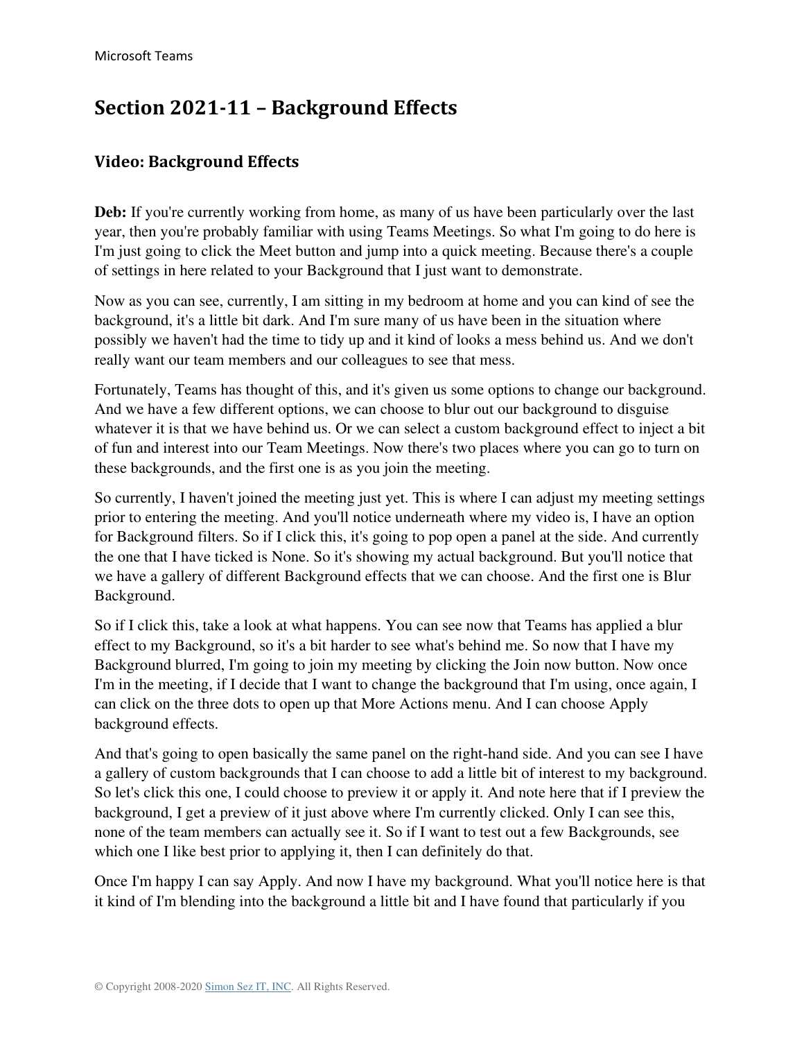# Section 2021-11 – Background Effects

## Video: Background Effects

**Deb:** If you're currently working from home, as many of us have been particularly over the last year, then you're probably familiar with using Teams Meetings. So what I'm going to do here is I'm just going to click the Meet button and jump into a quick meeting. Because there's a couple of settings in here related to your Background that I just want to demonstrate.

Now as you can see, currently, I am sitting in my bedroom at home and you can kind of see the background, it's a little bit dark. And I'm sure many of us have been in the situation where possibly we haven't had the time to tidy up and it kind of looks a mess behind us. And we don't really want our team members and our colleagues to see that mess.

Fortunately, Teams has thought of this, and it's given us some options to change our background. And we have a few different options, we can choose to blur out our background to disguise whatever it is that we have behind us. Or we can select a custom background effect to inject a bit of fun and interest into our Team Meetings. Now there's two places where you can go to turn on these backgrounds, and the first one is as you join the meeting.

So currently, I haven't joined the meeting just yet. This is where I can adjust my meeting settings prior to entering the meeting. And you'll notice underneath where my video is, I have an option for Background filters. So if I click this, it's going to pop open a panel at the side. And currently the one that I have ticked is None. So it's showing my actual background. But you'll notice that we have a gallery of different Background effects that we can choose. And the first one is Blur Background.

So if I click this, take a look at what happens. You can see now that Teams has applied a blur effect to my Background, so it's a bit harder to see what's behind me. So now that I have my Background blurred, I'm going to join my meeting by clicking the Join now button. Now once I'm in the meeting, if I decide that I want to change the background that I'm using, once again, I can click on the three dots to open up that More Actions menu. And I can choose Apply background effects.

And that's going to open basically the same panel on the right-hand side. And you can see I have a gallery of custom backgrounds that I can choose to add a little bit of interest to my background. So let's click this one, I could choose to preview it or apply it. And note here that if I preview the background, I get a preview of it just above where I'm currently clicked. Only I can see this, none of the team members can actually see it. So if I want to test out a few Backgrounds, see which one I like best prior to applying it, then I can definitely do that.

Once I'm happy I can say Apply. And now I have my background. What you'll notice here is that it kind of I'm blending into the background a little bit and I have found that particularly if you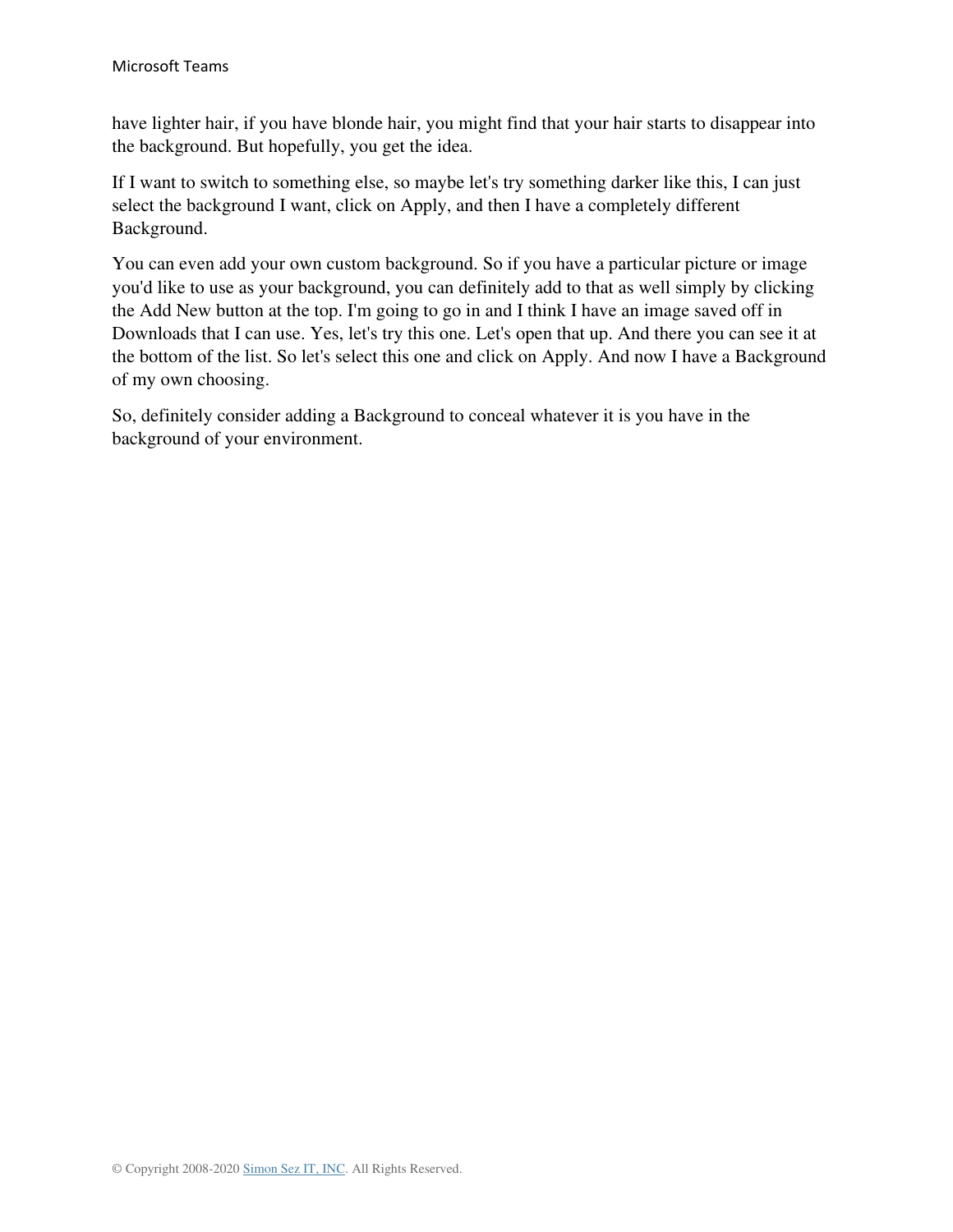have lighter hair, if you have blonde hair, you might find that your hair starts to disappear into the background. But hopefully, you get the idea.

If I want to switch to something else, so maybe let's try something darker like this, I can just select the background I want, click on Apply, and then I have a completely different Background.

You can even add your own custom background. So if you have a particular picture or image you'd like to use as your background, you can definitely add to that as well simply by clicking the Add New button at the top. I'm going to go in and I think I have an image saved off in Downloads that I can use. Yes, let's try this one. Let's open that up. And there you can see it at the bottom of the list. So let's select this one and click on Apply. And now I have a Background of my own choosing.

So, definitely consider adding a Background to conceal whatever it is you have in the background of your environment.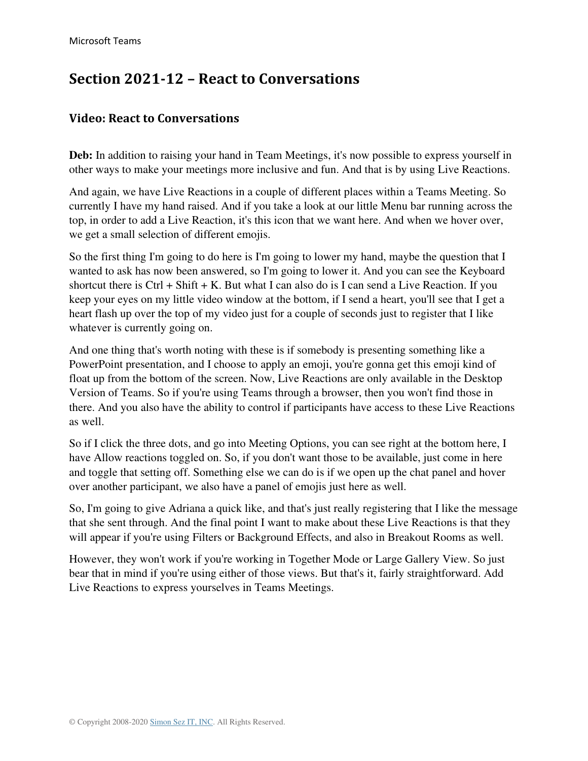# Section 2021-12 – React to Conversations

## Video: React to Conversations

**Deb:** In addition to raising your hand in Team Meetings, it's now possible to express yourself in other ways to make your meetings more inclusive and fun. And that is by using Live Reactions.

And again, we have Live Reactions in a couple of different places within a Teams Meeting. So currently I have my hand raised. And if you take a look at our little Menu bar running across the top, in order to add a Live Reaction, it's this icon that we want here. And when we hover over, we get a small selection of different emojis.

So the first thing I'm going to do here is I'm going to lower my hand, maybe the question that I wanted to ask has now been answered, so I'm going to lower it. And you can see the Keyboard shortcut there is Ctrl + Shift + K. But what I can also do is I can send a Live Reaction. If you keep your eyes on my little video window at the bottom, if I send a heart, you'll see that I get a heart flash up over the top of my video just for a couple of seconds just to register that I like whatever is currently going on.

And one thing that's worth noting with these is if somebody is presenting something like a PowerPoint presentation, and I choose to apply an emoji, you're gonna get this emoji kind of float up from the bottom of the screen. Now, Live Reactions are only available in the Desktop Version of Teams. So if you're using Teams through a browser, then you won't find those in there. And you also have the ability to control if participants have access to these Live Reactions as well.

So if I click the three dots, and go into Meeting Options, you can see right at the bottom here, I have Allow reactions toggled on. So, if you don't want those to be available, just come in here and toggle that setting off. Something else we can do is if we open up the chat panel and hover over another participant, we also have a panel of emojis just here as well.

So, I'm going to give Adriana a quick like, and that's just really registering that I like the message that she sent through. And the final point I want to make about these Live Reactions is that they will appear if you're using Filters or Background Effects, and also in Breakout Rooms as well.

However, they won't work if you're working in Together Mode or Large Gallery View. So just bear that in mind if you're using either of those views. But that's it, fairly straightforward. Add Live Reactions to express yourselves in Teams Meetings.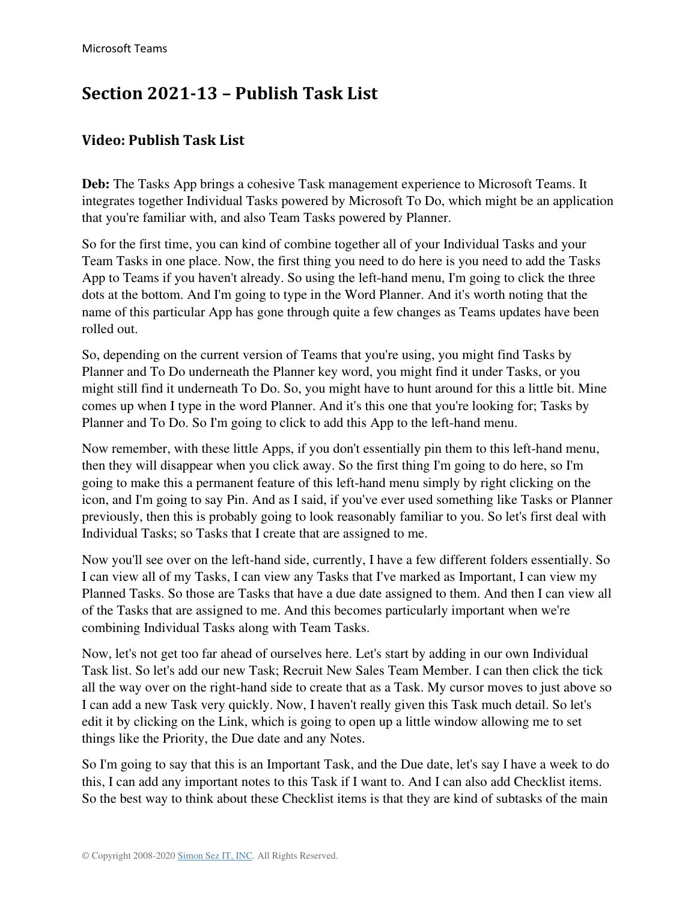# Section 2021-13 – Publish Task List

## Video: Publish Task List

**Deb:** The Tasks App brings a cohesive Task management experience to Microsoft Teams. It integrates together Individual Tasks powered by Microsoft To Do, which might be an application that you're familiar with, and also Team Tasks powered by Planner.

So for the first time, you can kind of combine together all of your Individual Tasks and your Team Tasks in one place. Now, the first thing you need to do here is you need to add the Tasks App to Teams if you haven't already. So using the left-hand menu, I'm going to click the three dots at the bottom. And I'm going to type in the Word Planner. And it's worth noting that the name of this particular App has gone through quite a few changes as Teams updates have been rolled out.

So, depending on the current version of Teams that you're using, you might find Tasks by Planner and To Do underneath the Planner key word, you might find it under Tasks, or you might still find it underneath To Do. So, you might have to hunt around for this a little bit. Mine comes up when I type in the word Planner. And it's this one that you're looking for; Tasks by Planner and To Do. So I'm going to click to add this App to the left-hand menu.

Now remember, with these little Apps, if you don't essentially pin them to this left-hand menu, then they will disappear when you click away. So the first thing I'm going to do here, so I'm going to make this a permanent feature of this left-hand menu simply by right clicking on the icon, and I'm going to say Pin. And as I said, if you've ever used something like Tasks or Planner previously, then this is probably going to look reasonably familiar to you. So let's first deal with Individual Tasks; so Tasks that I create that are assigned to me.

Now you'll see over on the left-hand side, currently, I have a few different folders essentially. So I can view all of my Tasks, I can view any Tasks that I've marked as Important, I can view my Planned Tasks. So those are Tasks that have a due date assigned to them. And then I can view all of the Tasks that are assigned to me. And this becomes particularly important when we're combining Individual Tasks along with Team Tasks.

Now, let's not get too far ahead of ourselves here. Let's start by adding in our own Individual Task list. So let's add our new Task; Recruit New Sales Team Member. I can then click the tick all the way over on the right-hand side to create that as a Task. My cursor moves to just above so I can add a new Task very quickly. Now, I haven't really given this Task much detail. So let's edit it by clicking on the Link, which is going to open up a little window allowing me to set things like the Priority, the Due date and any Notes.

So I'm going to say that this is an Important Task, and the Due date, let's say I have a week to do this, I can add any important notes to this Task if I want to. And I can also add Checklist items. So the best way to think about these Checklist items is that they are kind of subtasks of the main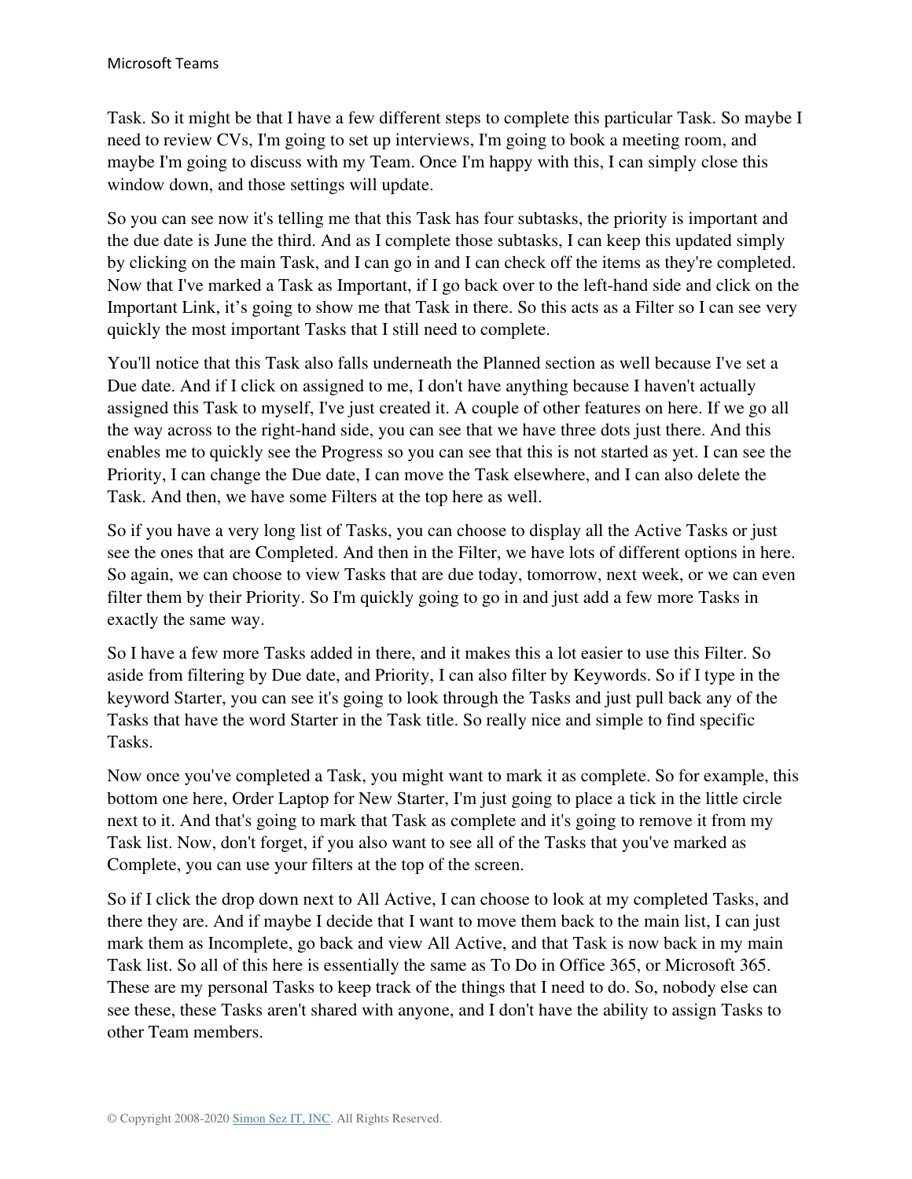Task. So it might be that I have a few different steps to complete this particular Task. So maybe I need to review CVs, I'm going to set up interviews, I'm going to book a meeting room, and maybe I'm going to discuss with my Team. Once I'm happy with this, I can simply close this window down, and those settings will update.

So you can see now it's telling me that this Task has four subtasks, the priority is important and the due date is June the third. And as I complete those subtasks, I can keep this updated simply by clicking on the main Task, and I can go in and I can check off the items as they're completed. Now that I've marked a Task as Important, if I go back over to the left-hand side and click on the Important Link, it's going to show me that Task in there. So this acts as a Filter so I can see very quickly the most important Tasks that I still need to complete.

You'll notice that this Task also falls underneath the Planned section as well because I've set a Due date. And if I click on assigned to me, I don't have anything because I haven't actually assigned this Task to myself, I've just created it. A couple of other features on here. If we go all the way across to the right-hand side, you can see that we have three dots just there. And this enables me to quickly see the Progress so you can see that this is not started as yet. I can see the Priority, I can change the Due date, I can move the Task elsewhere, and I can also delete the Task. And then, we have some Filters at the top here as well.

So if you have a very long list of Tasks, you can choose to display all the Active Tasks or just see the ones that are Completed. And then in the Filter, we have lots of different options in here. So again, we can choose to view Tasks that are due today, tomorrow, next week, or we can even filter them by their Priority. So I'm quickly going to go in and just add a few more Tasks in exactly the same way.

So I have a few more Tasks added in there, and it makes this a lot easier to use this Filter. So aside from filtering by Due date, and Priority, I can also filter by Keywords. So if I type in the keyword Starter, you can see it's going to look through the Tasks and just pull back any of the Tasks that have the word Starter in the Task title. So really nice and simple to find specific Tasks.

Now once you've completed a Task, you might want to mark it as complete. So for example, this bottom one here, Order Laptop for New Starter, I'm just going to place a tick in the little circle next to it. And that's going to mark that Task as complete and it's going to remove it from my Task list. Now, don't forget, if you also want to see all of the Tasks that you've marked as Complete, you can use your filters at the top of the screen.

So if I click the drop down next to All Active, I can choose to look at my completed Tasks, and there they are. And if maybe I decide that I want to move them back to the main list, I can just mark them as Incomplete, go back and view All Active, and that Task is now back in my main Task list. So all of this here is essentially the same as To Do in Office 365, or Microsoft 365. These are my personal Tasks to keep track of the things that I need to do. So, nobody else can see these, these Tasks aren't shared with anyone, and I don't have the ability to assign Tasks to other Team members.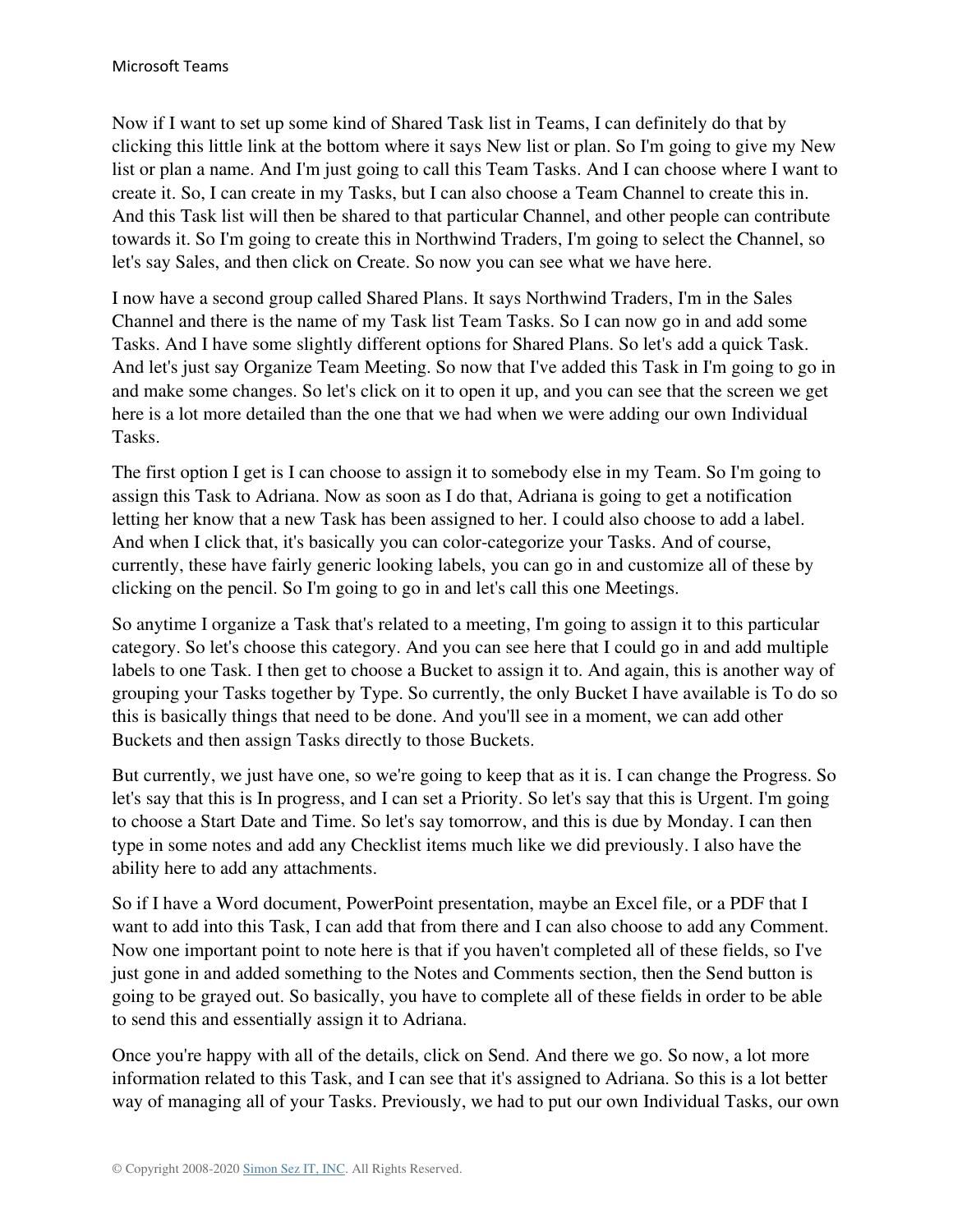Now if I want to set up some kind of Shared Task list in Teams, I can definitely do that by clicking this little link at the bottom where it says New list or plan. So I'm going to give my New list or plan a name. And I'm just going to call this Team Tasks. And I can choose where I want to create it. So, I can create in my Tasks, but I can also choose a Team Channel to create this in. And this Task list will then be shared to that particular Channel, and other people can contribute towards it. So I'm going to create this in Northwind Traders, I'm going to select the Channel, so let's say Sales, and then click on Create. So now you can see what we have here.

I now have a second group called Shared Plans. It says Northwind Traders, I'm in the Sales Channel and there is the name of my Task list Team Tasks. So I can now go in and add some Tasks. And I have some slightly different options for Shared Plans. So let's add a quick Task. And let's just say Organize Team Meeting. So now that I've added this Task in I'm going to go in and make some changes. So let's click on it to open it up, and you can see that the screen we get here is a lot more detailed than the one that we had when we were adding our own Individual Tasks.

The first option I get is I can choose to assign it to somebody else in my Team. So I'm going to assign this Task to Adriana. Now as soon as I do that, Adriana is going to get a notification letting her know that a new Task has been assigned to her. I could also choose to add a label. And when I click that, it's basically you can color-categorize your Tasks. And of course, currently, these have fairly generic looking labels, you can go in and customize all of these by clicking on the pencil. So I'm going to go in and let's call this one Meetings.

So anytime I organize a Task that's related to a meeting, I'm going to assign it to this particular category. So let's choose this category. And you can see here that I could go in and add multiple labels to one Task. I then get to choose a Bucket to assign it to. And again, this is another way of grouping your Tasks together by Type. So currently, the only Bucket I have available is To do so this is basically things that need to be done. And you'll see in a moment, we can add other Buckets and then assign Tasks directly to those Buckets.

But currently, we just have one, so we're going to keep that as it is. I can change the Progress. So let's say that this is In progress, and I can set a Priority. So let's say that this is Urgent. I'm going to choose a Start Date and Time. So let's say tomorrow, and this is due by Monday. I can then type in some notes and add any Checklist items much like we did previously. I also have the ability here to add any attachments.

So if I have a Word document, PowerPoint presentation, maybe an Excel file, or a PDF that I want to add into this Task, I can add that from there and I can also choose to add any Comment. Now one important point to note here is that if you haven't completed all of these fields, so I've just gone in and added something to the Notes and Comments section, then the Send button is going to be grayed out. So basically, you have to complete all of these fields in order to be able to send this and essentially assign it to Adriana.

Once you're happy with all of the details, click on Send. And there we go. So now, a lot more information related to this Task, and I can see that it's assigned to Adriana. So this is a lot better way of managing all of your Tasks. Previously, we had to put our own Individual Tasks, our own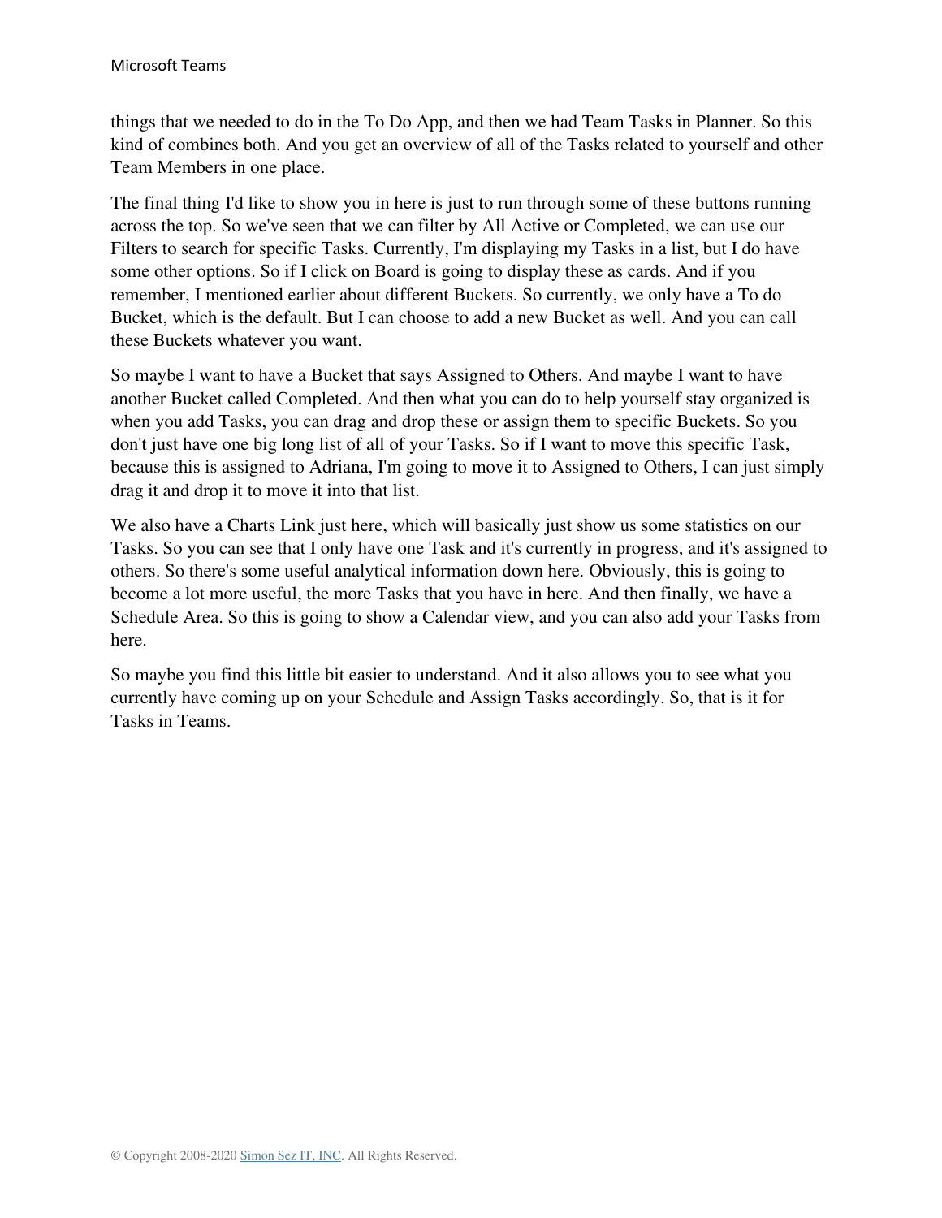things that we needed to do in the To Do App, and then we had Team Tasks in Planner. So this kind of combines both. And you get an overview of all of the Tasks related to yourself and other Team Members in one place.

The final thing I'd like to show you in here is just to run through some of these buttons running across the top. So we've seen that we can filter by All Active or Completed, we can use our Filters to search for specific Tasks. Currently, I'm displaying my Tasks in a list, but I do have some other options. So if I click on Board is going to display these as cards. And if you remember, I mentioned earlier about different Buckets. So currently, we only have a To do Bucket, which is the default. But I can choose to add a new Bucket as well. And you can call these Buckets whatever you want.

So maybe I want to have a Bucket that says Assigned to Others. And maybe I want to have another Bucket called Completed. And then what you can do to help yourself stay organized is when you add Tasks, you can drag and drop these or assign them to specific Buckets. So you don't just have one big long list of all of your Tasks. So if I want to move this specific Task, because this is assigned to Adriana, I'm going to move it to Assigned to Others, I can just simply drag it and drop it to move it into that list.

We also have a Charts Link just here, which will basically just show us some statistics on our Tasks. So you can see that I only have one Task and it's currently in progress, and it's assigned to others. So there's some useful analytical information down here. Obviously, this is going to become a lot more useful, the more Tasks that you have in here. And then finally, we have a Schedule Area. So this is going to show a Calendar view, and you can also add your Tasks from here.

So maybe you find this little bit easier to understand. And it also allows you to see what you currently have coming up on your Schedule and Assign Tasks accordingly. So, that is it for Tasks in Teams.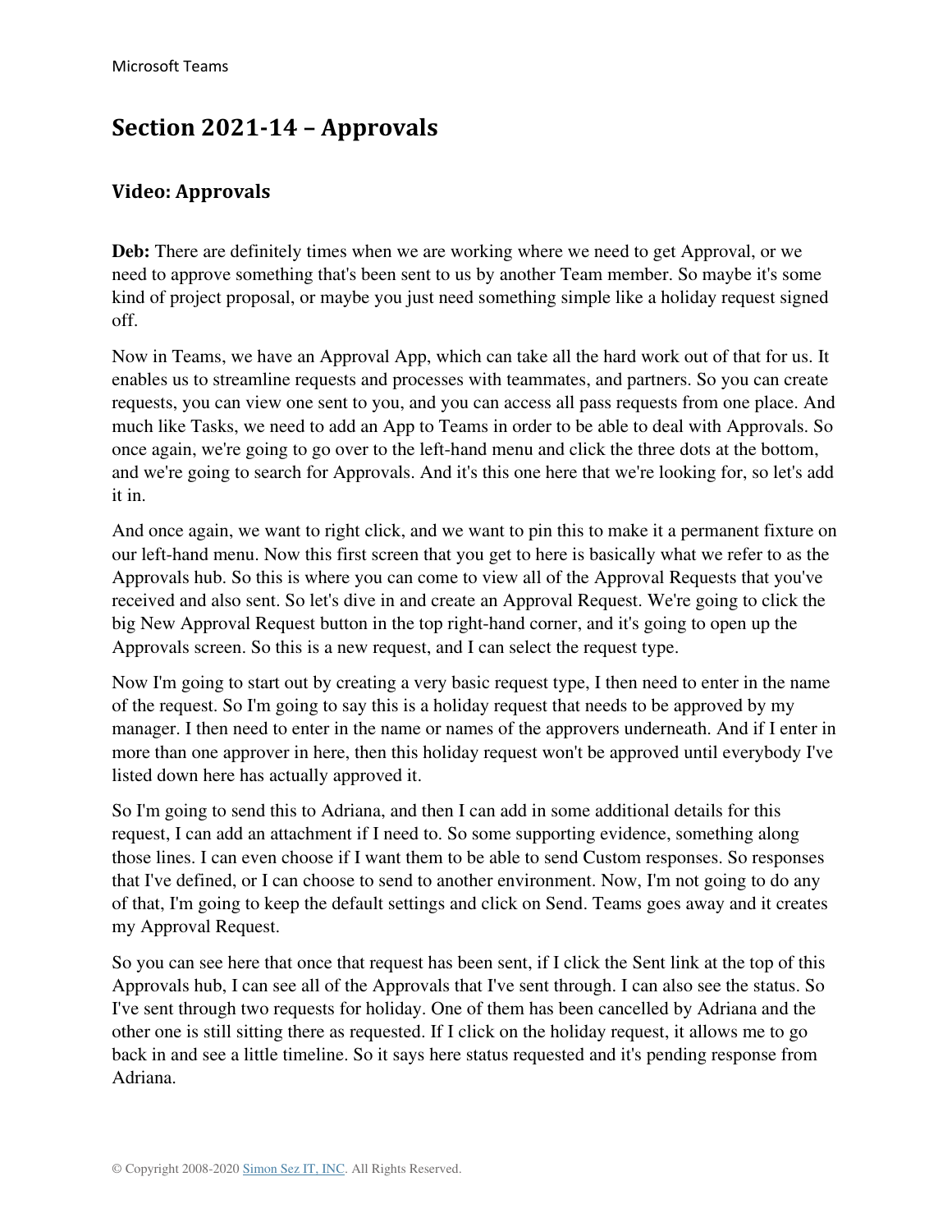# Section 2021-14 – Approvals

## Video: Approvals

**Deb:** There are definitely times when we are working where we need to get Approval, or we need to approve something that's been sent to us by another Team member. So maybe it's some kind of project proposal, or maybe you just need something simple like a holiday request signed off.

Now in Teams, we have an Approval App, which can take all the hard work out of that for us. It enables us to streamline requests and processes with teammates, and partners. So you can create requests, you can view one sent to you, and you can access all pass requests from one place. And much like Tasks, we need to add an App to Teams in order to be able to deal with Approvals. So once again, we're going to go over to the left-hand menu and click the three dots at the bottom, and we're going to search for Approvals. And it's this one here that we're looking for, so let's add it in.

And once again, we want to right click, and we want to pin this to make it a permanent fixture on our left-hand menu. Now this first screen that you get to here is basically what we refer to as the Approvals hub. So this is where you can come to view all of the Approval Requests that you've received and also sent. So let's dive in and create an Approval Request. We're going to click the big New Approval Request button in the top right-hand corner, and it's going to open up the Approvals screen. So this is a new request, and I can select the request type.

Now I'm going to start out by creating a very basic request type, I then need to enter in the name of the request. So I'm going to say this is a holiday request that needs to be approved by my manager. I then need to enter in the name or names of the approvers underneath. And if I enter in more than one approver in here, then this holiday request won't be approved until everybody I've listed down here has actually approved it.

So I'm going to send this to Adriana, and then I can add in some additional details for this request, I can add an attachment if I need to. So some supporting evidence, something along those lines. I can even choose if I want them to be able to send Custom responses. So responses that I've defined, or I can choose to send to another environment. Now, I'm not going to do any of that, I'm going to keep the default settings and click on Send. Teams goes away and it creates my Approval Request.

So you can see here that once that request has been sent, if I click the Sent link at the top of this Approvals hub, I can see all of the Approvals that I've sent through. I can also see the status. So I've sent through two requests for holiday. One of them has been cancelled by Adriana and the other one is still sitting there as requested. If I click on the holiday request, it allows me to go back in and see a little timeline. So it says here status requested and it's pending response from Adriana.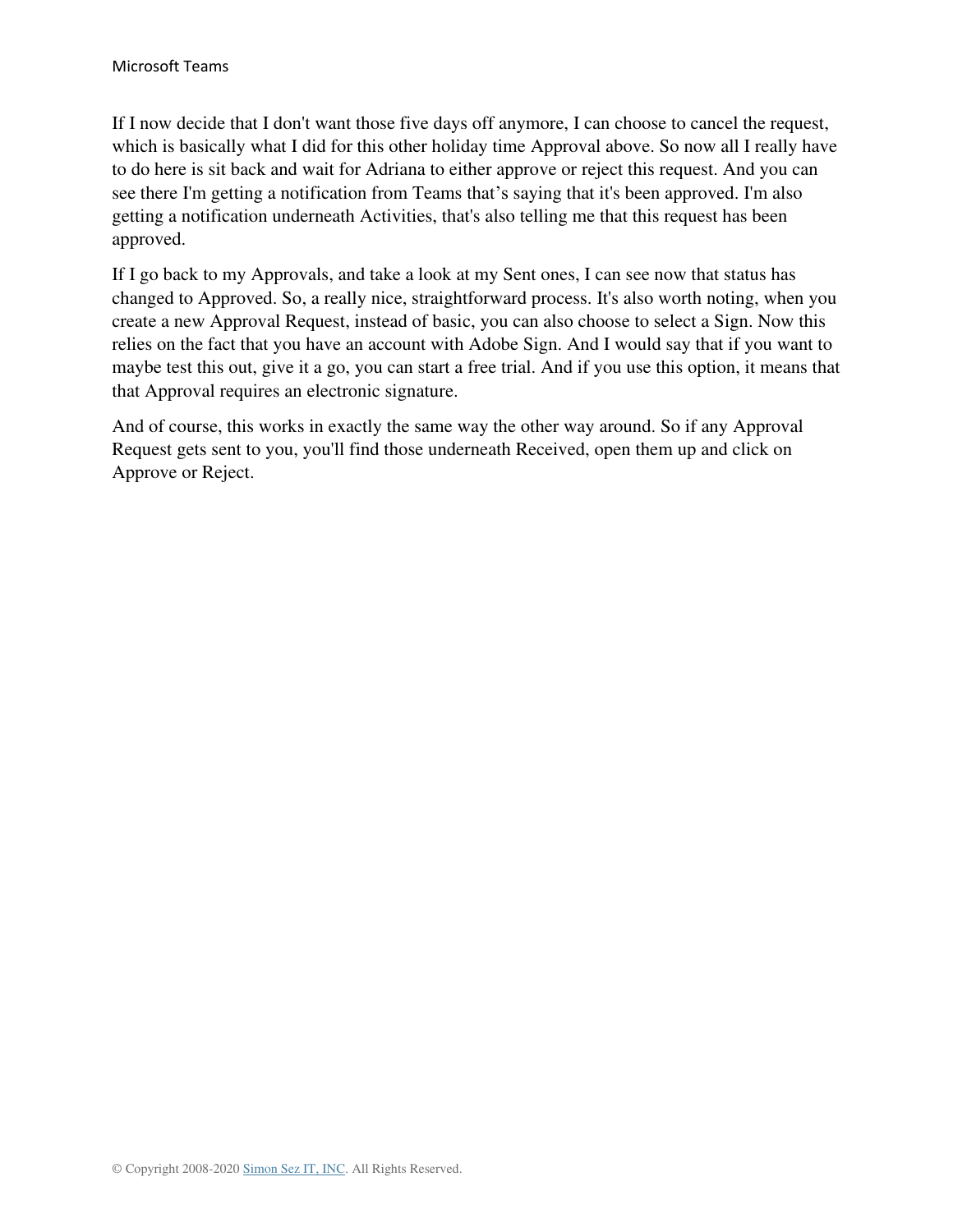If I now decide that I don't want those five days off anymore, I can choose to cancel the request, which is basically what I did for this other holiday time Approval above. So now all I really have to do here is sit back and wait for Adriana to either approve or reject this request. And you can see there I'm getting a notification from Teams that's saying that it's been approved. I'm also getting a notification underneath Activities, that's also telling me that this request has been approved.

If I go back to my Approvals, and take a look at my Sent ones, I can see now that status has changed to Approved. So, a really nice, straightforward process. It's also worth noting, when you create a new Approval Request, instead of basic, you can also choose to select a Sign. Now this relies on the fact that you have an account with Adobe Sign. And I would say that if you want to maybe test this out, give it a go, you can start a free trial. And if you use this option, it means that that Approval requires an electronic signature.

And of course, this works in exactly the same way the other way around. So if any Approval Request gets sent to you, you'll find those underneath Received, open them up and click on Approve or Reject.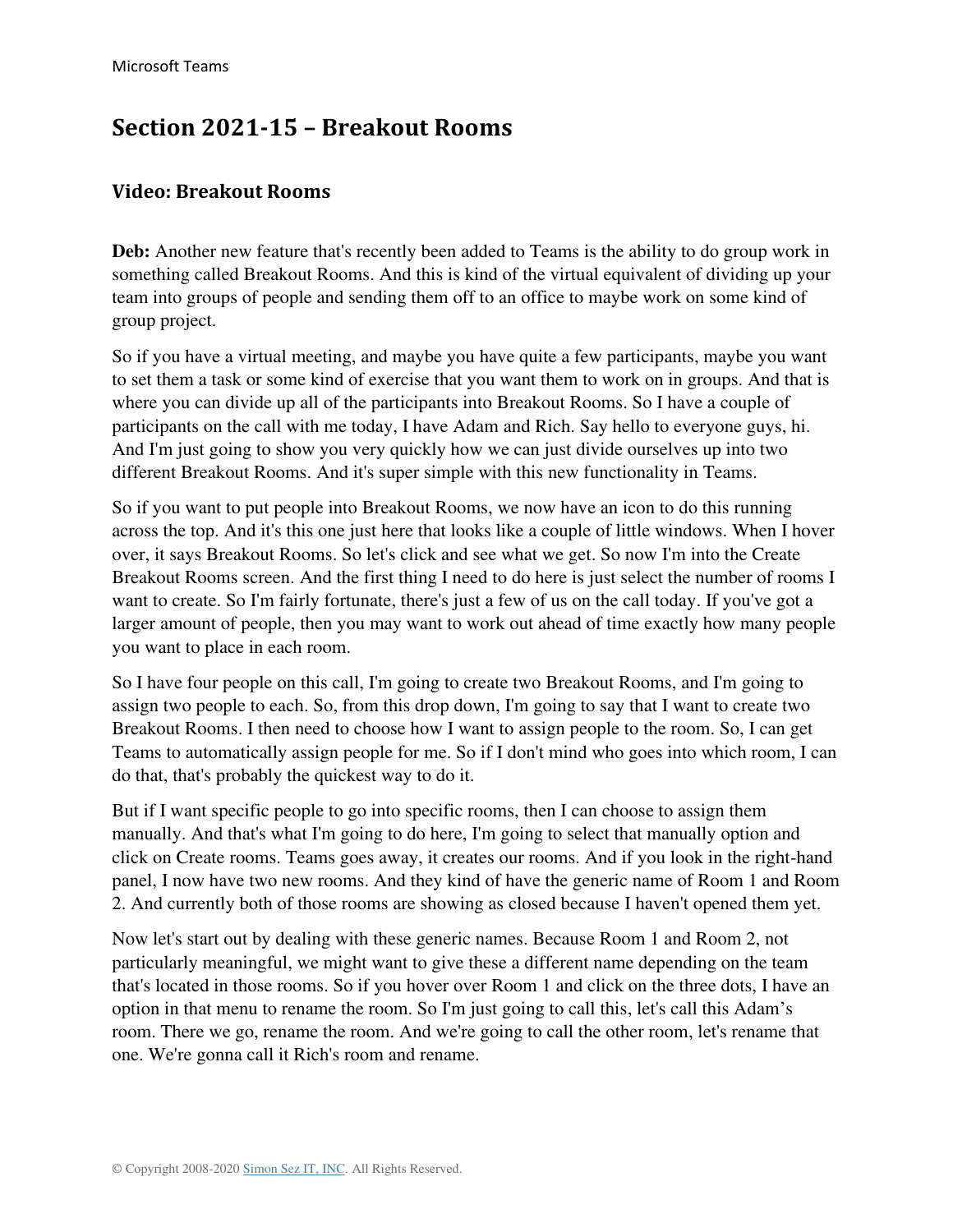# Section 2021-15 – Breakout Rooms

## Video: Breakout Rooms

**Deb:** Another new feature that's recently been added to Teams is the ability to do group work in something called Breakout Rooms. And this is kind of the virtual equivalent of dividing up your team into groups of people and sending them off to an office to maybe work on some kind of group project.

So if you have a virtual meeting, and maybe you have quite a few participants, maybe you want to set them a task or some kind of exercise that you want them to work on in groups. And that is where you can divide up all of the participants into Breakout Rooms. So I have a couple of participants on the call with me today, I have Adam and Rich. Say hello to everyone guys, hi. And I'm just going to show you very quickly how we can just divide ourselves up into two different Breakout Rooms. And it's super simple with this new functionality in Teams.

So if you want to put people into Breakout Rooms, we now have an icon to do this running across the top. And it's this one just here that looks like a couple of little windows. When I hover over, it says Breakout Rooms. So let's click and see what we get. So now I'm into the Create Breakout Rooms screen. And the first thing I need to do here is just select the number of rooms I want to create. So I'm fairly fortunate, there's just a few of us on the call today. If you've got a larger amount of people, then you may want to work out ahead of time exactly how many people you want to place in each room.

So I have four people on this call, I'm going to create two Breakout Rooms, and I'm going to assign two people to each. So, from this drop down, I'm going to say that I want to create two Breakout Rooms. I then need to choose how I want to assign people to the room. So, I can get Teams to automatically assign people for me. So if I don't mind who goes into which room, I can do that, that's probably the quickest way to do it.

But if I want specific people to go into specific rooms, then I can choose to assign them manually. And that's what I'm going to do here, I'm going to select that manually option and click on Create rooms. Teams goes away, it creates our rooms. And if you look in the right-hand panel, I now have two new rooms. And they kind of have the generic name of Room 1 and Room 2. And currently both of those rooms are showing as closed because I haven't opened them yet.

Now let's start out by dealing with these generic names. Because Room 1 and Room 2, not particularly meaningful, we might want to give these a different name depending on the team that's located in those rooms. So if you hover over Room 1 and click on the three dots, I have an option in that menu to rename the room. So I'm just going to call this, let's call this Adam's room. There we go, rename the room. And we're going to call the other room, let's rename that one. We're gonna call it Rich's room and rename.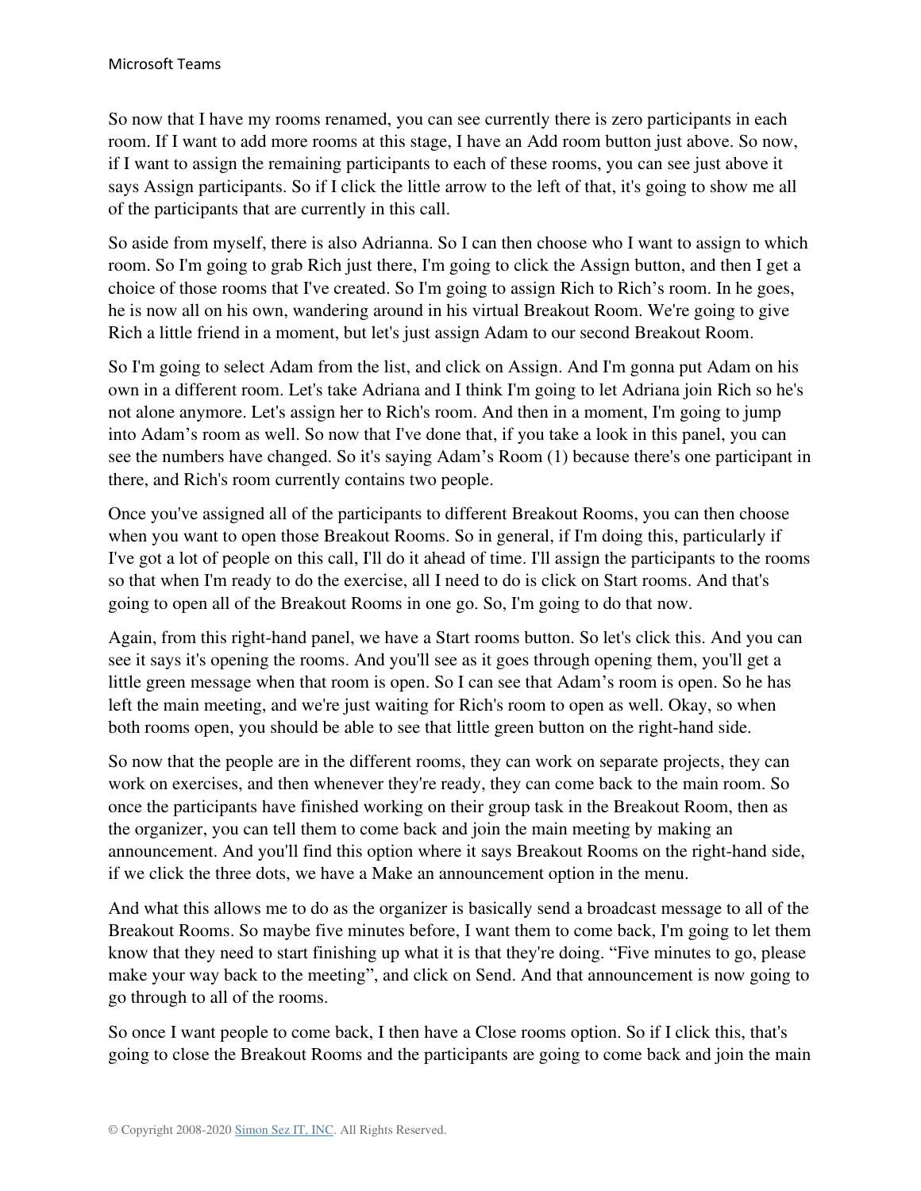So now that I have my rooms renamed, you can see currently there is zero participants in each room. If I want to add more rooms at this stage, I have an Add room button just above. So now, if I want to assign the remaining participants to each of these rooms, you can see just above it says Assign participants. So if I click the little arrow to the left of that, it's going to show me all of the participants that are currently in this call.

So aside from myself, there is also Adrianna. So I can then choose who I want to assign to which room. So I'm going to grab Rich just there, I'm going to click the Assign button, and then I get a choice of those rooms that I've created. So I'm going to assign Rich to Rich's room. In he goes, he is now all on his own, wandering around in his virtual Breakout Room. We're going to give Rich a little friend in a moment, but let's just assign Adam to our second Breakout Room.

So I'm going to select Adam from the list, and click on Assign. And I'm gonna put Adam on his own in a different room. Let's take Adriana and I think I'm going to let Adriana join Rich so he's not alone anymore. Let's assign her to Rich's room. And then in a moment, I'm going to jump into Adam's room as well. So now that I've done that, if you take a look in this panel, you can see the numbers have changed. So it's saying Adam's Room (1) because there's one participant in there, and Rich's room currently contains two people.

Once you've assigned all of the participants to different Breakout Rooms, you can then choose when you want to open those Breakout Rooms. So in general, if I'm doing this, particularly if I've got a lot of people on this call, I'll do it ahead of time. I'll assign the participants to the rooms so that when I'm ready to do the exercise, all I need to do is click on Start rooms. And that's going to open all of the Breakout Rooms in one go. So, I'm going to do that now.

Again, from this right-hand panel, we have a Start rooms button. So let's click this. And you can see it says it's opening the rooms. And you'll see as it goes through opening them, you'll get a little green message when that room is open. So I can see that Adam's room is open. So he has left the main meeting, and we're just waiting for Rich's room to open as well. Okay, so when both rooms open, you should be able to see that little green button on the right-hand side.

So now that the people are in the different rooms, they can work on separate projects, they can work on exercises, and then whenever they're ready, they can come back to the main room. So once the participants have finished working on their group task in the Breakout Room, then as the organizer, you can tell them to come back and join the main meeting by making an announcement. And you'll find this option where it says Breakout Rooms on the right-hand side, if we click the three dots, we have a Make an announcement option in the menu.

And what this allows me to do as the organizer is basically send a broadcast message to all of the Breakout Rooms. So maybe five minutes before, I want them to come back, I'm going to let them know that they need to start finishing up what it is that they're doing. "Five minutes to go, please make your way back to the meeting", and click on Send. And that announcement is now going to go through to all of the rooms.

So once I want people to come back, I then have a Close rooms option. So if I click this, that's going to close the Breakout Rooms and the participants are going to come back and join the main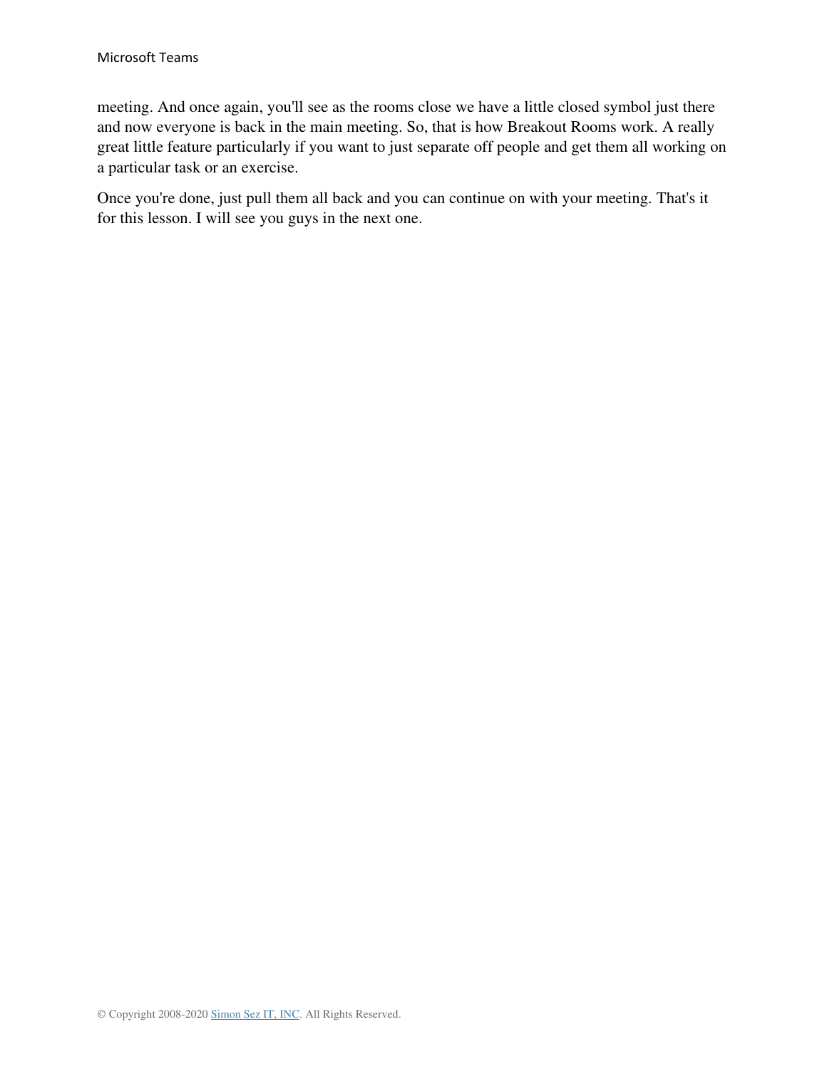meeting. And once again, you'll see as the rooms close we have a little closed symbol just there and now everyone is back in the main meeting. So, that is how Breakout Rooms work. A really great little feature particularly if you want to just separate off people and get them all working on a particular task or an exercise.

Once you're done, just pull them all back and you can continue on with your meeting. That's it for this lesson. I will see you guys in the next one.